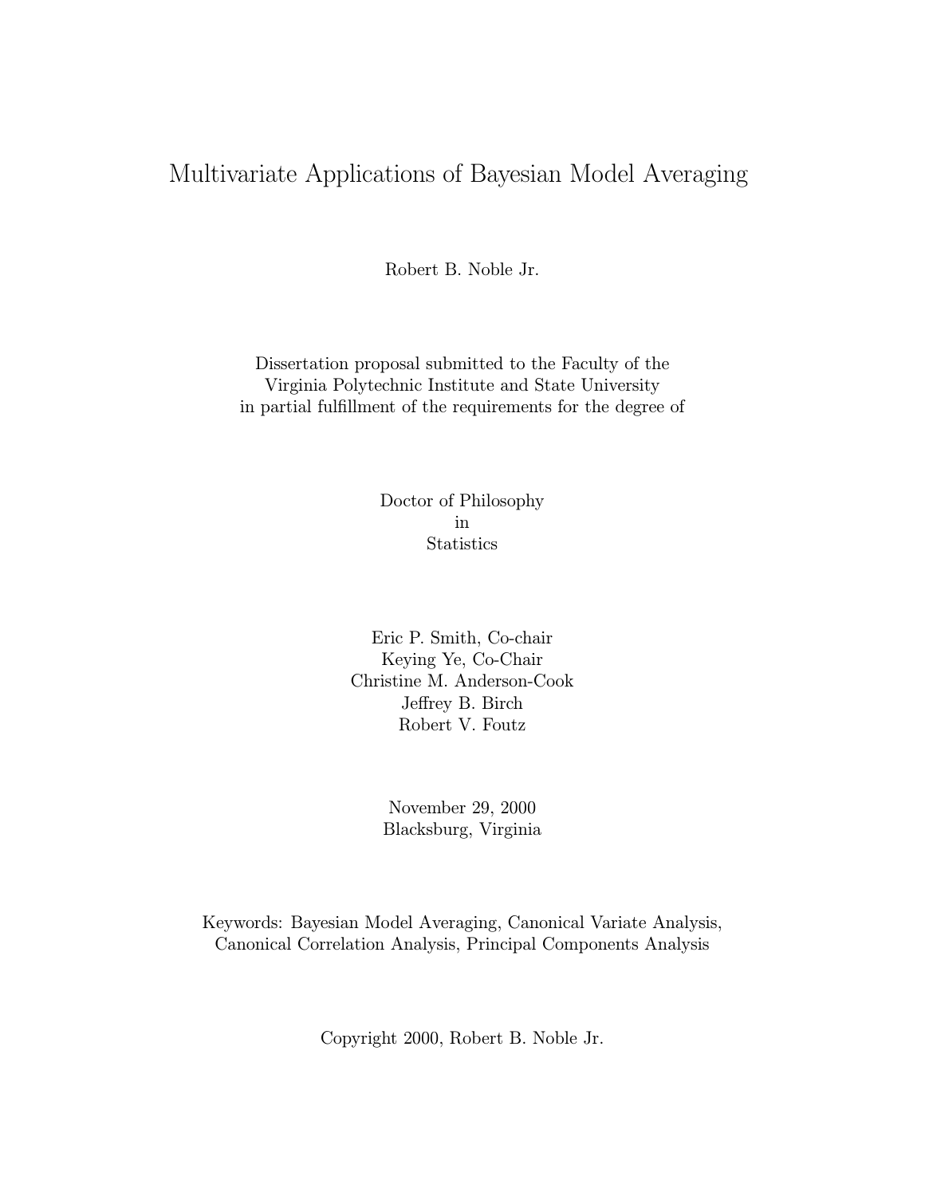# Multivariate Applications of Bayesian Model Averaging

Robert B. Noble Jr.

Dissertation proposal submitted to the Faculty of the
Virginia Polytechnic Institute and State University
in partial fulfillment of the requirements for the degree of

Doctor of Philosophy
in
Statistics

Eric P. Smith, Co-chair
Keying Ye, Co-Chair
Christine M. Anderson-Cook
Jeffrey B. Birch
Robert V. Foutz

November 29, 2000
Blacksburg, Virginia

Keywords: Bayesian Model Averaging, Canonical Variate Analysis,
Canonical Correlation Analysis, Principal Components Analysis

Copyright 2000, Robert B. Noble Jr.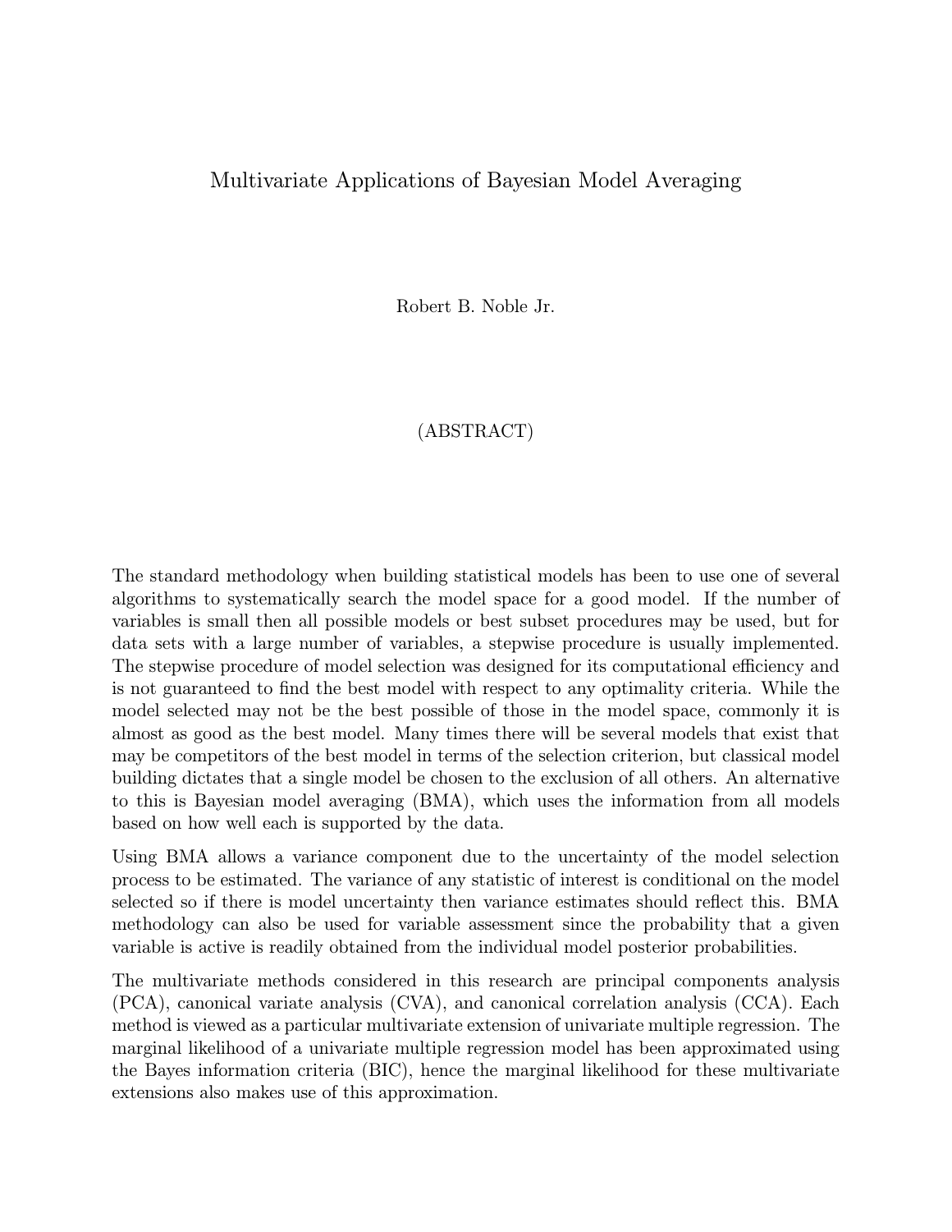# Multivariate Applications of Bayesian Model Averaging

Robert B. Noble Jr.

## (ABSTRACT)

The standard methodology when building statistical models has been to use one of several algorithms to systematically search the model space for a good model. If the number of variables is small then all possible models or best subset procedures may be used, but for data sets with a large number of variables, a stepwise procedure is usually implemented. The stepwise procedure of model selection was designed for its computational efficiency and is not guaranteed to find the best model with respect to any optimality criteria. While the model selected may not be the best possible of those in the model space, commonly it is almost as good as the best model. Many times there will be several models that exist that may be competitors of the best model in terms of the selection criterion, but classical model building dictates that a single model be chosen to the exclusion of all others. An alternative to this is Bayesian model averaging (BMA), which uses the information from all models based on how well each is supported by the data.

Using BMA allows a variance component due to the uncertainty of the model selection process to be estimated. The variance of any statistic of interest is conditional on the model selected so if there is model uncertainty then variance estimates should reflect this. BMA methodology can also be used for variable assessment since the probability that a given variable is active is readily obtained from the individual model posterior probabilities.

The multivariate methods considered in this research are principal components analysis (PCA), canonical variate analysis (CVA), and canonical correlation analysis (CCA). Each method is viewed as a particular multivariate extension of univariate multiple regression. The marginal likelihood of a univariate multiple regression model has been approximated using the Bayes information criteria (BIC), hence the marginal likelihood for these multivariate extensions also makes use of this approximation.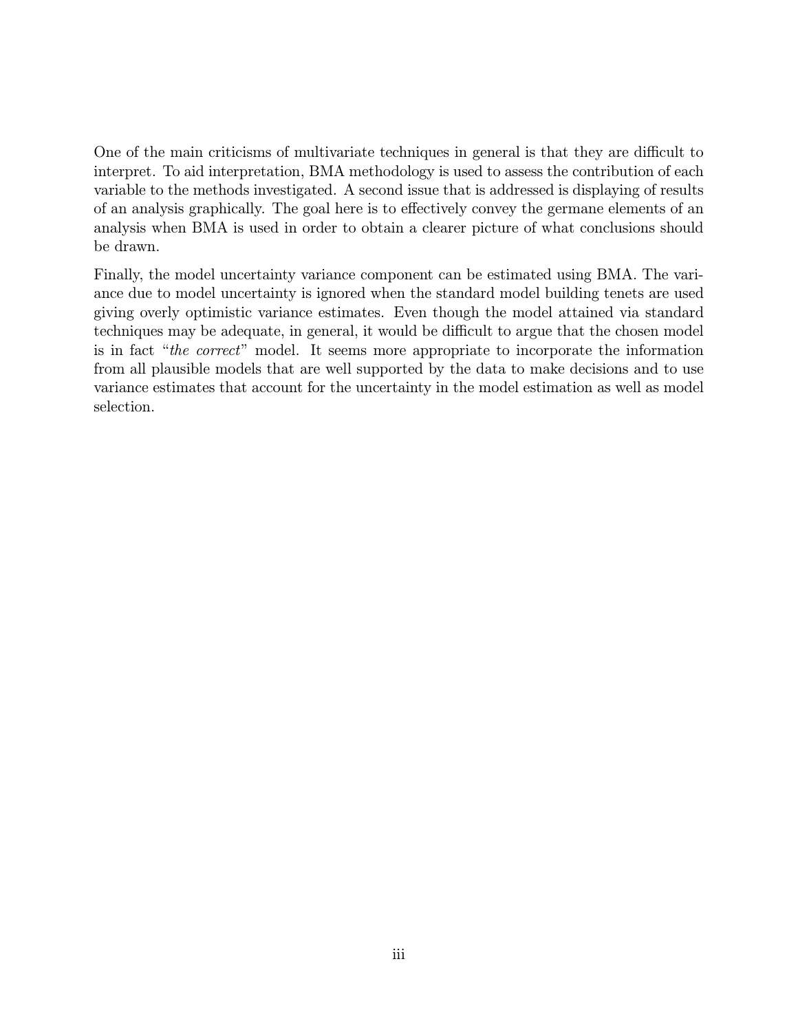One of the main criticisms of multivariate techniques in general is that they are difficult to interpret. To aid interpretation, BMA methodology is used to assess the contribution of each variable to the methods investigated. A second issue that is addressed is displaying of results of an analysis graphically. The goal here is to effectively convey the germane elements of an analysis when BMA is used in order to obtain a clearer picture of what conclusions should be drawn.

Finally, the model uncertainty variance component can be estimated using BMA. The variance due to model uncertainty is ignored when the standard model building tenets are used giving overly optimistic variance estimates. Even though the model attained via standard techniques may be adequate, in general, it would be difficult to argue that the chosen model is in fact "*the correct*" model. It seems more appropriate to incorporate the information from all plausible models that are well supported by the data to make decisions and to use variance estimates that account for the uncertainty in the model estimation as well as model selection.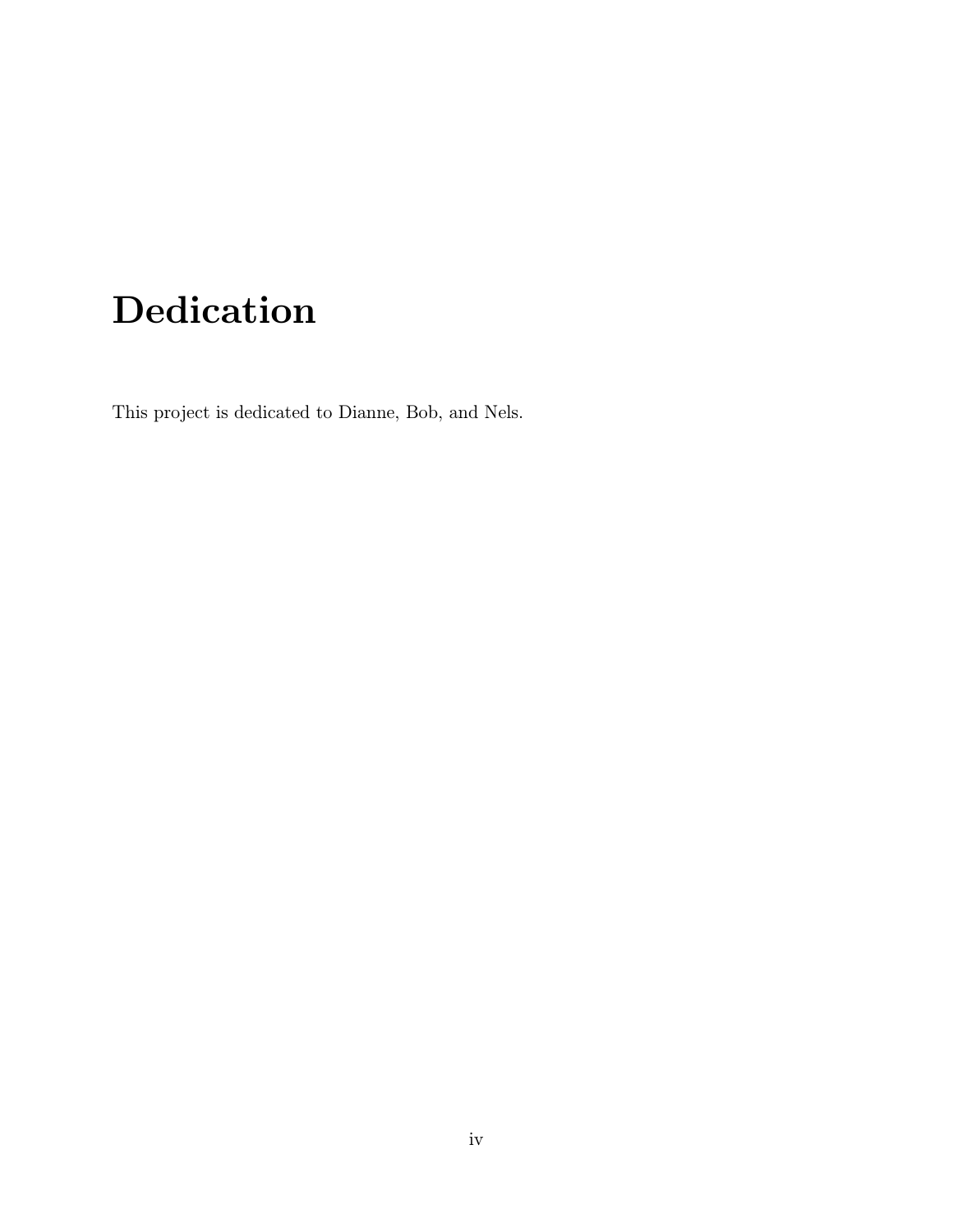# Dedication

This project is dedicated to Dianne, Bob, and Nels.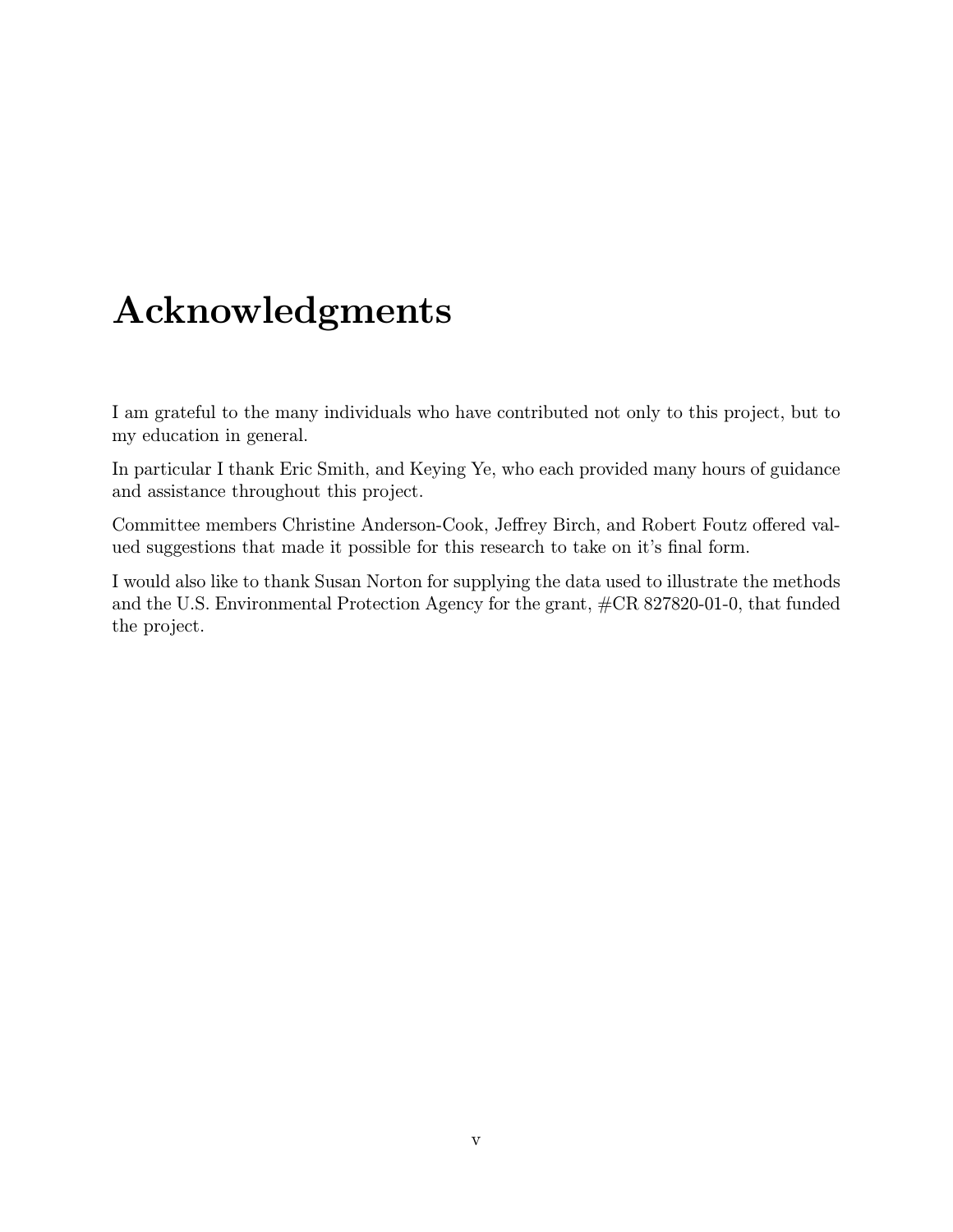# Acknowledgments

I am grateful to the many individuals who have contributed not only to this project, but to my education in general.

In particular I thank Eric Smith, and Keying Ye, who each provided many hours of guidance and assistance throughout this project.

Committee members Christine Anderson-Cook, Jeffrey Birch, and Robert Foutz offered valued suggestions that made it possible for this research to take on it's final form.

I would also like to thank Susan Norton for supplying the data used to illustrate the methods and the U.S. Environmental Protection Agency for the grant, #CR 827820-01-0, that funded the project.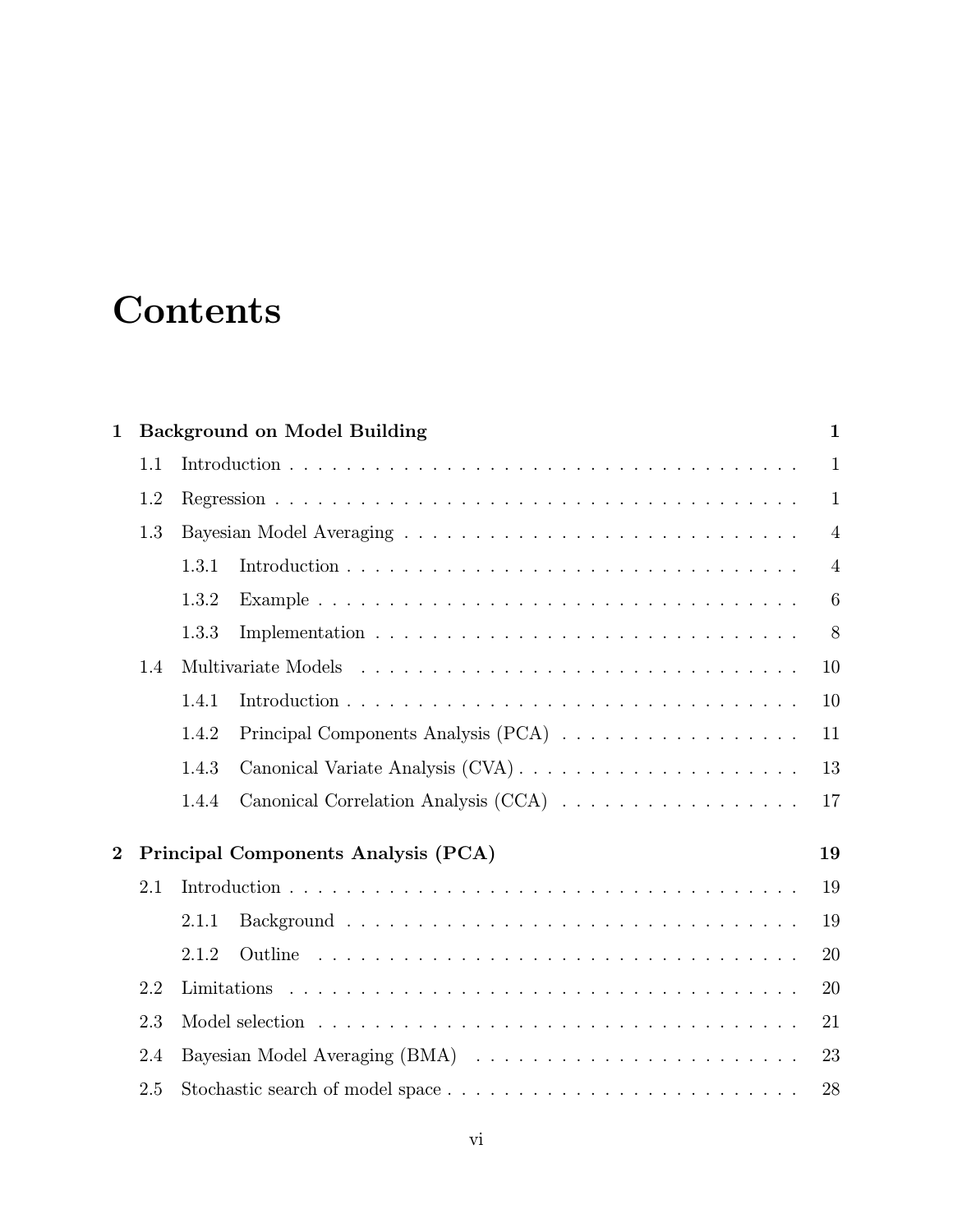# Contents

**1 Background on Model Building** **1**

- 1.1 Introduction . . . . . . . . . . . . . . . . . . . . . . . . . . . . . . . . . . . 1
- 1.2 Regression . . . . . . . . . . . . . . . . . . . . . . . . . . . . . . . . . . . 1
- 1.3 Bayesian Model Averaging . . . . . . . . . . . . . . . . . . . . . . . . . . 4
  - 1.3.1 Introduction . . . . . . . . . . . . . . . . . . . . . . . . . . . . . . 4
  - 1.3.2 Example . . . . . . . . . . . . . . . . . . . . . . . . . . . . . . . . 6
  - 1.3.3 Implementation . . . . . . . . . . . . . . . . . . . . . . . . . . . . 8
- 1.4 Multivariate Models . . . . . . . . . . . . . . . . . . . . . . . . . . . . . 10
  - 1.4.1 Introduction . . . . . . . . . . . . . . . . . . . . . . . . . . . . . . 10
  - 1.4.2 Principal Components Analysis (PCA) . . . . . . . . . . . . . . . . 11
  - 1.4.3 Canonical Variate Analysis (CVA) . . . . . . . . . . . . . . . . . . 13
  - 1.4.4 Canonical Correlation Analysis (CCA) . . . . . . . . . . . . . . . . 17

**2 Principal Components Analysis (PCA)** **19**

- 2.1 Introduction . . . . . . . . . . . . . . . . . . . . . . . . . . . . . . . . . . . 19
  - 2.1.1 Background . . . . . . . . . . . . . . . . . . . . . . . . . . . . . . 19
  - 2.1.2 Outline . . . . . . . . . . . . . . . . . . . . . . . . . . . . . . . . 20
- 2.2 Limitations . . . . . . . . . . . . . . . . . . . . . . . . . . . . . . . . . . . 20
- 2.3 Model selection . . . . . . . . . . . . . . . . . . . . . . . . . . . . . . . . 21
- 2.4 Bayesian Model Averaging (BMA) . . . . . . . . . . . . . . . . . . . . . . 23
- 2.5 Stochastic search of model space . . . . . . . . . . . . . . . . . . . . . . . 28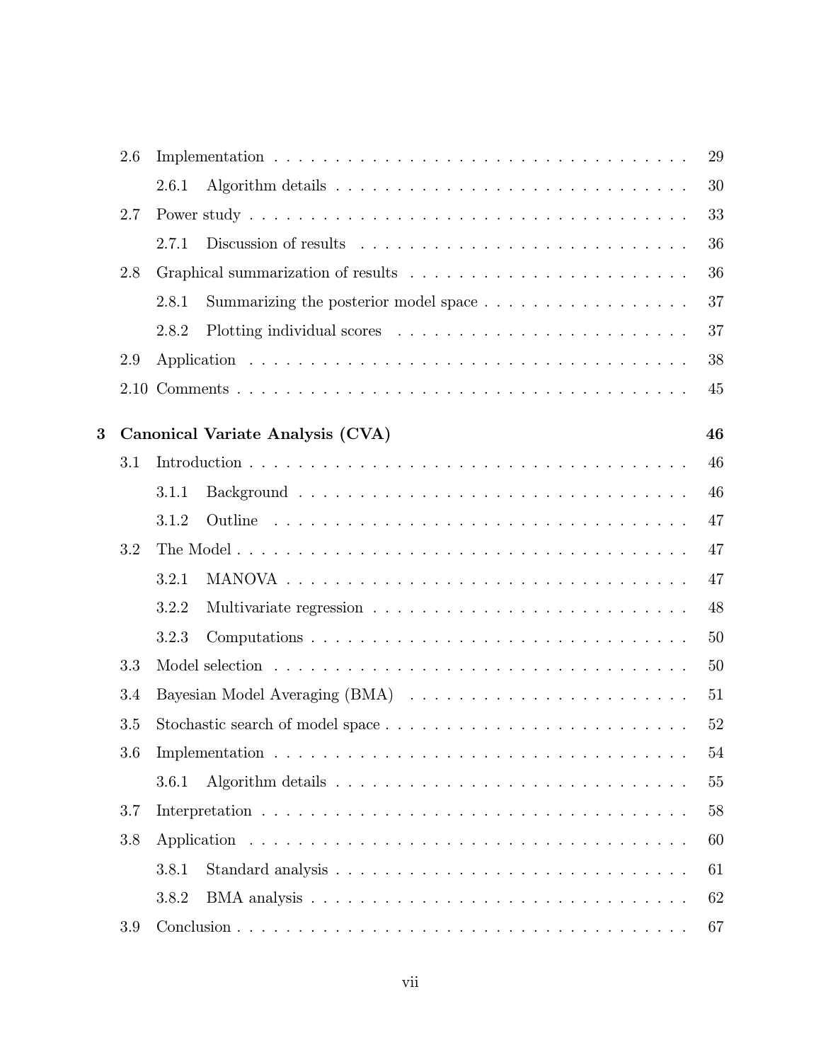- 2.6 Implementation . . . . . . . . . . . . . . . . . . . . . . . . . . . . . . . . . . 29
  - 2.6.1 Algorithm details . . . . . . . . . . . . . . . . . . . . . . . . . . . . 30
- 2.7 Power study . . . . . . . . . . . . . . . . . . . . . . . . . . . . . . . . . . 33
  - 2.7.1 Discussion of results . . . . . . . . . . . . . . . . . . . . . . . . . . 36
- 2.8 Graphical summarization of results . . . . . . . . . . . . . . . . . . . . . . 36
  - 2.8.1 Summarizing the posterior model space . . . . . . . . . . . . . . . . . 37
  - 2.8.2 Plotting individual scores . . . . . . . . . . . . . . . . . . . . . . . . 37
- 2.9 Application . . . . . . . . . . . . . . . . . . . . . . . . . . . . . . . . . . 38
- 2.10 Comments . . . . . . . . . . . . . . . . . . . . . . . . . . . . . . . . . . 45

**3 Canonical Variate Analysis (CVA)** **46**

- 3.1 Introduction . . . . . . . . . . . . . . . . . . . . . . . . . . . . . . . . . . 46
  - 3.1.1 Background . . . . . . . . . . . . . . . . . . . . . . . . . . . . . . . 46
  - 3.1.2 Outline . . . . . . . . . . . . . . . . . . . . . . . . . . . . . . . . . 47
- 3.2 The Model . . . . . . . . . . . . . . . . . . . . . . . . . . . . . . . . . . 47
  - 3.2.1 MANOVA . . . . . . . . . . . . . . . . . . . . . . . . . . . . . . . . 47
  - 3.2.2 Multivariate regression . . . . . . . . . . . . . . . . . . . . . . . . . 48
  - 3.2.3 Computations . . . . . . . . . . . . . . . . . . . . . . . . . . . . . . 50
- 3.3 Model selection . . . . . . . . . . . . . . . . . . . . . . . . . . . . . . . . 50
- 3.4 Bayesian Model Averaging (BMA) . . . . . . . . . . . . . . . . . . . . . . . 51
- 3.5 Stochastic search of model space . . . . . . . . . . . . . . . . . . . . . . . . 52
- 3.6 Implementation . . . . . . . . . . . . . . . . . . . . . . . . . . . . . . . . . 54
  - 3.6.1 Algorithm details . . . . . . . . . . . . . . . . . . . . . . . . . . . . 55
- 3.7 Interpretation . . . . . . . . . . . . . . . . . . . . . . . . . . . . . . . . . 58
- 3.8 Application . . . . . . . . . . . . . . . . . . . . . . . . . . . . . . . . . . 60
  - 3.8.1 Standard analysis . . . . . . . . . . . . . . . . . . . . . . . . . . . . 61
  - 3.8.2 BMA analysis . . . . . . . . . . . . . . . . . . . . . . . . . . . . . . 62
- 3.9 Conclusion . . . . . . . . . . . . . . . . . . . . . . . . . . . . . . . . . . 67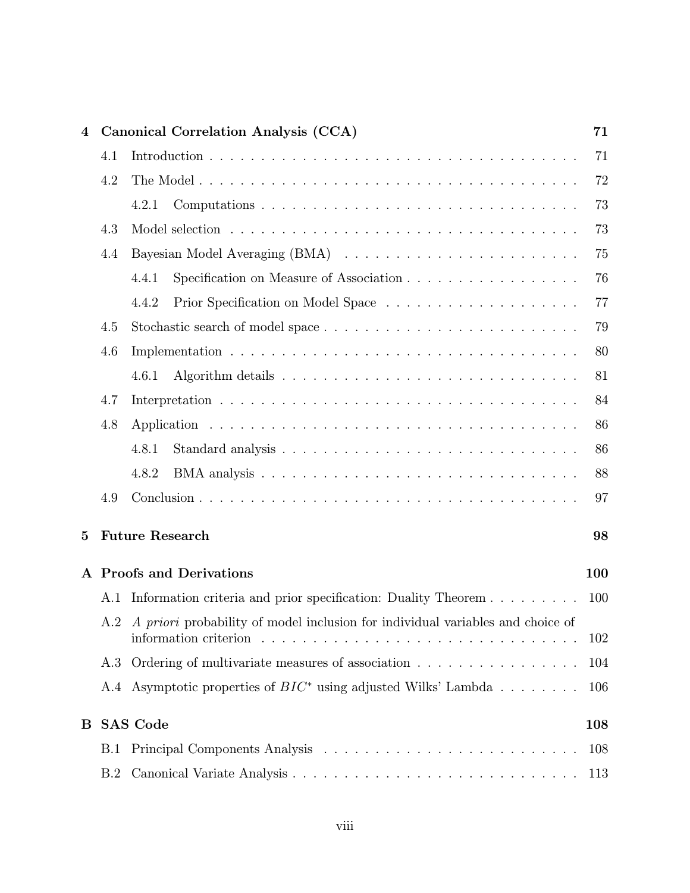**4 Canonical Correlation Analysis (CCA) 71**

- 4.1 Introduction . . . . . . . . . . . . . . . . . . . . . . . . . . . . . . . . . . . . 71
- 4.2 The Model . . . . . . . . . . . . . . . . . . . . . . . . . . . . . . . . . . . . 72
  - 4.2.1 Computations . . . . . . . . . . . . . . . . . . . . . . . . . . . . . . 73
- 4.3 Model selection . . . . . . . . . . . . . . . . . . . . . . . . . . . . . . . . . 73
- 4.4 Bayesian Model Averaging (BMA) . . . . . . . . . . . . . . . . . . . . . . . 75
  - 4.4.1 Specification on Measure of Association . . . . . . . . . . . . . . . . 76
  - 4.4.2 Prior Specification on Model Space . . . . . . . . . . . . . . . . . . . 77
- 4.5 Stochastic search of model space . . . . . . . . . . . . . . . . . . . . . . . . 79
- 4.6 Implementation . . . . . . . . . . . . . . . . . . . . . . . . . . . . . . . . . 80
  - 4.6.1 Algorithm details . . . . . . . . . . . . . . . . . . . . . . . . . . . . 81
- 4.7 Interpretation . . . . . . . . . . . . . . . . . . . . . . . . . . . . . . . . . 84
- 4.8 Application . . . . . . . . . . . . . . . . . . . . . . . . . . . . . . . . . . 86
  - 4.8.1 Standard analysis . . . . . . . . . . . . . . . . . . . . . . . . . . . . 86
  - 4.8.2 BMA analysis . . . . . . . . . . . . . . . . . . . . . . . . . . . . . . 88
- 4.9 Conclusion . . . . . . . . . . . . . . . . . . . . . . . . . . . . . . . . . . . 97

**5 Future Research 98**

**A Proofs and Derivations 100**

- A.1 Information criteria and prior specification: Duality Theorem . . . . . . . . . 100
- A.2 *A priori* probability of model inclusion for individual variables and choice of information criterion . . . . . . . . . . . . . . . . . . . . . . . . . . . . . . . 102
- A.3 Ordering of multivariate measures of association . . . . . . . . . . . . . . . . 104
- A.4 Asymptotic properties of $BIC^*$ using adjusted Wilks' Lambda . . . . . . . . 106

**B SAS Code 108**

- B.1 Principal Components Analysis . . . . . . . . . . . . . . . . . . . . . . . . . 108
- B.2 Canonical Variate Analysis . . . . . . . . . . . . . . . . . . . . . . . . . . . 113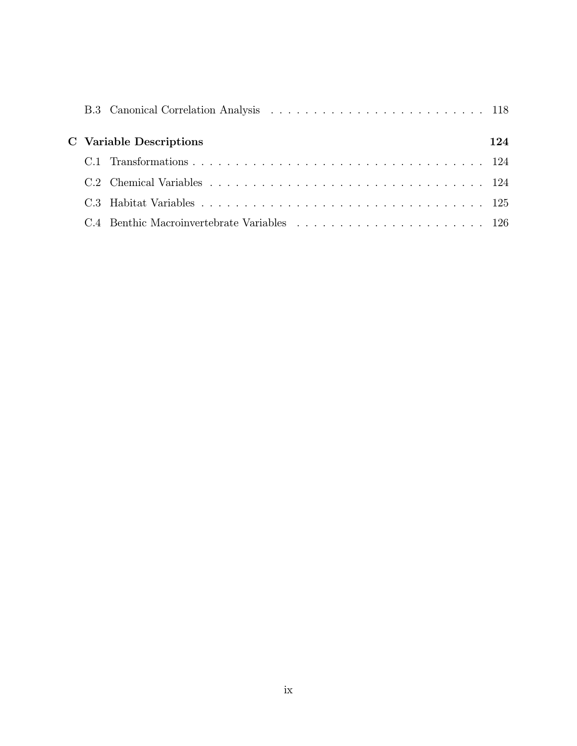B.3 Canonical Correlation Analysis . . . . . . . . . . . . . . . . . . . . . . . . 118

**C Variable Descriptions** **124**

C.1 Transformations . . . . . . . . . . . . . . . . . . . . . . . . . . . . . . . . . 124

C.2 Chemical Variables . . . . . . . . . . . . . . . . . . . . . . . . . . . . . . . 124

C.3 Habitat Variables . . . . . . . . . . . . . . . . . . . . . . . . . . . . . . . . 125

C.4 Benthic Macroinvertebrate Variables . . . . . . . . . . . . . . . . . . . . . 126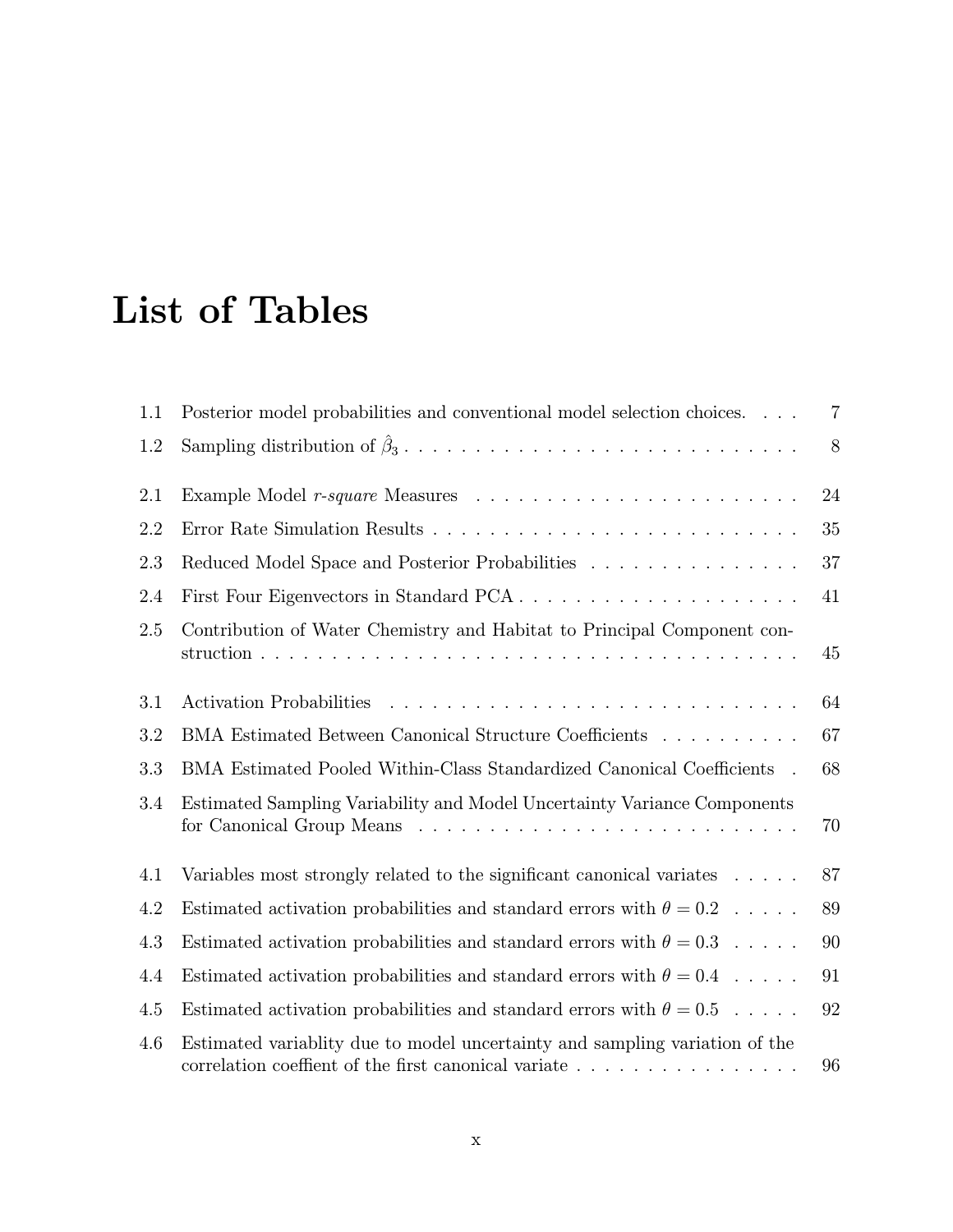# List of Tables

1.1 Posterior model probabilities and conventional model selection choices. . . . 7

1.2 Sampling distribution of $\hat{\beta}_3$ . . . . . . . . . . . . . . . . . . . . . . . . . . . 8

2.1 Example Model *r-square* Measures . . . . . . . . . . . . . . . . . . . . . . 24

2.2 Error Rate Simulation Results . . . . . . . . . . . . . . . . . . . . . . . . . 35

2.3 Reduced Model Space and Posterior Probabilities . . . . . . . . . . . . . . . 37

2.4 First Four Eigenvectors in Standard PCA . . . . . . . . . . . . . . . . . . . 41

2.5 Contribution of Water Chemistry and Habitat to Principal Component construction . . . . . . . . . . . . . . . . . . . . . . . . . . . . . . . . . . . . 45

3.1 Activation Probabilities . . . . . . . . . . . . . . . . . . . . . . . . . . . . 64

3.2 BMA Estimated Between Canonical Structure Coefficients . . . . . . . . . . 67

3.3 BMA Estimated Pooled Within-Class Standardized Canonical Coefficients . 68

3.4 Estimated Sampling Variability and Model Uncertainty Variance Components for Canonical Group Means . . . . . . . . . . . . . . . . . . . . . . . . . 70

4.1 Variables most strongly related to the significant canonical variates . . . . . 87

4.2 Estimated activation probabilities and standard errors with $\theta = 0.2$ . . . . . 89

4.3 Estimated activation probabilities and standard errors with $\theta = 0.3$ . . . . . 90

4.4 Estimated activation probabilities and standard errors with $\theta = 0.4$ . . . . . 91

4.5 Estimated activation probabilities and standard errors with $\theta = 0.5$ . . . . . 92

4.6 Estimated variablity due to model uncertainty and sampling variation of the correlation coeffient of the first canonical variate . . . . . . . . . . . . . . . . 96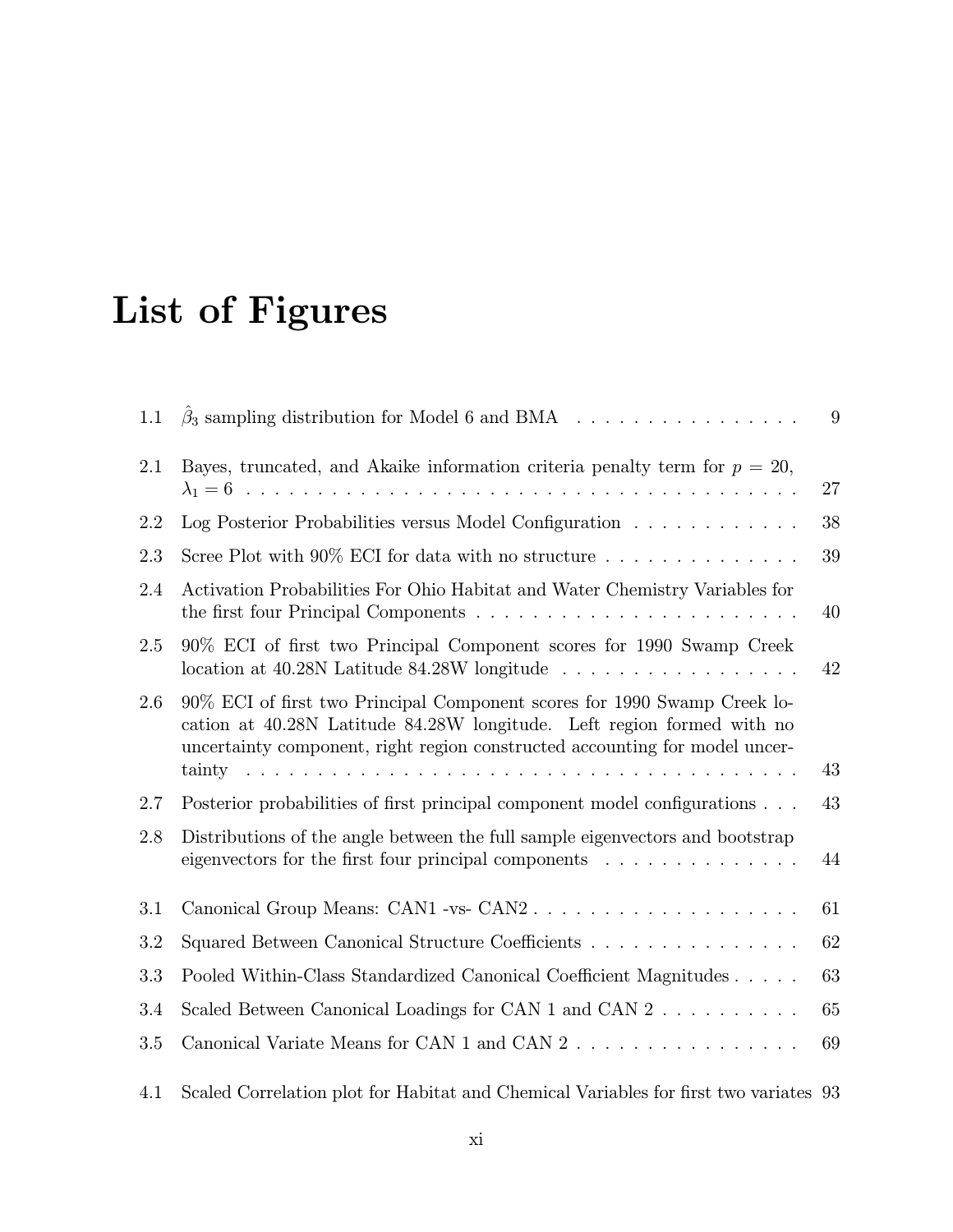# List of Figures

| | | |
|---|---|---|
| 1.1 | $\hat{\beta}_3$ sampling distribution for Model 6 and BMA | 9 |
| 2.1 | Bayes, truncated, and Akaike information criteria penalty term for $p = 20$, $\lambda_1 = 6$ | 27 |
| 2.2 | Log Posterior Probabilities versus Model Configuration | 38 |
| 2.3 | Scree Plot with 90% ECI for data with no structure | 39 |
| 2.4 | Activation Probabilities For Ohio Habitat and Water Chemistry Variables for the first four Principal Components | 40 |
| 2.5 | 90% ECI of first two Principal Component scores for 1990 Swamp Creek location at 40.28N Latitude 84.28W longitude | 42 |
| 2.6 | 90% ECI of first two Principal Component scores for 1990 Swamp Creek location at 40.28N Latitude 84.28W longitude. Left region formed with no uncertainty component, right region constructed accounting for model uncertainty | 43 |
| 2.7 | Posterior probabilities of first principal component model configurations | 43 |
| 2.8 | Distributions of the angle between the full sample eigenvectors and bootstrap eigenvectors for the first four principal components | 44 |
| 3.1 | Canonical Group Means: CAN1 -vs- CAN2 | 61 |
| 3.2 | Squared Between Canonical Structure Coefficients | 62 |
| 3.3 | Pooled Within-Class Standardized Canonical Coefficient Magnitudes | 63 |
| 3.4 | Scaled Between Canonical Loadings for CAN 1 and CAN 2 | 65 |
| 3.5 | Canonical Variate Means for CAN 1 and CAN 2 | 69 |
| 4.1 | Scaled Correlation plot for Habitat and Chemical Variables for first two variates | 93 |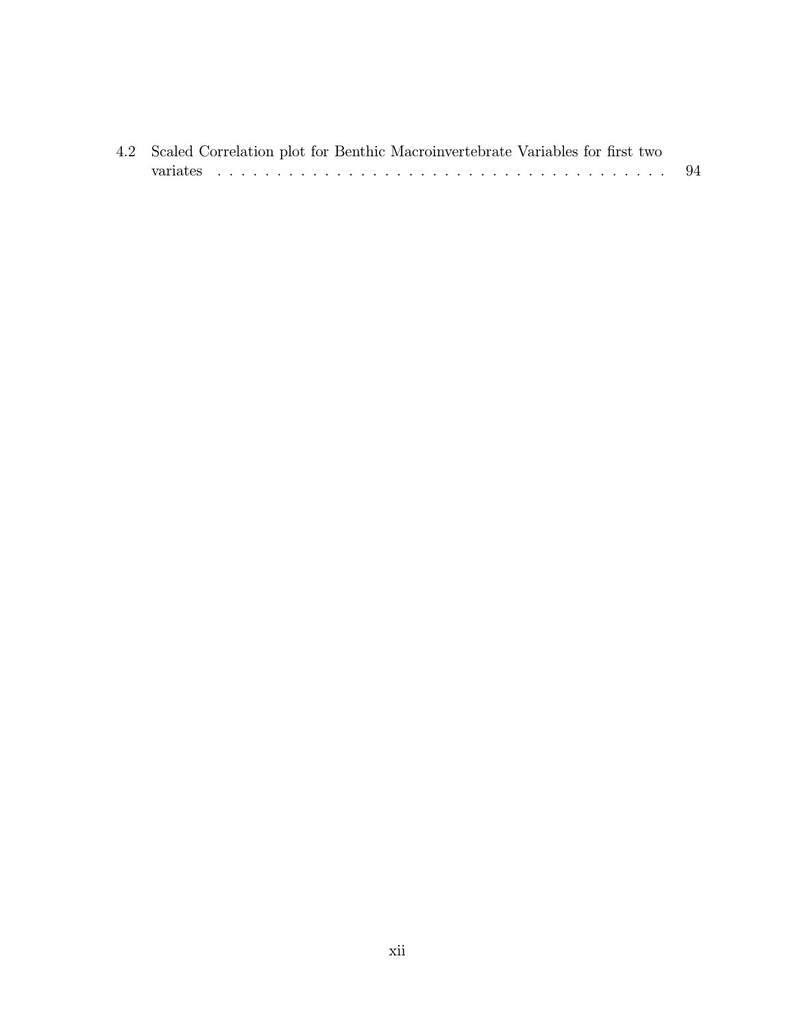4.2 Scaled Correlation plot for Benthic Macroinvertebrate Variables for first two variates . . . . . . . . . . . . . . . . . . . . . . . . . . . . . . . . . . . . . . 94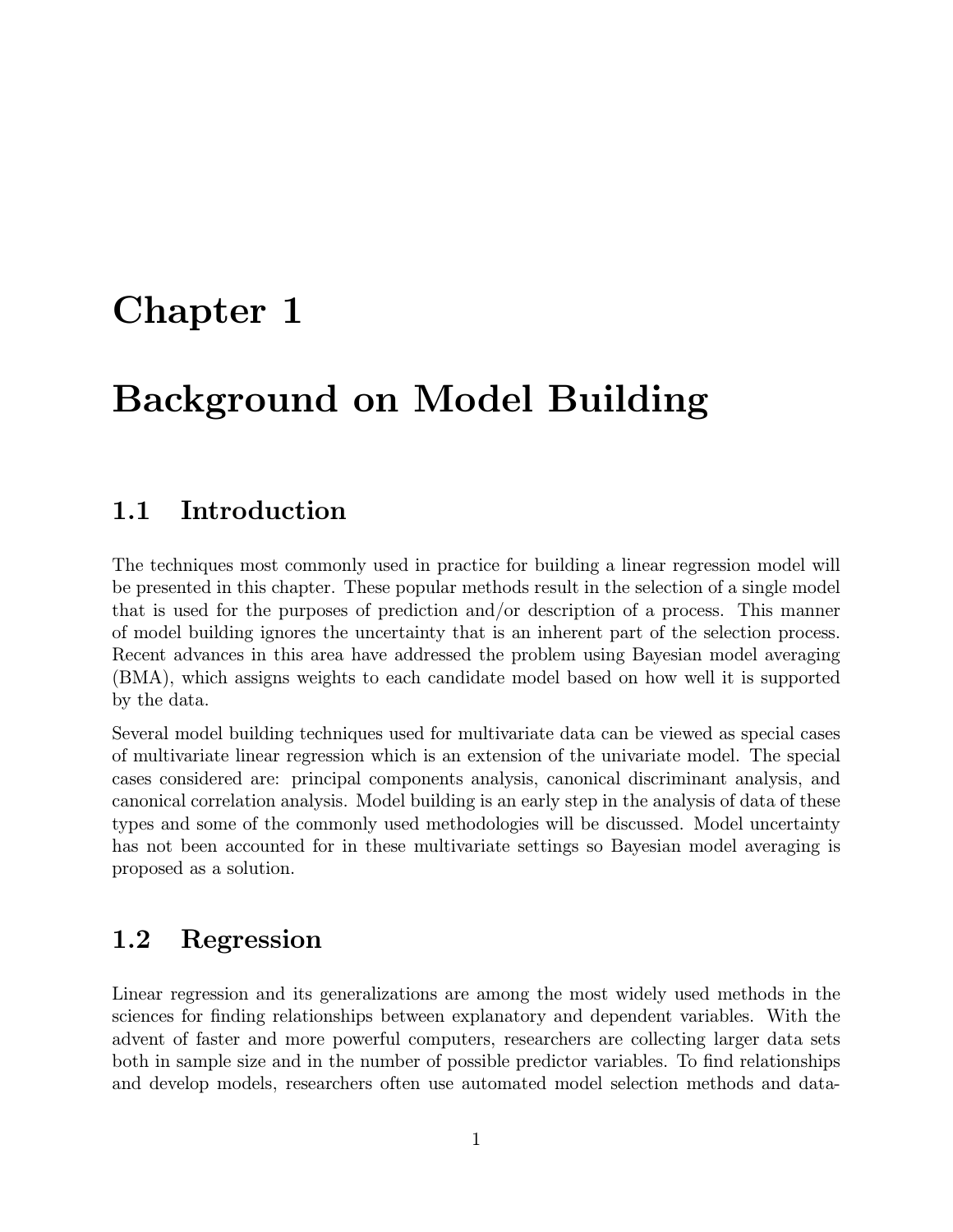# Chapter 1

# Background on Model Building

## 1.1 Introduction

The techniques most commonly used in practice for building a linear regression model will be presented in this chapter. These popular methods result in the selection of a single model that is used for the purposes of prediction and/or description of a process. This manner of model building ignores the uncertainty that is an inherent part of the selection process. Recent advances in this area have addressed the problem using Bayesian model averaging (BMA), which assigns weights to each candidate model based on how well it is supported by the data.

Several model building techniques used for multivariate data can be viewed as special cases of multivariate linear regression which is an extension of the univariate model. The special cases considered are: principal components analysis, canonical discriminant analysis, and canonical correlation analysis. Model building is an early step in the analysis of data of these types and some of the commonly used methodologies will be discussed. Model uncertainty has not been accounted for in these multivariate settings so Bayesian model averaging is proposed as a solution.

## 1.2 Regression

Linear regression and its generalizations are among the most widely used methods in the sciences for finding relationships between explanatory and dependent variables. With the advent of faster and more powerful computers, researchers are collecting larger data sets both in sample size and in the number of possible predictor variables. To find relationships and develop models, researchers often use automated model selection methods and data-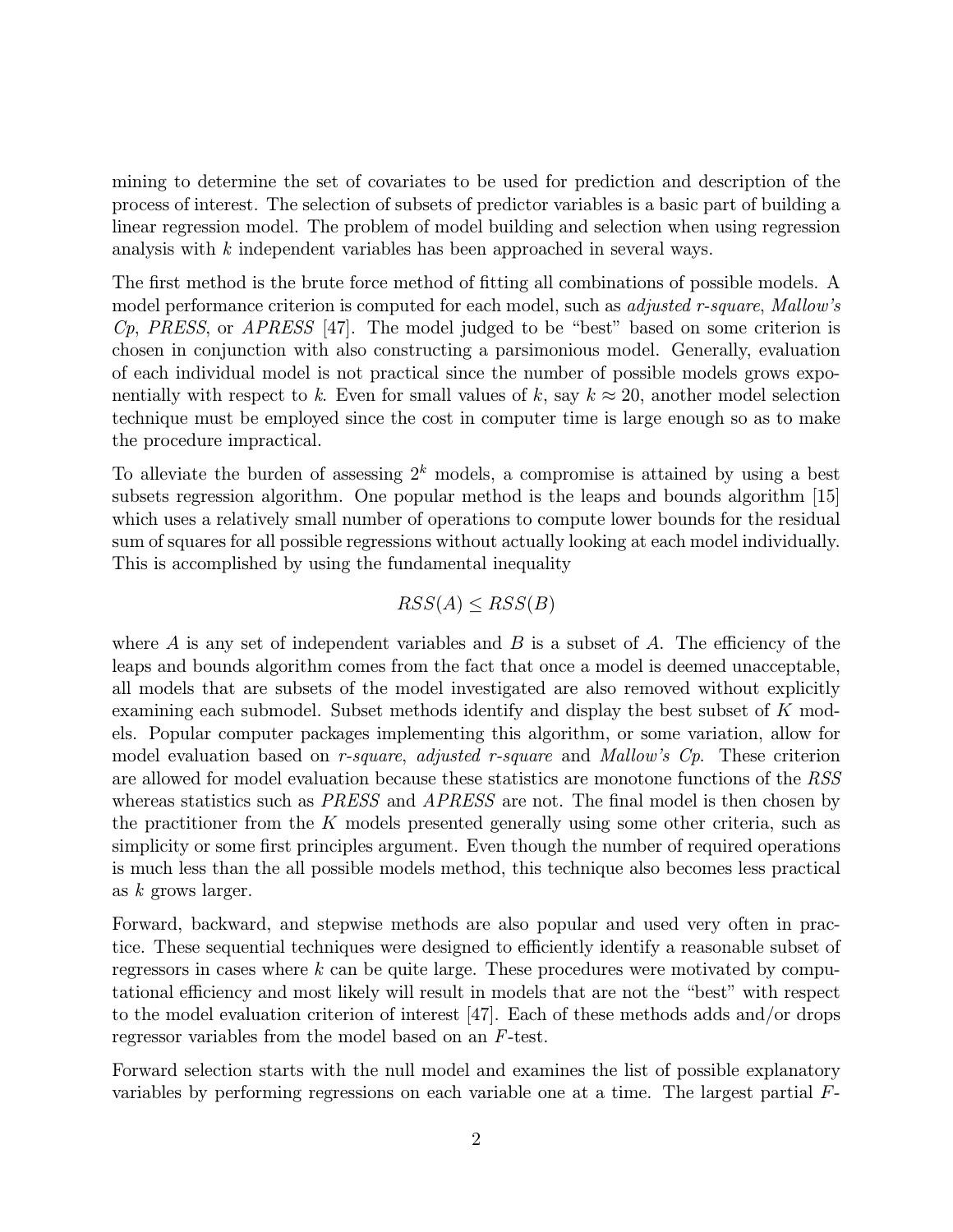mining to determine the set of covariates to be used for prediction and description of the process of interest. The selection of subsets of predictor variables is a basic part of building a linear regression model. The problem of model building and selection when using regression analysis with $k$ independent variables has been approached in several ways.

The first method is the brute force method of fitting all combinations of possible models. A model performance criterion is computed for each model, such as *adjusted r-square*, *Mallow's Cp*, *PRESS*, or *APRESS* [47]. The model judged to be "best" based on some criterion is chosen in conjunction with also constructing a parsimonious model. Generally, evaluation of each individual model is not practical since the number of possible models grows exponentially with respect to $k$. Even for small values of $k$, say $k \approx 20$, another model selection technique must be employed since the cost in computer time is large enough so as to make the procedure impractical.

To alleviate the burden of assessing $2^k$ models, a compromise is attained by using a best subsets regression algorithm. One popular method is the leaps and bounds algorithm [15] which uses a relatively small number of operations to compute lower bounds for the residual sum of squares for all possible regressions without actually looking at each model individually. This is accomplished by using the fundamental inequality

$$RSS(A) \leq RSS(B)$$

where $A$ is any set of independent variables and $B$ is a subset of $A$. The efficiency of the leaps and bounds algorithm comes from the fact that once a model is deemed unacceptable, all models that are subsets of the model investigated are also removed without explicitly examining each submodel. Subset methods identify and display the best subset of $K$ models. Popular computer packages implementing this algorithm, or some variation, allow for model evaluation based on *r-square*, *adjusted r-square* and *Mallow's Cp*. These criterion are allowed for model evaluation because these statistics are monotone functions of the *RSS* whereas statistics such as *PRESS* and *APRESS* are not. The final model is then chosen by the practitioner from the $K$ models presented generally using some other criteria, such as simplicity or some first principles argument. Even though the number of required operations is much less than the all possible models method, this technique also becomes less practical as $k$ grows larger.

Forward, backward, and stepwise methods are also popular and used very often in practice. These sequential techniques were designed to efficiently identify a reasonable subset of regressors in cases where $k$ can be quite large. These procedures were motivated by computational efficiency and most likely will result in models that are not the "best" with respect to the model evaluation criterion of interest [47]. Each of these methods adds and/or drops regressor variables from the model based on an $F$-test.

Forward selection starts with the null model and examines the list of possible explanatory variables by performing regressions on each variable one at a time. The largest partial $F$-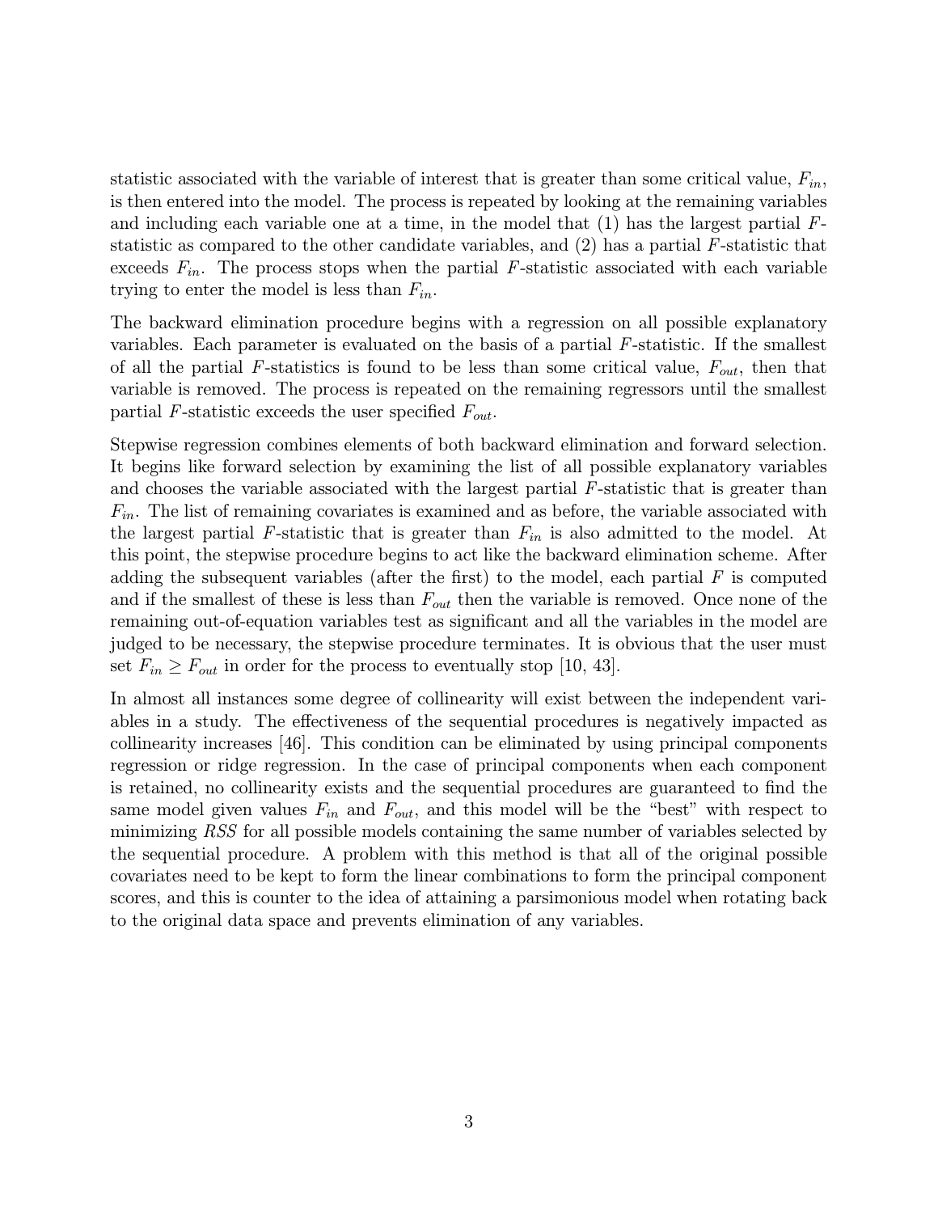statistic associated with the variable of interest that is greater than some critical value, $F_{in}$, is then entered into the model. The process is repeated by looking at the remaining variables and including each variable one at a time, in the model that (1) has the largest partial $F$-statistic as compared to the other candidate variables, and (2) has a partial $F$-statistic that exceeds $F_{in}$. The process stops when the partial $F$-statistic associated with each variable trying to enter the model is less than $F_{in}$.

The backward elimination procedure begins with a regression on all possible explanatory variables. Each parameter is evaluated on the basis of a partial $F$-statistic. If the smallest of all the partial $F$-statistics is found to be less than some critical value, $F_{out}$, then that variable is removed. The process is repeated on the remaining regressors until the smallest partial $F$-statistic exceeds the user specified $F_{out}$.

Stepwise regression combines elements of both backward elimination and forward selection. It begins like forward selection by examining the list of all possible explanatory variables and chooses the variable associated with the largest partial $F$-statistic that is greater than $F_{in}$. The list of remaining covariates is examined and as before, the variable associated with the largest partial $F$-statistic that is greater than $F_{in}$ is also admitted to the model. At this point, the stepwise procedure begins to act like the backward elimination scheme. After adding the subsequent variables (after the first) to the model, each partial $F$ is computed and if the smallest of these is less than $F_{out}$ then the variable is removed. Once none of the remaining out-of-equation variables test as significant and all the variables in the model are judged to be necessary, the stepwise procedure terminates. It is obvious that the user must set $F_{in} \geq F_{out}$ in order for the process to eventually stop [10, 43].

In almost all instances some degree of collinearity will exist between the independent variables in a study. The effectiveness of the sequential procedures is negatively impacted as collinearity increases [46]. This condition can be eliminated by using principal components regression or ridge regression. In the case of principal components when each component is retained, no collinearity exists and the sequential procedures are guaranteed to find the same model given values $F_{in}$ and $F_{out}$, and this model will be the "best" with respect to minimizing *RSS* for all possible models containing the same number of variables selected by the sequential procedure. A problem with this method is that all of the original possible covariates need to be kept to form the linear combinations to form the principal component scores, and this is counter to the idea of attaining a parsimonious model when rotating back to the original data space and prevents elimination of any variables.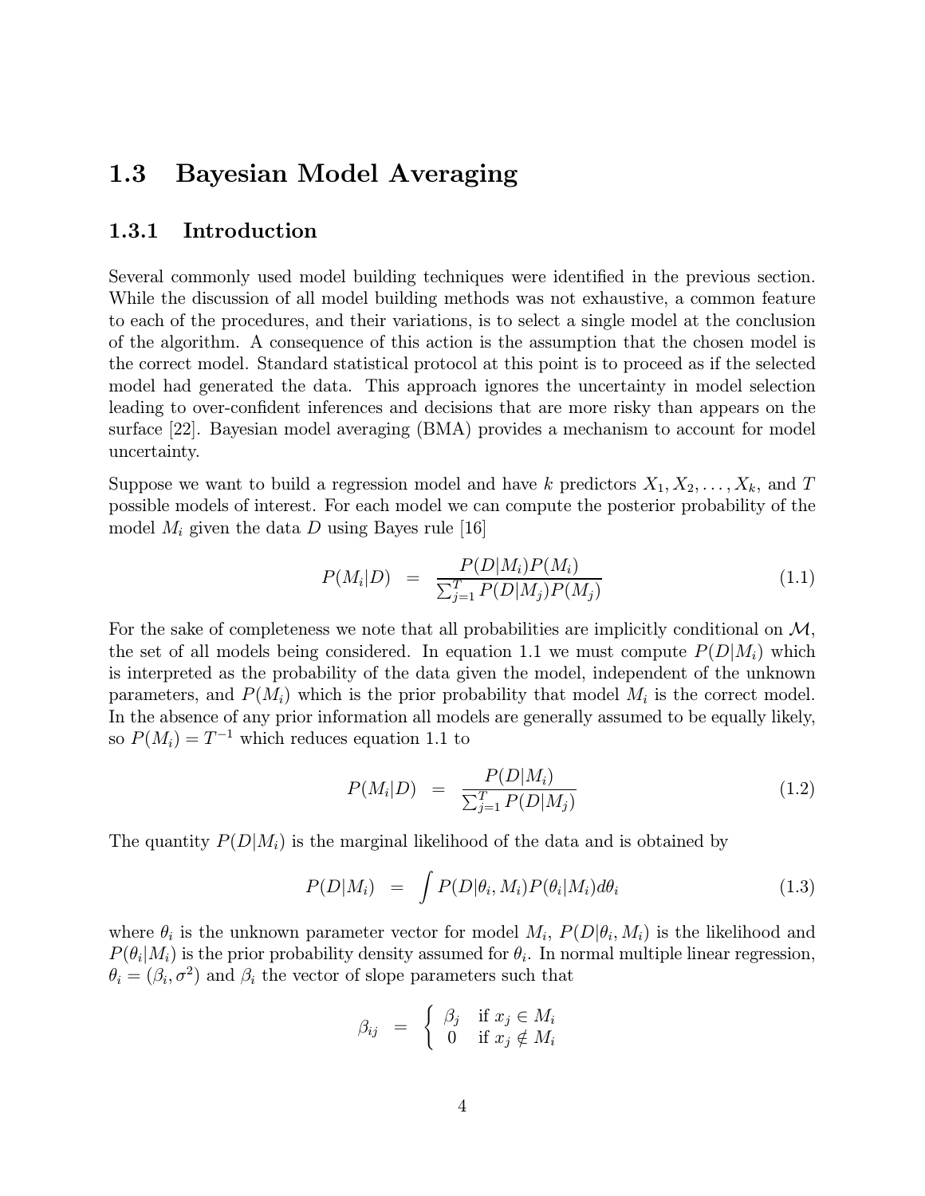## 1.3 Bayesian Model Averaging

### 1.3.1 Introduction

Several commonly used model building techniques were identified in the previous section. While the discussion of all model building methods was not exhaustive, a common feature to each of the procedures, and their variations, is to select a single model at the conclusion of the algorithm. A consequence of this action is the assumption that the chosen model is the correct model. Standard statistical protocol at this point is to proceed as if the selected model had generated the data. This approach ignores the uncertainty in model selection leading to over-confident inferences and decisions that are more risky than appears on the surface [22]. Bayesian model averaging (BMA) provides a mechanism to account for model uncertainty.

Suppose we want to build a regression model and have $k$ predictors $X_1, X_2, \ldots, X_k$, and $T$ possible models of interest. For each model we can compute the posterior probability of the model $M_i$ given the data $D$ using Bayes rule [16]

$$P(M_i|D) \;\; = \;\; \frac{P(D|M_i)P(M_i)}{\sum_{j=1}^{T} P(D|M_j)P(M_j)} \tag{1.1}$$

For the sake of completeness we note that all probabilities are implicitly conditional on $\mathcal{M}$, the set of all models being considered. In equation 1.1 we must compute $P(D|M_i)$ which is interpreted as the probability of the data given the model, independent of the unknown parameters, and $P(M_i)$ which is the prior probability that model $M_i$ is the correct model. In the absence of any prior information all models are generally assumed to be equally likely, so $P(M_i) = T^{-1}$ which reduces equation 1.1 to

$$P(M_i|D) \;\; = \;\; \frac{P(D|M_i)}{\sum_{j=1}^{T} P(D|M_j)} \tag{1.2}$$

The quantity $P(D|M_i)$ is the marginal likelihood of the data and is obtained by

$$P(D|M_i) \;\; = \;\; \int P(D|\theta_i, M_i)P(\theta_i|M_i)d\theta_i \tag{1.3}$$

where $\theta_i$ is the unknown parameter vector for model $M_i$, $P(D|\theta_i, M_i)$ is the likelihood and $P(\theta_i|M_i)$ is the prior probability density assumed for $\theta_i$. In normal multiple linear regression, $\theta_i = (\beta_i, \sigma^2)$ and $\beta_i$ the vector of slope parameters such that

$$\beta_{ij} \;\; = \;\; \begin{cases} \beta_j & \text{if } x_j \in M_i \\ 0 & \text{if } x_j \notin M_i \end{cases}$$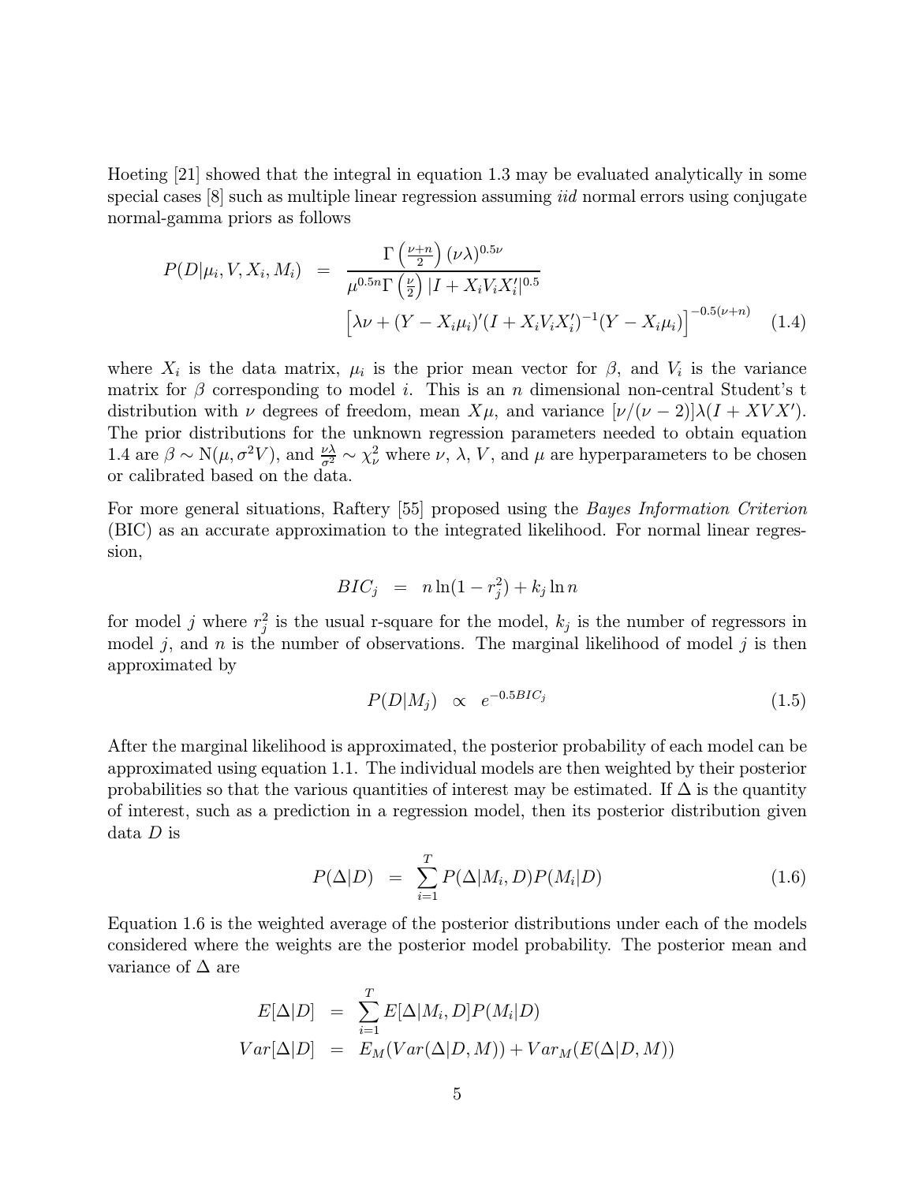Hoeting [21] showed that the integral in equation 1.3 may be evaluated analytically in some special cases [8] such as multiple linear regression assuming *iid* normal errors using conjugate normal-gamma priors as follows

$$
\begin{aligned}
P(D|\mu_i, V, X_i, M_i) \;&=\; \frac{\Gamma\left(\frac{\nu+n}{2}\right)(\nu\lambda)^{0.5\nu}}{\mu^{0.5n}\Gamma\left(\frac{\nu}{2}\right)|I + X_i V_i X_i'|^{0.5}} \\
&\qquad \left[\lambda\nu + (Y - X_i\mu_i)'(I + X_i V_i X_i')^{-1}(Y - X_i\mu_i)\right]^{-0.5(\nu+n)} \qquad (1.4)
\end{aligned}
$$

where $X_i$ is the data matrix, $\mu_i$ is the prior mean vector for $\beta$, and $V_i$ is the variance matrix for $\beta$ corresponding to model $i$. This is an $n$ dimensional non-central Student's t distribution with $\nu$ degrees of freedom, mean $X\mu$, and variance $[\nu/(\nu-2)]\lambda(I + XVX')$. The prior distributions for the unknown regression parameters needed to obtain equation 1.4 are $\beta \sim \mathrm{N}(\mu, \sigma^2 V)$, and $\frac{\nu\lambda}{\sigma^2} \sim \chi^2_\nu$ where $\nu$, $\lambda$, $V$, and $\mu$ are hyperparameters to be chosen or calibrated based on the data.

For more general situations, Raftery [55] proposed using the *Bayes Information Criterion* (BIC) as an accurate approximation to the integrated likelihood. For normal linear regression,

$$
BIC_j \;=\; n\ln(1 - r_j^2) + k_j \ln n
$$

for model $j$ where $r_j^2$ is the usual r-square for the model, $k_j$ is the number of regressors in model $j$, and $n$ is the number of observations. The marginal likelihood of model $j$ is then approximated by

$$
P(D|M_j) \;\propto\; e^{-0.5BIC_j} \qquad (1.5)
$$

After the marginal likelihood is approximated, the posterior probability of each model can be approximated using equation 1.1. The individual models are then weighted by their posterior probabilities so that the various quantities of interest may be estimated. If $\Delta$ is the quantity of interest, such as a prediction in a regression model, then its posterior distribution given data $D$ is

$$
P(\Delta|D) \;=\; \sum_{i=1}^{T} P(\Delta|M_i, D)P(M_i|D) \qquad (1.6)
$$

Equation 1.6 is the weighted average of the posterior distributions under each of the models considered where the weights are the posterior model probability. The posterior mean and variance of $\Delta$ are

$$
\begin{aligned}
E[\Delta|D] \;&=\; \sum_{i=1}^{T} E[\Delta|M_i, D]P(M_i|D) \\
Var[\Delta|D] \;&=\; E_M(Var(\Delta|D, M)) + Var_M(E(\Delta|D, M))
\end{aligned}
$$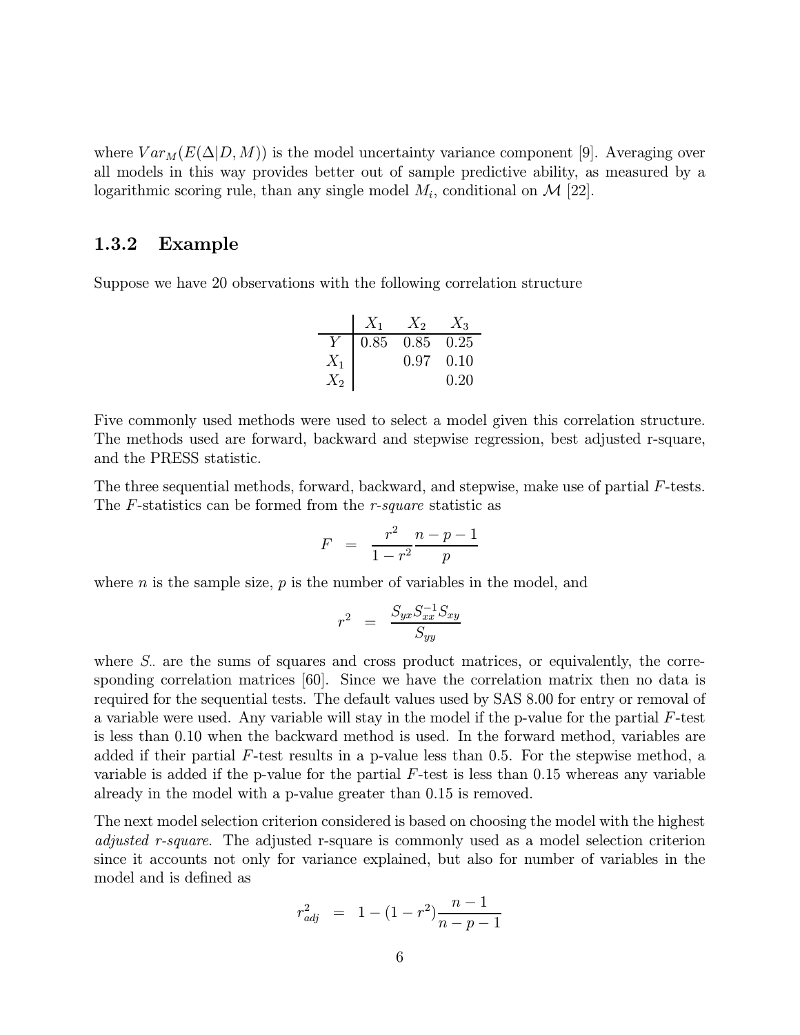where $Var_M(E(\Delta|D, M))$ is the model uncertainty variance component [9]. Averaging over all models in this way provides better out of sample predictive ability, as measured by a logarithmic scoring rule, than any single model $M_i$, conditional on $\mathcal{M}$ [22].

### 1.3.2 Example

Suppose we have 20 observations with the following correlation structure

| | $X_1$ | $X_2$ | $X_3$ |
|---|---|---|---|
| $Y$ | 0.85 | 0.85 | 0.25 |
| $X_1$ | | 0.97 | 0.10 |
| $X_2$ | | | 0.20 |

Five commonly used methods were used to select a model given this correlation structure. The methods used are forward, backward and stepwise regression, best adjusted r-square, and the PRESS statistic.

The three sequential methods, forward, backward, and stepwise, make use of partial $F$-tests. The $F$-statistics can be formed from the *r-square* statistic as

$$F = \frac{r^2}{1-r^2}\frac{n-p-1}{p}$$

where $n$ is the sample size, $p$ is the number of variables in the model, and

$$r^2 = \frac{S_{yx}S_{xx}^{-1}S_{xy}}{S_{yy}}$$

where $S_{..}$ are the sums of squares and cross product matrices, or equivalently, the corresponding correlation matrices [60]. Since we have the correlation matrix then no data is required for the sequential tests. The default values used by SAS 8.00 for entry or removal of a variable were used. Any variable will stay in the model if the p-value for the partial $F$-test is less than 0.10 when the backward method is used. In the forward method, variables are added if their partial $F$-test results in a p-value less than 0.5. For the stepwise method, a variable is added if the p-value for the partial $F$-test is less than 0.15 whereas any variable already in the model with a p-value greater than 0.15 is removed.

The next model selection criterion considered is based on choosing the model with the highest *adjusted r-square*. The adjusted r-square is commonly used as a model selection criterion since it accounts not only for variance explained, but also for number of variables in the model and is defined as

$$r^2_{adj} = 1 - (1-r^2)\frac{n-1}{n-p-1}$$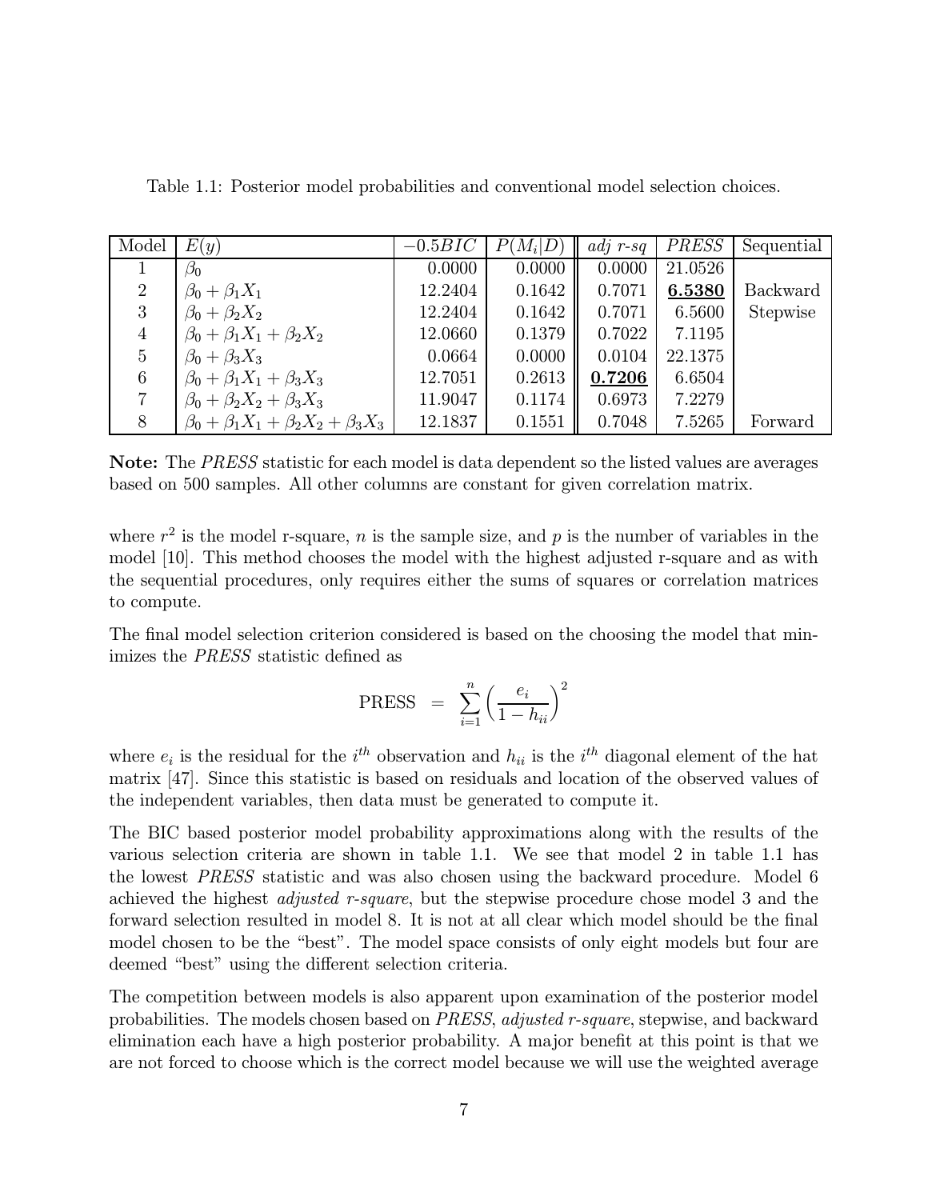Table 1.1: Posterior model probabilities and conventional model selection choices.

| Model | $E(y)$ | $-0.5BIC$ | $P(M_i\|D)$ | *adj r-sq* | *PRESS* | Sequential |
|---|---|---|---|---|---|---|
| 1 | $\beta_0$ | 0.0000 | 0.0000 | 0.0000 | 21.0526 | |
| 2 | $\beta_0 + \beta_1 X_1$ | 12.2404 | 0.1642 | 0.7071 | **6.5380** | Backward |
| 3 | $\beta_0 + \beta_2 X_2$ | 12.2404 | 0.1642 | 0.7071 | 6.5600 | Stepwise |
| 4 | $\beta_0 + \beta_1 X_1 + \beta_2 X_2$ | 12.0660 | 0.1379 | 0.7022 | 7.1195 | |
| 5 | $\beta_0 + \beta_3 X_3$ | 0.0664 | 0.0000 | 0.0104 | 22.1375 | |
| 6 | $\beta_0 + \beta_1 X_1 + \beta_3 X_3$ | 12.7051 | 0.2613 | **0.7206** | 6.6504 | |
| 7 | $\beta_0 + \beta_2 X_2 + \beta_3 X_3$ | 11.9047 | 0.1174 | 0.6973 | 7.2279 | |
| 8 | $\beta_0 + \beta_1 X_1 + \beta_2 X_2 + \beta_3 X_3$ | 12.1837 | 0.1551 | 0.7048 | 7.5265 | Forward |

**Note:** The *PRESS* statistic for each model is data dependent so the listed values are averages based on 500 samples. All other columns are constant for given correlation matrix.

where $r^2$ is the model r-square, $n$ is the sample size, and $p$ is the number of variables in the model [10]. This method chooses the model with the highest adjusted r-square and as with the sequential procedures, only requires either the sums of squares or correlation matrices to compute.

The final model selection criterion considered is based on the choosing the model that minimizes the *PRESS* statistic defined as

$$\text{PRESS} \;=\; \sum_{i=1}^{n} \left( \frac{e_i}{1 - h_{ii}} \right)^2$$

where $e_i$ is the residual for the $i^{th}$ observation and $h_{ii}$ is the $i^{th}$ diagonal element of the hat matrix [47]. Since this statistic is based on residuals and location of the observed values of the independent variables, then data must be generated to compute it.

The BIC based posterior model probability approximations along with the results of the various selection criteria are shown in table 1.1. We see that model 2 in table 1.1 has the lowest *PRESS* statistic and was also chosen using the backward procedure. Model 6 achieved the highest *adjusted r-square*, but the stepwise procedure chose model 3 and the forward selection resulted in model 8. It is not at all clear which model should be the final model chosen to be the "best". The model space consists of only eight models but four are deemed "best" using the different selection criteria.

The competition between models is also apparent upon examination of the posterior model probabilities. The models chosen based on *PRESS*, *adjusted r-square*, stepwise, and backward elimination each have a high posterior probability. A major benefit at this point is that we are not forced to choose which is the correct model because we will use the weighted average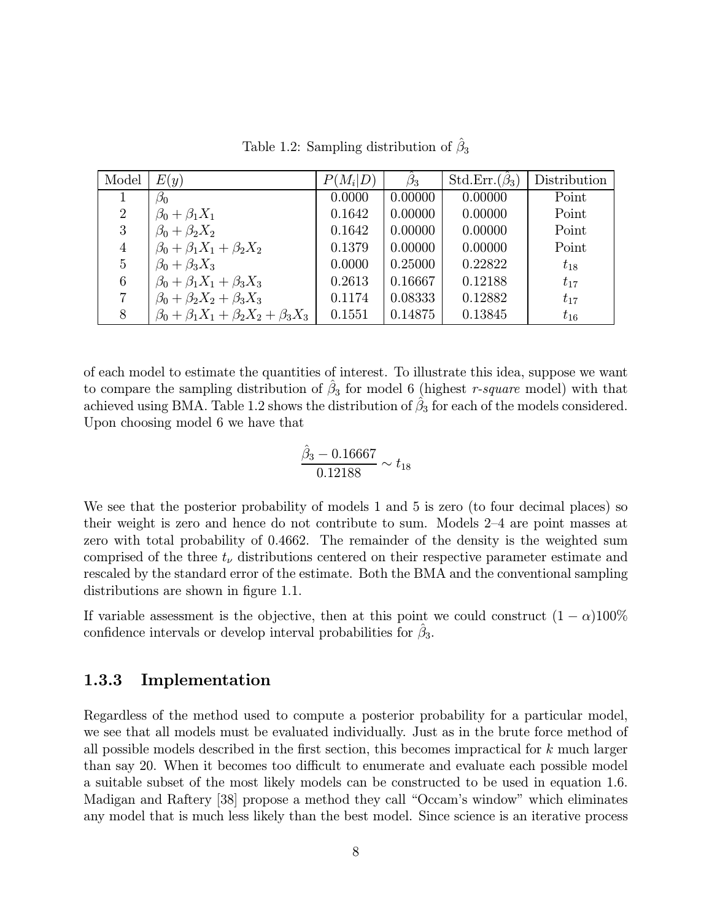Table 1.2: Sampling distribution of $\hat{\beta}_3$

| Model | $E(y)$ | $P(M_i\|D)$ | $\hat{\beta}_3$ | Std.Err.$(\hat{\beta}_3)$ | Distribution |
|---|---|---|---|---|---|
| 1 | $\beta_0$ | 0.0000 | 0.00000 | 0.00000 | Point |
| 2 | $\beta_0 + \beta_1 X_1$ | 0.1642 | 0.00000 | 0.00000 | Point |
| 3 | $\beta_0 + \beta_2 X_2$ | 0.1642 | 0.00000 | 0.00000 | Point |
| 4 | $\beta_0 + \beta_1 X_1 + \beta_2 X_2$ | 0.1379 | 0.00000 | 0.00000 | Point |
| 5 | $\beta_0 + \beta_3 X_3$ | 0.0000 | 0.25000 | 0.22822 | $t_{18}$ |
| 6 | $\beta_0 + \beta_1 X_1 + \beta_3 X_3$ | 0.2613 | 0.16667 | 0.12188 | $t_{17}$ |
| 7 | $\beta_0 + \beta_2 X_2 + \beta_3 X_3$ | 0.1174 | 0.08333 | 0.12882 | $t_{17}$ |
| 8 | $\beta_0 + \beta_1 X_1 + \beta_2 X_2 + \beta_3 X_3$ | 0.1551 | 0.14875 | 0.13845 | $t_{16}$ |

of each model to estimate the quantities of interest. To illustrate this idea, suppose we want to compare the sampling distribution of $\hat{\beta}_3$ for model 6 (highest *r-square* model) with that achieved using BMA. Table 1.2 shows the distribution of $\hat{\beta}_3$ for each of the models considered. Upon choosing model 6 we have that

$$\frac{\hat{\beta}_3 - 0.16667}{0.12188} \sim t_{18}$$

We see that the posterior probability of models 1 and 5 is zero (to four decimal places) so their weight is zero and hence do not contribute to sum. Models 2–4 are point masses at zero with total probability of 0.4662. The remainder of the density is the weighted sum comprised of the three $t_\nu$ distributions centered on their respective parameter estimate and rescaled by the standard error of the estimate. Both the BMA and the conventional sampling distributions are shown in figure 1.1.

If variable assessment is the objective, then at this point we could construct $(1-\alpha)100\%$ confidence intervals or develop interval probabilities for $\hat{\beta}_3$.

### 1.3.3 Implementation

Regardless of the method used to compute a posterior probability for a particular model, we see that all models must be evaluated individually. Just as in the brute force method of all possible models described in the first section, this becomes impractical for $k$ much larger than say 20. When it becomes too difficult to enumerate and evaluate each possible model a suitable subset of the most likely models can be constructed to be used in equation 1.6. Madigan and Raftery [38] propose a method they call "Occam's window" which eliminates any model that is much less likely than the best model. Since science is an iterative process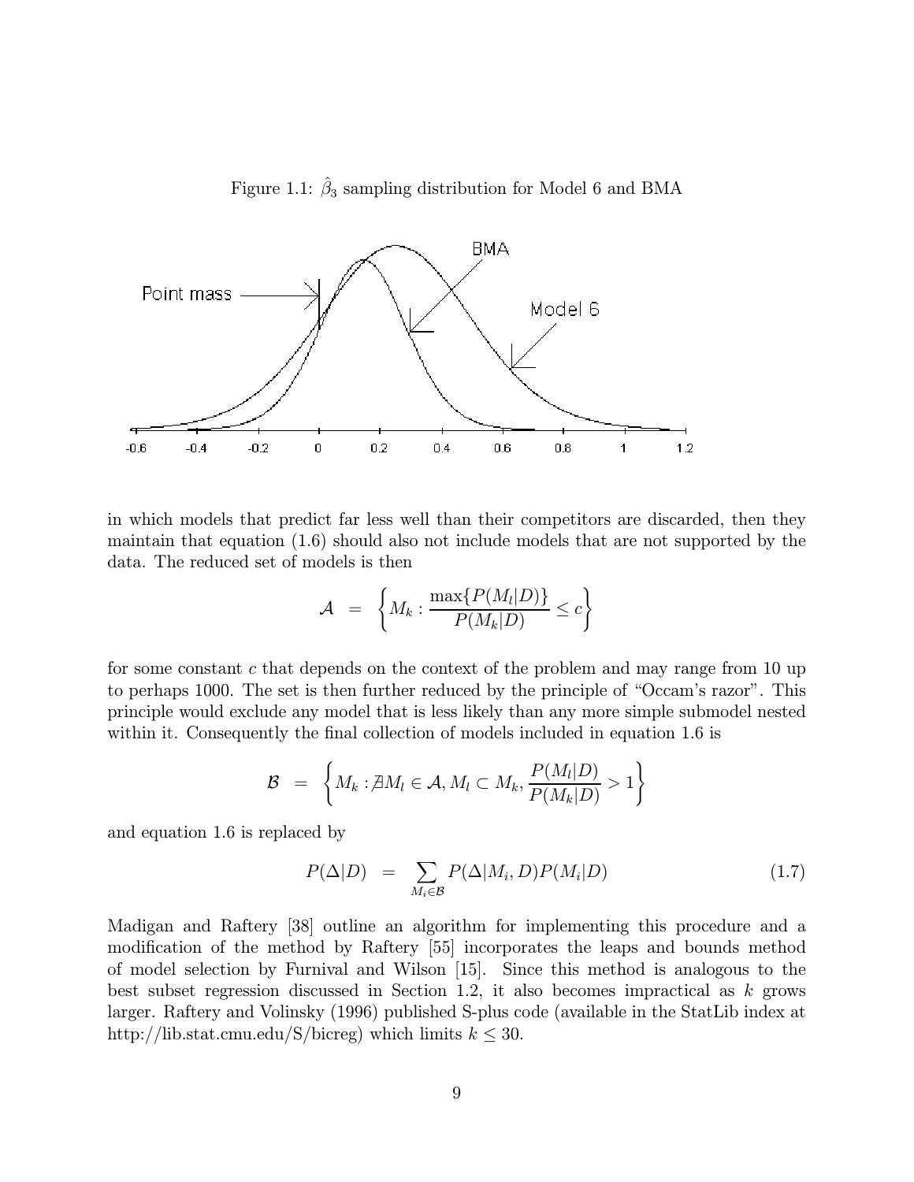Figure 1.1: $\hat{\beta}_3$ sampling distribution for Model 6 and BMA

in which models that predict far less well than their competitors are discarded, then they maintain that equation (1.6) should also not include models that are not supported by the data. The reduced set of models is then

$$\mathcal{A} = \left\{ M_k : \frac{\max\{P(M_l|D)\}}{P(M_k|D)} \leq c \right\}$$

for some constant $c$ that depends on the context of the problem and may range from 10 up to perhaps 1000. The set is then further reduced by the principle of "Occam's razor". This principle would exclude any model that is less likely than any more simple submodel nested within it. Consequently the final collection of models included in equation 1.6 is

$$\mathcal{B} = \left\{ M_k : \nexists M_l \in \mathcal{A}, M_l \subset M_k, \frac{P(M_l|D)}{P(M_k|D)} > 1 \right\}$$

and equation 1.6 is replaced by

$$P(\Delta|D) = \sum_{M_i \in \mathcal{B}} P(\Delta|M_i, D) P(M_i|D) \tag{1.7}$$

Madigan and Raftery [38] outline an algorithm for implementing this procedure and a modification of the method by Raftery [55] incorporates the leaps and bounds method of model selection by Furnival and Wilson [15]. Since this method is analogous to the best subset regression discussed in Section 1.2, it also becomes impractical as $k$ grows larger. Raftery and Volinsky (1996) published S-plus code (available in the StatLib index at http://lib.stat.cmu.edu/S/bicreg) which limits $k \leq 30$.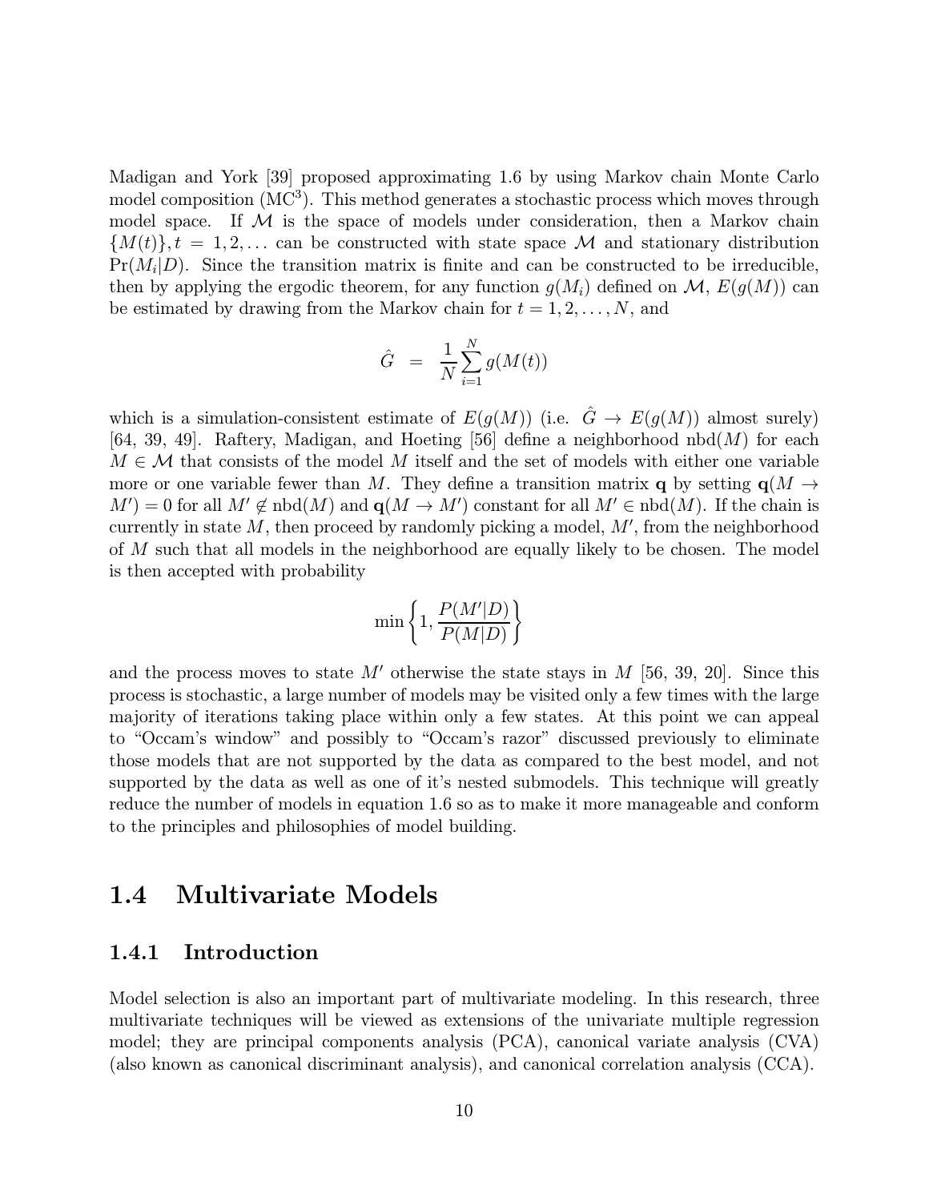Madigan and York [39] proposed approximating 1.6 by using Markov chain Monte Carlo model composition ($MC^3$). This method generates a stochastic process which moves through model space. If $\mathcal{M}$ is the space of models under consideration, then a Markov chain $\{M(t)\}, t = 1, 2, \ldots$ can be constructed with state space $\mathcal{M}$ and stationary distribution $\Pr(M_i|D)$. Since the transition matrix is finite and can be constructed to be irreducible, then by applying the ergodic theorem, for any function $g(M_i)$ defined on $\mathcal{M}$, $E(g(M))$ can be estimated by drawing from the Markov chain for $t = 1, 2, \ldots, N$, and

$$\hat{G} \;\; = \;\; \frac{1}{N}\sum_{i=1}^{N} g(M(t))$$

which is a simulation-consistent estimate of $E(g(M))$ (i.e. $\hat{G} \to E(g(M))$ almost surely) [64, 39, 49]. Raftery, Madigan, and Hoeting [56] define a neighborhood $\text{nbd}(M)$ for each $M \in \mathcal{M}$ that consists of the model $M$ itself and the set of models with either one variable more or one variable fewer than $M$. They define a transition matrix $\mathbf{q}$ by setting $\mathbf{q}(M \to M') = 0$ for all $M' \notin \text{nbd}(M)$ and $\mathbf{q}(M \to M')$ constant for all $M' \in \text{nbd}(M)$. If the chain is currently in state $M$, then proceed by randomly picking a model, $M'$, from the neighborhood of $M$ such that all models in the neighborhood are equally likely to be chosen. The model is then accepted with probability

$$\min\left\{1, \frac{P(M'|D)}{P(M|D)}\right\}$$

and the process moves to state $M'$ otherwise the state stays in $M$ [56, 39, 20]. Since this process is stochastic, a large number of models may be visited only a few times with the large majority of iterations taking place within only a few states. At this point we can appeal to "Occam's window" and possibly to "Occam's razor" discussed previously to eliminate those models that are not supported by the data as compared to the best model, and not supported by the data as well as one of it's nested submodels. This technique will greatly reduce the number of models in equation 1.6 so as to make it more manageable and conform to the principles and philosophies of model building.

## 1.4 Multivariate Models

### 1.4.1 Introduction

Model selection is also an important part of multivariate modeling. In this research, three multivariate techniques will be viewed as extensions of the univariate multiple regression model; they are principal components analysis (PCA), canonical variate analysis (CVA) (also known as canonical discriminant analysis), and canonical correlation analysis (CCA).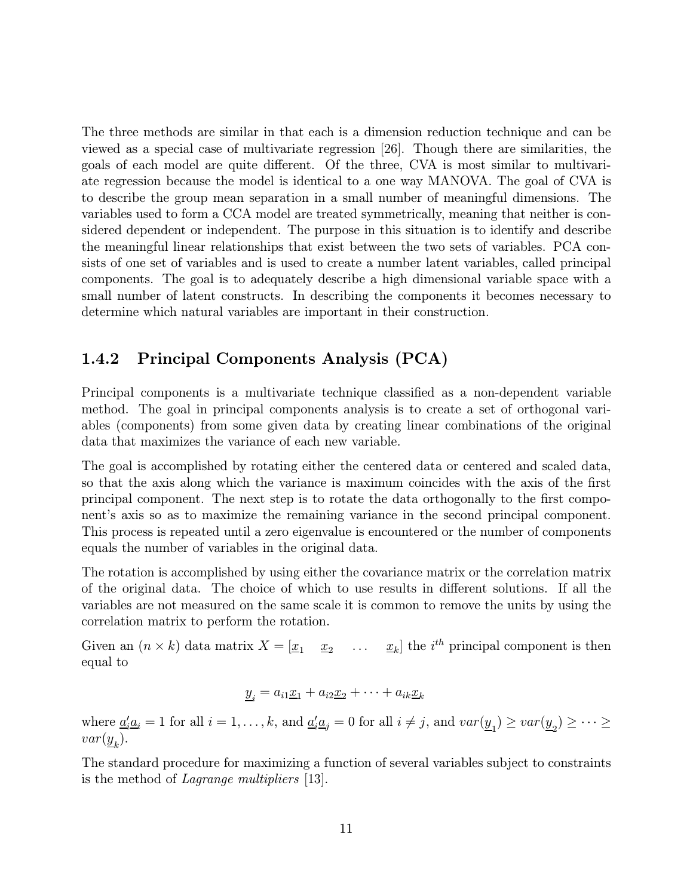The three methods are similar in that each is a dimension reduction technique and can be viewed as a special case of multivariate regression [26]. Though there are similarities, the goals of each model are quite different. Of the three, CVA is most similar to multivariate regression because the model is identical to a one way MANOVA. The goal of CVA is to describe the group mean separation in a small number of meaningful dimensions. The variables used to form a CCA model are treated symmetrically, meaning that neither is considered dependent or independent. The purpose in this situation is to identify and describe the meaningful linear relationships that exist between the two sets of variables. PCA consists of one set of variables and is used to create a number latent variables, called principal components. The goal is to adequately describe a high dimensional variable space with a small number of latent constructs. In describing the components it becomes necessary to determine which natural variables are important in their construction.

### 1.4.2 Principal Components Analysis (PCA)

Principal components is a multivariate technique classified as a non-dependent variable method. The goal in principal components analysis is to create a set of orthogonal variables (components) from some given data by creating linear combinations of the original data that maximizes the variance of each new variable.

The goal is accomplished by rotating either the centered data or centered and scaled data, so that the axis along which the variance is maximum coincides with the axis of the first principal component. The next step is to rotate the data orthogonally to the first component's axis so as to maximize the remaining variance in the second principal component. This process is repeated until a zero eigenvalue is encountered or the number of components equals the number of variables in the original data.

The rotation is accomplished by using either the covariance matrix or the correlation matrix of the original data. The choice of which to use results in different solutions. If all the variables are not measured on the same scale it is common to remove the units by using the correlation matrix to perform the rotation.

Given an $(n \times k)$ data matrix $X = [\underline{x}_1 \quad \underline{x}_2 \quad \ldots \quad \underline{x}_k]$ the $i^{th}$ principal component is then equal to

$$\underline{y}_i = a_{i1}\underline{x}_1 + a_{i2}\underline{x}_2 + \cdots + a_{ik}\underline{x}_k$$

where $\underline{a}_i'\underline{a}_i = 1$ for all $i = 1, \ldots, k$, and $\underline{a}_i'\underline{a}_j = 0$ for all $i \neq j$, and $var(\underline{y}_1) \geq var(\underline{y}_2) \geq \cdots \geq var(\underline{y}_k)$.

The standard procedure for maximizing a function of several variables subject to constraints is the method of *Lagrange multipliers* [13].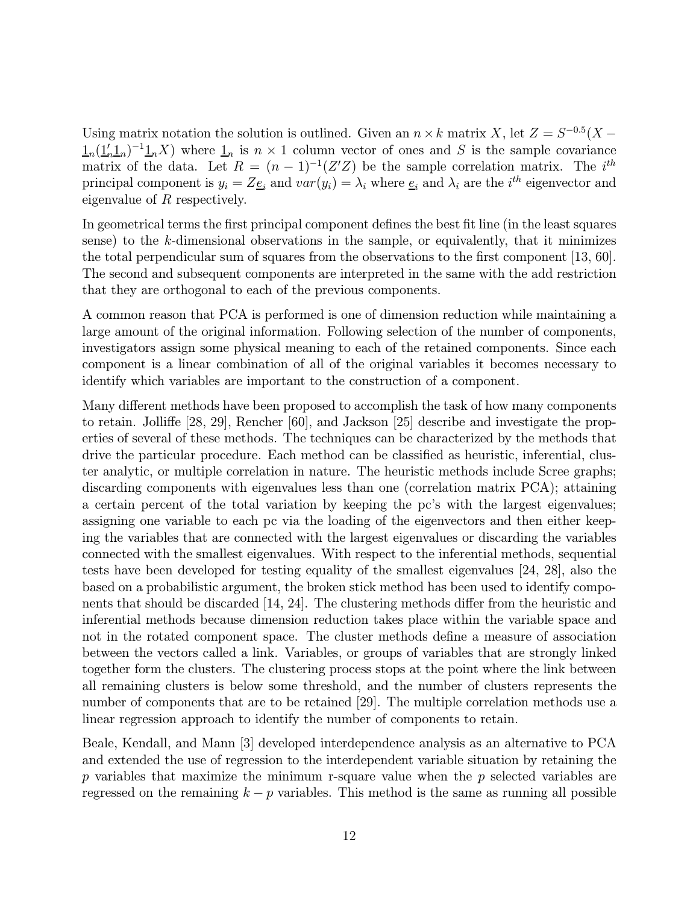Using matrix notation the solution is outlined. Given an $n \times k$ matrix $X$, let $Z = S^{-0.5}(X - \underline{1}_n(\underline{1}_n'\underline{1}_n)^{-1}\underline{1}_n X)$ where $\underline{1}_n$ is $n \times 1$ column vector of ones and $S$ is the sample covariance matrix of the data. Let $R = (n-1)^{-1}(Z'Z)$ be the sample correlation matrix. The $i^{th}$ principal component is $y_i = Z\underline{e}_i$ and $var(y_i) = \lambda_i$ where $\underline{e}_i$ and $\lambda_i$ are the $i^{th}$ eigenvector and eigenvalue of $R$ respectively.

In geometrical terms the first principal component defines the best fit line (in the least squares sense) to the $k$-dimensional observations in the sample, or equivalently, that it minimizes the total perpendicular sum of squares from the observations to the first component [13, 60]. The second and subsequent components are interpreted in the same with the add restriction that they are orthogonal to each of the previous components.

A common reason that PCA is performed is one of dimension reduction while maintaining a large amount of the original information. Following selection of the number of components, investigators assign some physical meaning to each of the retained components. Since each component is a linear combination of all of the original variables it becomes necessary to identify which variables are important to the construction of a component.

Many different methods have been proposed to accomplish the task of how many components to retain. Jolliffe [28, 29], Rencher [60], and Jackson [25] describe and investigate the properties of several of these methods. The techniques can be characterized by the methods that drive the particular procedure. Each method can be classified as heuristic, inferential, cluster analytic, or multiple correlation in nature. The heuristic methods include Scree graphs; discarding components with eigenvalues less than one (correlation matrix PCA); attaining a certain percent of the total variation by keeping the pc's with the largest eigenvalues; assigning one variable to each pc via the loading of the eigenvectors and then either keeping the variables that are connected with the largest eigenvalues or discarding the variables connected with the smallest eigenvalues. With respect to the inferential methods, sequential tests have been developed for testing equality of the smallest eigenvalues [24, 28], also the based on a probabilistic argument, the broken stick method has been used to identify components that should be discarded [14, 24]. The clustering methods differ from the heuristic and inferential methods because dimension reduction takes place within the variable space and not in the rotated component space. The cluster methods define a measure of association between the vectors called a link. Variables, or groups of variables that are strongly linked together form the clusters. The clustering process stops at the point where the link between all remaining clusters is below some threshold, and the number of clusters represents the number of components that are to be retained [29]. The multiple correlation methods use a linear regression approach to identify the number of components to retain.

Beale, Kendall, and Mann [3] developed interdependence analysis as an alternative to PCA and extended the use of regression to the interdependent variable situation by retaining the $p$ variables that maximize the minimum r-square value when the $p$ selected variables are regressed on the remaining $k - p$ variables. This method is the same as running all possible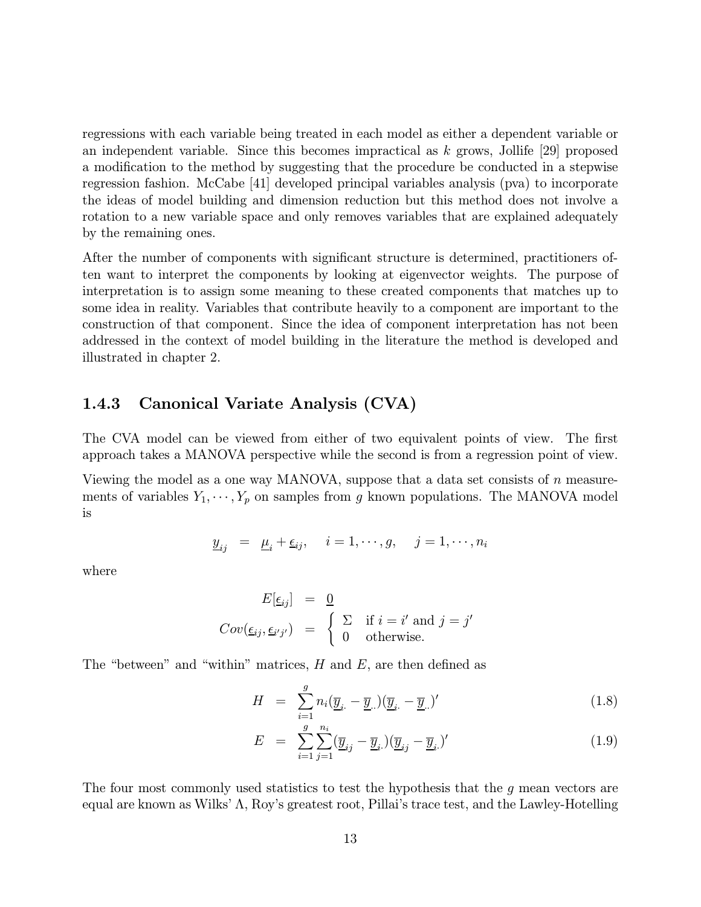regressions with each variable being treated in each model as either a dependent variable or an independent variable. Since this becomes impractical as $k$ grows, Jollife [29] proposed a modification to the method by suggesting that the procedure be conducted in a stepwise regression fashion. McCabe [41] developed principal variables analysis (pva) to incorporate the ideas of model building and dimension reduction but this method does not involve a rotation to a new variable space and only removes variables that are explained adequately by the remaining ones.

After the number of components with significant structure is determined, practitioners often want to interpret the components by looking at eigenvector weights. The purpose of interpretation is to assign some meaning to these created components that matches up to some idea in reality. Variables that contribute heavily to a component are important to the construction of that component. Since the idea of component interpretation has not been addressed in the context of model building in the literature the method is developed and illustrated in chapter 2.

### 1.4.3 Canonical Variate Analysis (CVA)

The CVA model can be viewed from either of two equivalent points of view. The first approach takes a MANOVA perspective while the second is from a regression point of view.

Viewing the model as a one way MANOVA, suppose that a data set consists of $n$ measurements of variables $Y_1, \cdots, Y_p$ on samples from $g$ known populations. The MANOVA model is

$$\underline{y}_{ij} = \underline{\mu}_i + \underline{\epsilon}_{ij}, \quad i = 1, \cdots, g, \quad j = 1, \cdots, n_i$$

where

$$E[\underline{\epsilon}_{ij}] = \underline{0}$$

$$Cov(\underline{\epsilon}_{ij}, \underline{\epsilon}_{i'j'}) = \begin{cases} \Sigma & \text{if } i = i' \text{ and } j = j' \\ 0 & \text{otherwise.} \end{cases}$$

The "between" and "within" matrices, $H$ and $E$, are then defined as

$$H = \sum_{i=1}^{g} n_i (\underline{\overline{y}}_{i.} - \underline{\overline{y}}_{..})(\underline{\overline{y}}_{i.} - \underline{\overline{y}}_{..})' \quad (1.8)$$

$$E = \sum_{i=1}^{g} \sum_{j=1}^{n_i} (\underline{\overline{y}}_{ij} - \underline{\overline{y}}_{i.})(\underline{\overline{y}}_{ij} - \underline{\overline{y}}_{i.})' \quad (1.9)$$

The four most commonly used statistics to test the hypothesis that the $g$ mean vectors are equal are known as Wilks' $\Lambda$, Roy's greatest root, Pillai's trace test, and the Lawley-Hotelling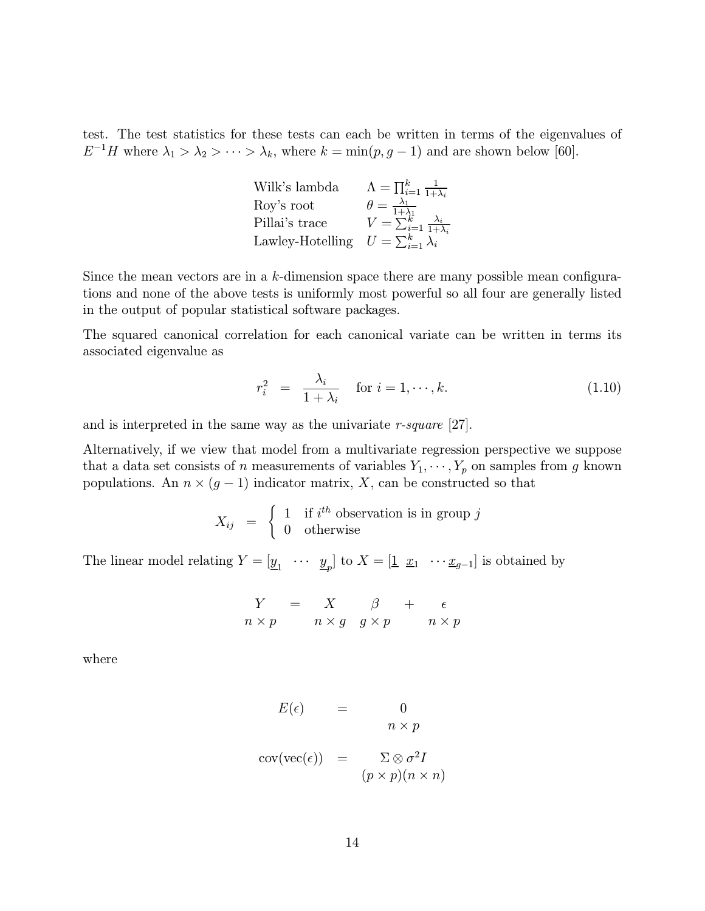test. The test statistics for these tests can each be written in terms of the eigenvalues of $E^{-1}H$ where $\lambda_1 > \lambda_2 > \cdots > \lambda_k$, where $k = \min(p, g-1)$ and are shown below [60].

| | |
|---|---|
| Wilk's lambda | $\Lambda = \prod_{i=1}^{k} \frac{1}{1+\lambda_i}$ |
| Roy's root | $\theta = \frac{\lambda_1}{1+\lambda_1}$ |
| Pillai's trace | $V = \sum_{i=1}^{k} \frac{\lambda_i}{1+\lambda_i}$ |
| Lawley-Hotelling | $U = \sum_{i=1}^{k} \lambda_i$ |

Since the mean vectors are in a $k$-dimension space there are many possible mean configurations and none of the above tests is uniformly most powerful so all four are generally listed in the output of popular statistical software packages.

The squared canonical correlation for each canonical variate can be written in terms its associated eigenvalue as

$$r_i^2 = \frac{\lambda_i}{1+\lambda_i} \quad \text{for } i = 1, \cdots, k. \tag{1.10}$$

and is interpreted in the same way as the univariate *r-square* [27].

Alternatively, if we view that model from a multivariate regression perspective we suppose that a data set consists of $n$ measurements of variables $Y_1, \cdots, Y_p$ on samples from $g$ known populations. An $n \times (g-1)$ indicator matrix, $X$, can be constructed so that

$$X_{ij} = \begin{cases} 1 & \text{if } i^{th} \text{ observation is in group } j \\ 0 & \text{otherwise} \end{cases}$$

The linear model relating $Y = [\underline{y}_1 \;\; \cdots \;\; \underline{y}_p]$ to $X = [\underline{1} \;\; \underline{x}_1 \;\; \cdots \underline{x}_{g-1}]$ is obtained by

$$\underset{n\times p}{Y} = \underset{n\times g}{X} \; \underset{g\times p}{\beta} + \underset{n\times p}{\epsilon}$$

where

$$E(\epsilon) = \underset{n\times p}{0}$$

$$\text{cov}(\text{vec}(\epsilon)) = \underset{(p\times p)(n\times n)}{\Sigma \otimes \sigma^2 I}$$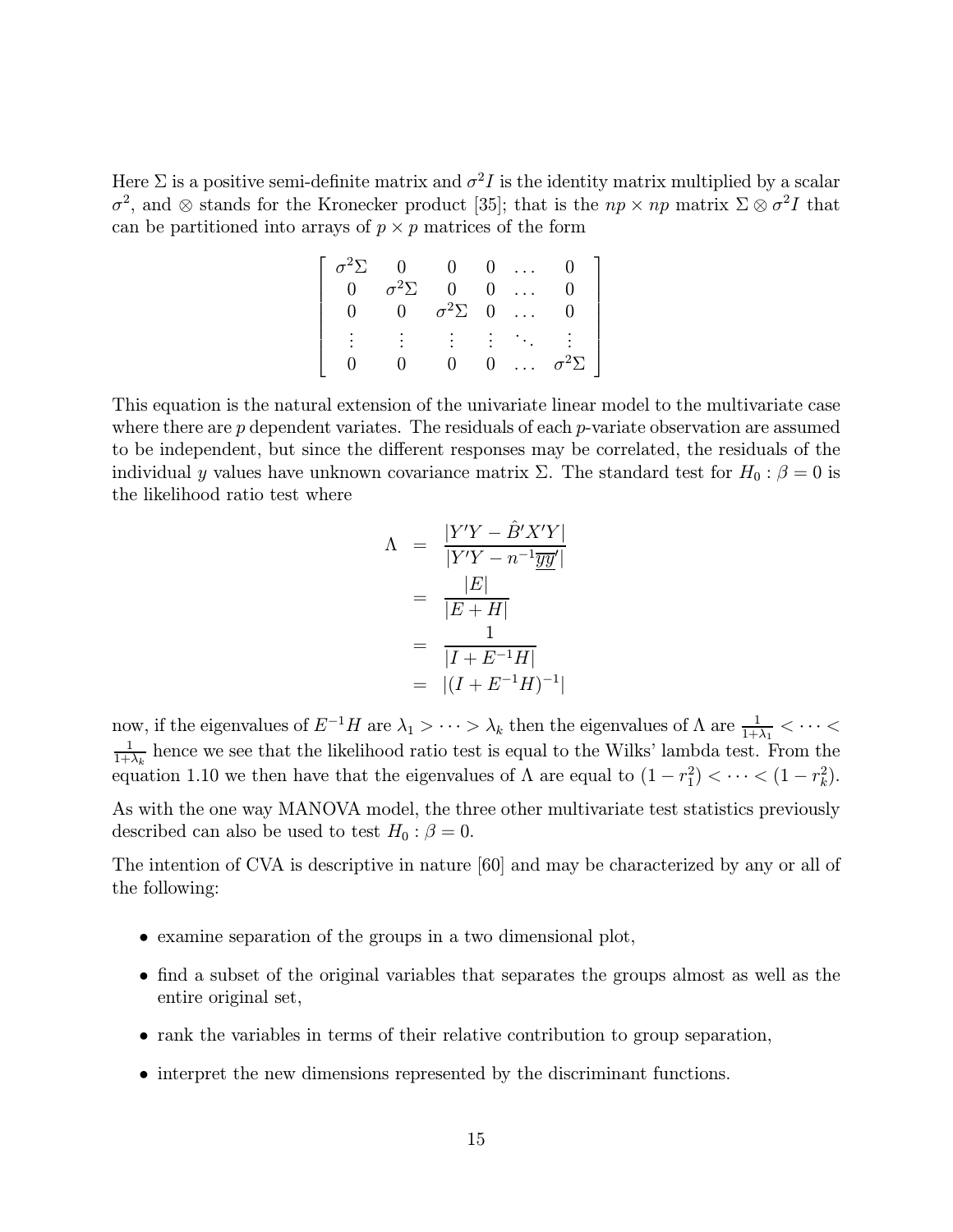Here $\Sigma$ is a positive semi-definite matrix and $\sigma^2 I$ is the identity matrix multiplied by a scalar $\sigma^2$, and $\otimes$ stands for the Kronecker product [35]; that is the $np \times np$ matrix $\Sigma \otimes \sigma^2 I$ that can be partitioned into arrays of $p \times p$ matrices of the form

$$
\begin{bmatrix}
\sigma^2\Sigma & 0 & 0 & 0 & \dots & 0 \\
0 & \sigma^2\Sigma & 0 & 0 & \dots & 0 \\
0 & 0 & \sigma^2\Sigma & 0 & \dots & 0 \\
\vdots & \vdots & \vdots & \vdots & \ddots & \vdots \\
0 & 0 & 0 & 0 & \dots & \sigma^2\Sigma
\end{bmatrix}
$$

This equation is the natural extension of the univariate linear model to the multivariate case where there are $p$ dependent variates. The residuals of each $p$-variate observation are assumed to be independent, but since the different responses may be correlated, the residuals of the individual $y$ values have unknown covariance matrix $\Sigma$. The standard test for $H_0 : \beta = 0$ is the likelihood ratio test where

$$
\begin{aligned}
\Lambda &= \frac{|Y'Y - \hat{B}'X'Y|}{|Y'Y - n^{-1}\underline{\overline{y}}\underline{\overline{y}}'|} \\
&= \frac{|E|}{|E + H|} \\
&= \frac{1}{|I + E^{-1}H|} \\
&= |(I + E^{-1}H)^{-1}|
\end{aligned}
$$

now, if the eigenvalues of $E^{-1}H$ are $\lambda_1 > \dots > \lambda_k$ then the eigenvalues of $\Lambda$ are $\frac{1}{1+\lambda_1} < \dots < \frac{1}{1+\lambda_k}$ hence we see that the likelihood ratio test is equal to the Wilks' lambda test. From the equation 1.10 we then have that the eigenvalues of $\Lambda$ are equal to $(1 - r_1^2) < \dots < (1 - r_k^2)$.

As with the one way MANOVA model, the three other multivariate test statistics previously described can also be used to test $H_0 : \beta = 0$.

The intention of CVA is descriptive in nature [60] and may be characterized by any or all of the following:

- examine separation of the groups in a two dimensional plot,
- find a subset of the original variables that separates the groups almost as well as the entire original set,
- rank the variables in terms of their relative contribution to group separation,
- interpret the new dimensions represented by the discriminant functions.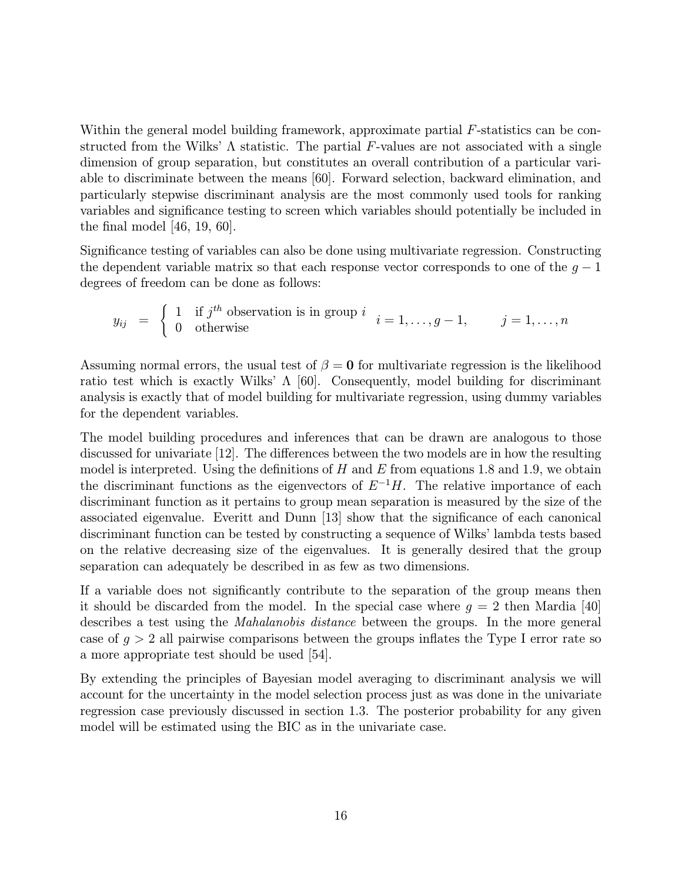Within the general model building framework, approximate partial $F$-statistics can be constructed from the Wilks' $\Lambda$ statistic. The partial $F$-values are not associated with a single dimension of group separation, but constitutes an overall contribution of a particular variable to discriminate between the means [60]. Forward selection, backward elimination, and particularly stepwise discriminant analysis are the most commonly used tools for ranking variables and significance testing to screen which variables should potentially be included in the final model [46, 19, 60].

Significance testing of variables can also be done using multivariate regression. Constructing the dependent variable matrix so that each response vector corresponds to one of the $g-1$ degrees of freedom can be done as follows:

$$y_{ij} = \begin{cases} 1 & \text{if } j^{th} \text{ observation is in group } i \\ 0 & \text{otherwise} \end{cases} \quad i = 1, \ldots, g-1, \qquad j = 1, \ldots, n$$

Assuming normal errors, the usual test of $\beta = \mathbf{0}$ for multivariate regression is the likelihood ratio test which is exactly Wilks' $\Lambda$ [60]. Consequently, model building for discriminant analysis is exactly that of model building for multivariate regression, using dummy variables for the dependent variables.

The model building procedures and inferences that can be drawn are analogous to those discussed for univariate [12]. The differences between the two models are in how the resulting model is interpreted. Using the definitions of $H$ and $E$ from equations 1.8 and 1.9, we obtain the discriminant functions as the eigenvectors of $E^{-1}H$. The relative importance of each discriminant function as it pertains to group mean separation is measured by the size of the associated eigenvalue. Everitt and Dunn [13] show that the significance of each canonical discriminant function can be tested by constructing a sequence of Wilks' lambda tests based on the relative decreasing size of the eigenvalues. It is generally desired that the group separation can adequately be described in as few as two dimensions.

If a variable does not significantly contribute to the separation of the group means then it should be discarded from the model. In the special case where $g = 2$ then Mardia [40] describes a test using the *Mahalanobis distance* between the groups. In the more general case of $g > 2$ all pairwise comparisons between the groups inflates the Type I error rate so a more appropriate test should be used [54].

By extending the principles of Bayesian model averaging to discriminant analysis we will account for the uncertainty in the model selection process just as was done in the univariate regression case previously discussed in section 1.3. The posterior probability for any given model will be estimated using the BIC as in the univariate case.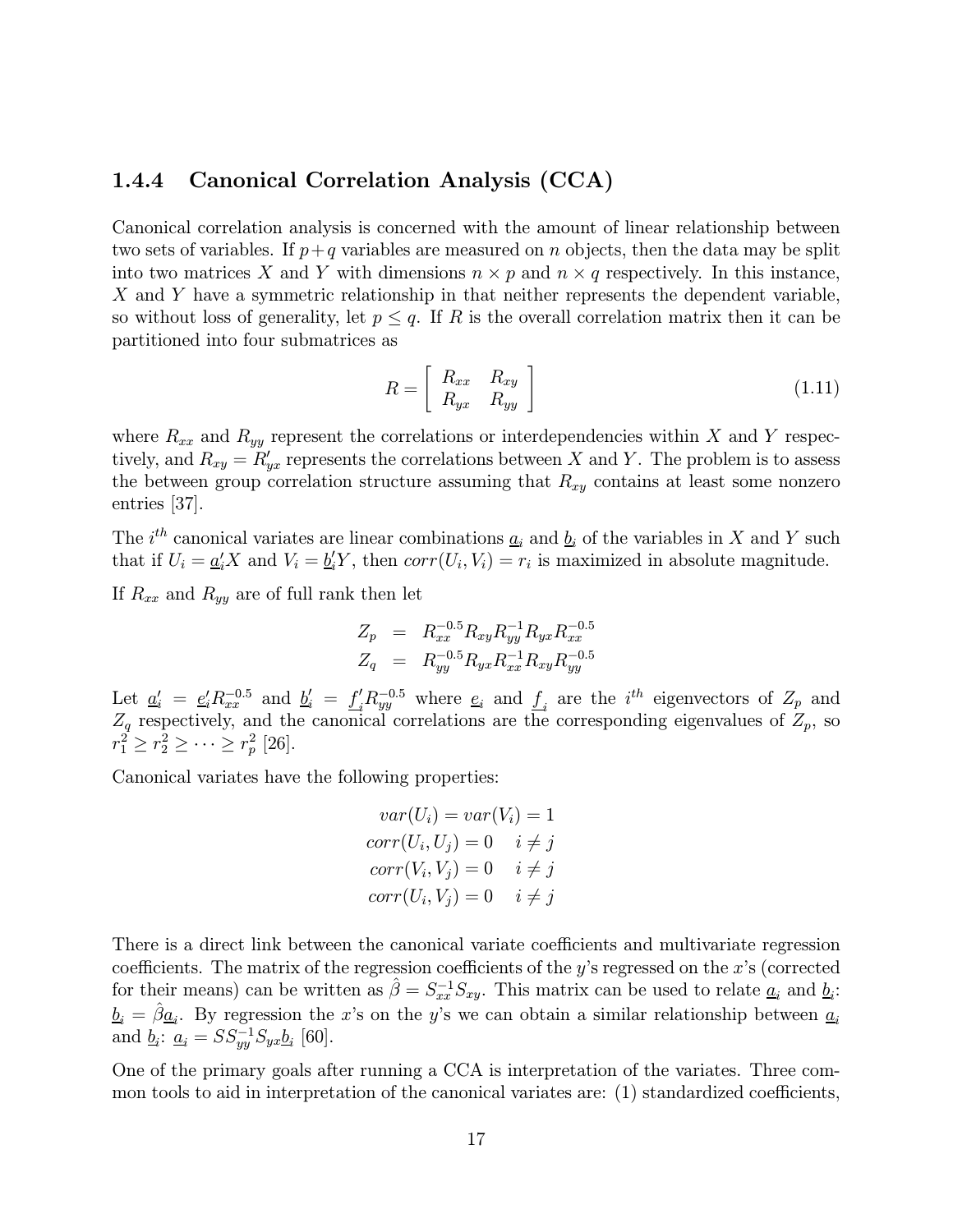### 1.4.4 Canonical Correlation Analysis (CCA)

Canonical correlation analysis is concerned with the amount of linear relationship between two sets of variables. If $p+q$ variables are measured on $n$ objects, then the data may be split into two matrices $X$ and $Y$ with dimensions $n \times p$ and $n \times q$ respectively. In this instance, $X$ and $Y$ have a symmetric relationship in that neither represents the dependent variable, so without loss of generality, let $p \leq q$. If $R$ is the overall correlation matrix then it can be partitioned into four submatrices as

$$R = \begin{bmatrix} R_{xx} & R_{xy} \\ R_{yx} & R_{yy} \end{bmatrix} \tag{1.11}$$

where $R_{xx}$ and $R_{yy}$ represent the correlations or interdependencies within $X$ and $Y$ respectively, and $R_{xy} = R'_{yx}$ represents the correlations between $X$ and $Y$. The problem is to assess the between group correlation structure assuming that $R_{xy}$ contains at least some nonzero entries [37].

The $i^{th}$ canonical variates are linear combinations $\underline{a}_i$ and $\underline{b}_i$ of the variables in $X$ and $Y$ such that if $U_i = \underline{a}'_i X$ and $V_i = \underline{b}'_i Y$, then $corr(U_i, V_i) = r_i$ is maximized in absolute magnitude.

If $R_{xx}$ and $R_{yy}$ are of full rank then let

$$\begin{aligned} Z_p &= R_{xx}^{-0.5} R_{xy} R_{yy}^{-1} R_{yx} R_{xx}^{-0.5} \\ Z_q &= R_{yy}^{-0.5} R_{yx} R_{xx}^{-1} R_{xy} R_{yy}^{-0.5} \end{aligned}$$

Let $\underline{a}'_i = \underline{e}'_i R_{xx}^{-0.5}$ and $\underline{b}'_i = \underline{f}'_i R_{yy}^{-0.5}$ where $\underline{e}_i$ and $\underline{f}_i$ are the $i^{th}$ eigenvectors of $Z_p$ and $Z_q$ respectively, and the canonical correlations are the corresponding eigenvalues of $Z_p$, so $r_1^2 \geq r_2^2 \geq \cdots \geq r_p^2$ [26].

Canonical variates have the following properties:

$$\begin{aligned} var(U_i) = var(V_i) &= 1 \\ corr(U_i, U_j) = 0 & \quad i \neq j \\ corr(V_i, V_j) = 0 & \quad i \neq j \\ corr(U_i, V_j) = 0 & \quad i \neq j \end{aligned}$$

There is a direct link between the canonical variate coefficients and multivariate regression coefficients. The matrix of the regression coefficients of the $y$'s regressed on the $x$'s (corrected for their means) can be written as $\hat{\beta} = S_{xx}^{-1} S_{xy}$. This matrix can be used to relate $\underline{a}_i$ and $\underline{b}_i$: $\underline{b}_i = \hat{\beta} \underline{a}_i$. By regression the $x$'s on the $y$'s we can obtain a similar relationship between $\underline{a}_i$ and $\underline{b}_i$: $\underline{a}_i = SS_{yy}^{-1} S_{yx} \underline{b}_i$ [60].

One of the primary goals after running a CCA is interpretation of the variates. Three common tools to aid in interpretation of the canonical variates are: (1) standardized coefficients,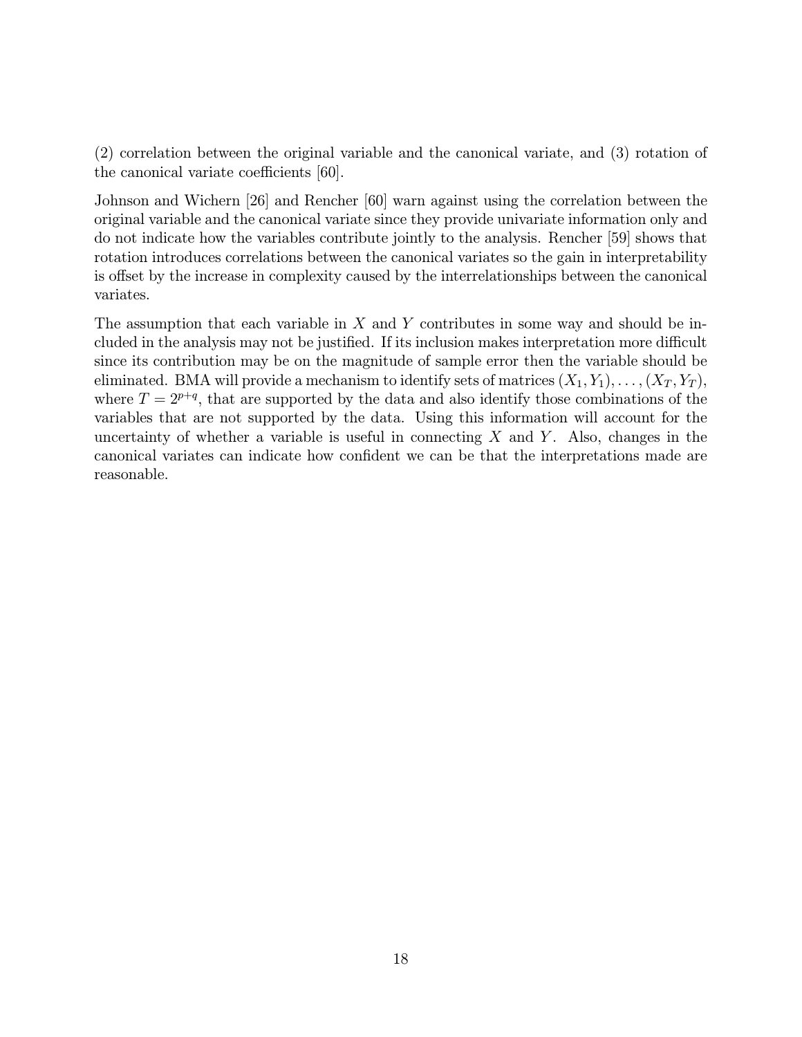(2) correlation between the original variable and the canonical variate, and (3) rotation of the canonical variate coefficients [60].

Johnson and Wichern [26] and Rencher [60] warn against using the correlation between the original variable and the canonical variate since they provide univariate information only and do not indicate how the variables contribute jointly to the analysis. Rencher [59] shows that rotation introduces correlations between the canonical variates so the gain in interpretability is offset by the increase in complexity caused by the interrelationships between the canonical variates.

The assumption that each variable in $X$ and $Y$ contributes in some way and should be included in the analysis may not be justified. If its inclusion makes interpretation more difficult since its contribution may be on the magnitude of sample error then the variable should be eliminated. BMA will provide a mechanism to identify sets of matrices $(X_1, Y_1), \ldots, (X_T, Y_T)$, where $T = 2^{p+q}$, that are supported by the data and also identify those combinations of the variables that are not supported by the data. Using this information will account for the uncertainty of whether a variable is useful in connecting $X$ and $Y$. Also, changes in the canonical variates can indicate how confident we can be that the interpretations made are reasonable.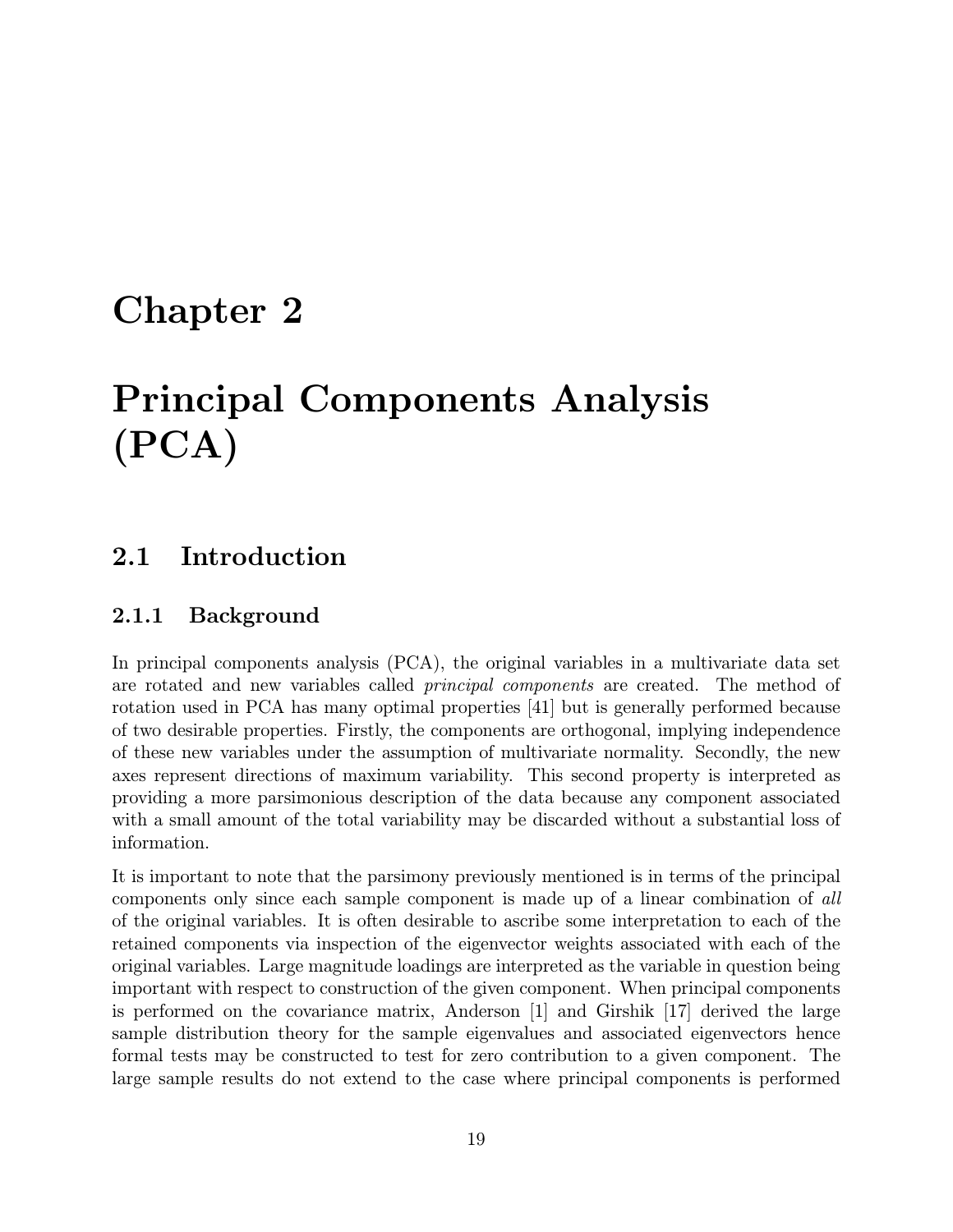# Chapter 2

# Principal Components Analysis (PCA)

## 2.1 Introduction

### 2.1.1 Background

In principal components analysis (PCA), the original variables in a multivariate data set are rotated and new variables called *principal components* are created. The method of rotation used in PCA has many optimal properties [41] but is generally performed because of two desirable properties. Firstly, the components are orthogonal, implying independence of these new variables under the assumption of multivariate normality. Secondly, the new axes represent directions of maximum variability. This second property is interpreted as providing a more parsimonious description of the data because any component associated with a small amount of the total variability may be discarded without a substantial loss of information.

It is important to note that the parsimony previously mentioned is in terms of the principal components only since each sample component is made up of a linear combination of *all* of the original variables. It is often desirable to ascribe some interpretation to each of the retained components via inspection of the eigenvector weights associated with each of the original variables. Large magnitude loadings are interpreted as the variable in question being important with respect to construction of the given component. When principal components is performed on the covariance matrix, Anderson [1] and Girshik [17] derived the large sample distribution theory for the sample eigenvalues and associated eigenvectors hence formal tests may be constructed to test for zero contribution to a given component. The large sample results do not extend to the case where principal components is performed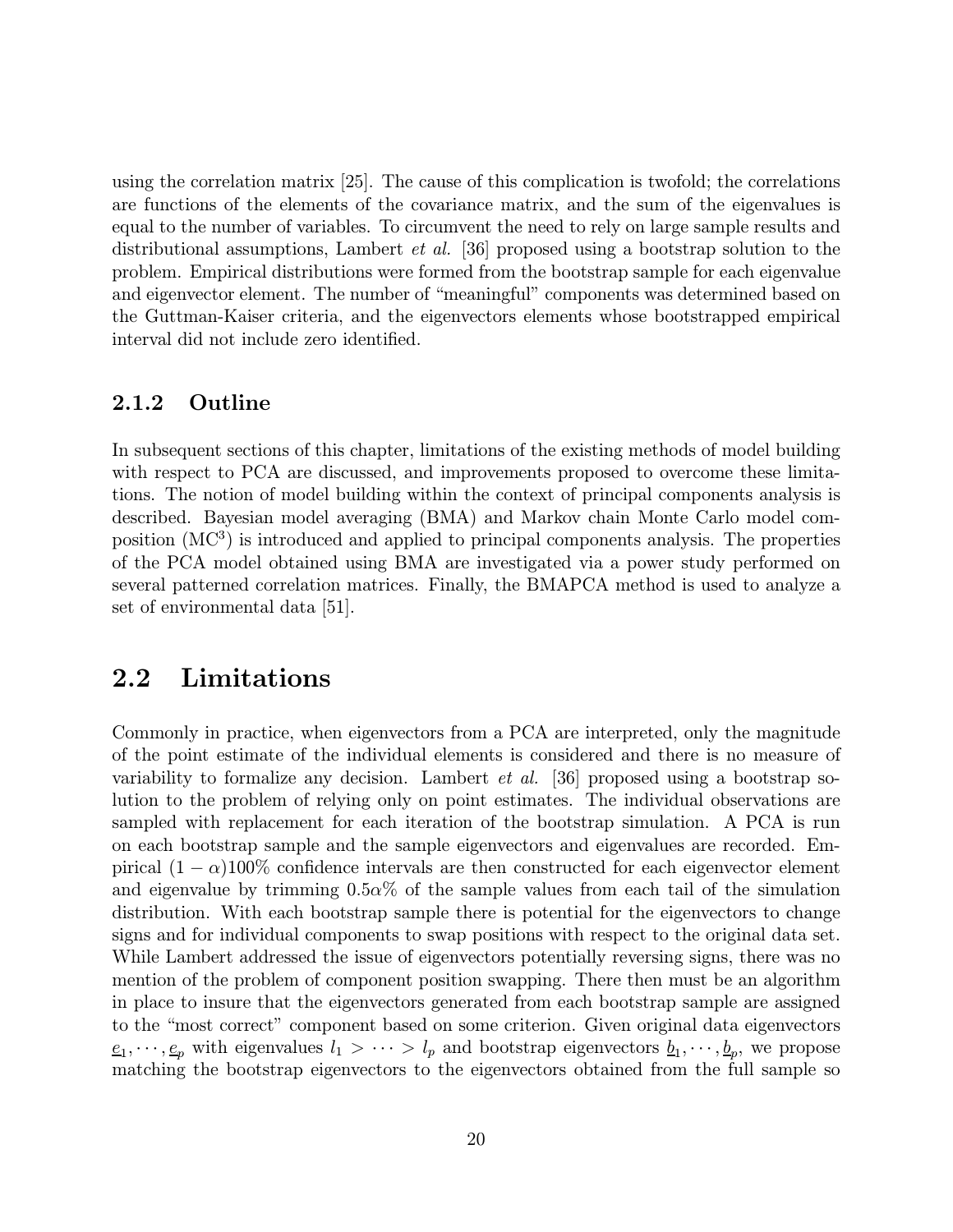using the correlation matrix [25]. The cause of this complication is twofold; the correlations are functions of the elements of the covariance matrix, and the sum of the eigenvalues is equal to the number of variables. To circumvent the need to rely on large sample results and distributional assumptions, Lambert *et al.* [36] proposed using a bootstrap solution to the problem. Empirical distributions were formed from the bootstrap sample for each eigenvalue and eigenvector element. The number of "meaningful" components was determined based on the Guttman-Kaiser criteria, and the eigenvectors elements whose bootstrapped empirical interval did not include zero identified.

### 2.1.2 Outline

In subsequent sections of this chapter, limitations of the existing methods of model building with respect to PCA are discussed, and improvements proposed to overcome these limitations. The notion of model building within the context of principal components analysis is described. Bayesian model averaging (BMA) and Markov chain Monte Carlo model composition ($\mathrm{MC}^3$) is introduced and applied to principal components analysis. The properties of the PCA model obtained using BMA are investigated via a power study performed on several patterned correlation matrices. Finally, the BMAPCA method is used to analyze a set of environmental data [51].

## 2.2 Limitations

Commonly in practice, when eigenvectors from a PCA are interpreted, only the magnitude of the point estimate of the individual elements is considered and there is no measure of variability to formalize any decision. Lambert *et al.* [36] proposed using a bootstrap solution to the problem of relying only on point estimates. The individual observations are sampled with replacement for each iteration of the bootstrap simulation. A PCA is run on each bootstrap sample and the sample eigenvectors and eigenvalues are recorded. Empirical $(1-\alpha)100\%$ confidence intervals are then constructed for each eigenvector element and eigenvalue by trimming $0.5\alpha\%$ of the sample values from each tail of the simulation distribution. With each bootstrap sample there is potential for the eigenvectors to change signs and for individual components to swap positions with respect to the original data set. While Lambert addressed the issue of eigenvectors potentially reversing signs, there was no mention of the problem of component position swapping. There then must be an algorithm in place to insure that the eigenvectors generated from each bootstrap sample are assigned to the "most correct" component based on some criterion. Given original data eigenvectors $\underline{e}_1, \cdots, \underline{e}_p$ with eigenvalues $l_1 > \cdots > l_p$ and bootstrap eigenvectors $\underline{b}_1, \cdots, \underline{b}_p$, we propose matching the bootstrap eigenvectors to the eigenvectors obtained from the full sample so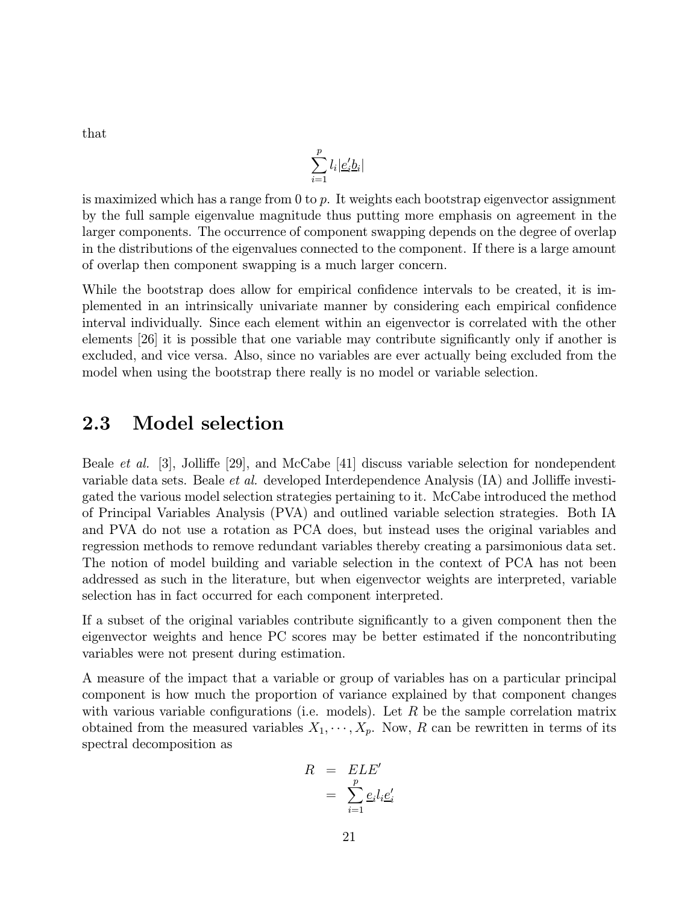that

$$\sum_{i=1}^{p} l_i |\underline{e}_i' \underline{b}_i|$$

is maximized which has a range from 0 to $p$. It weights each bootstrap eigenvector assignment by the full sample eigenvalue magnitude thus putting more emphasis on agreement in the larger components. The occurrence of component swapping depends on the degree of overlap in the distributions of the eigenvalues connected to the component. If there is a large amount of overlap then component swapping is a much larger concern.

While the bootstrap does allow for empirical confidence intervals to be created, it is implemented in an intrinsically univariate manner by considering each empirical confidence interval individually. Since each element within an eigenvector is correlated with the other elements [26] it is possible that one variable may contribute significantly only if another is excluded, and vice versa. Also, since no variables are ever actually being excluded from the model when using the bootstrap there really is no model or variable selection.

## 2.3 Model selection

Beale *et al.* [3], Jolliffe [29], and McCabe [41] discuss variable selection for nondependent variable data sets. Beale *et al.* developed Interdependence Analysis (IA) and Jolliffe investigated the various model selection strategies pertaining to it. McCabe introduced the method of Principal Variables Analysis (PVA) and outlined variable selection strategies. Both IA and PVA do not use a rotation as PCA does, but instead uses the original variables and regression methods to remove redundant variables thereby creating a parsimonious data set. The notion of model building and variable selection in the context of PCA has not been addressed as such in the literature, but when eigenvector weights are interpreted, variable selection has in fact occurred for each component interpreted.

If a subset of the original variables contribute significantly to a given component then the eigenvector weights and hence PC scores may be better estimated if the noncontributing variables were not present during estimation.

A measure of the impact that a variable or group of variables has on a particular principal component is how much the proportion of variance explained by that component changes with various variable configurations (i.e. models). Let $R$ be the sample correlation matrix obtained from the measured variables $X_1, \cdots, X_p$. Now, $R$ can be rewritten in terms of its spectral decomposition as

$$\begin{aligned} R &= ELE' \\ &= \sum_{i=1}^{p} \underline{e}_i l_i \underline{e}_i' \end{aligned}$$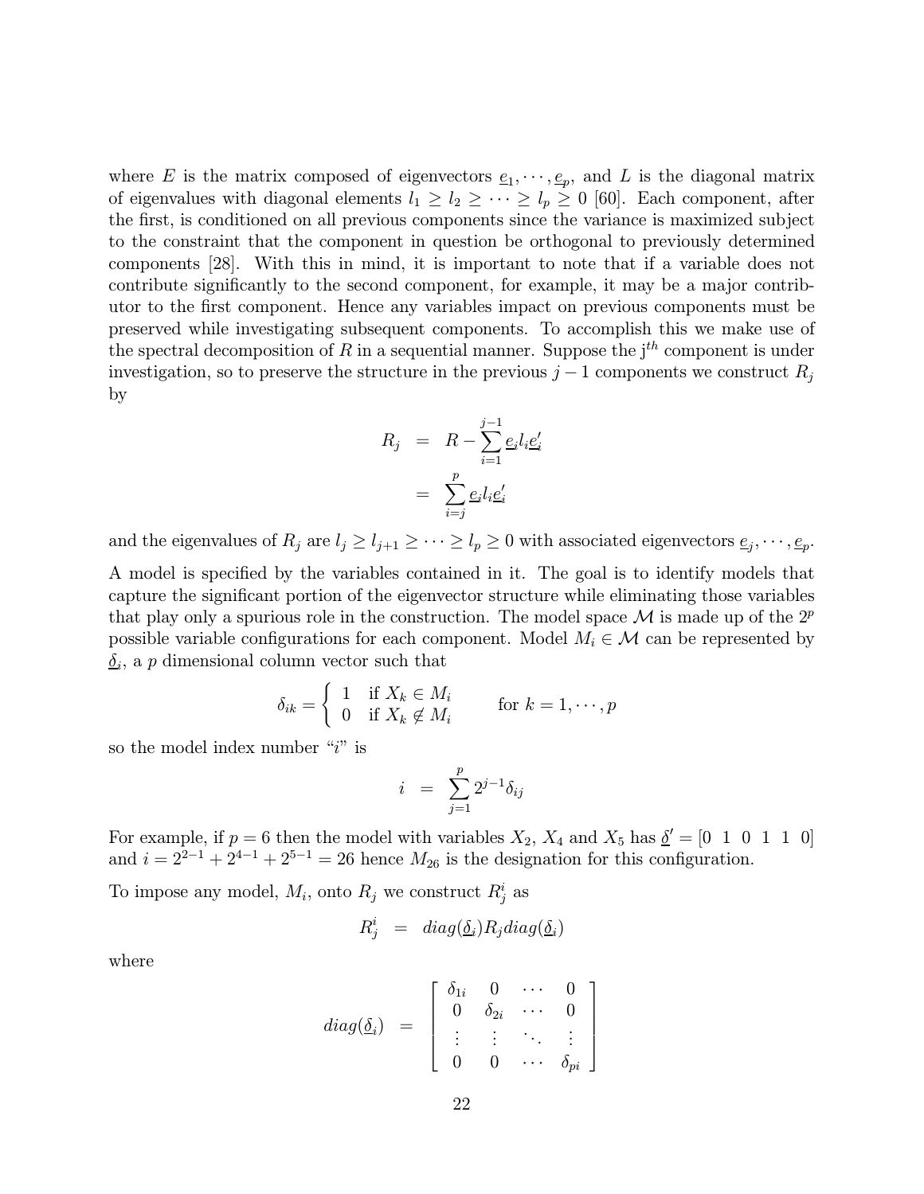where $E$ is the matrix composed of eigenvectors $\underline{e}_1, \cdots, \underline{e}_p$, and $L$ is the diagonal matrix of eigenvalues with diagonal elements $l_1 \geq l_2 \geq \cdots \geq l_p \geq 0$ [60]. Each component, after the first, is conditioned on all previous components since the variance is maximized subject to the constraint that the component in question be orthogonal to previously determined components [28]. With this in mind, it is important to note that if a variable does not contribute significantly to the second component, for example, it may be a major contributor to the first component. Hence any variables impact on previous components must be preserved while investigating subsequent components. To accomplish this we make use of the spectral decomposition of $R$ in a sequential manner. Suppose the j$^{th}$ component is under investigation, so to preserve the structure in the previous $j-1$ components we construct $R_j$ by

$$
\begin{aligned}
R_j &= R - \sum_{i=1}^{j-1} \underline{e}_i l_i \underline{e}_i' \\
&= \sum_{i=j}^{p} \underline{e}_i l_i \underline{e}_i'
\end{aligned}
$$

and the eigenvalues of $R_j$ are $l_j \geq l_{j+1} \geq \cdots \geq l_p \geq 0$ with associated eigenvectors $\underline{e}_j, \cdots, \underline{e}_p$.

A model is specified by the variables contained in it. The goal is to identify models that capture the significant portion of the eigenvector structure while eliminating those variables that play only a spurious role in the construction. The model space $\mathcal{M}$ is made up of the $2^p$ possible variable configurations for each component. Model $M_i \in \mathcal{M}$ can be represented by $\underline{\delta}_i$, a $p$ dimensional column vector such that

$$
\delta_{ik} = \begin{cases} 1 & \text{if } X_k \in M_i \\ 0 & \text{if } X_k \notin M_i \end{cases} \qquad \text{for } k = 1, \cdots, p
$$

so the model index number "$i$" is

$$
i = \sum_{j=1}^{p} 2^{j-1} \delta_{ij}
$$

For example, if $p = 6$ then the model with variables $X_2$, $X_4$ and $X_5$ has $\underline{\delta}' = [0\ 1\ 0\ 1\ 1\ 0]$ and $i = 2^{2-1} + 2^{4-1} + 2^{5-1} = 26$ hence $M_{26}$ is the designation for this configuration.

To impose any model, $M_i$, onto $R_j$ we construct $R_j^i$ as

$$
R_j^i = diag(\underline{\delta}_i) R_j diag(\underline{\delta}_i)
$$

where

$$
diag(\underline{\delta}_i) = \begin{bmatrix} \delta_{1i} & 0 & \cdots & 0 \\ 0 & \delta_{2i} & \cdots & 0 \\ \vdots & \vdots & \ddots & \vdots \\ 0 & 0 & \cdots & \delta_{pi} \end{bmatrix}
$$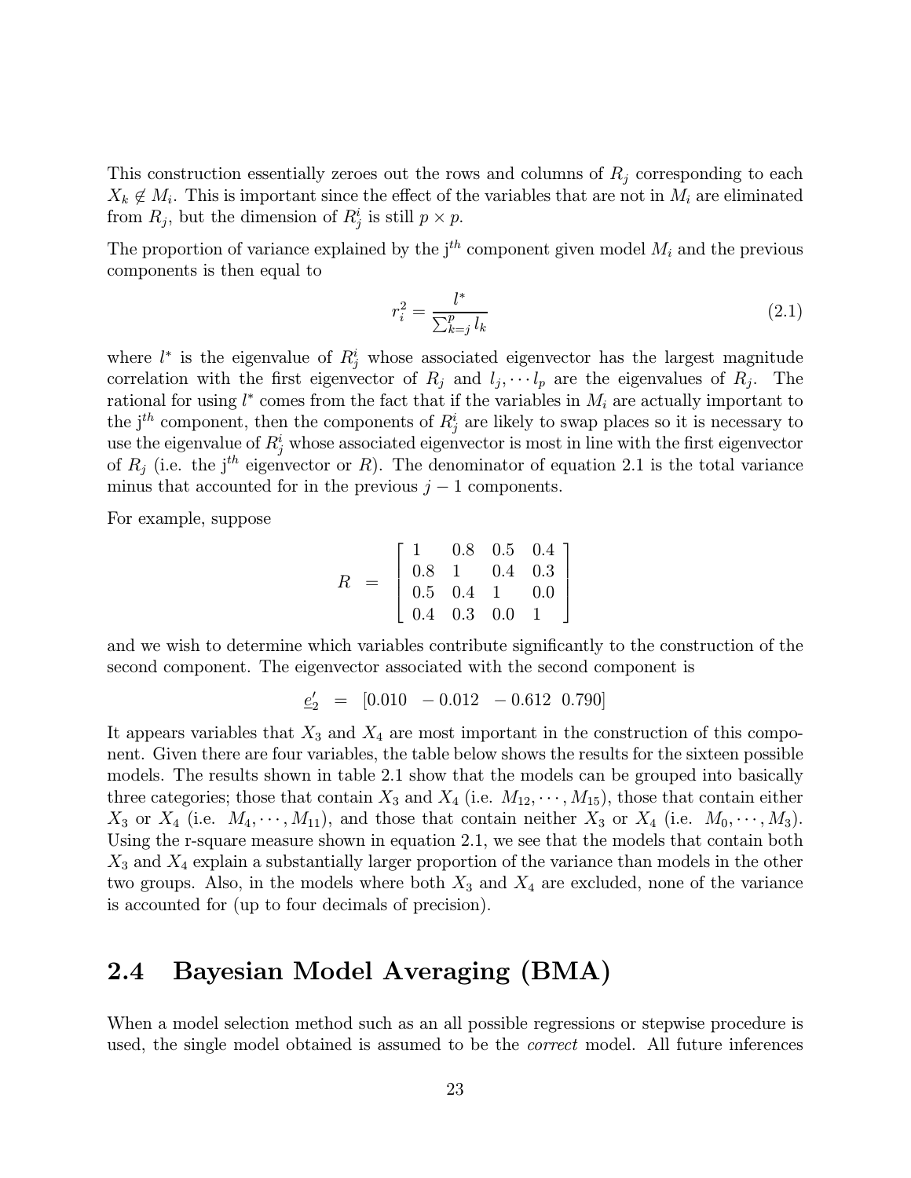This construction essentially zeroes out the rows and columns of $R_j$ corresponding to each $X_k \notin M_i$. This is important since the effect of the variables that are not in $M_i$ are eliminated from $R_j$, but the dimension of $R_j^i$ is still $p \times p$.

The proportion of variance explained by the j$^{th}$ component given model $M_i$ and the previous components is then equal to

$$r_i^2 = \frac{l^*}{\sum_{k=j}^{p} l_k} \tag{2.1}$$

where $l^*$ is the eigenvalue of $R_j^i$ whose associated eigenvector has the largest magnitude correlation with the first eigenvector of $R_j$ and $l_j, \cdots l_p$ are the eigenvalues of $R_j$. The rational for using $l^*$ comes from the fact that if the variables in $M_i$ are actually important to the j$^{th}$ component, then the components of $R_j^i$ are likely to swap places so it is necessary to use the eigenvalue of $R_j^i$ whose associated eigenvector is most in line with the first eigenvector of $R_j$ (i.e. the j$^{th}$ eigenvector or $R$). The denominator of equation 2.1 is the total variance minus that accounted for in the previous $j-1$ components.

For example, suppose

$$R = \begin{bmatrix} 1 & 0.8 & 0.5 & 0.4 \\ 0.8 & 1 & 0.4 & 0.3 \\ 0.5 & 0.4 & 1 & 0.0 \\ 0.4 & 0.3 & 0.0 & 1 \end{bmatrix}$$

and we wish to determine which variables contribute significantly to the construction of the second component. The eigenvector associated with the second component is

$$\underline{e}_2' = [0.010 \quad -0.012 \quad -0.612 \quad 0.790]$$

It appears variables that $X_3$ and $X_4$ are most important in the construction of this component. Given there are four variables, the table below shows the results for the sixteen possible models. The results shown in table 2.1 show that the models can be grouped into basically three categories; those that contain $X_3$ and $X_4$ (i.e. $M_{12}, \cdots, M_{15}$), those that contain either $X_3$ or $X_4$ (i.e. $M_4, \cdots, M_{11}$), and those that contain neither $X_3$ or $X_4$ (i.e. $M_0, \cdots, M_3$). Using the r-square measure shown in equation 2.1, we see that the models that contain both $X_3$ and $X_4$ explain a substantially larger proportion of the variance than models in the other two groups. Also, in the models where both $X_3$ and $X_4$ are excluded, none of the variance is accounted for (up to four decimals of precision).

## 2.4 Bayesian Model Averaging (BMA)

When a model selection method such as an all possible regressions or stepwise procedure is used, the single model obtained is assumed to be the *correct* model. All future inferences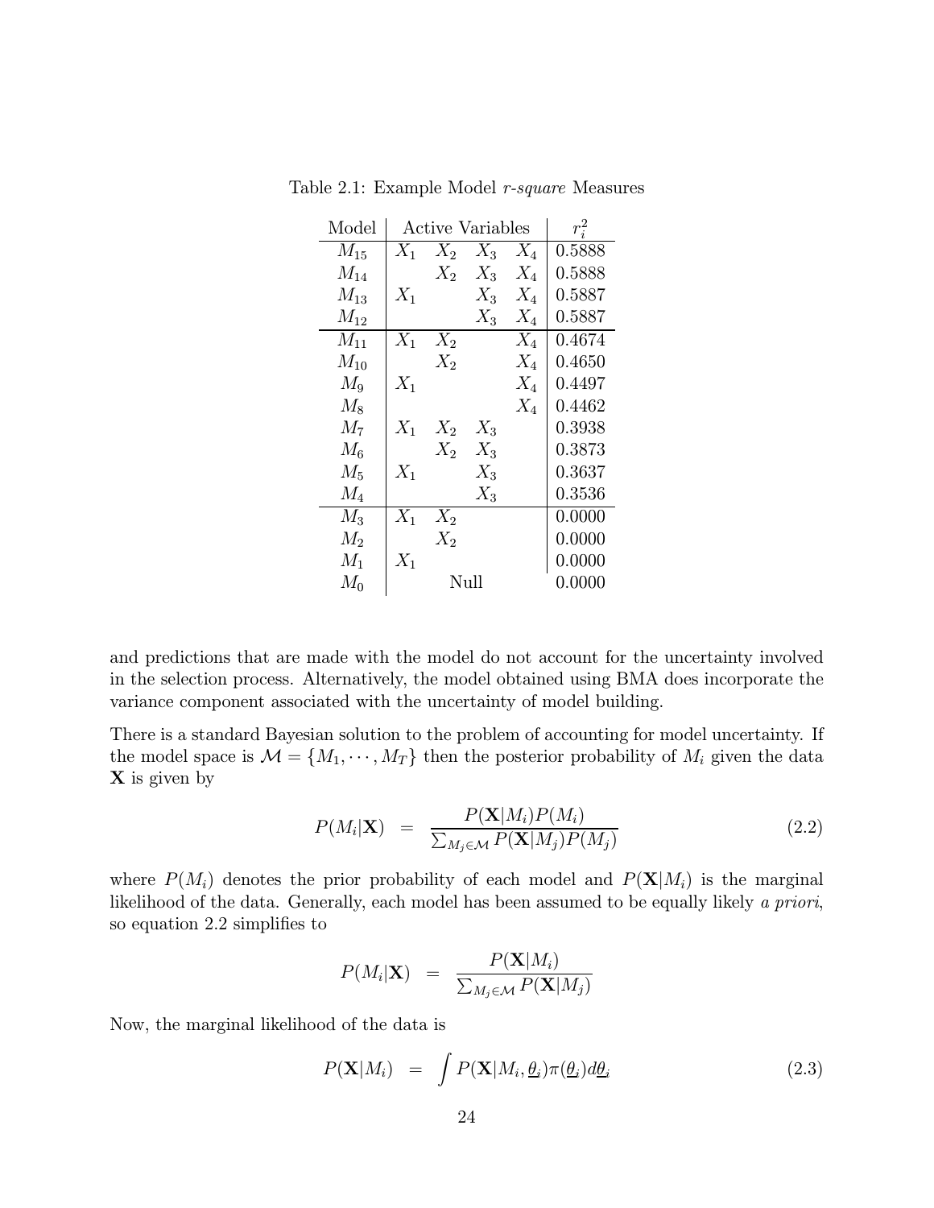Table 2.1: Example Model *r-square* Measures

| Model | Active Variables | | | | $r_i^2$ |
|---|---|---|---|---|---|
| $M_{15}$ | $X_1$ | $X_2$ | $X_3$ | $X_4$ | 0.5888 |
| $M_{14}$ | | $X_2$ | $X_3$ | $X_4$ | 0.5888 |
| $M_{13}$ | $X_1$ | | $X_3$ | $X_4$ | 0.5887 |
| $M_{12}$ | | | $X_3$ | $X_4$ | 0.5887 |
| $M_{11}$ | $X_1$ | $X_2$ | | $X_4$ | 0.4674 |
| $M_{10}$ | | $X_2$ | | $X_4$ | 0.4650 |
| $M_9$ | $X_1$ | | | $X_4$ | 0.4497 |
| $M_8$ | | | | $X_4$ | 0.4462 |
| $M_7$ | $X_1$ | $X_2$ | $X_3$ | | 0.3938 |
| $M_6$ | | $X_2$ | $X_3$ | | 0.3873 |
| $M_5$ | $X_1$ | | $X_3$ | | 0.3637 |
| $M_4$ | | | $X_3$ | | 0.3536 |
| $M_3$ | $X_1$ | $X_2$ | | | 0.0000 |
| $M_2$ | | $X_2$ | | | 0.0000 |
| $M_1$ | $X_1$ | | | | 0.0000 |
| $M_0$ | Null | | | | 0.0000 |

and predictions that are made with the model do not account for the uncertainty involved in the selection process. Alternatively, the model obtained using BMA does incorporate the variance component associated with the uncertainty of model building.

There is a standard Bayesian solution to the problem of accounting for model uncertainty. If the model space is $\mathcal{M} = \{M_1, \cdots, M_T\}$ then the posterior probability of $M_i$ given the data $\mathbf{X}$ is given by

$$P(M_i|\mathbf{X}) = \frac{P(\mathbf{X}|M_i)P(M_i)}{\sum_{M_j \in \mathcal{M}} P(\mathbf{X}|M_j)P(M_j)} \tag{2.2}$$

where $P(M_i)$ denotes the prior probability of each model and $P(\mathbf{X}|M_i)$ is the marginal likelihood of the data. Generally, each model has been assumed to be equally likely *a priori*, so equation 2.2 simplifies to

$$P(M_i|\mathbf{X}) = \frac{P(\mathbf{X}|M_i)}{\sum_{M_j \in \mathcal{M}} P(\mathbf{X}|M_j)}$$

Now, the marginal likelihood of the data is

$$P(\mathbf{X}|M_i) = \int P(\mathbf{X}|M_i, \underline{\theta}_i)\pi(\underline{\theta}_i)d\underline{\theta}_i \tag{2.3}$$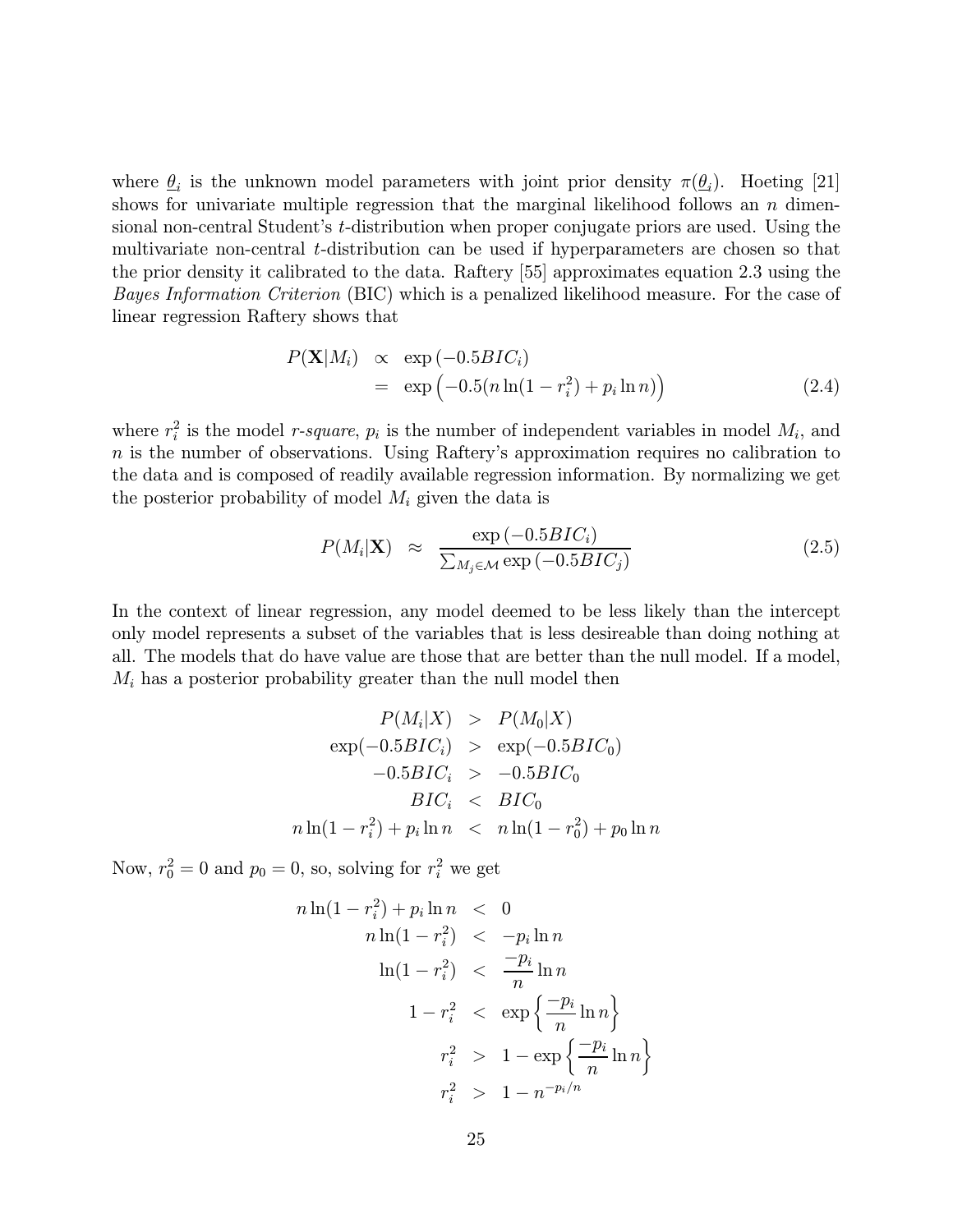where $\underline{\theta}_i$ is the unknown model parameters with joint prior density $\pi(\underline{\theta}_i)$. Hoeting [21] shows for univariate multiple regression that the marginal likelihood follows an $n$ dimensional non-central Student's $t$-distribution when proper conjugate priors are used. Using the multivariate non-central $t$-distribution can be used if hyperparameters are chosen so that the prior density it calibrated to the data. Raftery [55] approximates equation 2.3 using the *Bayes Information Criterion* (BIC) which is a penalized likelihood measure. For the case of linear regression Raftery shows that

$$
\begin{aligned}
P(\mathbf{X}|M_i) &\propto \exp\left(-0.5BIC_i\right) \\
&= \exp\left(-0.5(n\ln(1-r_i^2)+p_i\ln n)\right) \qquad (2.4)
\end{aligned}
$$

where $r_i^2$ is the model *r-square*, $p_i$ is the number of independent variables in model $M_i$, and $n$ is the number of observations. Using Raftery's approximation requires no calibration to the data and is composed of readily available regression information. By normalizing we get the posterior probability of model $M_i$ given the data is

$$
P(M_i|\mathbf{X}) \approx \frac{\exp\left(-0.5BIC_i\right)}{\sum_{M_j\in\mathcal{M}}\exp\left(-0.5BIC_j\right)} \qquad (2.5)
$$

In the context of linear regression, any model deemed to be less likely than the intercept only model represents a subset of the variables that is less desireable than doing nothing at all. The models that do have value are those that are better than the null model. If a model, $M_i$ has a posterior probability greater than the null model then

$$
\begin{aligned}
P(M_i|X) &> P(M_0|X) \\
\exp(-0.5BIC_i) &> \exp(-0.5BIC_0) \\
-0.5BIC_i &> -0.5BIC_0 \\
BIC_i &< BIC_0 \\
n\ln(1-r_i^2)+p_i\ln n &< n\ln(1-r_0^2)+p_0\ln n
\end{aligned}
$$

Now, $r_0^2 = 0$ and $p_0 = 0$, so, solving for $r_i^2$ we get

$$
\begin{aligned}
n\ln(1-r_i^2)+p_i\ln n &< 0 \\
n\ln(1-r_i^2) &< -p_i\ln n \\
\ln(1-r_i^2) &< \frac{-p_i}{n}\ln n \\
1-r_i^2 &< \exp\left\{\frac{-p_i}{n}\ln n\right\} \\
r_i^2 &> 1-\exp\left\{\frac{-p_i}{n}\ln n\right\} \\
r_i^2 &> 1-n^{-p_i/n}
\end{aligned}
$$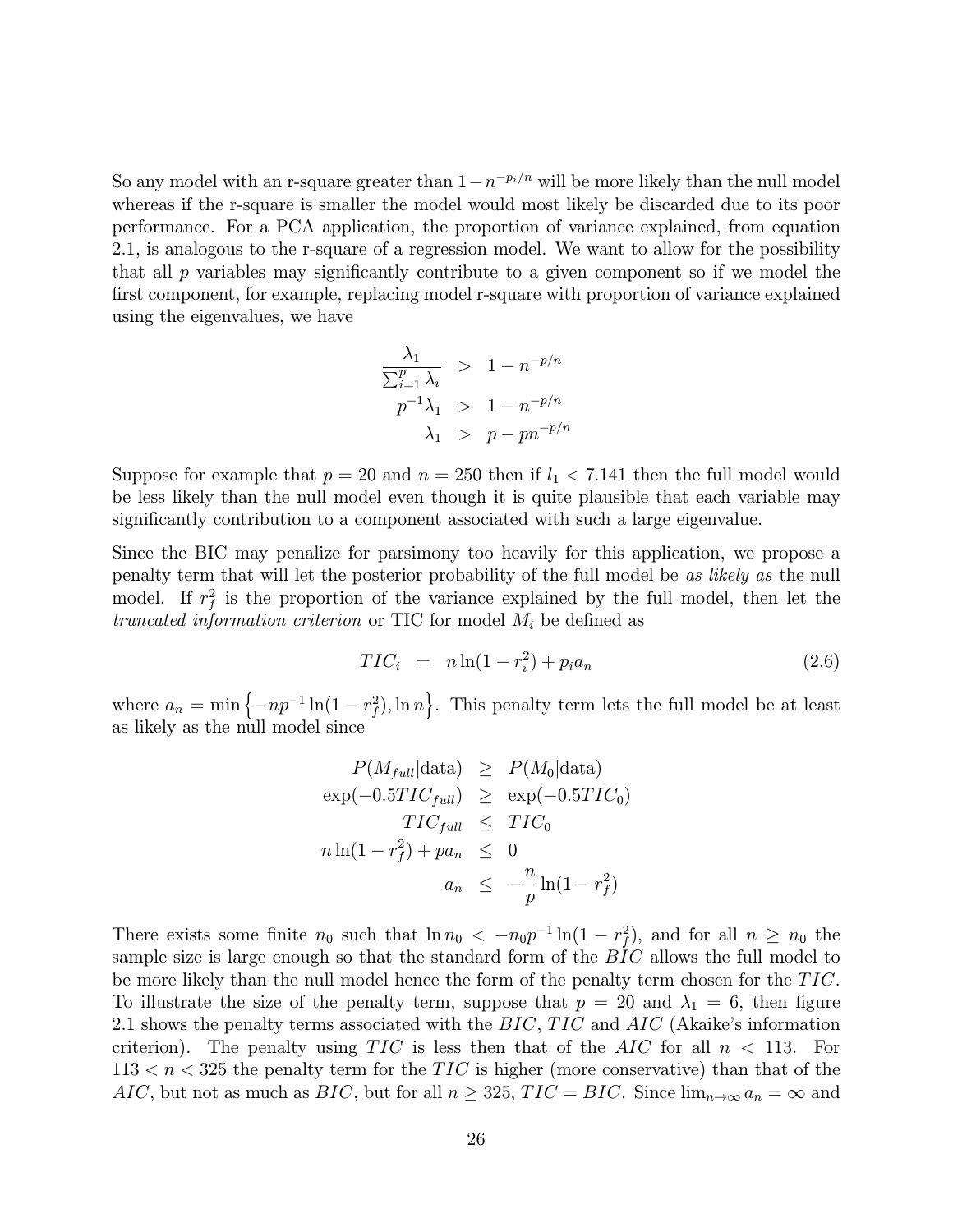So any model with an r-square greater than $1 - n^{-p_i/n}$ will be more likely than the null model whereas if the r-square is smaller the model would most likely be discarded due to its poor performance. For a PCA application, the proportion of variance explained, from equation 2.1, is analogous to the r-square of a regression model. We want to allow for the possibility that all $p$ variables may significantly contribute to a given component so if we model the first component, for example, replacing model r-square with proportion of variance explained using the eigenvalues, we have

$$
\begin{aligned}
\frac{\lambda_1}{\sum_{i=1}^{p} \lambda_i} &> 1 - n^{-p/n} \\
p^{-1}\lambda_1 &> 1 - n^{-p/n} \\
\lambda_1 &> p - pn^{-p/n}
\end{aligned}
$$

Suppose for example that $p = 20$ and $n = 250$ then if $l_1 < 7.141$ then the full model would be less likely than the null model even though it is quite plausible that each variable may significantly contribution to a component associated with such a large eigenvalue.

Since the BIC may penalize for parsimony too heavily for this application, we propose a penalty term that will let the posterior probability of the full model be *as likely as* the null model. If $r_f^2$ is the proportion of the variance explained by the full model, then let the *truncated information criterion* or TIC for model $M_i$ be defined as

$$
TIC_i \;=\; n \ln(1 - r_i^2) + p_i a_n \tag{2.6}
$$

where $a_n = \min\left\{-np^{-1}\ln(1 - r_f^2), \ln n\right\}$. This penalty term lets the full model be at least as likely as the null model since

$$
\begin{aligned}
P(M_{full}|\text{data}) &\geq P(M_0|\text{data}) \\
\exp(-0.5TIC_{full}) &\geq \exp(-0.5TIC_0) \\
TIC_{full} &\leq TIC_0 \\
n\ln(1 - r_f^2) + pa_n &\leq 0 \\
a_n &\leq -\frac{n}{p}\ln(1 - r_f^2)
\end{aligned}
$$

There exists some finite $n_0$ such that $\ln n_0 < -n_0 p^{-1} \ln(1 - r_f^2)$, and for all $n \geq n_0$ the sample size is large enough so that the standard form of the $BIC$ allows the full model to be more likely than the null model hence the form of the penalty term chosen for the $TIC$. To illustrate the size of the penalty term, suppose that $p = 20$ and $\lambda_1 = 6$, then figure 2.1 shows the penalty terms associated with the $BIC$, $TIC$ and $AIC$ (Akaike's information criterion). The penalty using $TIC$ is less then that of the $AIC$ for all $n < 113$. For $113 < n < 325$ the penalty term for the $TIC$ is higher (more conservative) than that of the $AIC$, but not as much as $BIC$, but for all $n \geq 325$, $TIC = BIC$. Since $\lim_{n\to\infty} a_n = \infty$ and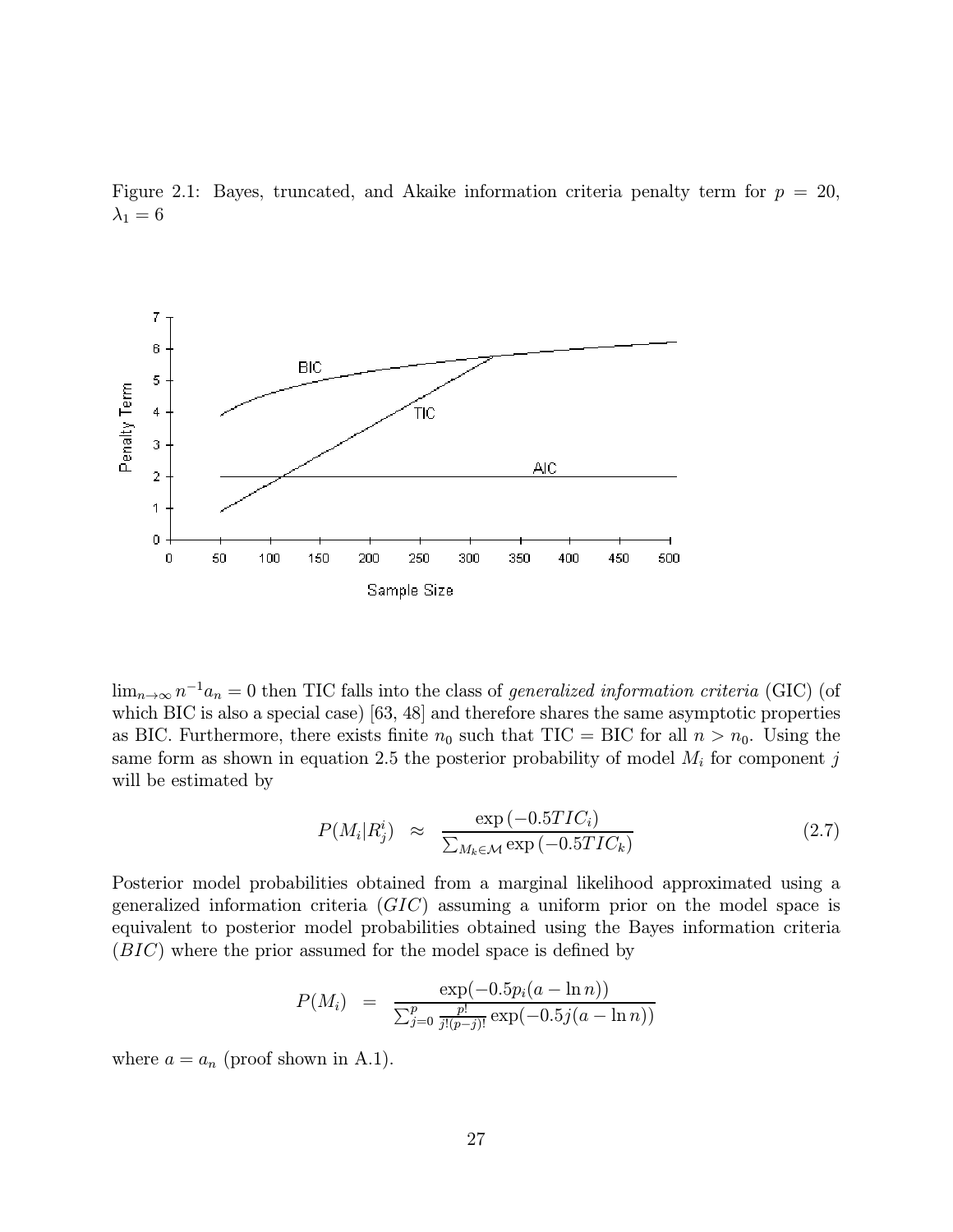Figure 2.1: Bayes, truncated, and Akaike information criteria penalty term for $p = 20$, $\lambda_1 = 6$

$\lim_{n\to\infty} n^{-1}a_n = 0$ then TIC falls into the class of *generalized information criteria* (GIC) (of which BIC is also a special case) [63, 48] and therefore shares the same asymptotic properties as BIC. Furthermore, there exists finite $n_0$ such that TIC = BIC for all $n > n_0$. Using the same form as shown in equation 2.5 the posterior probability of model $M_i$ for component $j$ will be estimated by

$$P(M_i|R_j^i) \approx \frac{\exp(-0.5TIC_i)}{\sum_{M_k \in \mathcal{M}} \exp(-0.5TIC_k)} \tag{2.7}$$

Posterior model probabilities obtained from a marginal likelihood approximated using a generalized information criteria ($GIC$) assuming a uniform prior on the model space is equivalent to posterior model probabilities obtained using the Bayes information criteria ($BIC$) where the prior assumed for the model space is defined by

$$P(M_i) = \frac{\exp(-0.5p_i(a - \ln n))}{\sum_{j=0}^{p} \frac{p!}{j!(p-j)!} \exp(-0.5j(a - \ln n))}$$

where $a = a_n$ (proof shown in A.1).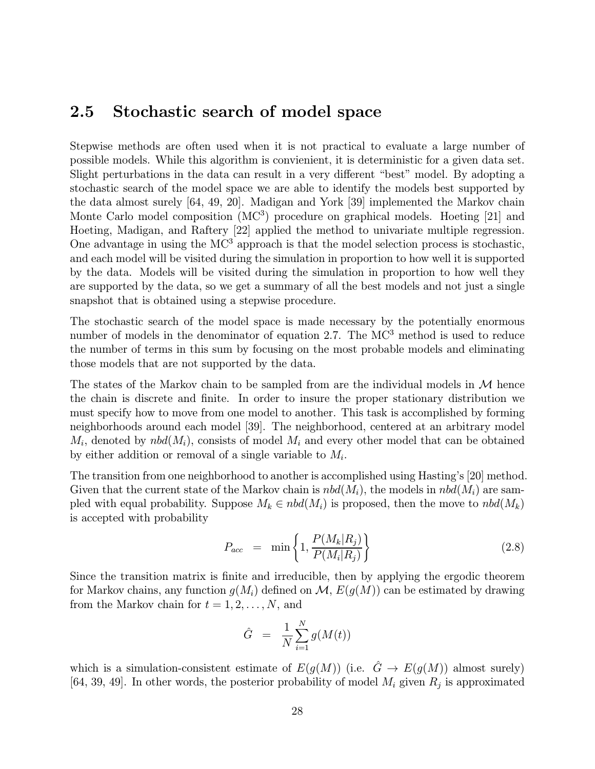## 2.5 Stochastic search of model space

Stepwise methods are often used when it is not practical to evaluate a large number of possible models. While this algorithm is convienient, it is deterministic for a given data set. Slight perturbations in the data can result in a very different "best" model. By adopting a stochastic search of the model space we are able to identify the models best supported by the data almost surely [64, 49, 20]. Madigan and York [39] implemented the Markov chain Monte Carlo model composition ($\text{MC}^3$) procedure on graphical models. Hoeting [21] and Hoeting, Madigan, and Raftery [22] applied the method to univariate multiple regression. One advantage in using the $\text{MC}^3$ approach is that the model selection process is stochastic, and each model will be visited during the simulation in proportion to how well it is supported by the data. Models will be visited during the simulation in proportion to how well they are supported by the data, so we get a summary of all the best models and not just a single snapshot that is obtained using a stepwise procedure.

The stochastic search of the model space is made necessary by the potentially enormous number of models in the denominator of equation 2.7. The $\text{MC}^3$ method is used to reduce the number of terms in this sum by focusing on the most probable models and eliminating those models that are not supported by the data.

The states of the Markov chain to be sampled from are the individual models in $\mathcal{M}$ hence the chain is discrete and finite. In order to insure the proper stationary distribution we must specify how to move from one model to another. This task is accomplished by forming neighborhoods around each model [39]. The neighborhood, centered at an arbitrary model $M_i$, denoted by $nbd(M_i)$, consists of model $M_i$ and every other model that can be obtained by either addition or removal of a single variable to $M_i$.

The transition from one neighborhood to another is accomplished using Hasting's [20] method. Given that the current state of the Markov chain is $nbd(M_i)$, the models in $nbd(M_i)$ are sampled with equal probability. Suppose $M_k \in nbd(M_i)$ is proposed, then the move to $nbd(M_k)$ is accepted with probability

$$P_{acc} \;=\; \min\left\{1, \frac{P(M_k|R_j)}{P(M_i|R_j)}\right\} \tag{2.8}$$

Since the transition matrix is finite and irreducible, then by applying the ergodic theorem for Markov chains, any function $g(M_i)$ defined on $\mathcal{M}$, $E(g(M))$ can be estimated by drawing from the Markov chain for $t = 1, 2, \ldots, N$, and

$$\hat{G} \;=\; \frac{1}{N}\sum_{i=1}^{N} g(M(t))$$

which is a simulation-consistent estimate of $E(g(M))$ (i.e. $\hat{G} \to E(g(M))$ almost surely) [64, 39, 49]. In other words, the posterior probability of model $M_i$ given $R_j$ is approximated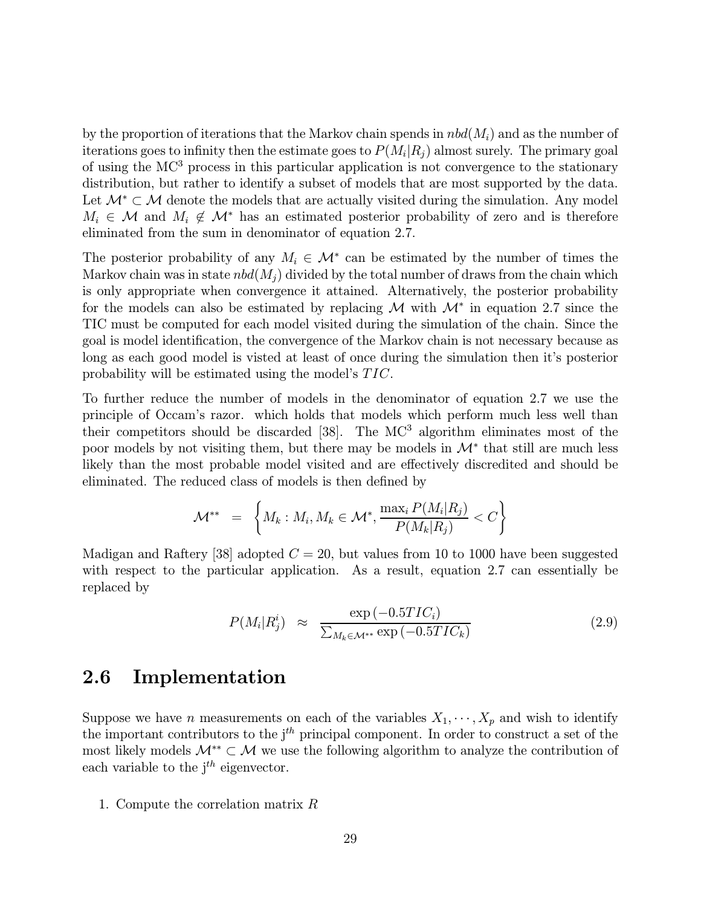by the proportion of iterations that the Markov chain spends in $nbd(M_i)$ and as the number of iterations goes to infinity then the estimate goes to $P(M_i|R_j)$ almost surely. The primary goal of using the MC$^3$ process in this particular application is not convergence to the stationary distribution, but rather to identify a subset of models that are most supported by the data. Let $\mathcal{M}^* \subset \mathcal{M}$ denote the models that are actually visited during the simulation. Any model $M_i \in \mathcal{M}$ and $M_i \notin \mathcal{M}^*$ has an estimated posterior probability of zero and is therefore eliminated from the sum in denominator of equation 2.7.

The posterior probability of any $M_i \in \mathcal{M}^*$ can be estimated by the number of times the Markov chain was in state $nbd(M_j)$ divided by the total number of draws from the chain which is only appropriate when convergence it attained. Alternatively, the posterior probability for the models can also be estimated by replacing $\mathcal{M}$ with $\mathcal{M}^*$ in equation 2.7 since the TIC must be computed for each model visited during the simulation of the chain. Since the goal is model identification, the convergence of the Markov chain is not necessary because as long as each good model is visted at least of once during the simulation then it's posterior probability will be estimated using the model's $TIC$.

To further reduce the number of models in the denominator of equation 2.7 we use the principle of Occam's razor. which holds that models which perform much less well than their competitors should be discarded [38]. The MC$^3$ algorithm eliminates most of the poor models by not visiting them, but there may be models in $\mathcal{M}^*$ that still are much less likely than the most probable model visited and are effectively discredited and should be eliminated. The reduced class of models is then defined by

$$\mathcal{M}^{**} = \left\{ M_k : M_i, M_k \in \mathcal{M}^*, \frac{\max_i P(M_i|R_j)}{P(M_k|R_j)} < C \right\}$$

Madigan and Raftery [38] adopted $C = 20$, but values from 10 to 1000 have been suggested with respect to the particular application. As a result, equation 2.7 can essentially be replaced by

$$P(M_i|R_j^i) \approx \frac{\exp(-0.5TIC_i)}{\sum_{M_k \in \mathcal{M}^{**}} \exp(-0.5TIC_k)} \tag{2.9}$$

## 2.6 Implementation

Suppose we have $n$ measurements on each of the variables $X_1, \cdots, X_p$ and wish to identify the important contributors to the j$^{th}$ principal component. In order to construct a set of the most likely models $\mathcal{M}^{**} \subset \mathcal{M}$ we use the following algorithm to analyze the contribution of each variable to the j$^{th}$ eigenvector.

1. Compute the correlation matrix $R$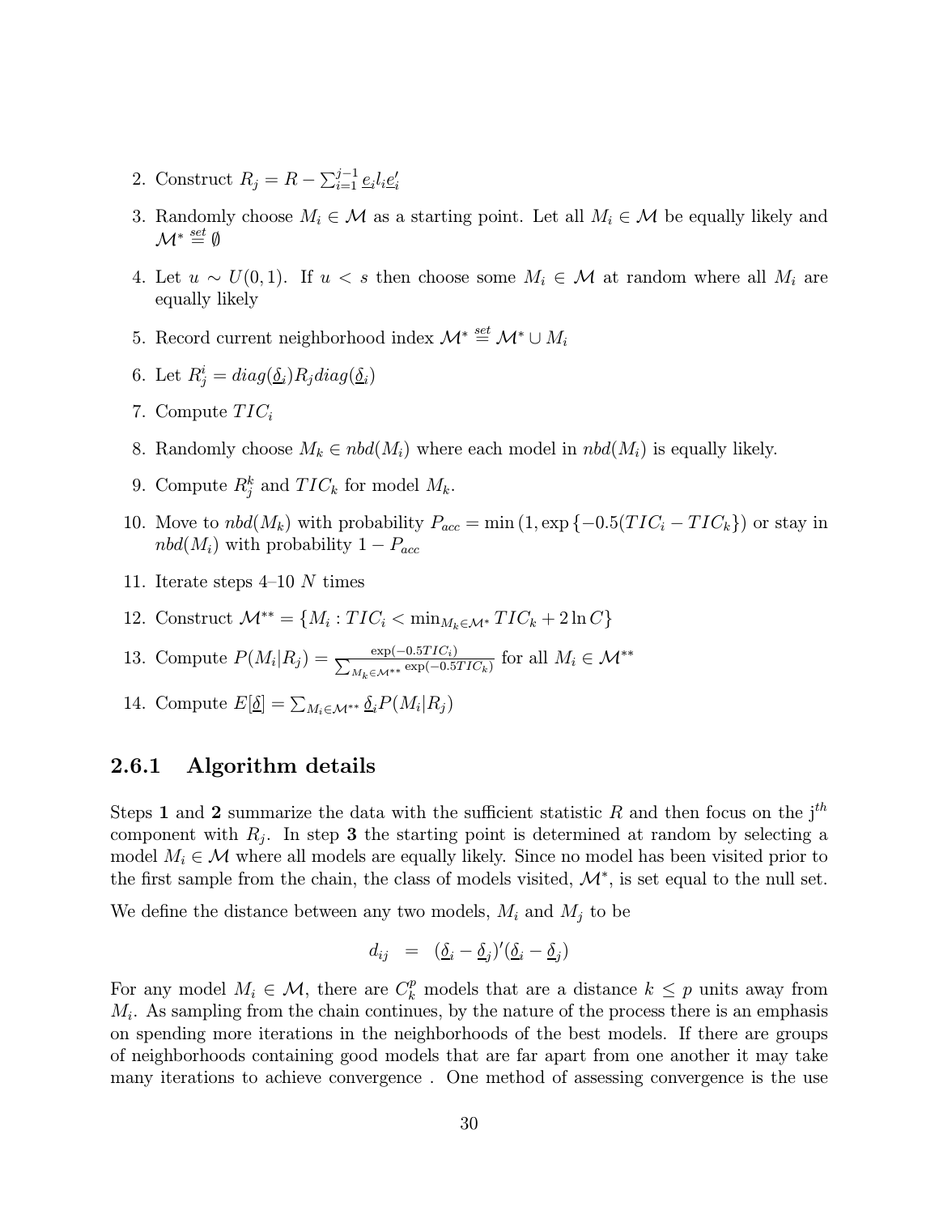2. Construct $R_j = R - \sum_{i=1}^{j-1} \underline{e}_i l_i \underline{e}_i'$
3. Randomly choose $M_i \in \mathcal{M}$ as a starting point. Let all $M_i \in \mathcal{M}$ be equally likely and $\mathcal{M}^* \overset{set}{=} \emptyset$
4. Let $u \sim U(0,1)$. If $u < s$ then choose some $M_i \in \mathcal{M}$ at random where all $M_i$ are equally likely
5. Record current neighborhood index $\mathcal{M}^* \overset{set}{=} \mathcal{M}^* \cup M_i$
6. Let $R_j^i = diag(\underline{\delta}_i) R_j diag(\underline{\delta}_i)$
7. Compute $TIC_i$
8. Randomly choose $M_k \in nbd(M_i)$ where each model in $nbd(M_i)$ is equally likely.
9. Compute $R_j^k$ and $TIC_k$ for model $M_k$.
10. Move to $nbd(M_k)$ with probability $P_{acc} = \min\left(1, \exp\left\{-0.5(TIC_i - TIC_k\right\}\right)$ or stay in $nbd(M_i)$ with probability $1 - P_{acc}$
11. Iterate steps 4–10 $N$ times
12. Construct $\mathcal{M}^{**} = \{M_i : TIC_i < \min_{M_k \in \mathcal{M}^*} TIC_k + 2\ln C\}$
13. Compute $P(M_i|R_j) = \frac{\exp(-0.5 TIC_i)}{\sum_{M_k \in \mathcal{M}^{**}} \exp(-0.5 TIC_k)}$ for all $M_i \in \mathcal{M}^{**}$
14. Compute $E[\underline{\delta}] = \sum_{M_i \in \mathcal{M}^{**}} \underline{\delta}_i P(M_i|R_j)$

### 2.6.1 Algorithm details

Steps **1** and **2** summarize the data with the sufficient statistic $R$ and then focus on the j$^{th}$ component with $R_j$. In step **3** the starting point is determined at random by selecting a model $M_i \in \mathcal{M}$ where all models are equally likely. Since no model has been visited prior to the first sample from the chain, the class of models visited, $\mathcal{M}^*$, is set equal to the null set.

We define the distance between any two models, $M_i$ and $M_j$ to be

$$d_{ij} \;\; = \;\; (\underline{\delta}_i - \underline{\delta}_j)'(\underline{\delta}_i - \underline{\delta}_j)$$

For any model $M_i \in \mathcal{M}$, there are $C_k^p$ models that are a distance $k \leq p$ units away from $M_i$. As sampling from the chain continues, by the nature of the process there is an emphasis on spending more iterations in the neighborhoods of the best models. If there are groups of neighborhoods containing good models that are far apart from one another it may take many iterations to achieve convergence . One method of assessing convergence is the use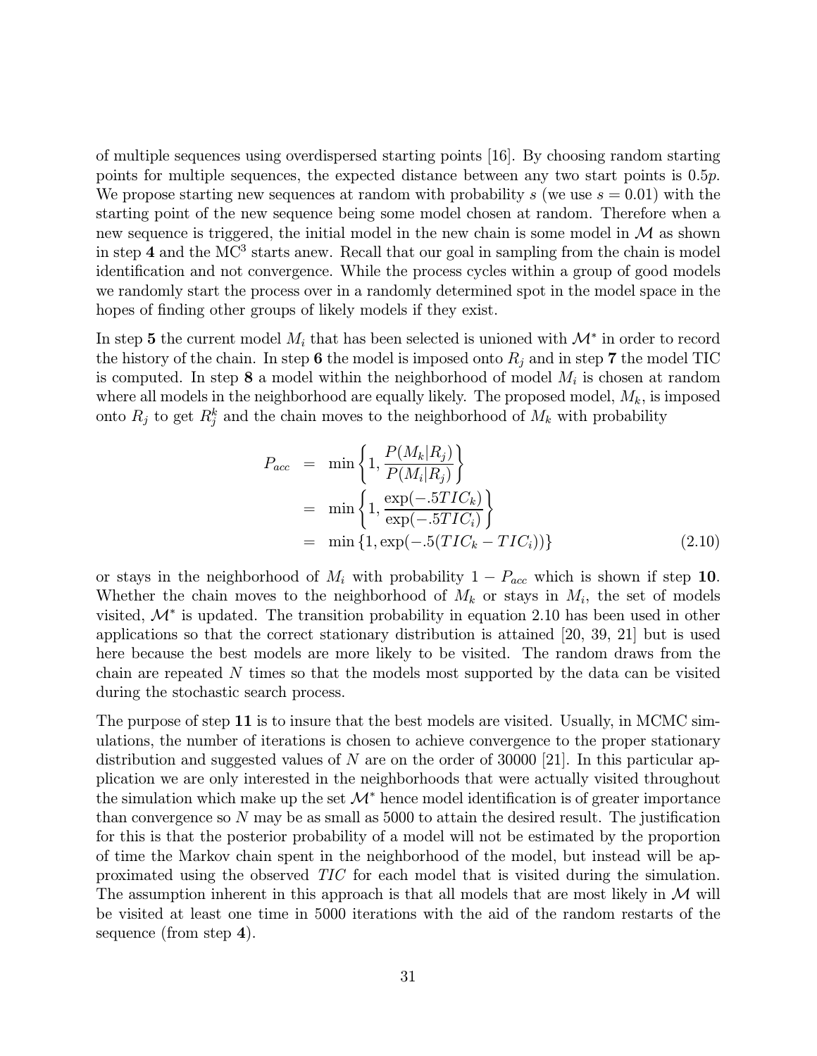of multiple sequences using overdispersed starting points [16]. By choosing random starting points for multiple sequences, the expected distance between any two start points is $0.5p$. We propose starting new sequences at random with probability $s$ (we use $s = 0.01$) with the starting point of the new sequence being some model chosen at random. Therefore when a new sequence is triggered, the initial model in the new chain is some model in $\mathcal{M}$ as shown in step **4** and the MC$^3$ starts anew. Recall that our goal in sampling from the chain is model identification and not convergence. While the process cycles within a group of good models we randomly start the process over in a randomly determined spot in the model space in the hopes of finding other groups of likely models if they exist.

In step **5** the current model $M_i$ that has been selected is unioned with $\mathcal{M}^*$ in order to record the history of the chain. In step **6** the model is imposed onto $R_j$ and in step **7** the model TIC is computed. In step **8** a model within the neighborhood of model $M_i$ is chosen at random where all models in the neighborhood are equally likely. The proposed model, $M_k$, is imposed onto $R_j$ to get $R_j^k$ and the chain moves to the neighborhood of $M_k$ with probability

$$
\begin{aligned}
P_{acc} &= \min\left\{1, \frac{P(M_k|R_j)}{P(M_i|R_j)}\right\} \\
&= \min\left\{1, \frac{\exp(-.5TIC_k)}{\exp(-.5TIC_i)}\right\} \\
&= \min\left\{1, \exp(-.5(TIC_k - TIC_i))\right\} \qquad (2.10)
\end{aligned}
$$

or stays in the neighborhood of $M_i$ with probability $1 - P_{acc}$ which is shown if step **10**. Whether the chain moves to the neighborhood of $M_k$ or stays in $M_i$, the set of models visited, $\mathcal{M}^*$ is updated. The transition probability in equation 2.10 has been used in other applications so that the correct stationary distribution is attained [20, 39, 21] but is used here because the best models are more likely to be visited. The random draws from the chain are repeated $N$ times so that the models most supported by the data can be visited during the stochastic search process.

The purpose of step **11** is to insure that the best models are visited. Usually, in MCMC simulations, the number of iterations is chosen to achieve convergence to the proper stationary distribution and suggested values of $N$ are on the order of 30000 [21]. In this particular application we are only interested in the neighborhoods that were actually visited throughout the simulation which make up the set $\mathcal{M}^*$ hence model identification is of greater importance than convergence so $N$ may be as small as 5000 to attain the desired result. The justification for this is that the posterior probability of a model will not be estimated by the proportion of time the Markov chain spent in the neighborhood of the model, but instead will be approximated using the observed *TIC* for each model that is visited during the simulation. The assumption inherent in this approach is that all models that are most likely in $\mathcal{M}$ will be visited at least one time in 5000 iterations with the aid of the random restarts of the sequence (from step **4**).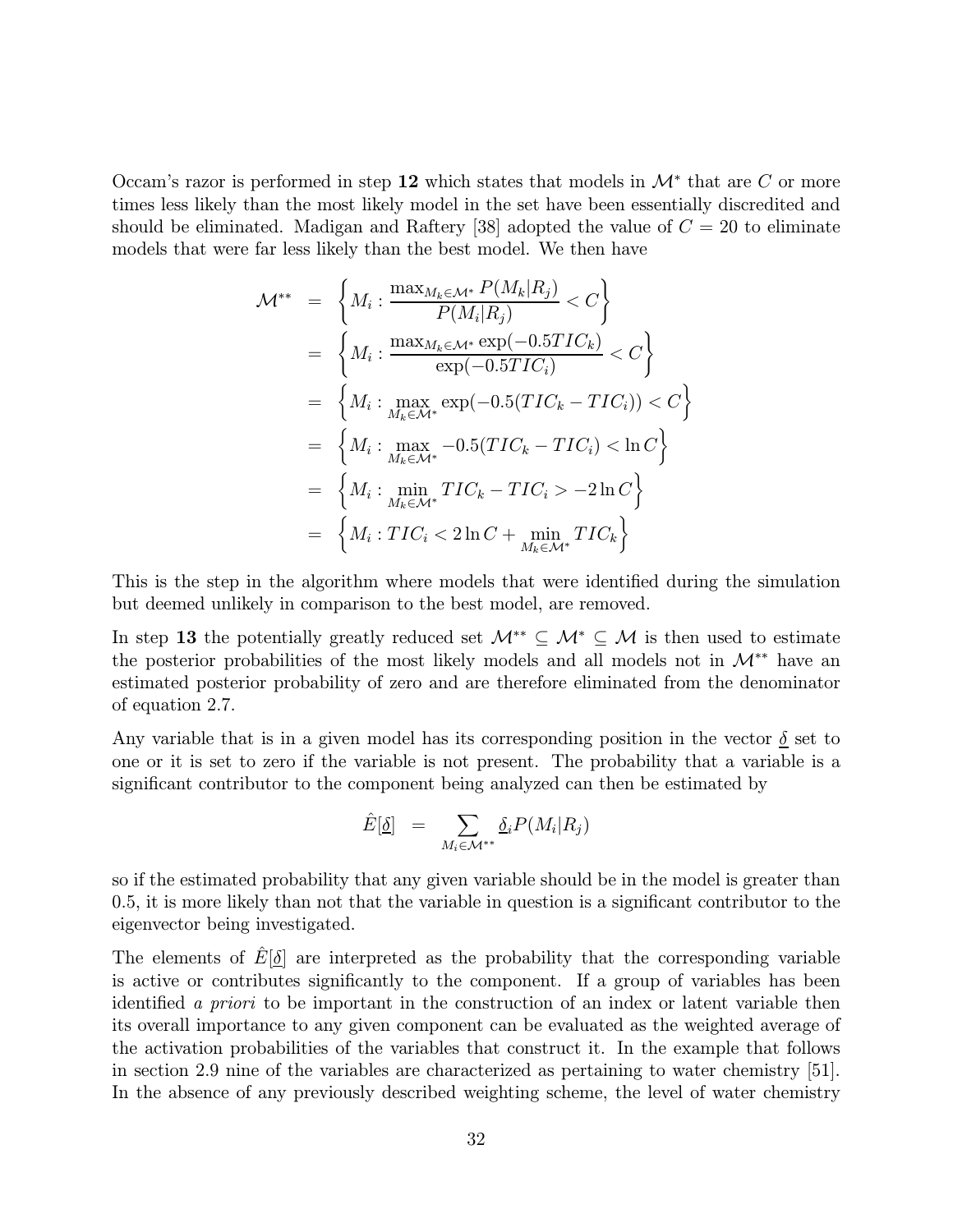Occam's razor is performed in step **12** which states that models in $\mathcal{M}^*$ that are $C$ or more times less likely than the most likely model in the set have been essentially discredited and should be eliminated. Madigan and Raftery [38] adopted the value of $C = 20$ to eliminate models that were far less likely than the best model. We then have

$$
\begin{aligned}
\mathcal{M}^{**} &= \left\{ M_i : \frac{\max_{M_k \in \mathcal{M}^*} P(M_k|R_j)}{P(M_i|R_j)} < C \right\} \\
&= \left\{ M_i : \frac{\max_{M_k \in \mathcal{M}^*} \exp(-0.5TIC_k)}{\exp(-0.5TIC_i)} < C \right\} \\
&= \left\{ M_i : \max_{M_k \in \mathcal{M}^*} \exp(-0.5(TIC_k - TIC_i)) < C \right\} \\
&= \left\{ M_i : \max_{M_k \in \mathcal{M}^*} -0.5(TIC_k - TIC_i) < \ln C \right\} \\
&= \left\{ M_i : \min_{M_k \in \mathcal{M}^*} TIC_k - TIC_i > -2\ln C \right\} \\
&= \left\{ M_i : TIC_i < 2\ln C + \min_{M_k \in \mathcal{M}^*} TIC_k \right\}
\end{aligned}
$$

This is the step in the algorithm where models that were identified during the simulation but deemed unlikely in comparison to the best model, are removed.

In step **13** the potentially greatly reduced set $\mathcal{M}^{**} \subseteq \mathcal{M}^* \subseteq \mathcal{M}$ is then used to estimate the posterior probabilities of the most likely models and all models not in $\mathcal{M}^{**}$ have an estimated posterior probability of zero and are therefore eliminated from the denominator of equation 2.7.

Any variable that is in a given model has its corresponding position in the vector $\underline{\delta}$ set to one or it is set to zero if the variable is not present. The probability that a variable is a significant contributor to the component being analyzed can then be estimated by

$$
\hat{E}[\underline{\delta}] \;\; = \sum_{M_i \in \mathcal{M}^{**}} \underline{\delta}_i P(M_i|R_j)
$$

so if the estimated probability that any given variable should be in the model is greater than 0.5, it is more likely than not that the variable in question is a significant contributor to the eigenvector being investigated.

The elements of $\hat{E}[\underline{\delta}]$ are interpreted as the probability that the corresponding variable is active or contributes significantly to the component. If a group of variables has been identified *a priori* to be important in the construction of an index or latent variable then its overall importance to any given component can be evaluated as the weighted average of the activation probabilities of the variables that construct it. In the example that follows in section 2.9 nine of the variables are characterized as pertaining to water chemistry [51]. In the absence of any previously described weighting scheme, the level of water chemistry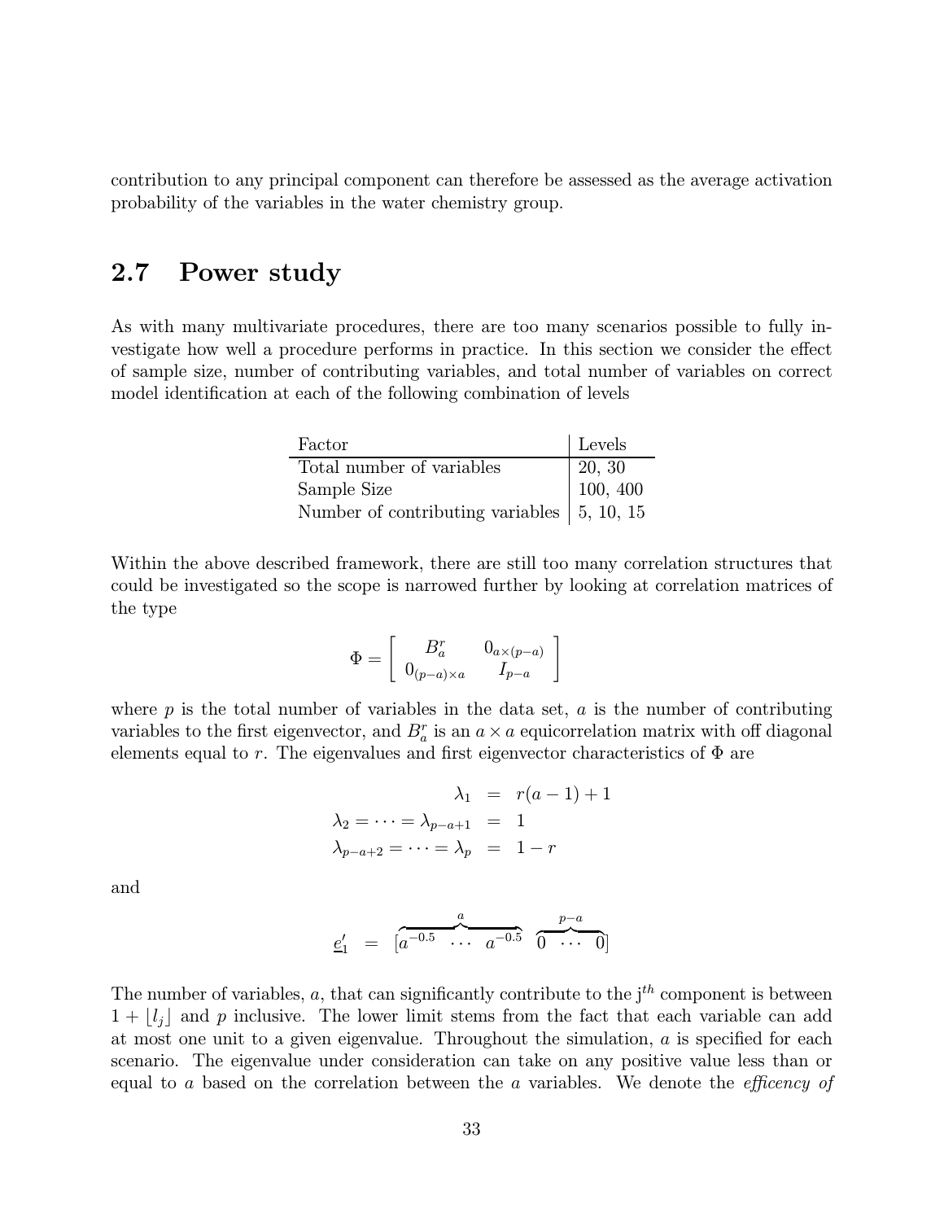contribution to any principal component can therefore be assessed as the average activation probability of the variables in the water chemistry group.

## 2.7 Power study

As with many multivariate procedures, there are too many scenarios possible to fully investigate how well a procedure performs in practice. In this section we consider the effect of sample size, number of contributing variables, and total number of variables on correct model identification at each of the following combination of levels

| Factor | Levels |
|---|---|
| Total number of variables | 20, 30 |
| Sample Size | 100, 400 |
| Number of contributing variables | 5, 10, 15 |

Within the above described framework, there are still too many correlation structures that could be investigated so the scope is narrowed further by looking at correlation matrices of the type

$$\Phi = \begin{bmatrix} B_a^r & 0_{a\times(p-a)} \\ 0_{(p-a)\times a} & I_{p-a} \end{bmatrix}$$

where $p$ is the total number of variables in the data set, $a$ is the number of contributing variables to the first eigenvector, and $B_a^r$ is an $a \times a$ equicorrelation matrix with off diagonal elements equal to $r$. The eigenvalues and first eigenvector characteristics of $\Phi$ are

$$\begin{aligned} \lambda_1 &= r(a-1)+1 \\ \lambda_2 = \cdots = \lambda_{p-a+1} &= 1 \\ \lambda_{p-a+2} = \cdots = \lambda_p &= 1-r \end{aligned}$$

and

$$\underline{e}_1' = [\overbrace{a^{-0.5} \;\; \cdots \;\; a^{-0.5}}^{a} \;\; \overbrace{0 \;\; \cdots \;\; 0}^{p-a}]$$

The number of variables, $a$, that can significantly contribute to the j$^{th}$ component is between $1 + \lfloor l_j \rfloor$ and $p$ inclusive. The lower limit stems from the fact that each variable can add at most one unit to a given eigenvalue. Throughout the simulation, $a$ is specified for each scenario. The eigenvalue under consideration can take on any positive value less than or equal to $a$ based on the correlation between the $a$ variables. We denote the *efficency of*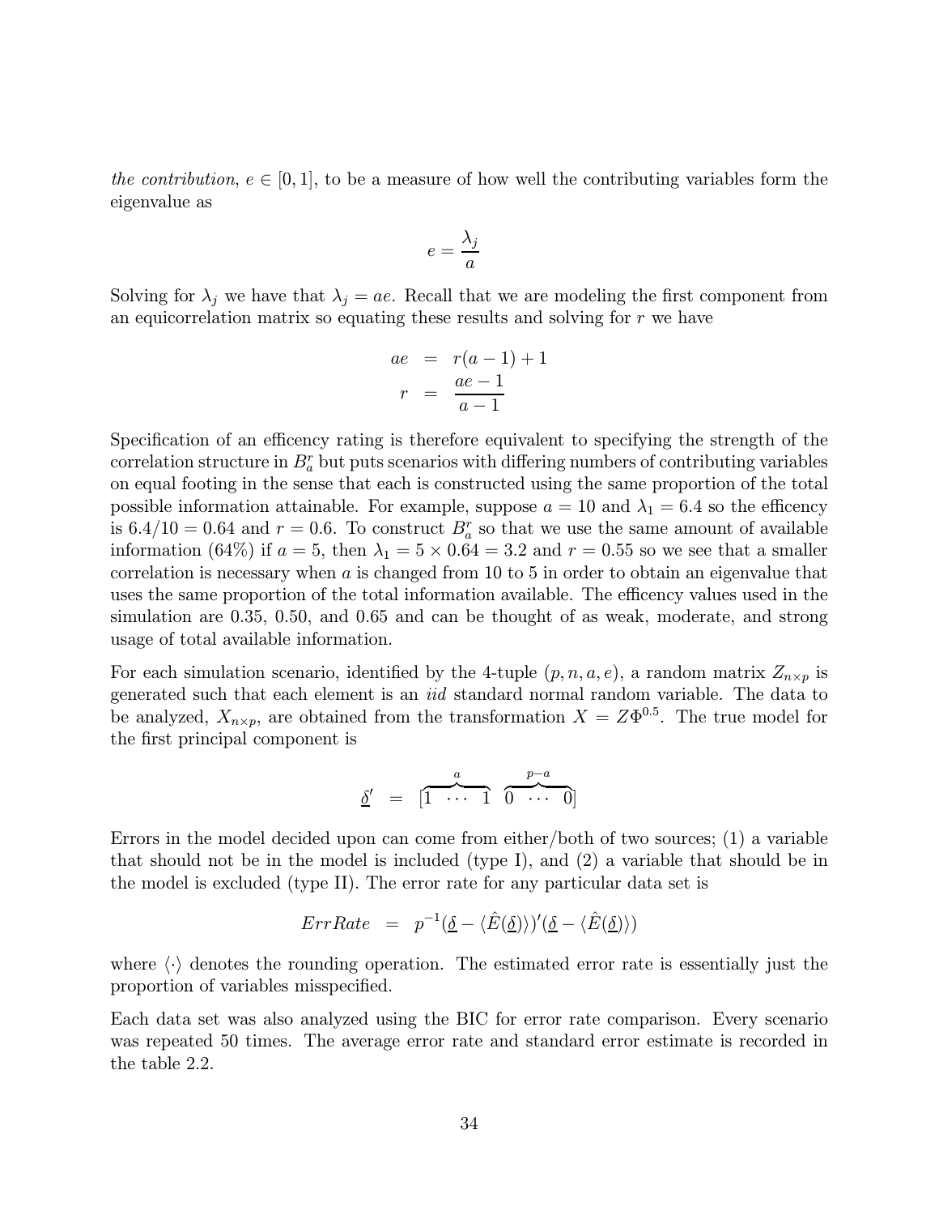*the contribution*, $e \in [0, 1]$, to be a measure of how well the contributing variables form the eigenvalue as

$$e = \frac{\lambda_j}{a}$$

Solving for $\lambda_j$ we have that $\lambda_j = ae$. Recall that we are modeling the first component from an equicorrelation matrix so equating these results and solving for $r$ we have

$$\begin{aligned} ae &= r(a-1) + 1 \\ r &= \frac{ae - 1}{a - 1} \end{aligned}$$

Specification of an efficency rating is therefore equivalent to specifying the strength of the correlation structure in $B_a^r$ but puts scenarios with differing numbers of contributing variables on equal footing in the sense that each is constructed using the same proportion of the total possible information attainable. For example, suppose $a = 10$ and $\lambda_1 = 6.4$ so the efficency is $6.4/10 = 0.64$ and $r = 0.6$. To construct $B_a^r$ so that we use the same amount of available information (64%) if $a = 5$, then $\lambda_1 = 5 \times 0.64 = 3.2$ and $r = 0.55$ so we see that a smaller correlation is necessary when $a$ is changed from 10 to 5 in order to obtain an eigenvalue that uses the same proportion of the total information available. The efficency values used in the simulation are 0.35, 0.50, and 0.65 and can be thought of as weak, moderate, and strong usage of total available information.

For each simulation scenario, identified by the 4-tuple $(p, n, a, e)$, a random matrix $Z_{n \times p}$ is generated such that each element is an *iid* standard normal random variable. The data to be analyzed, $X_{n \times p}$, are obtained from the transformation $X = Z\Phi^{0.5}$. The true model for the first principal component is

$$\underline{\delta}' = [\overbrace{1 \ \cdots \ 1}^{a} \ \overbrace{0 \ \cdots \ 0}^{p-a}]$$

Errors in the model decided upon can come from either/both of two sources; (1) a variable that should not be in the model is included (type I), and (2) a variable that should be in the model is excluded (type II). The error rate for any particular data set is

$$ErrRate = p^{-1}(\underline{\delta} - \langle \hat{E}(\underline{\delta}) \rangle)'(\underline{\delta} - \langle \hat{E}(\underline{\delta}) \rangle)$$

where $\langle \cdot \rangle$ denotes the rounding operation. The estimated error rate is essentially just the proportion of variables misspecified.

Each data set was also analyzed using the BIC for error rate comparison. Every scenario was repeated 50 times. The average error rate and standard error estimate is recorded in the table 2.2.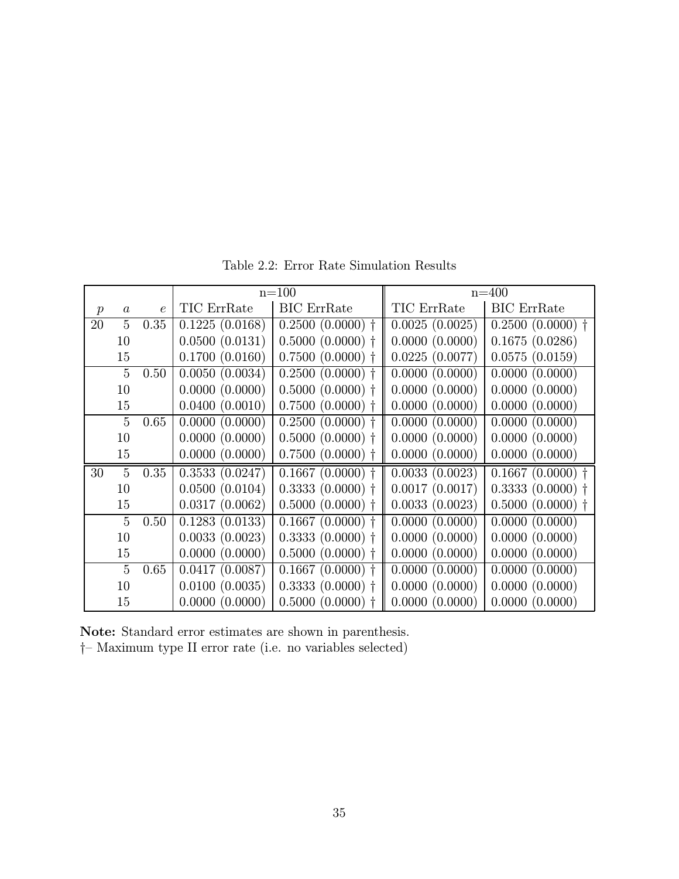Table 2.2: Error Rate Simulation Results

| | | | n=100 | | n=400 | |
|---|---|---|---|---|---|---|
| $p$ | $a$ | $e$ | TIC ErrRate | BIC ErrRate | TIC ErrRate | BIC ErrRate |
| 20 | 5 | 0.35 | 0.1225 (0.0168) | 0.2500 (0.0000) † | 0.0025 (0.0025) | 0.2500 (0.0000) † |
| | 10 | | 0.0500 (0.0131) | 0.5000 (0.0000) † | 0.0000 (0.0000) | 0.1675 (0.0286) |
| | 15 | | 0.1700 (0.0160) | 0.7500 (0.0000) † | 0.0225 (0.0077) | 0.0575 (0.0159) |
| | 5 | 0.50 | 0.0050 (0.0034) | 0.2500 (0.0000) † | 0.0000 (0.0000) | 0.0000 (0.0000) |
| | 10 | | 0.0000 (0.0000) | 0.5000 (0.0000) † | 0.0000 (0.0000) | 0.0000 (0.0000) |
| | 15 | | 0.0400 (0.0010) | 0.7500 (0.0000) † | 0.0000 (0.0000) | 0.0000 (0.0000) |
| | 5 | 0.65 | 0.0000 (0.0000) | 0.2500 (0.0000) † | 0.0000 (0.0000) | 0.0000 (0.0000) |
| | 10 | | 0.0000 (0.0000) | 0.5000 (0.0000) † | 0.0000 (0.0000) | 0.0000 (0.0000) |
| | 15 | | 0.0000 (0.0000) | 0.7500 (0.0000) † | 0.0000 (0.0000) | 0.0000 (0.0000) |
| 30 | 5 | 0.35 | 0.3533 (0.0247) | 0.1667 (0.0000) † | 0.0033 (0.0023) | 0.1667 (0.0000) † |
| | 10 | | 0.0500 (0.0104) | 0.3333 (0.0000) † | 0.0017 (0.0017) | 0.3333 (0.0000) † |
| | 15 | | 0.0317 (0.0062) | 0.5000 (0.0000) † | 0.0033 (0.0023) | 0.5000 (0.0000) † |
| | 5 | 0.50 | 0.1283 (0.0133) | 0.1667 (0.0000) † | 0.0000 (0.0000) | 0.0000 (0.0000) |
| | 10 | | 0.0033 (0.0023) | 0.3333 (0.0000) † | 0.0000 (0.0000) | 0.0000 (0.0000) |
| | 15 | | 0.0000 (0.0000) | 0.5000 (0.0000) † | 0.0000 (0.0000) | 0.0000 (0.0000) |
| | 5 | 0.65 | 0.0417 (0.0087) | 0.1667 (0.0000) † | 0.0000 (0.0000) | 0.0000 (0.0000) |
| | 10 | | 0.0100 (0.0035) | 0.3333 (0.0000) † | 0.0000 (0.0000) | 0.0000 (0.0000) |
| | 15 | | 0.0000 (0.0000) | 0.5000 (0.0000) † | 0.0000 (0.0000) | 0.0000 (0.0000) |

**Note:** Standard error estimates are shown in parenthesis.
†– Maximum type II error rate (i.e. no variables selected)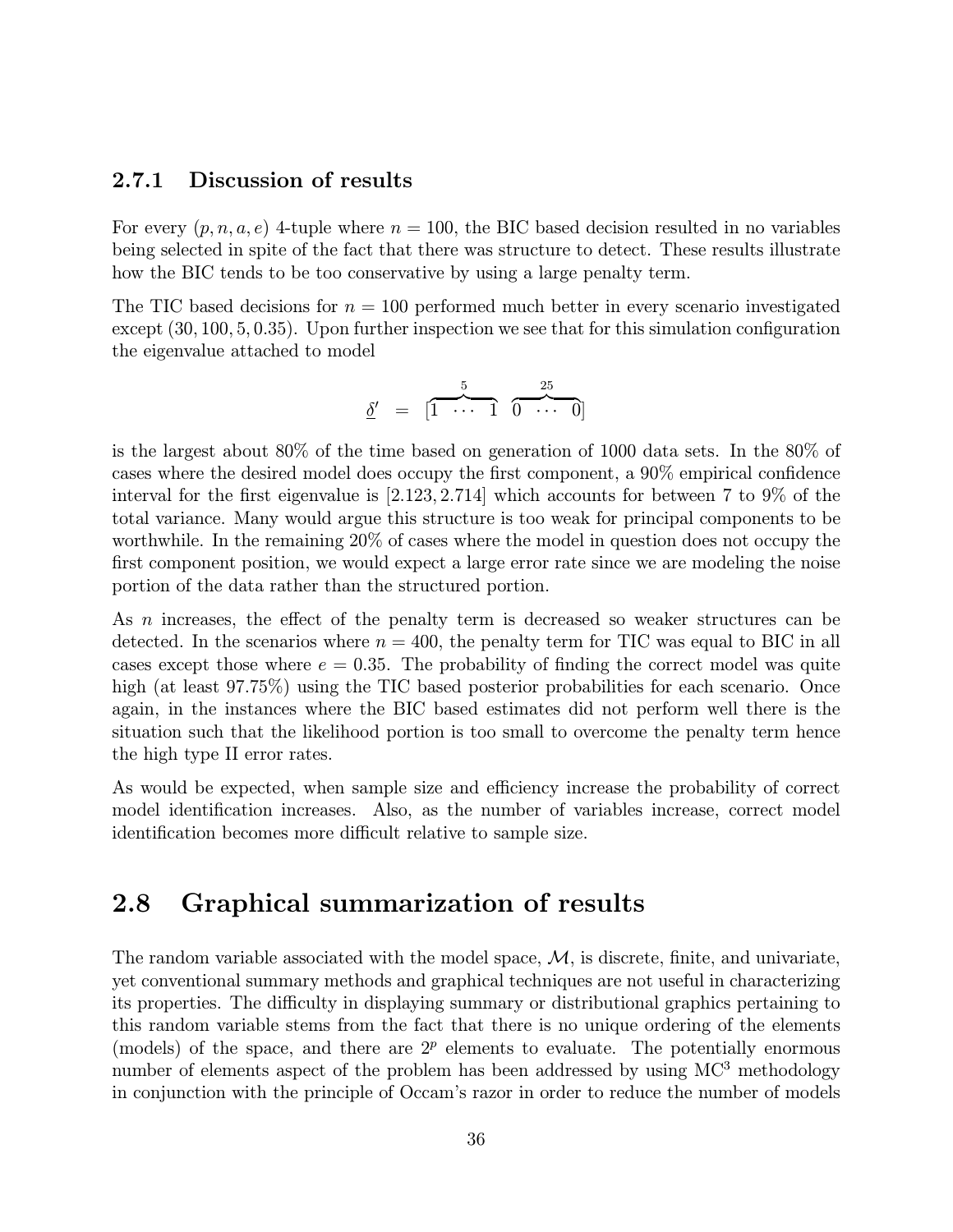### 2.7.1 Discussion of results

For every $(p, n, a, e)$ 4-tuple where $n = 100$, the BIC based decision resulted in no variables being selected in spite of the fact that there was structure to detect. These results illustrate how the BIC tends to be too conservative by using a large penalty term.

The TIC based decisions for $n = 100$ performed much better in every scenario investigated except $(30, 100, 5, 0.35)$. Upon further inspection we see that for this simulation configuration the eigenvalue attached to model

$$\underline{\delta}' \;=\; [\overbrace{1 \;\cdots\; 1}^{5} \;\; \overbrace{0 \;\cdots\; 0}^{25}]$$

is the largest about 80% of the time based on generation of 1000 data sets. In the 80% of cases where the desired model does occupy the first component, a 90% empirical confidence interval for the first eigenvalue is $[2.123, 2.714]$ which accounts for between 7 to 9% of the total variance. Many would argue this structure is too weak for principal components to be worthwhile. In the remaining 20% of cases where the model in question does not occupy the first component position, we would expect a large error rate since we are modeling the noise portion of the data rather than the structured portion.

As $n$ increases, the effect of the penalty term is decreased so weaker structures can be detected. In the scenarios where $n = 400$, the penalty term for TIC was equal to BIC in all cases except those where $e = 0.35$. The probability of finding the correct model was quite high (at least 97.75%) using the TIC based posterior probabilities for each scenario. Once again, in the instances where the BIC based estimates did not perform well there is the situation such that the likelihood portion is too small to overcome the penalty term hence the high type II error rates.

As would be expected, when sample size and efficiency increase the probability of correct model identification increases. Also, as the number of variables increase, correct model identification becomes more difficult relative to sample size.

## 2.8 Graphical summarization of results

The random variable associated with the model space, $\mathcal{M}$, is discrete, finite, and univariate, yet conventional summary methods and graphical techniques are not useful in characterizing its properties. The difficulty in displaying summary or distributional graphics pertaining to this random variable stems from the fact that there is no unique ordering of the elements (models) of the space, and there are $2^p$ elements to evaluate. The potentially enormous number of elements aspect of the problem has been addressed by using $MC^3$ methodology in conjunction with the principle of Occam's razor in order to reduce the number of models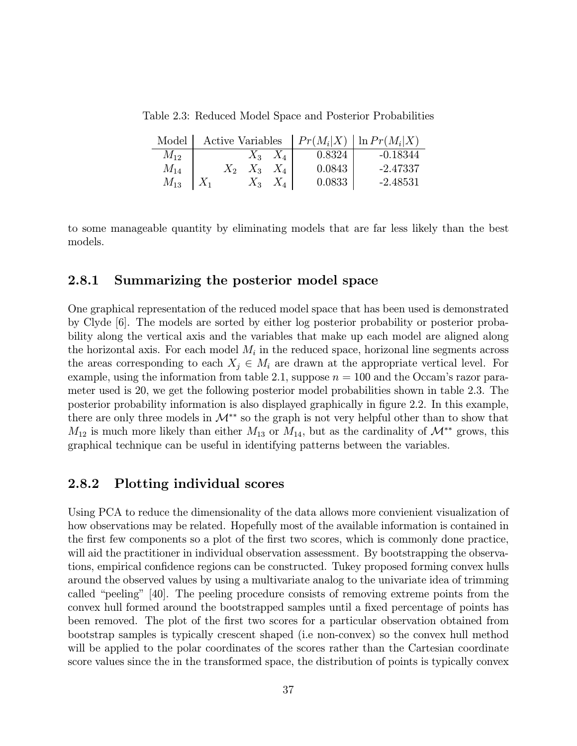Table 2.3: Reduced Model Space and Posterior Probabilities

| Model | Active Variables | | | | $Pr(M_i\|X)$ | $\ln Pr(M_i\|X)$ |
|---|---|---|---|---|---|---|
| $M_{12}$ | | | $X_3$ | $X_4$ | 0.8324 | -0.18344 |
| $M_{14}$ | | $X_2$ | $X_3$ | $X_4$ | 0.0843 | -2.47337 |
| $M_{13}$ | $X_1$ | | $X_3$ | $X_4$ | 0.0833 | -2.48531 |

to some manageable quantity by eliminating models that are far less likely than the best models.

### 2.8.1 Summarizing the posterior model space

One graphical representation of the reduced model space that has been used is demonstrated by Clyde [6]. The models are sorted by either log posterior probability or posterior probability along the vertical axis and the variables that make up each model are aligned along the horizontal axis. For each model $M_i$ in the reduced space, horizonal line segments across the areas corresponding to each $X_j \in M_i$ are drawn at the appropriate vertical level. For example, using the information from table 2.1, suppose $n = 100$ and the Occam's razor parameter used is 20, we get the following posterior model probabilities shown in table 2.3. The posterior probability information is also displayed graphically in figure 2.2. In this example, there are only three models in $\mathcal{M}^{**}$ so the graph is not very helpful other than to show that $M_{12}$ is much more likely than either $M_{13}$ or $M_{14}$, but as the cardinality of $\mathcal{M}^{**}$ grows, this graphical technique can be useful in identifying patterns between the variables.

### 2.8.2 Plotting individual scores

Using PCA to reduce the dimensionality of the data allows more convienient visualization of how observations may be related. Hopefully most of the available information is contained in the first few components so a plot of the first two scores, which is commonly done practice, will aid the practitioner in individual observation assessment. By bootstrapping the observations, empirical confidence regions can be constructed. Tukey proposed forming convex hulls around the observed values by using a multivariate analog to the univariate idea of trimming called "peeling" [40]. The peeling procedure consists of removing extreme points from the convex hull formed around the bootstrapped samples until a fixed percentage of points has been removed. The plot of the first two scores for a particular observation obtained from bootstrap samples is typically crescent shaped (i.e non-convex) so the convex hull method will be applied to the polar coordinates of the scores rather than the Cartesian coordinate score values since the in the transformed space, the distribution of points is typically convex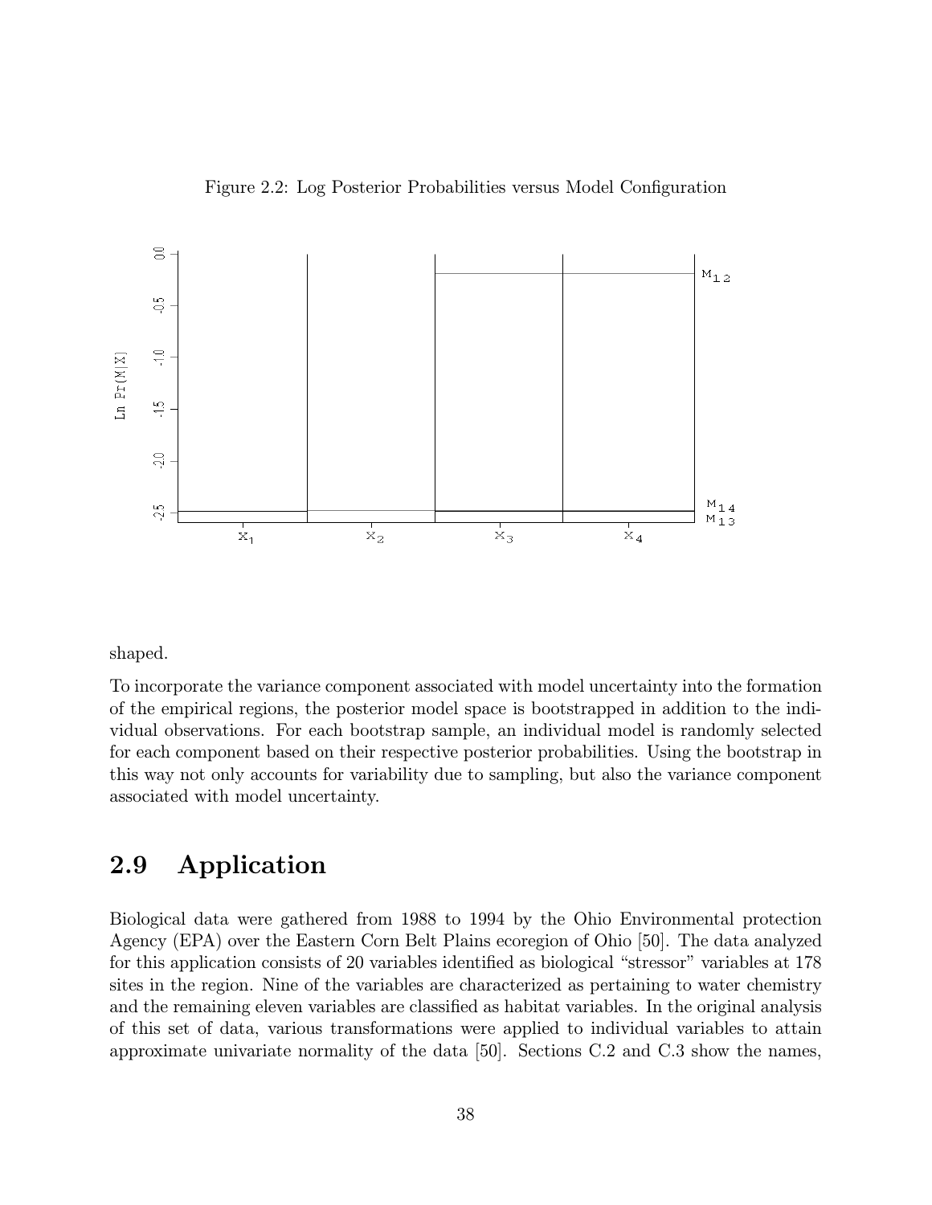Figure 2.2: Log Posterior Probabilities versus Model Configuration

shaped.

To incorporate the variance component associated with model uncertainty into the formation of the empirical regions, the posterior model space is bootstrapped in addition to the individual observations. For each bootstrap sample, an individual model is randomly selected for each component based on their respective posterior probabilities. Using the bootstrap in this way not only accounts for variability due to sampling, but also the variance component associated with model uncertainty.

## 2.9 Application

Biological data were gathered from 1988 to 1994 by the Ohio Environmental protection Agency (EPA) over the Eastern Corn Belt Plains ecoregion of Ohio [50]. The data analyzed for this application consists of 20 variables identified as biological "stressor" variables at 178 sites in the region. Nine of the variables are characterized as pertaining to water chemistry and the remaining eleven variables are classified as habitat variables. In the original analysis of this set of data, various transformations were applied to individual variables to attain approximate univariate normality of the data [50]. Sections C.2 and C.3 show the names,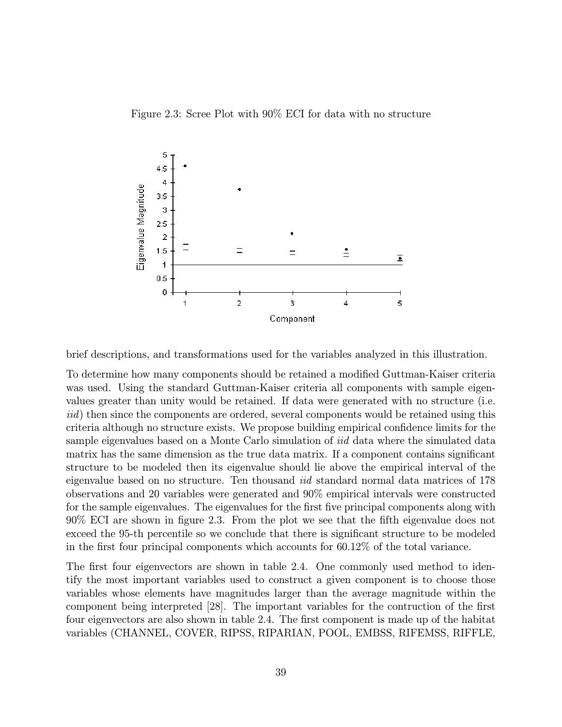Figure 2.3: Scree Plot with 90% ECI for data with no structure

brief descriptions, and transformations used for the variables analyzed in this illustration.

To determine how many components should be retained a modified Guttman-Kaiser criteria was used. Using the standard Guttman-Kaiser criteria all components with sample eigenvalues greater than unity would be retained. If data were generated with no structure (i.e. *iid*) then since the components are ordered, several components would be retained using this criteria although no structure exists. We propose building empirical confidence limits for the sample eigenvalues based on a Monte Carlo simulation of *iid* data where the simulated data matrix has the same dimension as the true data matrix. If a component contains significant structure to be modeled then its eigenvalue should lie above the empirical interval of the eigenvalue based on no structure. Ten thousand *iid* standard normal data matrices of 178 observations and 20 variables were generated and 90% empirical intervals were constructed for the sample eigenvalues. The eigenvalues for the first five principal components along with 90% ECI are shown in figure 2.3. From the plot we see that the fifth eigenvalue does not exceed the 95-th percentile so we conclude that there is significant structure to be modeled in the first four principal components which accounts for 60.12% of the total variance.

The first four eigenvectors are shown in table 2.4. One commonly used method to identify the most important variables used to construct a given component is to choose those variables whose elements have magnitudes larger than the average magnitude within the component being interpreted [28]. The important variables for the contruction of the first four eigenvectors are also shown in table 2.4. The first component is made up of the habitat variables (CHANNEL, COVER, RIPSS, RIPARIAN, POOL, EMBSS, RIFEMSS, RIFFLE,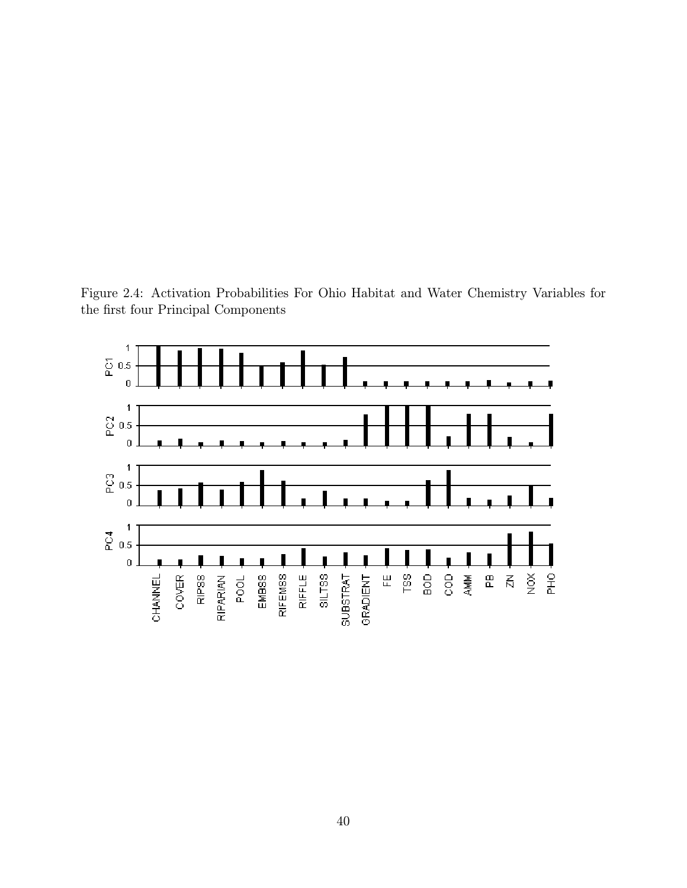Figure 2.4: Activation Probabilities For Ohio Habitat and Water Chemistry Variables for the first four Principal Components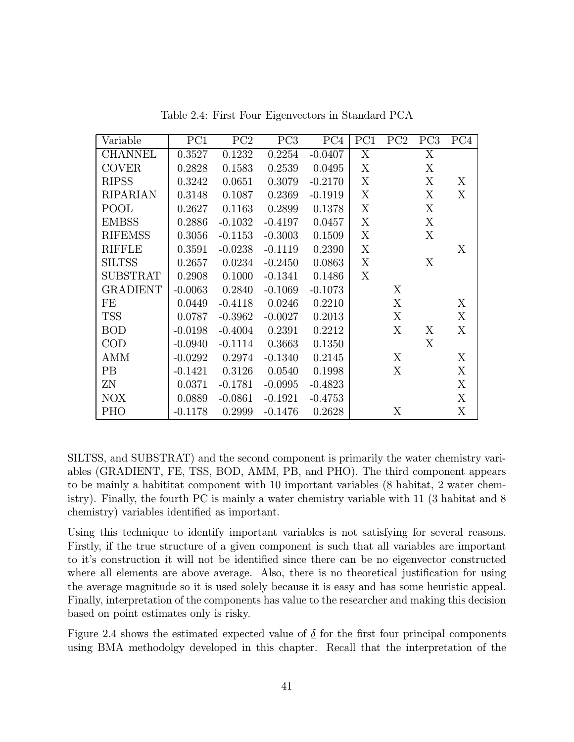Table 2.4: First Four Eigenvectors in Standard PCA

| Variable | PC1 | PC2 | PC3 | PC4 | PC1 | PC2 | PC3 | PC4 |
|---|---|---|---|---|---|---|---|---|
| CHANNEL | 0.3527 | 0.1232 | 0.2254 | -0.0407 | X | | X | |
| COVER | 0.2828 | 0.1583 | 0.2539 | 0.0495 | X | | X | |
| RIPSS | 0.3242 | 0.0651 | 0.3079 | -0.2170 | X | | X | X |
| RIPARIAN | 0.3148 | 0.1087 | 0.2369 | -0.1919 | X | | X | X |
| POOL | 0.2627 | 0.1163 | 0.2899 | 0.1378 | X | | X | |
| EMBSS | 0.2886 | -0.1032 | -0.4197 | 0.0457 | X | | X | |
| RIFEMSS | 0.3056 | -0.1153 | -0.3003 | 0.1509 | X | | X | |
| RIFFLE | 0.3591 | -0.0238 | -0.1119 | 0.2390 | X | | | X |
| SILTSS | 0.2657 | 0.0234 | -0.2450 | 0.0863 | X | | X | |
| SUBSTRAT | 0.2908 | 0.1000 | -0.1341 | 0.1486 | X | | | |
| GRADIENT | -0.0063 | 0.2840 | -0.1069 | -0.1073 | | X | | |
| FE | 0.0449 | -0.4118 | 0.0246 | 0.2210 | | X | | X |
| TSS | 0.0787 | -0.3962 | -0.0027 | 0.2013 | | X | | X |
| BOD | -0.0198 | -0.4004 | 0.2391 | 0.2212 | | X | X | X |
| COD | -0.0940 | -0.1114 | 0.3663 | 0.1350 | | | X | |
| AMM | -0.0292 | 0.2974 | -0.1340 | 0.2145 | | X | | X |
| PB | -0.1421 | 0.3126 | 0.0540 | 0.1998 | | X | | X |
| ZN | 0.0371 | -0.1781 | -0.0995 | -0.4823 | | | | X |
| NOX | 0.0889 | -0.0861 | -0.1921 | -0.4753 | | | | X |
| PHO | -0.1178 | 0.2999 | -0.1476 | 0.2628 | | X | | X |

SILTSS, and SUBSTRAT) and the second component is primarily the water chemistry variables (GRADIENT, FE, TSS, BOD, AMM, PB, and PHO). The third component appears to be mainly a habititat component with 10 important variables (8 habitat, 2 water chemistry). Finally, the fourth PC is mainly a water chemistry variable with 11 (3 habitat and 8 chemistry) variables identified as important.

Using this technique to identify important variables is not satisfying for several reasons. Firstly, if the true structure of a given component is such that all variables are important to it's construction it will not be identified since there can be no eigenvector constructed where all elements are above average. Also, there is no theoretical justification for using the average magnitude so it is used solely because it is easy and has some heuristic appeal. Finally, interpretation of the components has value to the researcher and making this decision based on point estimates only is risky.

Figure 2.4 shows the estimated expected value of $\underline{\delta}$ for the first four principal components using BMA methodolgy developed in this chapter. Recall that the interpretation of the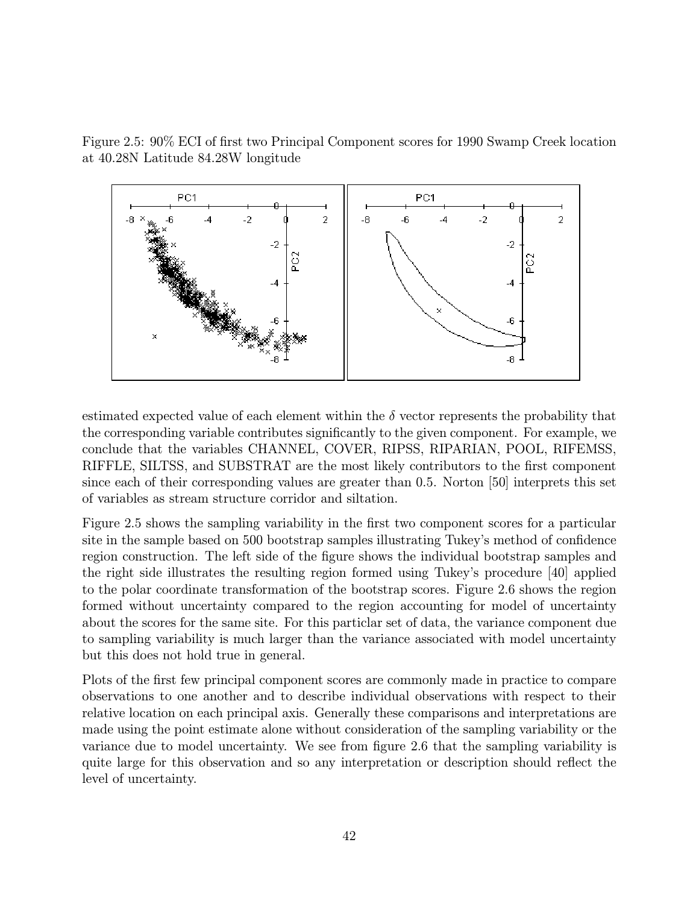Figure 2.5: 90% ECI of first two Principal Component scores for 1990 Swamp Creek location at 40.28N Latitude 84.28W longitude

estimated expected value of each element within the $\delta$ vector represents the probability that the corresponding variable contributes significantly to the given component. For example, we conclude that the variables CHANNEL, COVER, RIPSS, RIPARIAN, POOL, RIFEMSS, RIFFLE, SILTSS, and SUBSTRAT are the most likely contributors to the first component since each of their corresponding values are greater than 0.5. Norton [50] interprets this set of variables as stream structure corridor and siltation.

Figure 2.5 shows the sampling variability in the first two component scores for a particular site in the sample based on 500 bootstrap samples illustrating Tukey's method of confidence region construction. The left side of the figure shows the individual bootstrap samples and the right side illustrates the resulting region formed using Tukey's procedure [40] applied to the polar coordinate transformation of the bootstrap scores. Figure 2.6 shows the region formed without uncertainty compared to the region accounting for model of uncertainty about the scores for the same site. For this particlar set of data, the variance component due to sampling variability is much larger than the variance associated with model uncertainty but this does not hold true in general.

Plots of the first few principal component scores are commonly made in practice to compare observations to one another and to describe individual observations with respect to their relative location on each principal axis. Generally these comparisons and interpretations are made using the point estimate alone without consideration of the sampling variability or the variance due to model uncertainty. We see from figure 2.6 that the sampling variability is quite large for this observation and so any interpretation or description should reflect the level of uncertainty.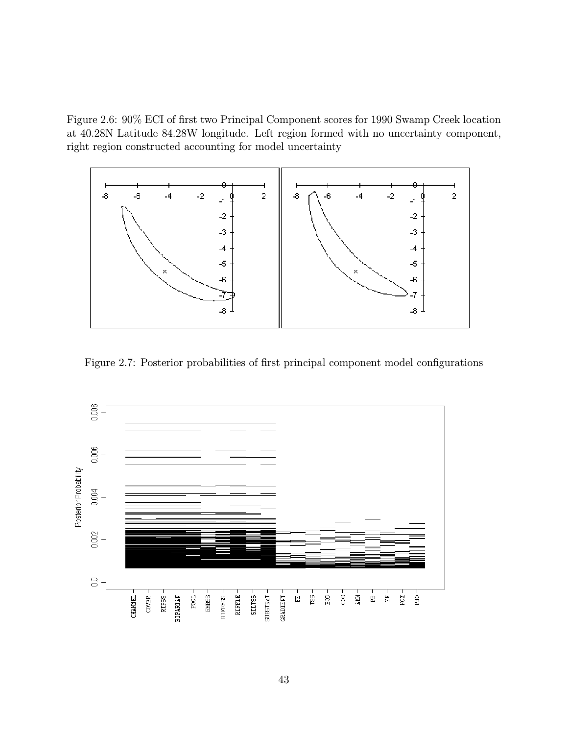Figure 2.6: 90% ECI of first two Principal Component scores for 1990 Swamp Creek location at 40.28N Latitude 84.28W longitude. Left region formed with no uncertainty component, right region constructed accounting for model uncertainty

Figure 2.7: Posterior probabilities of first principal component model configurations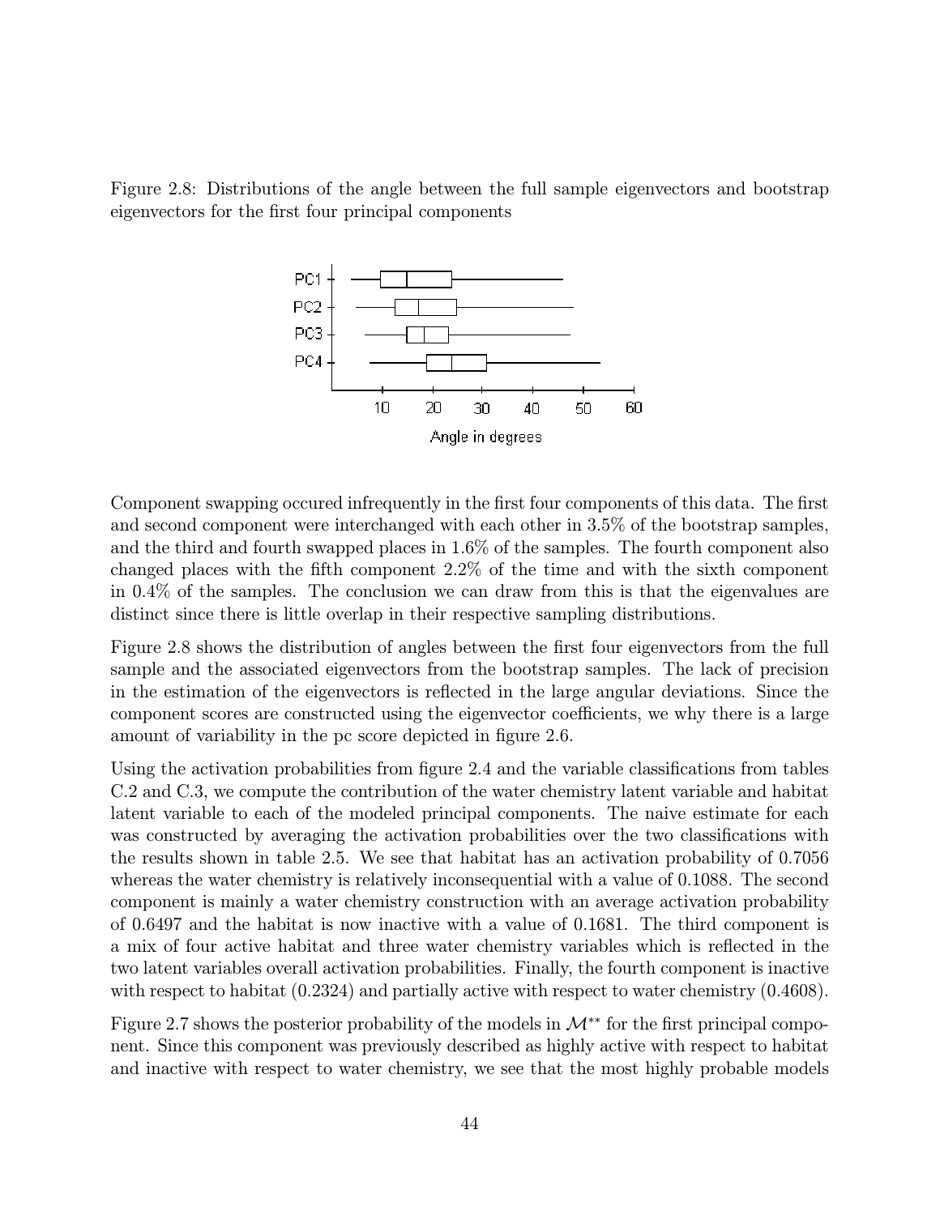Figure 2.8: Distributions of the angle between the full sample eigenvectors and bootstrap eigenvectors for the first four principal components

Component swapping occured infrequently in the first four components of this data. The first and second component were interchanged with each other in 3.5% of the bootstrap samples, and the third and fourth swapped places in 1.6% of the samples. The fourth component also changed places with the fifth component 2.2% of the time and with the sixth component in 0.4% of the samples. The conclusion we can draw from this is that the eigenvalues are distinct since there is little overlap in their respective sampling distributions.

Figure 2.8 shows the distribution of angles between the first four eigenvectors from the full sample and the associated eigenvectors from the bootstrap samples. The lack of precision in the estimation of the eigenvectors is reflected in the large angular deviations. Since the component scores are constructed using the eigenvector coefficients, we why there is a large amount of variability in the pc score depicted in figure 2.6.

Using the activation probabilities from figure 2.4 and the variable classifications from tables C.2 and C.3, we compute the contribution of the water chemistry latent variable and habitat latent variable to each of the modeled principal components. The naive estimate for each was constructed by averaging the activation probabilities over the two classifications with the results shown in table 2.5. We see that habitat has an activation probability of 0.7056 whereas the water chemistry is relatively inconsequential with a value of 0.1088. The second component is mainly a water chemistry construction with an average activation probability of 0.6497 and the habitat is now inactive with a value of 0.1681. The third component is a mix of four active habitat and three water chemistry variables which is reflected in the two latent variables overall activation probabilities. Finally, the fourth component is inactive with respect to habitat (0.2324) and partially active with respect to water chemistry (0.4608).

Figure 2.7 shows the posterior probability of the models in $\mathcal{M}^{**}$ for the first principal component. Since this component was previously described as highly active with respect to habitat and inactive with respect to water chemistry, we see that the most highly probable models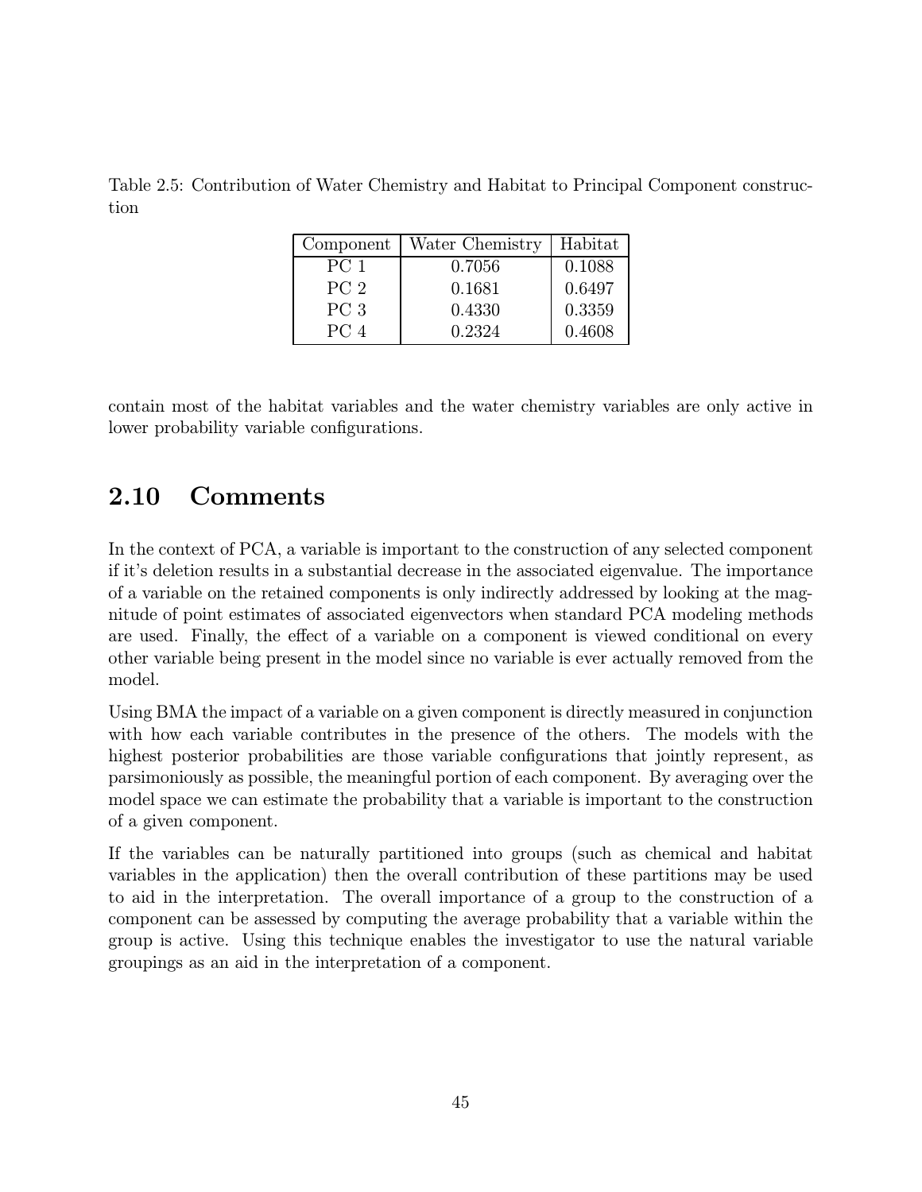Table 2.5: Contribution of Water Chemistry and Habitat to Principal Component construction

| Component | Water Chemistry | Habitat |
|---|---|---|
| PC 1 | 0.7056 | 0.1088 |
| PC 2 | 0.1681 | 0.6497 |
| PC 3 | 0.4330 | 0.3359 |
| PC 4 | 0.2324 | 0.4608 |

contain most of the habitat variables and the water chemistry variables are only active in lower probability variable configurations.

## 2.10 Comments

In the context of PCA, a variable is important to the construction of any selected component if it's deletion results in a substantial decrease in the associated eigenvalue. The importance of a variable on the retained components is only indirectly addressed by looking at the magnitude of point estimates of associated eigenvectors when standard PCA modeling methods are used. Finally, the effect of a variable on a component is viewed conditional on every other variable being present in the model since no variable is ever actually removed from the model.

Using BMA the impact of a variable on a given component is directly measured in conjunction with how each variable contributes in the presence of the others. The models with the highest posterior probabilities are those variable configurations that jointly represent, as parsimoniously as possible, the meaningful portion of each component. By averaging over the model space we can estimate the probability that a variable is important to the construction of a given component.

If the variables can be naturally partitioned into groups (such as chemical and habitat variables in the application) then the overall contribution of these partitions may be used to aid in the interpretation. The overall importance of a group to the construction of a component can be assessed by computing the average probability that a variable within the group is active. Using this technique enables the investigator to use the natural variable groupings as an aid in the interpretation of a component.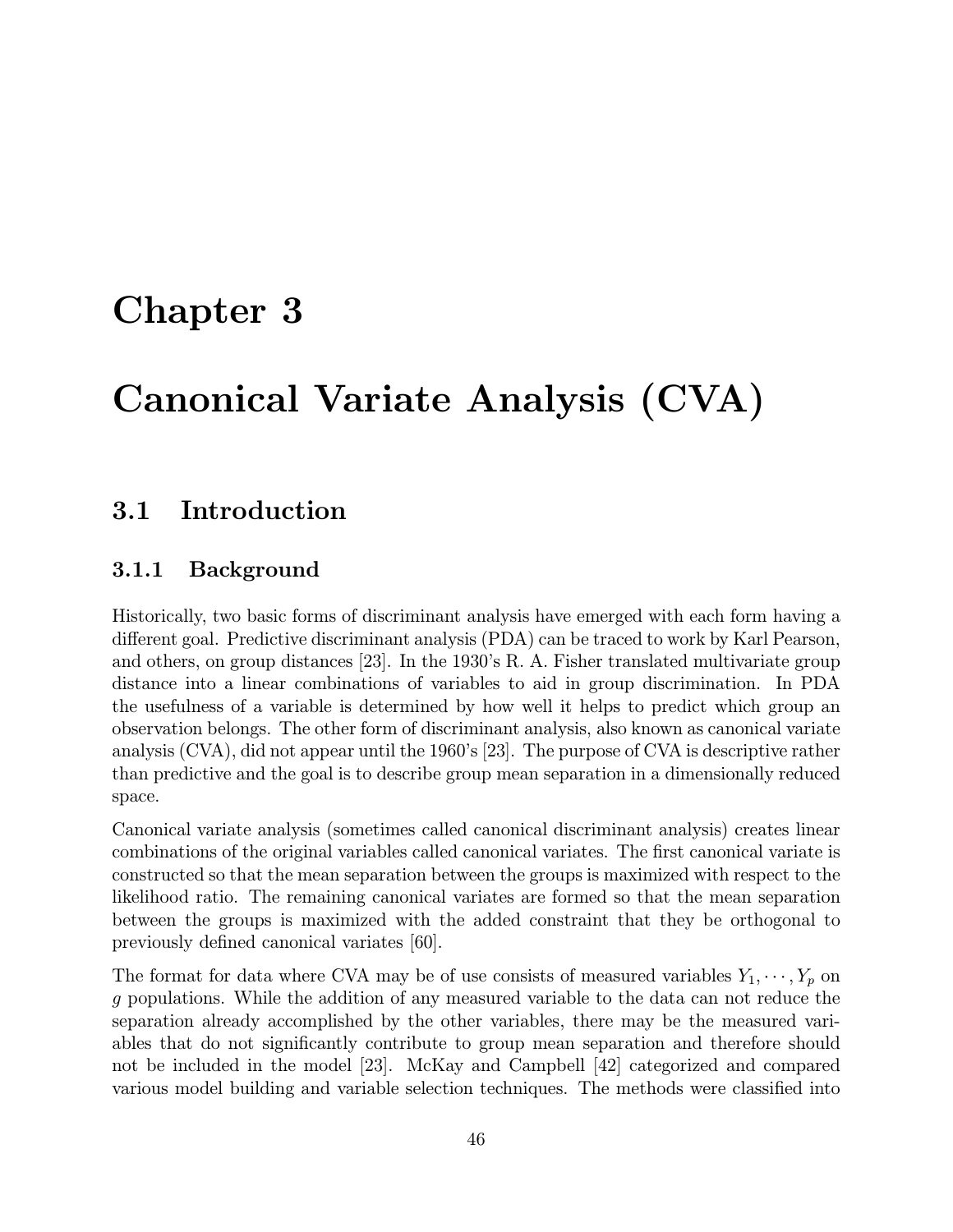# Chapter 3

# Canonical Variate Analysis (CVA)

## 3.1 Introduction

### 3.1.1 Background

Historically, two basic forms of discriminant analysis have emerged with each form having a different goal. Predictive discriminant analysis (PDA) can be traced to work by Karl Pearson, and others, on group distances [23]. In the 1930's R. A. Fisher translated multivariate group distance into a linear combinations of variables to aid in group discrimination. In PDA the usefulness of a variable is determined by how well it helps to predict which group an observation belongs. The other form of discriminant analysis, also known as canonical variate analysis (CVA), did not appear until the 1960's [23]. The purpose of CVA is descriptive rather than predictive and the goal is to describe group mean separation in a dimensionally reduced space.

Canonical variate analysis (sometimes called canonical discriminant analysis) creates linear combinations of the original variables called canonical variates. The first canonical variate is constructed so that the mean separation between the groups is maximized with respect to the likelihood ratio. The remaining canonical variates are formed so that the mean separation between the groups is maximized with the added constraint that they be orthogonal to previously defined canonical variates [60].

The format for data where CVA may be of use consists of measured variables $Y_1, \cdots, Y_p$ on $g$ populations. While the addition of any measured variable to the data can not reduce the separation already accomplished by the other variables, there may be the measured variables that do not significantly contribute to group mean separation and therefore should not be included in the model [23]. McKay and Campbell [42] categorized and compared various model building and variable selection techniques. The methods were classified into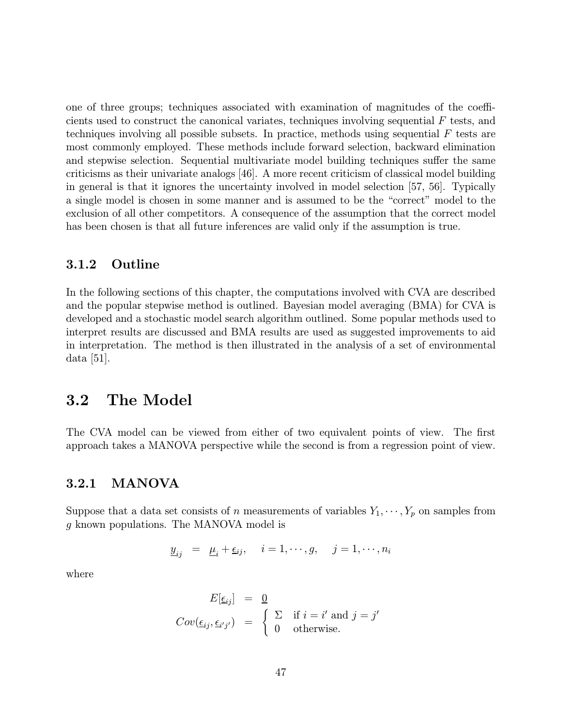one of three groups; techniques associated with examination of magnitudes of the coefficients used to construct the canonical variates, techniques involving sequential $F$ tests, and techniques involving all possible subsets. In practice, methods using sequential $F$ tests are most commonly employed. These methods include forward selection, backward elimination and stepwise selection. Sequential multivariate model building techniques suffer the same criticisms as their univariate analogs [46]. A more recent criticism of classical model building in general is that it ignores the uncertainty involved in model selection [57, 56]. Typically a single model is chosen in some manner and is assumed to be the "correct" model to the exclusion of all other competitors. A consequence of the assumption that the correct model has been chosen is that all future inferences are valid only if the assumption is true.

### 3.1.2 Outline

In the following sections of this chapter, the computations involved with CVA are described and the popular stepwise method is outlined. Bayesian model averaging (BMA) for CVA is developed and a stochastic model search algorithm outlined. Some popular methods used to interpret results are discussed and BMA results are used as suggested improvements to aid in interpretation. The method is then illustrated in the analysis of a set of environmental data [51].

## 3.2 The Model

The CVA model can be viewed from either of two equivalent points of view. The first approach takes a MANOVA perspective while the second is from a regression point of view.

### 3.2.1 MANOVA

Suppose that a data set consists of $n$ measurements of variables $Y_1, \cdots, Y_p$ on samples from $g$ known populations. The MANOVA model is

$$\underline{y}_{ij} = \underline{\mu}_i + \underline{\epsilon}_{ij}, \quad i = 1, \cdots, g, \quad j = 1, \cdots, n_i$$

where

$$\begin{aligned} E[\underline{\epsilon}_{ij}] &= \underline{0} \\ Cov(\underline{\epsilon}_{ij}, \underline{\epsilon}_{i'j'}) &= \begin{cases} \Sigma & \text{if } i = i' \text{ and } j = j' \\ 0 & \text{otherwise.} \end{cases} \end{aligned}$$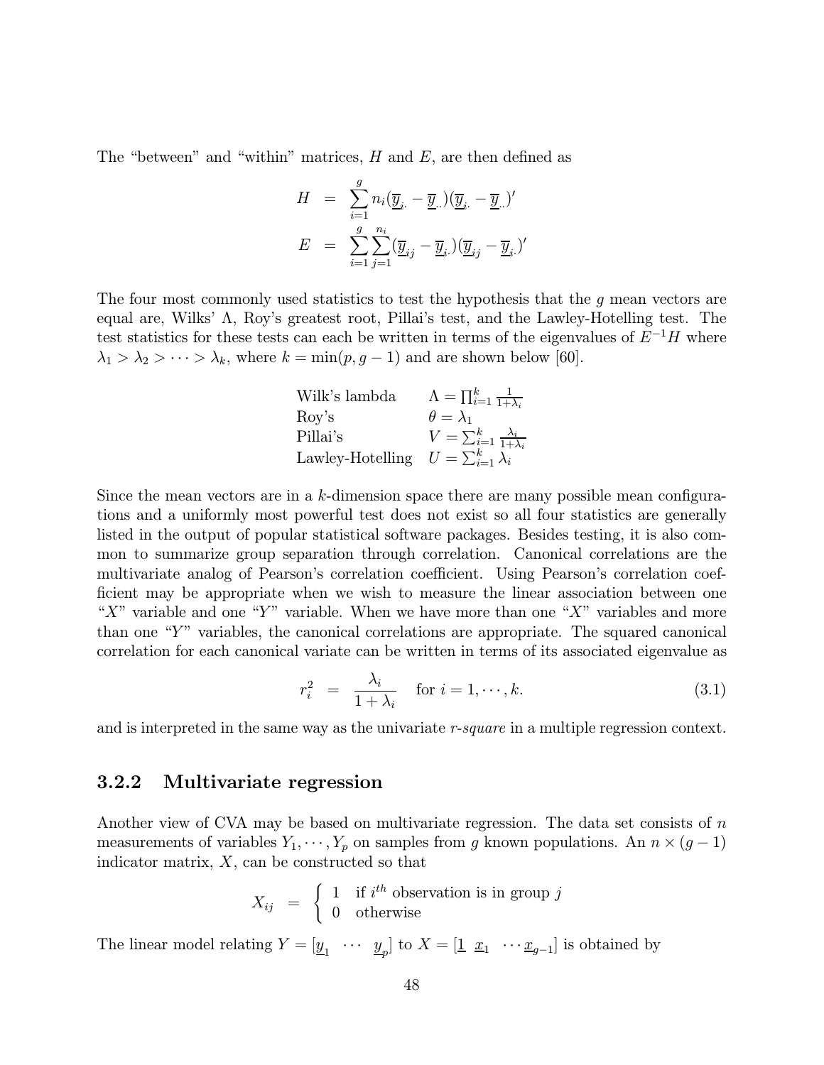The "between" and "within" matrices, $H$ and $E$, are then defined as

$$
\begin{aligned}
H &= \sum_{i=1}^{g} n_i(\underline{\overline{y}}_{i.} - \underline{\overline{y}}_{..})(\underline{\overline{y}}_{i.} - \underline{\overline{y}}_{..})' \\
E &= \sum_{i=1}^{g}\sum_{j=1}^{n_i}(\underline{\overline{y}}_{ij} - \underline{\overline{y}}_{i.})(\underline{\overline{y}}_{ij} - \underline{\overline{y}}_{i.})'
\end{aligned}
$$

The four most commonly used statistics to test the hypothesis that the $g$ mean vectors are equal are, Wilks' $\Lambda$, Roy's greatest root, Pillai's test, and the Lawley-Hotelling test. The test statistics for these tests can each be written in terms of the eigenvalues of $E^{-1}H$ where $\lambda_1 > \lambda_2 > \cdots > \lambda_k$, where $k = \min(p, g-1)$ and are shown below [60].

| | |
|---|---|
| Wilk's lambda | $\Lambda = \prod_{i=1}^{k} \frac{1}{1+\lambda_i}$ |
| Roy's | $\theta = \lambda_1$ |
| Pillai's | $V = \sum_{i=1}^{k} \frac{\lambda_i}{1+\lambda_i}$ |
| Lawley-Hotelling | $U = \sum_{i=1}^{k} \lambda_i$ |

Since the mean vectors are in a $k$-dimension space there are many possible mean configurations and a uniformly most powerful test does not exist so all four statistics are generally listed in the output of popular statistical software packages. Besides testing, it is also common to summarize group separation through correlation. Canonical correlations are the multivariate analog of Pearson's correlation coefficient. Using Pearson's correlation coefficient may be appropriate when we wish to measure the linear association between one "$X$" variable and one "$Y$" variable. When we have more than one "$X$" variables and more than one "$Y$" variables, the canonical correlations are appropriate. The squared canonical correlation for each canonical variate can be written in terms of its associated eigenvalue as

$$
r_i^2 = \frac{\lambda_i}{1+\lambda_i} \quad \text{for } i = 1, \cdots, k. \tag{3.1}
$$

and is interpreted in the same way as the univariate *r-square* in a multiple regression context.

### 3.2.2 Multivariate regression

Another view of CVA may be based on multivariate regression. The data set consists of $n$ measurements of variables $Y_1, \cdots, Y_p$ on samples from $g$ known populations. An $n \times (g-1)$ indicator matrix, $X$, can be constructed so that

$$
X_{ij} = \begin{cases} 1 & \text{if } i^{th} \text{ observation is in group } j \\ 0 & \text{otherwise} \end{cases}
$$

The linear model relating $Y = [\underline{y}_1 \ \cdots \ \underline{y}_p]$ to $X = [\underline{1} \ \underline{x}_1 \ \cdots \underline{x}_{g-1}]$ is obtained by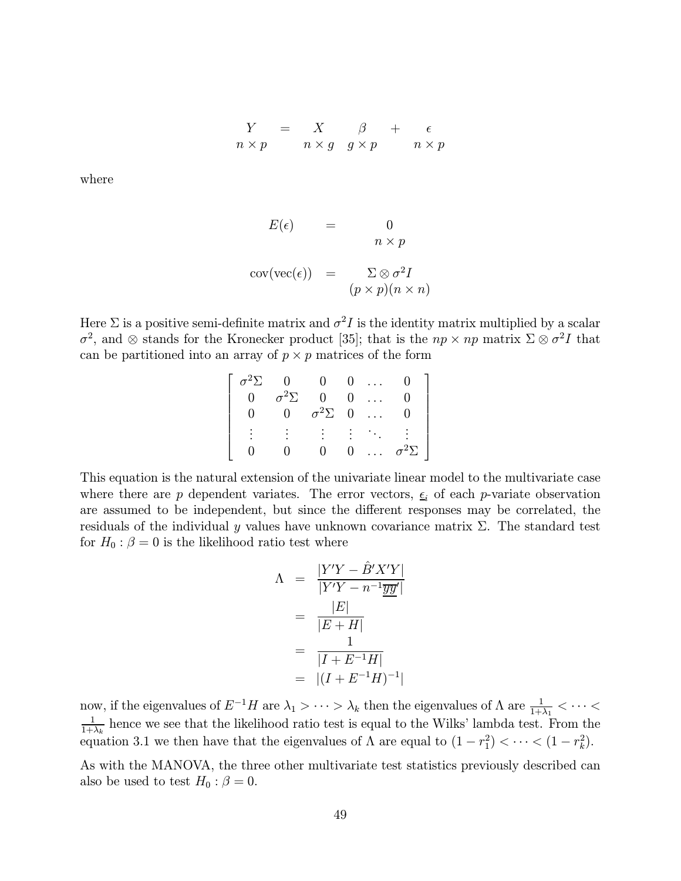$$
\underset{n \times p}{Y} = \underset{n \times g}{X} \underset{g \times p}{\beta} + \underset{n \times p}{\epsilon}
$$

where

$$
\begin{aligned}
E(\epsilon) &= \underset{n \times p}{0} \\
\text{cov}(\text{vec}(\epsilon)) &= \underset{(p \times p)(n \times n)}{\Sigma \otimes \sigma^2 I}
\end{aligned}
$$

Here $\Sigma$ is a positive semi-definite matrix and $\sigma^2 I$ is the identity matrix multiplied by a scalar $\sigma^2$, and $\otimes$ stands for the Kronecker product [35]; that is the $np \times np$ matrix $\Sigma \otimes \sigma^2 I$ that can be partitioned into an array of $p \times p$ matrices of the form

$$
\begin{bmatrix}
\sigma^2\Sigma & 0 & 0 & 0 & \dots & 0 \\
0 & \sigma^2\Sigma & 0 & 0 & \dots & 0 \\
0 & 0 & \sigma^2\Sigma & 0 & \dots & 0 \\
\vdots & \vdots & \vdots & \vdots & \ddots & \vdots \\
0 & 0 & 0 & 0 & \dots & \sigma^2\Sigma
\end{bmatrix}
$$

This equation is the natural extension of the univariate linear model to the multivariate case where there are $p$ dependent variates. The error vectors, $\underline{\epsilon}_i$ of each $p$-variate observation are assumed to be independent, but since the different responses may be correlated, the residuals of the individual $y$ values have unknown covariance matrix $\Sigma$. The standard test for $H_0 : \beta = 0$ is the likelihood ratio test where

$$
\begin{aligned}
\Lambda &= \frac{|Y'Y - \hat{B}'X'Y|}{|Y'Y - n^{-1}\underline{\overline{y}}\,\underline{\overline{y}}'|} \\
&= \frac{|E|}{|E + H|} \\
&= \frac{1}{|I + E^{-1}H|} \\
&= |(I + E^{-1}H)^{-1}|
\end{aligned}
$$

now, if the eigenvalues of $E^{-1}H$ are $\lambda_1 > \cdots > \lambda_k$ then the eigenvalues of $\Lambda$ are $\frac{1}{1+\lambda_1} < \cdots < \frac{1}{1+\lambda_k}$ hence we see that the likelihood ratio test is equal to the Wilks' lambda test. From the equation 3.1 we then have that the eigenvalues of $\Lambda$ are equal to $(1 - r_1^2) < \cdots < (1 - r_k^2)$.

As with the MANOVA, the three other multivariate test statistics previously described can also be used to test $H_0 : \beta = 0$.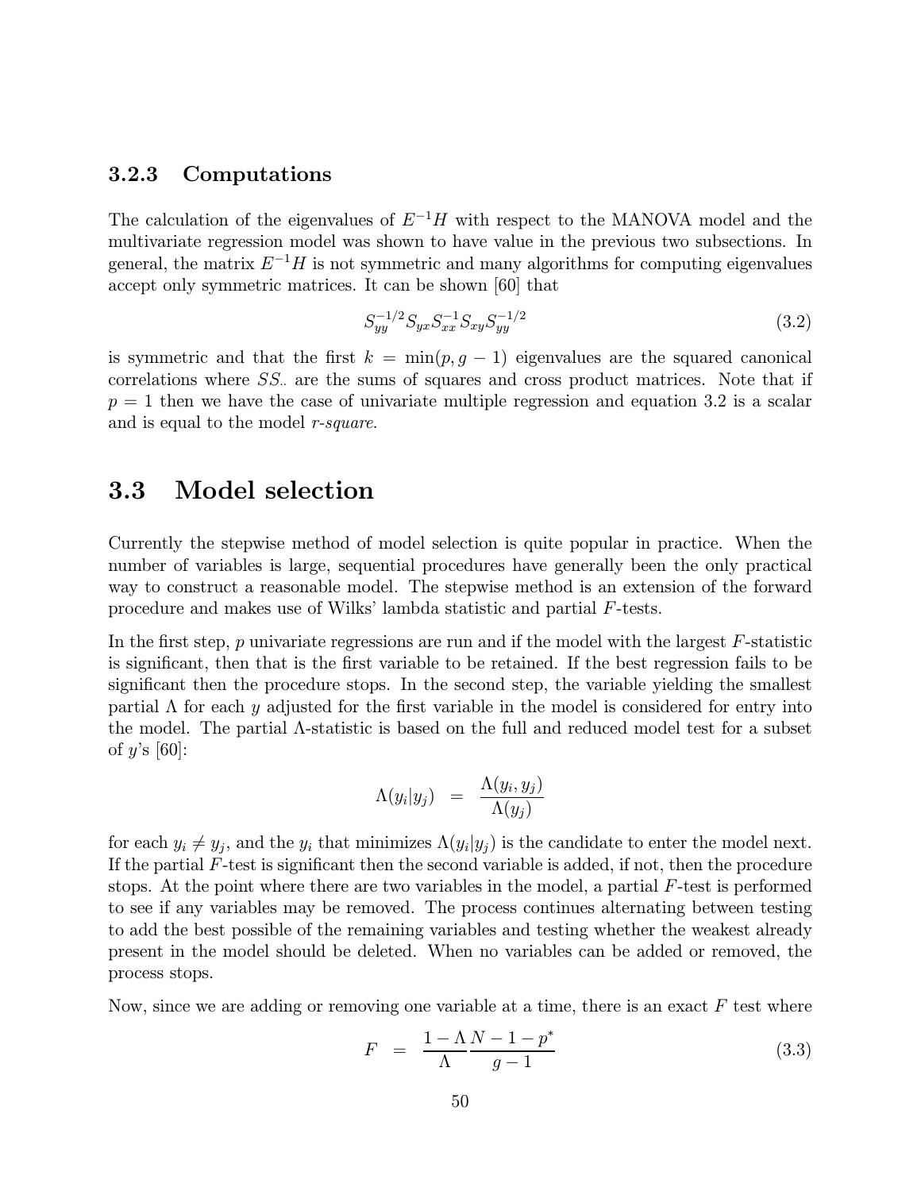### 3.2.3 Computations

The calculation of the eigenvalues of $E^{-1}H$ with respect to the MANOVA model and the multivariate regression model was shown to have value in the previous two subsections. In general, the matrix $E^{-1}H$ is not symmetric and many algorithms for computing eigenvalues accept only symmetric matrices. It can be shown [60] that

$$S_{yy}^{-1/2} S_{yx} S_{xx}^{-1} S_{xy} S_{yy}^{-1/2} \tag{3.2}$$

is symmetric and that the first $k = \min(p, g-1)$ eigenvalues are the squared canonical correlations where $SS_{..}$ are the sums of squares and cross product matrices. Note that if $p = 1$ then we have the case of univariate multiple regression and equation 3.2 is a scalar and is equal to the model *r-square*.

## 3.3 Model selection

Currently the stepwise method of model selection is quite popular in practice. When the number of variables is large, sequential procedures have generally been the only practical way to construct a reasonable model. The stepwise method is an extension of the forward procedure and makes use of Wilks' lambda statistic and partial $F$-tests.

In the first step, $p$ univariate regressions are run and if the model with the largest $F$-statistic is significant, then that is the first variable to be retained. If the best regression fails to be significant then the procedure stops. In the second step, the variable yielding the smallest partial $\Lambda$ for each $y$ adjusted for the first variable in the model is considered for entry into the model. The partial $\Lambda$-statistic is based on the full and reduced model test for a subset of $y$'s [60]:

$$\Lambda(y_i | y_j) = \frac{\Lambda(y_i, y_j)}{\Lambda(y_j)}$$

for each $y_i \neq y_j$, and the $y_i$ that minimizes $\Lambda(y_i|y_j)$ is the candidate to enter the model next. If the partial $F$-test is significant then the second variable is added, if not, then the procedure stops. At the point where there are two variables in the model, a partial $F$-test is performed to see if any variables may be removed. The process continues alternating between testing to add the best possible of the remaining variables and testing whether the weakest already present in the model should be deleted. When no variables can be added or removed, the process stops.

Now, since we are adding or removing one variable at a time, there is an exact $F$ test where

$$F = \frac{1-\Lambda}{\Lambda} \frac{N-1-p^*}{g-1} \tag{3.3}$$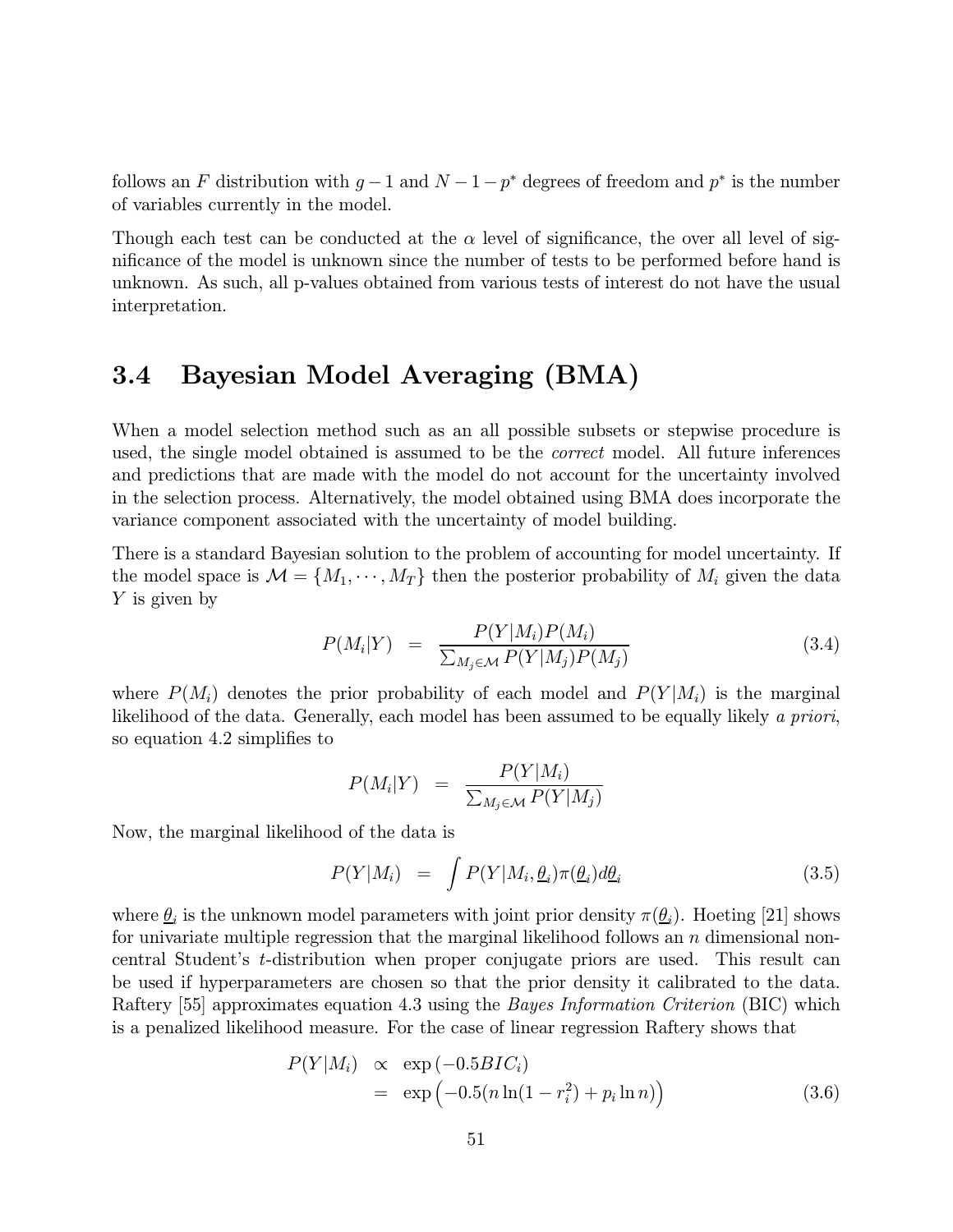follows an $F$ distribution with $g-1$ and $N-1-p^*$ degrees of freedom and $p^*$ is the number of variables currently in the model.

Though each test can be conducted at the $\alpha$ level of significance, the over all level of significance of the model is unknown since the number of tests to be performed before hand is unknown. As such, all p-values obtained from various tests of interest do not have the usual interpretation.

## 3.4 Bayesian Model Averaging (BMA)

When a model selection method such as an all possible subsets or stepwise procedure is used, the single model obtained is assumed to be the *correct* model. All future inferences and predictions that are made with the model do not account for the uncertainty involved in the selection process. Alternatively, the model obtained using BMA does incorporate the variance component associated with the uncertainty of model building.

There is a standard Bayesian solution to the problem of accounting for model uncertainty. If the model space is $\mathcal{M} = \{M_1, \cdots, M_T\}$ then the posterior probability of $M_i$ given the data $Y$ is given by

$$P(M_i|Y) \;=\; \frac{P(Y|M_i)P(M_i)}{\sum_{M_j \in \mathcal{M}} P(Y|M_j)P(M_j)} \tag{3.4}$$

where $P(M_i)$ denotes the prior probability of each model and $P(Y|M_i)$ is the marginal likelihood of the data. Generally, each model has been assumed to be equally likely *a priori*, so equation 4.2 simplifies to

$$P(M_i|Y) \;=\; \frac{P(Y|M_i)}{\sum_{M_j \in \mathcal{M}} P(Y|M_j)}$$

Now, the marginal likelihood of the data is

$$P(Y|M_i) \;=\; \int P(Y|M_i, \underline{\theta}_i)\pi(\underline{\theta}_i)d\underline{\theta}_i \tag{3.5}$$

where $\underline{\theta}_i$ is the unknown model parameters with joint prior density $\pi(\underline{\theta}_i)$. Hoeting [21] shows for univariate multiple regression that the marginal likelihood follows an $n$ dimensional non-central Student's $t$-distribution when proper conjugate priors are used. This result can be used if hyperparameters are chosen so that the prior density it calibrated to the data. Raftery [55] approximates equation 4.3 using the *Bayes Information Criterion* (BIC) which is a penalized likelihood measure. For the case of linear regression Raftery shows that

$$\begin{aligned} P(Y|M_i) &\propto \exp\left(-0.5BIC_i\right) \\ &= \exp\Big(-0.5(n\ln(1-r_i^2) + p_i \ln n)\Big) \end{aligned} \tag{3.6}$$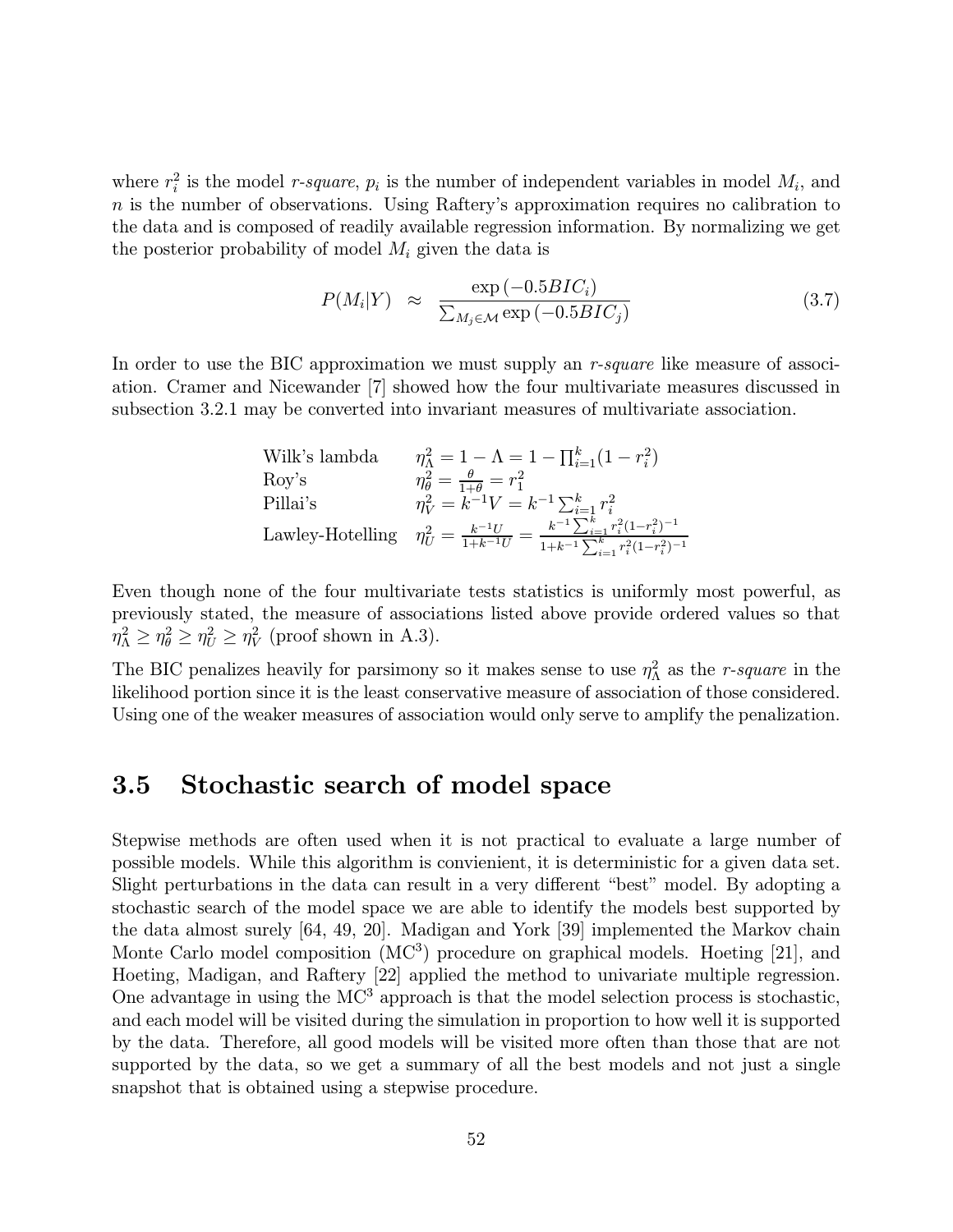where $r_i^2$ is the model *r-square*, $p_i$ is the number of independent variables in model $M_i$, and $n$ is the number of observations. Using Raftery's approximation requires no calibration to the data and is composed of readily available regression information. By normalizing we get the posterior probability of model $M_i$ given the data is

$$P(M_i|Y) \approx \frac{\exp(-0.5BIC_i)}{\sum_{M_j \in \mathcal{M}} \exp(-0.5BIC_j)} \tag{3.7}$$

In order to use the BIC approximation we must supply an *r-square* like measure of association. Cramer and Nicewander [7] showed how the four multivariate measures discussed in subsection 3.2.1 may be converted into invariant measures of multivariate association.

| | |
|---|---|
| Wilk's lambda | $\eta^2_\Lambda = 1 - \Lambda = 1 - \prod_{i=1}^{k}(1 - r_i^2)$ |
| Roy's | $\eta^2_\theta = \frac{\theta}{1+\theta} = r_1^2$ |
| Pillai's | $\eta^2_V = k^{-1}V = k^{-1}\sum_{i=1}^{k} r_i^2$ |
| Lawley-Hotelling | $\eta^2_U = \frac{k^{-1}U}{1+k^{-1}U} = \frac{k^{-1}\sum_{i=1}^{k} r_i^2(1-r_i^2)^{-1}}{1+k^{-1}\sum_{i=1}^{k} r_i^2(1-r_i^2)^{-1}}$ |

Even though none of the four multivariate tests statistics is uniformly most powerful, as previously stated, the measure of associations listed above provide ordered values so that $\eta^2_\Lambda \geq \eta^2_\theta \geq \eta^2_U \geq \eta^2_V$ (proof shown in A.3).

The BIC penalizes heavily for parsimony so it makes sense to use $\eta^2_\Lambda$ as the *r-square* in the likelihood portion since it is the least conservative measure of association of those considered. Using one of the weaker measures of association would only serve to amplify the penalization.

## 3.5 Stochastic search of model space

Stepwise methods are often used when it is not practical to evaluate a large number of possible models. While this algorithm is convienient, it is deterministic for a given data set. Slight perturbations in the data can result in a very different "best" model. By adopting a stochastic search of the model space we are able to identify the models best supported by the data almost surely [64, 49, 20]. Madigan and York [39] implemented the Markov chain Monte Carlo model composition ($MC^3$) procedure on graphical models. Hoeting [21], and Hoeting, Madigan, and Raftery [22] applied the method to univariate multiple regression. One advantage in using the $MC^3$ approach is that the model selection process is stochastic, and each model will be visited during the simulation in proportion to how well it is supported by the data. Therefore, all good models will be visited more often than those that are not supported by the data, so we get a summary of all the best models and not just a single snapshot that is obtained using a stepwise procedure.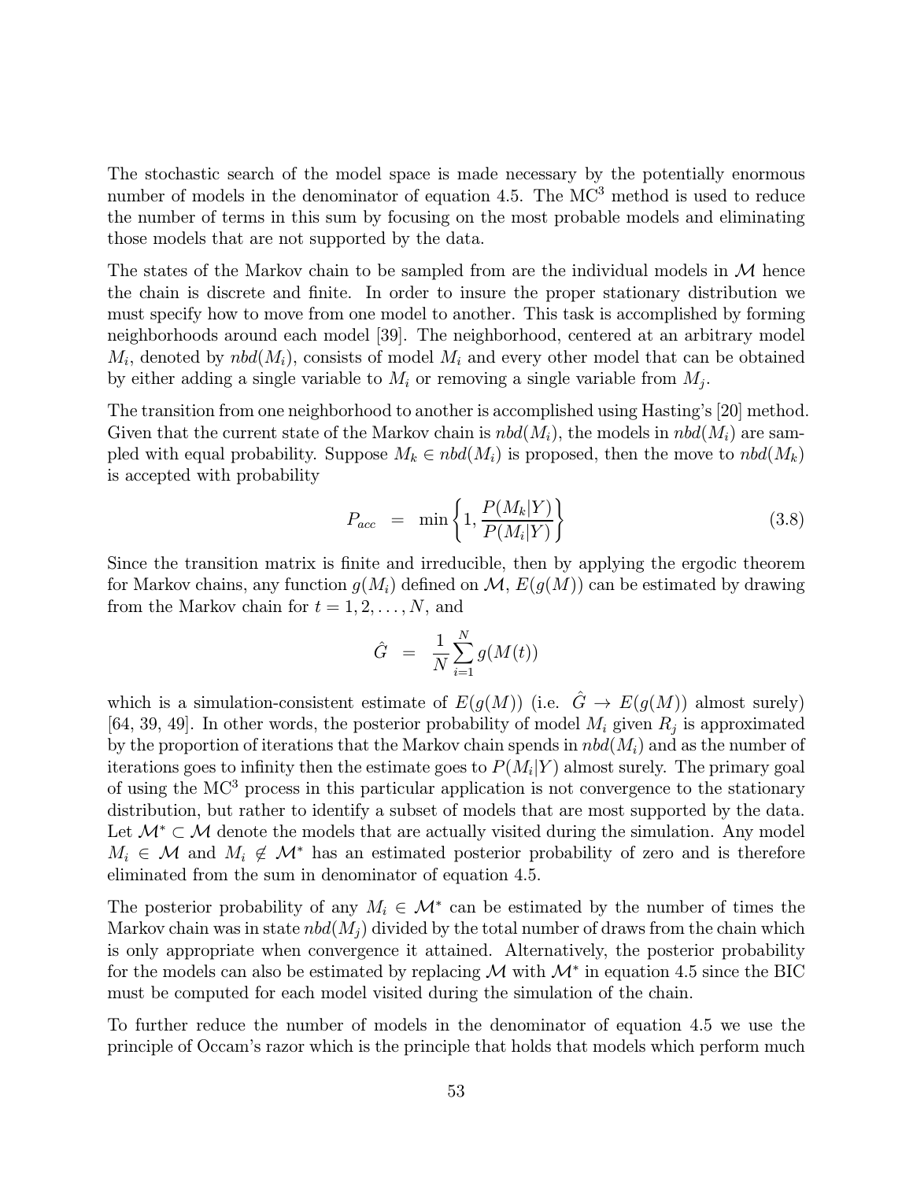The stochastic search of the model space is made necessary by the potentially enormous number of models in the denominator of equation 4.5. The MC$^3$ method is used to reduce the number of terms in this sum by focusing on the most probable models and eliminating those models that are not supported by the data.

The states of the Markov chain to be sampled from are the individual models in $\mathcal{M}$ hence the chain is discrete and finite. In order to insure the proper stationary distribution we must specify how to move from one model to another. This task is accomplished by forming neighborhoods around each model [39]. The neighborhood, centered at an arbitrary model $M_i$, denoted by $nbd(M_i)$, consists of model $M_i$ and every other model that can be obtained by either adding a single variable to $M_i$ or removing a single variable from $M_j$.

The transition from one neighborhood to another is accomplished using Hasting's [20] method. Given that the current state of the Markov chain is $nbd(M_i)$, the models in $nbd(M_i)$ are sampled with equal probability. Suppose $M_k \in nbd(M_i)$ is proposed, then the move to $nbd(M_k)$ is accepted with probability

$$P_{acc} \;=\; \min\left\{1, \frac{P(M_k|Y)}{P(M_i|Y)}\right\} \tag{3.8}$$

Since the transition matrix is finite and irreducible, then by applying the ergodic theorem for Markov chains, any function $g(M_i)$ defined on $\mathcal{M}$, $E(g(M))$ can be estimated by drawing from the Markov chain for $t = 1, 2, \ldots, N$, and

$$\hat{G} \;=\; \frac{1}{N}\sum_{i=1}^{N} g(M(t))$$

which is a simulation-consistent estimate of $E(g(M))$ (i.e. $\hat{G} \rightarrow E(g(M))$ almost surely) [64, 39, 49]. In other words, the posterior probability of model $M_i$ given $R_j$ is approximated by the proportion of iterations that the Markov chain spends in $nbd(M_i)$ and as the number of iterations goes to infinity then the estimate goes to $P(M_i|Y)$ almost surely. The primary goal of using the MC$^3$ process in this particular application is not convergence to the stationary distribution, but rather to identify a subset of models that are most supported by the data. Let $\mathcal{M}^* \subset \mathcal{M}$ denote the models that are actually visited during the simulation. Any model $M_i \in \mathcal{M}$ and $M_i \notin \mathcal{M}^*$ has an estimated posterior probability of zero and is therefore eliminated from the sum in denominator of equation 4.5.

The posterior probability of any $M_i \in \mathcal{M}^*$ can be estimated by the number of times the Markov chain was in state $nbd(M_j)$ divided by the total number of draws from the chain which is only appropriate when convergence it attained. Alternatively, the posterior probability for the models can also be estimated by replacing $\mathcal{M}$ with $\mathcal{M}^*$ in equation 4.5 since the BIC must be computed for each model visited during the simulation of the chain.

To further reduce the number of models in the denominator of equation 4.5 we use the principle of Occam's razor which is the principle that holds that models which perform much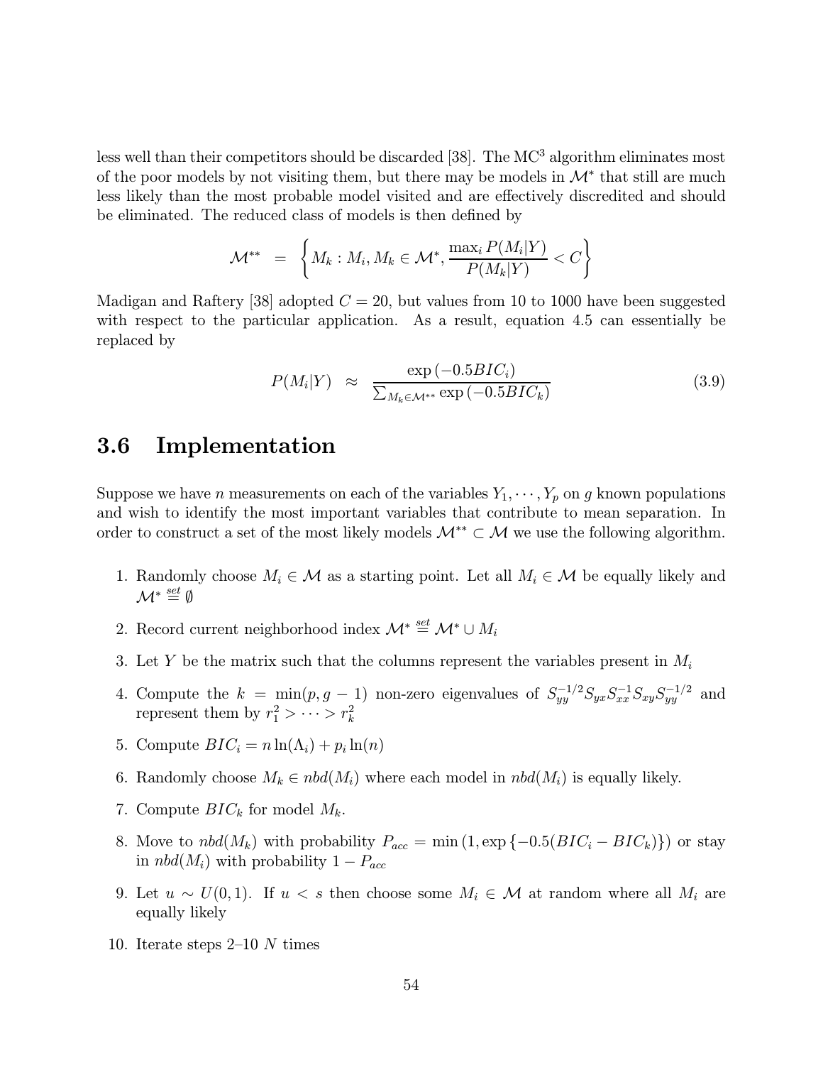less well than their competitors should be discarded [38]. The MC$^3$ algorithm eliminates most of the poor models by not visiting them, but there may be models in $\mathcal{M}^*$ that still are much less likely than the most probable model visited and are effectively discredited and should be eliminated. The reduced class of models is then defined by

$$\mathcal{M}^{**} = \left\{ M_k : M_i, M_k \in \mathcal{M}^*, \frac{\max_i P(M_i|Y)}{P(M_k|Y)} < C \right\}$$

Madigan and Raftery [38] adopted $C = 20$, but values from 10 to 1000 have been suggested with respect to the particular application. As a result, equation 4.5 can essentially be replaced by

$$P(M_i|Y) \approx \frac{\exp(-0.5BIC_i)}{\sum_{M_k \in \mathcal{M}^{**}} \exp(-0.5BIC_k)} \tag{3.9}$$

## 3.6 Implementation

Suppose we have $n$ measurements on each of the variables $Y_1, \cdots, Y_p$ on $g$ known populations and wish to identify the most important variables that contribute to mean separation. In order to construct a set of the most likely models $\mathcal{M}^{**} \subset \mathcal{M}$ we use the following algorithm.

1. Randomly choose $M_i \in \mathcal{M}$ as a starting point. Let all $M_i \in \mathcal{M}$ be equally likely and $\mathcal{M}^* \overset{set}{\equiv} \emptyset$
2. Record current neighborhood index $\mathcal{M}^* \overset{set}{\equiv} \mathcal{M}^* \cup M_i$
3. Let $Y$ be the matrix such that the columns represent the variables present in $M_i$
4. Compute the $k = \min(p, g-1)$ non-zero eigenvalues of $S_{yy}^{-1/2} S_{yx} S_{xx}^{-1} S_{xy} S_{yy}^{-1/2}$ and represent them by $r_1^2 > \cdots > r_k^2$
5. Compute $BIC_i = n \ln(\Lambda_i) + p_i \ln(n)$
6. Randomly choose $M_k \in nbd(M_i)$ where each model in $nbd(M_i)$ is equally likely.
7. Compute $BIC_k$ for model $M_k$.
8. Move to $nbd(M_k)$ with probability $P_{acc} = \min(1, \exp\{-0.5(BIC_i - BIC_k)\})$ or stay in $nbd(M_i)$ with probability $1 - P_{acc}$
9. Let $u \sim U(0, 1)$. If $u < s$ then choose some $M_i \in \mathcal{M}$ at random where all $M_i$ are equally likely
10. Iterate steps 2–10 $N$ times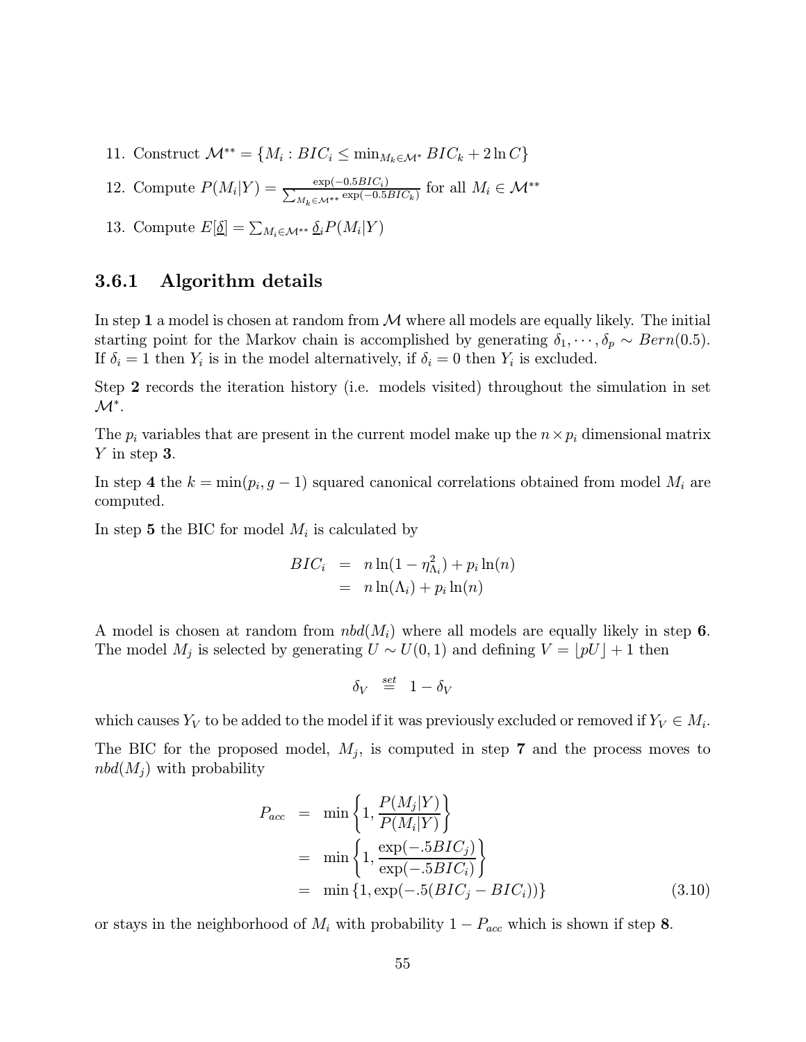11. Construct $\mathcal{M}^{**} = \{M_i : BIC_i \leq \min_{M_k \in \mathcal{M}^*} BIC_k + 2\ln C\}$

12. Compute $P(M_i|Y) = \frac{\exp(-0.5BIC_i)}{\sum_{M_k \in \mathcal{M}^{**}} \exp(-0.5BIC_k)}$ for all $M_i \in \mathcal{M}^{**}$

13. Compute $E[\underline{\delta}] = \sum_{M_i \in \mathcal{M}^{**}} \underline{\delta}_i P(M_i|Y)$

### 3.6.1 Algorithm details

In step **1** a model is chosen at random from $\mathcal{M}$ where all models are equally likely. The initial starting point for the Markov chain is accomplished by generating $\delta_1, \cdots, \delta_p \sim Bern(0.5)$. If $\delta_i = 1$ then $Y_i$ is in the model alternatively, if $\delta_i = 0$ then $Y_i$ is excluded.

Step **2** records the iteration history (i.e. models visited) throughout the simulation in set $\mathcal{M}^*$.

The $p_i$ variables that are present in the current model make up the $n \times p_i$ dimensional matrix $Y$ in step **3**.

In step **4** the $k = \min(p_i, g-1)$ squared canonical correlations obtained from model $M_i$ are computed.

In step **5** the BIC for model $M_i$ is calculated by

$$
\begin{aligned}
BIC_i &= n\ln(1 - \eta^2_{\Lambda_i}) + p_i \ln(n) \\
&= n\ln(\Lambda_i) + p_i \ln(n)
\end{aligned}
$$

A model is chosen at random from $nbd(M_i)$ where all models are equally likely in step **6**. The model $M_j$ is selected by generating $U \sim U(0,1)$ and defining $V = \lfloor pU \rfloor + 1$ then

$$
\delta_V \overset{set}{=} 1 - \delta_V
$$

which causes $Y_V$ to be added to the model if it was previously excluded or removed if $Y_V \in M_i$.

The BIC for the proposed model, $M_j$, is computed in step **7** and the process moves to $nbd(M_j)$ with probability

$$
\begin{aligned}
P_{acc} &= \min\left\{1, \frac{P(M_j|Y)}{P(M_i|Y)}\right\} \\
&= \min\left\{1, \frac{\exp(-.5BIC_j)}{\exp(-.5BIC_i)}\right\} \\
&= \min\left\{1, \exp(-.5(BIC_j - BIC_i))\right\} \qquad (3.10)
\end{aligned}
$$

or stays in the neighborhood of $M_i$ with probability $1 - P_{acc}$ which is shown if step **8**.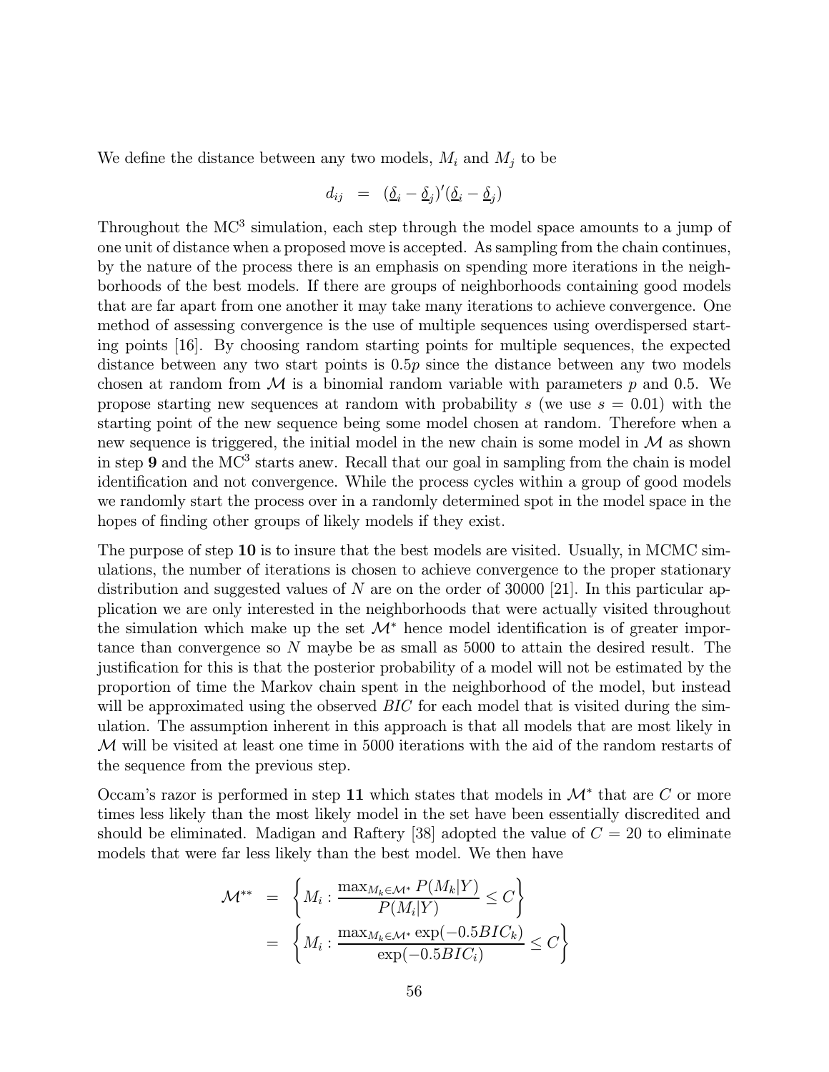We define the distance between any two models, $M_i$ and $M_j$ to be

$$d_{ij} = (\underline{\delta}_i - \underline{\delta}_j)'(\underline{\delta}_i - \underline{\delta}_j)$$

Throughout the MC$^3$ simulation, each step through the model space amounts to a jump of one unit of distance when a proposed move is accepted. As sampling from the chain continues, by the nature of the process there is an emphasis on spending more iterations in the neighborhoods of the best models. If there are groups of neighborhoods containing good models that are far apart from one another it may take many iterations to achieve convergence. One method of assessing convergence is the use of multiple sequences using overdispersed starting points [16]. By choosing random starting points for multiple sequences, the expected distance between any two start points is $0.5p$ since the distance between any two models chosen at random from $\mathcal{M}$ is a binomial random variable with parameters $p$ and 0.5. We propose starting new sequences at random with probability $s$ (we use $s = 0.01$) with the starting point of the new sequence being some model chosen at random. Therefore when a new sequence is triggered, the initial model in the new chain is some model in $\mathcal{M}$ as shown in step **9** and the MC$^3$ starts anew. Recall that our goal in sampling from the chain is model identification and not convergence. While the process cycles within a group of good models we randomly start the process over in a randomly determined spot in the model space in the hopes of finding other groups of likely models if they exist.

The purpose of step **10** is to insure that the best models are visited. Usually, in MCMC simulations, the number of iterations is chosen to achieve convergence to the proper stationary distribution and suggested values of $N$ are on the order of 30000 [21]. In this particular application we are only interested in the neighborhoods that were actually visited throughout the simulation which make up the set $\mathcal{M}^*$ hence model identification is of greater importance than convergence so $N$ maybe be as small as 5000 to attain the desired result. The justification for this is that the posterior probability of a model will not be estimated by the proportion of time the Markov chain spent in the neighborhood of the model, but instead will be approximated using the observed $BIC$ for each model that is visited during the simulation. The assumption inherent in this approach is that all models that are most likely in $\mathcal{M}$ will be visited at least one time in 5000 iterations with the aid of the random restarts of the sequence from the previous step.

Occam's razor is performed in step **11** which states that models in $\mathcal{M}^*$ that are $C$ or more times less likely than the most likely model in the set have been essentially discredited and should be eliminated. Madigan and Raftery [38] adopted the value of $C = 20$ to eliminate models that were far less likely than the best model. We then have

$$\begin{aligned}
\mathcal{M}^{**} &= \left\{ M_i : \frac{\max_{M_k \in \mathcal{M}^*} P(M_k|Y)}{P(M_i|Y)} \leq C \right\} \\
&= \left\{ M_i : \frac{\max_{M_k \in \mathcal{M}^*} \exp(-0.5BIC_k)}{\exp(-0.5BIC_i)} \leq C \right\}
\end{aligned}$$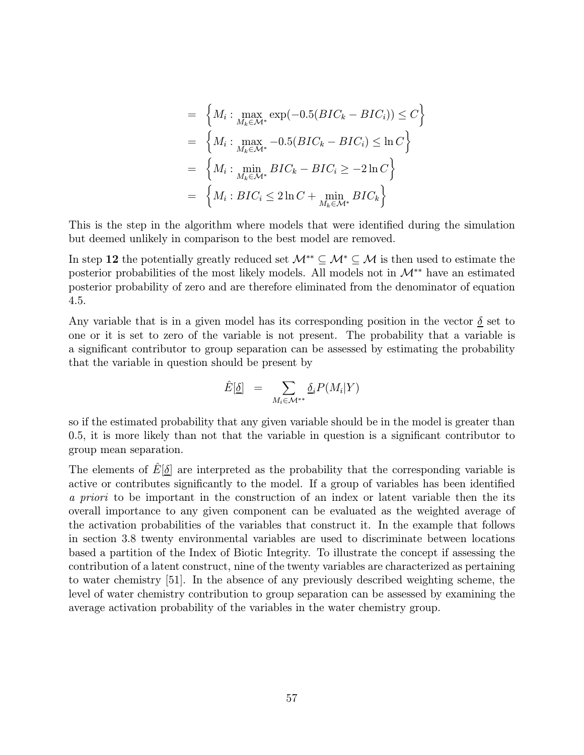$$
\begin{aligned}
&= \left\{ M_i : \max_{M_k \in \mathcal{M}^*} \exp(-0.5(BIC_k - BIC_i)) \leq C \right\} \\
&= \left\{ M_i : \max_{M_k \in \mathcal{M}^*} -0.5(BIC_k - BIC_i) \leq \ln C \right\} \\
&= \left\{ M_i : \min_{M_k \in \mathcal{M}^*} BIC_k - BIC_i \geq -2 \ln C \right\} \\
&= \left\{ M_i : BIC_i \leq 2 \ln C + \min_{M_k \in \mathcal{M}^*} BIC_k \right\}
\end{aligned}
$$

This is the step in the algorithm where models that were identified during the simulation but deemed unlikely in comparison to the best model are removed.

In step **12** the potentially greatly reduced set $\mathcal{M}^{**} \subseteq \mathcal{M}^* \subseteq \mathcal{M}$ is then used to estimate the posterior probabilities of the most likely models. All models not in $\mathcal{M}^{**}$ have an estimated posterior probability of zero and are therefore eliminated from the denominator of equation 4.5.

Any variable that is in a given model has its corresponding position in the vector $\underline{\delta}$ set to one or it is set to zero of the variable is not present. The probability that a variable is a significant contributor to group separation can be assessed by estimating the probability that the variable in question should be present by

$$
\hat{E}[\underline{\delta}] \quad = \sum_{M_i \in \mathcal{M}^{**}} \underline{\delta}_i P(M_i|Y)
$$

so if the estimated probability that any given variable should be in the model is greater than 0.5, it is more likely than not that the variable in question is a significant contributor to group mean separation.

The elements of $\hat{E}[\underline{\delta}]$ are interpreted as the probability that the corresponding variable is active or contributes significantly to the model. If a group of variables has been identified *a priori* to be important in the construction of an index or latent variable then the its overall importance to any given component can be evaluated as the weighted average of the activation probabilities of the variables that construct it. In the example that follows in section 3.8 twenty environmental variables are used to discriminate between locations based a partition of the Index of Biotic Integrity. To illustrate the concept if assessing the contribution of a latent construct, nine of the twenty variables are characterized as pertaining to water chemistry [51]. In the absence of any previously described weighting scheme, the level of water chemistry contribution to group separation can be assessed by examining the average activation probability of the variables in the water chemistry group.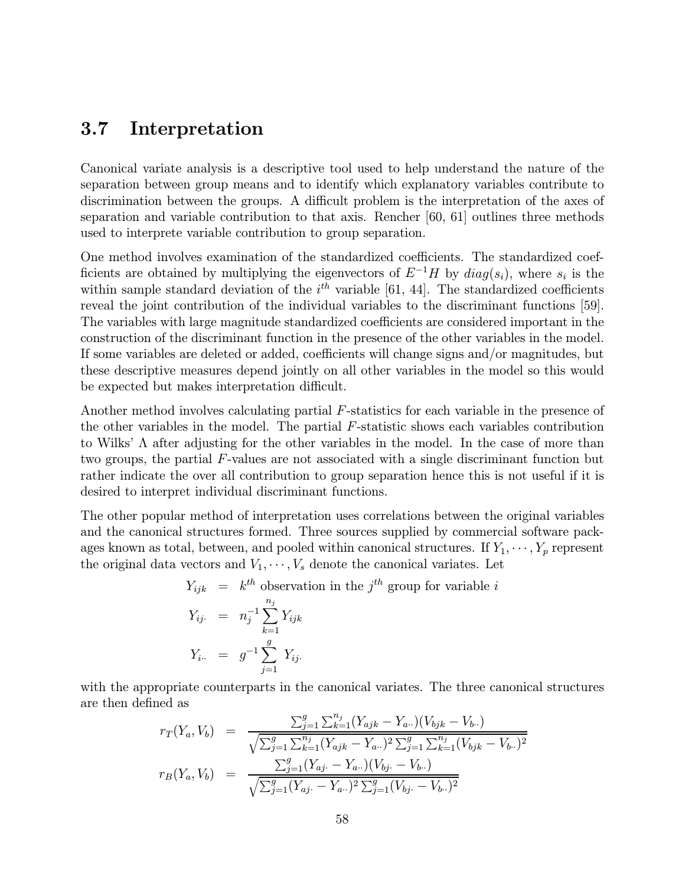## 3.7 Interpretation

Canonical variate analysis is a descriptive tool used to help understand the nature of the separation between group means and to identify which explanatory variables contribute to discrimination between the groups. A difficult problem is the interpretation of the axes of separation and variable contribution to that axis. Rencher [60, 61] outlines three methods used to interprete variable contribution to group separation.

One method involves examination of the standardized coefficients. The standardized coefficients are obtained by multiplying the eigenvectors of $E^{-1}H$ by $diag(s_i)$, where $s_i$ is the within sample standard deviation of the $i^{th}$ variable [61, 44]. The standardized coefficients reveal the joint contribution of the individual variables to the discriminant functions [59]. The variables with large magnitude standardized coefficients are considered important in the construction of the discriminant function in the presence of the other variables in the model. If some variables are deleted or added, coefficients will change signs and/or magnitudes, but these descriptive measures depend jointly on all other variables in the model so this would be expected but makes interpretation difficult.

Another method involves calculating partial $F$-statistics for each variable in the presence of the other variables in the model. The partial $F$-statistic shows each variables contribution to Wilks' $\Lambda$ after adjusting for the other variables in the model. In the case of more than two groups, the partial $F$-values are not associated with a single discriminant function but rather indicate the over all contribution to group separation hence this is not useful if it is desired to interpret individual discriminant functions.

The other popular method of interpretation uses correlations between the original variables and the canonical structures formed. Three sources supplied by commercial software packages known as total, between, and pooled within canonical structures. If $Y_1, \cdots, Y_p$ represent the original data vectors and $V_1, \cdots, V_s$ denote the canonical variates. Let

$$
\begin{aligned}
Y_{ijk} &= k^{th} \text{ observation in the } j^{th} \text{ group for variable } i \\
Y_{ij\cdot} &= n_j^{-1} \sum_{k=1}^{n_j} Y_{ijk} \\
Y_{i\cdot\cdot} &= g^{-1} \sum_{j=1}^{g} Y_{ij\cdot}
\end{aligned}
$$

with the appropriate counterparts in the canonical variates. The three canonical structures are then defined as

$$
\begin{aligned}
r_T(Y_a, V_b) &= \frac{\sum_{j=1}^{g} \sum_{k=1}^{n_j} (Y_{ajk} - Y_{a\cdot\cdot})(V_{bjk} - V_{b\cdot\cdot})}{\sqrt{\sum_{j=1}^{g} \sum_{k=1}^{n_j} (Y_{ajk} - Y_{a\cdot\cdot})^2 \sum_{j=1}^{g} \sum_{k=1}^{n_j} (V_{bjk} - V_{b\cdot\cdot})^2}} \\
r_B(Y_a, V_b) &= \frac{\sum_{j=1}^{g} (Y_{aj\cdot} - Y_{a\cdot\cdot})(V_{bj\cdot} - V_{b\cdot\cdot})}{\sqrt{\sum_{j=1}^{g} (Y_{aj\cdot} - Y_{a\cdot\cdot})^2 \sum_{j=1}^{g} (V_{bj\cdot} - V_{b\cdot\cdot})^2}}
\end{aligned}
$$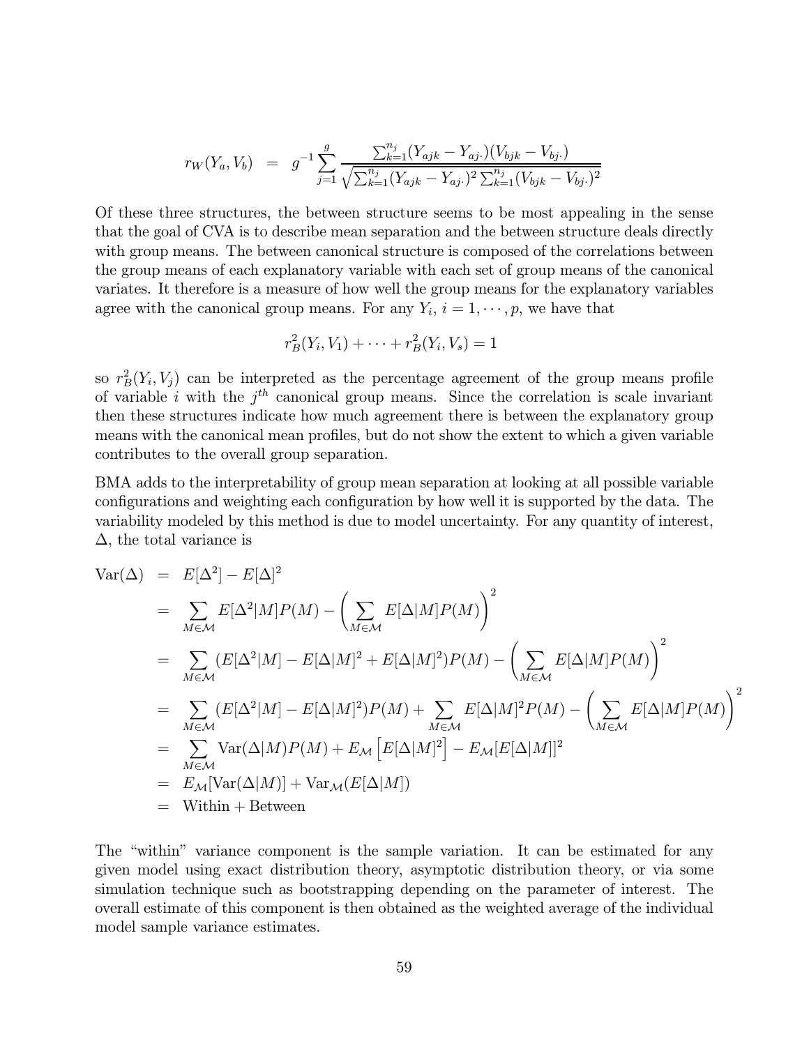$$r_W(Y_a, V_b) \;\; = \;\; g^{-1} \sum_{j=1}^{g} \frac{\sum_{k=1}^{n_j}(Y_{ajk} - Y_{aj\cdot})(V_{bjk} - V_{bj\cdot})}{\sqrt{\sum_{k=1}^{n_j}(Y_{ajk} - Y_{aj\cdot})^2 \sum_{k=1}^{n_j}(V_{bjk} - V_{bj\cdot})^2}}$$

Of these three structures, the between structure seems to be most appealing in the sense that the goal of CVA is to describe mean separation and the between structure deals directly with group means. The between canonical structure is composed of the correlations between the group means of each explanatory variable with each set of group means of the canonical variates. It therefore is a measure of how well the group means for the explanatory variables agree with the canonical group means. For any $Y_i$, $i = 1, \cdots, p$, we have that

$$r_B^2(Y_i, V_1) + \cdots + r_B^2(Y_i, V_s) = 1$$

so $r_B^2(Y_i, V_j)$ can be interpreted as the percentage agreement of the group means profile of variable $i$ with the $j^{th}$ canonical group means. Since the correlation is scale invariant then these structures indicate how much agreement there is between the explanatory group means with the canonical mean profiles, but do not show the extent to which a given variable contributes to the overall group separation.

BMA adds to the interpretability of group mean separation at looking at all possible variable configurations and weighting each configuration by how well it is supported by the data. The variability modeled by this method is due to model uncertainty. For any quantity of interest, $\Delta$, the total variance is

$$\begin{aligned}
\text{Var}(\Delta) &= E[\Delta^2] - E[\Delta]^2 \\
&= \sum_{M \in \mathcal{M}} E[\Delta^2|M]P(M) - \left( \sum_{M \in \mathcal{M}} E[\Delta|M]P(M) \right)^2 \\
&= \sum_{M \in \mathcal{M}} (E[\Delta^2|M] - E[\Delta|M]^2 + E[\Delta|M]^2)P(M) - \left( \sum_{M \in \mathcal{M}} E[\Delta|M]P(M) \right)^2 \\
&= \sum_{M \in \mathcal{M}} (E[\Delta^2|M] - E[\Delta|M]^2)P(M) + \sum_{M \in \mathcal{M}} E[\Delta|M]^2 P(M) - \left( \sum_{M \in \mathcal{M}} E[\Delta|M]P(M) \right)^2 \\
&= \sum_{M \in \mathcal{M}} \text{Var}(\Delta|M)P(M) + E_{\mathcal{M}}\left[ E[\Delta|M]^2 \right] - E_{\mathcal{M}}[E[\Delta|M]]^2 \\
&= E_{\mathcal{M}}[\text{Var}(\Delta|M)] + \text{Var}_{\mathcal{M}}(E[\Delta|M]) \\
&= \text{Within} + \text{Between}
\end{aligned}$$

The "within" variance component is the sample variation. It can be estimated for any given model using exact distribution theory, asymptotic distribution theory, or via some simulation technique such as bootstrapping depending on the parameter of interest. The overall estimate of this component is then obtained as the weighted average of the individual model sample variance estimates.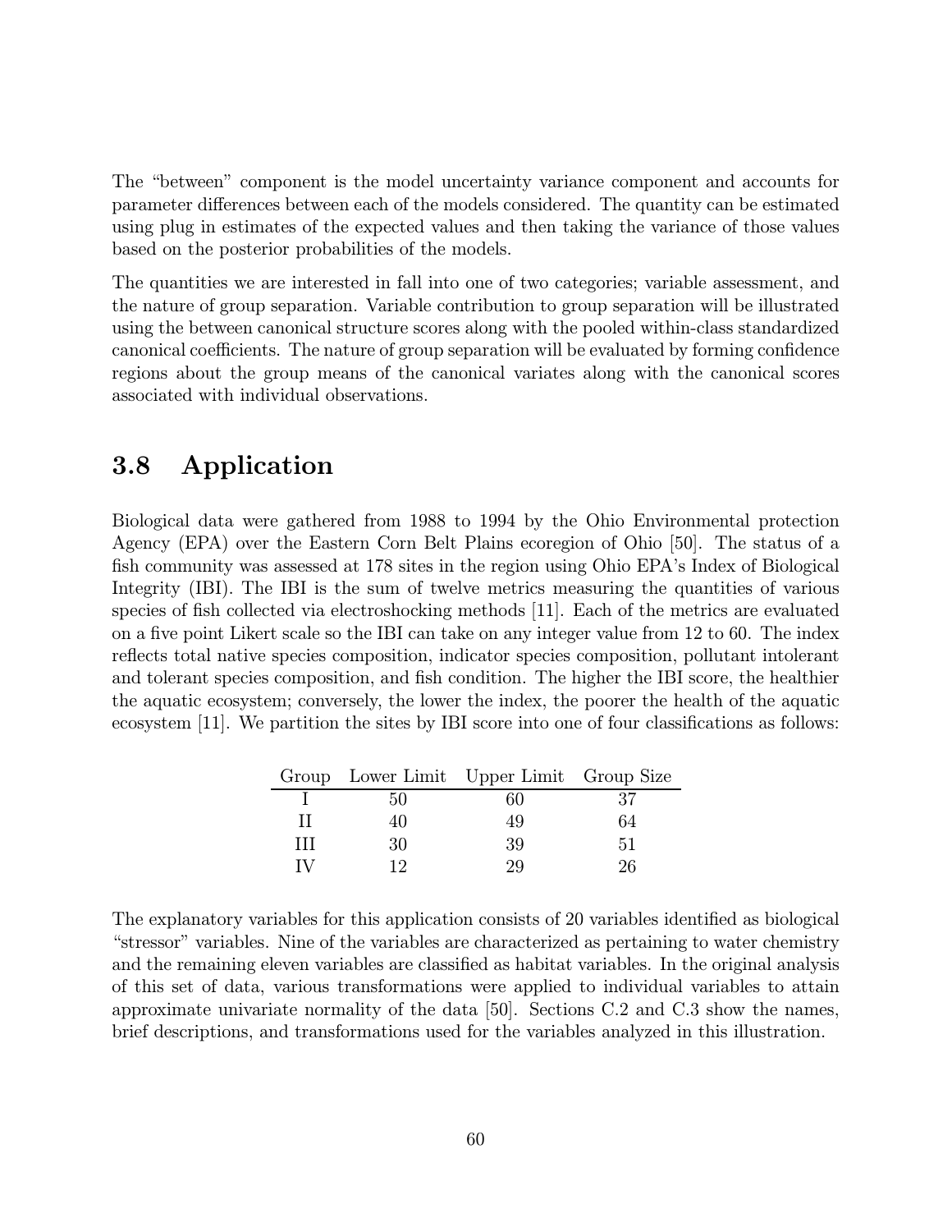The "between" component is the model uncertainty variance component and accounts for parameter differences between each of the models considered. The quantity can be estimated using plug in estimates of the expected values and then taking the variance of those values based on the posterior probabilities of the models.

The quantities we are interested in fall into one of two categories; variable assessment, and the nature of group separation. Variable contribution to group separation will be illustrated using the between canonical structure scores along with the pooled within-class standardized canonical coefficients. The nature of group separation will be evaluated by forming confidence regions about the group means of the canonical variates along with the canonical scores associated with individual observations.

## 3.8 Application

Biological data were gathered from 1988 to 1994 by the Ohio Environmental protection Agency (EPA) over the Eastern Corn Belt Plains ecoregion of Ohio [50]. The status of a fish community was assessed at 178 sites in the region using Ohio EPA's Index of Biological Integrity (IBI). The IBI is the sum of twelve metrics measuring the quantities of various species of fish collected via electroshocking methods [11]. Each of the metrics are evaluated on a five point Likert scale so the IBI can take on any integer value from 12 to 60. The index reflects total native species composition, indicator species composition, pollutant intolerant and tolerant species composition, and fish condition. The higher the IBI score, the healthier the aquatic ecosystem; conversely, the lower the index, the poorer the health of the aquatic ecosystem [11]. We partition the sites by IBI score into one of four classifications as follows:

| Group | Lower Limit | Upper Limit | Group Size |
|---|---|---|---|
| I | 50 | 60 | 37 |
| II | 40 | 49 | 64 |
| III | 30 | 39 | 51 |
| IV | 12 | 29 | 26 |

The explanatory variables for this application consists of 20 variables identified as biological "stressor" variables. Nine of the variables are characterized as pertaining to water chemistry and the remaining eleven variables are classified as habitat variables. In the original analysis of this set of data, various transformations were applied to individual variables to attain approximate univariate normality of the data [50]. Sections C.2 and C.3 show the names, brief descriptions, and transformations used for the variables analyzed in this illustration.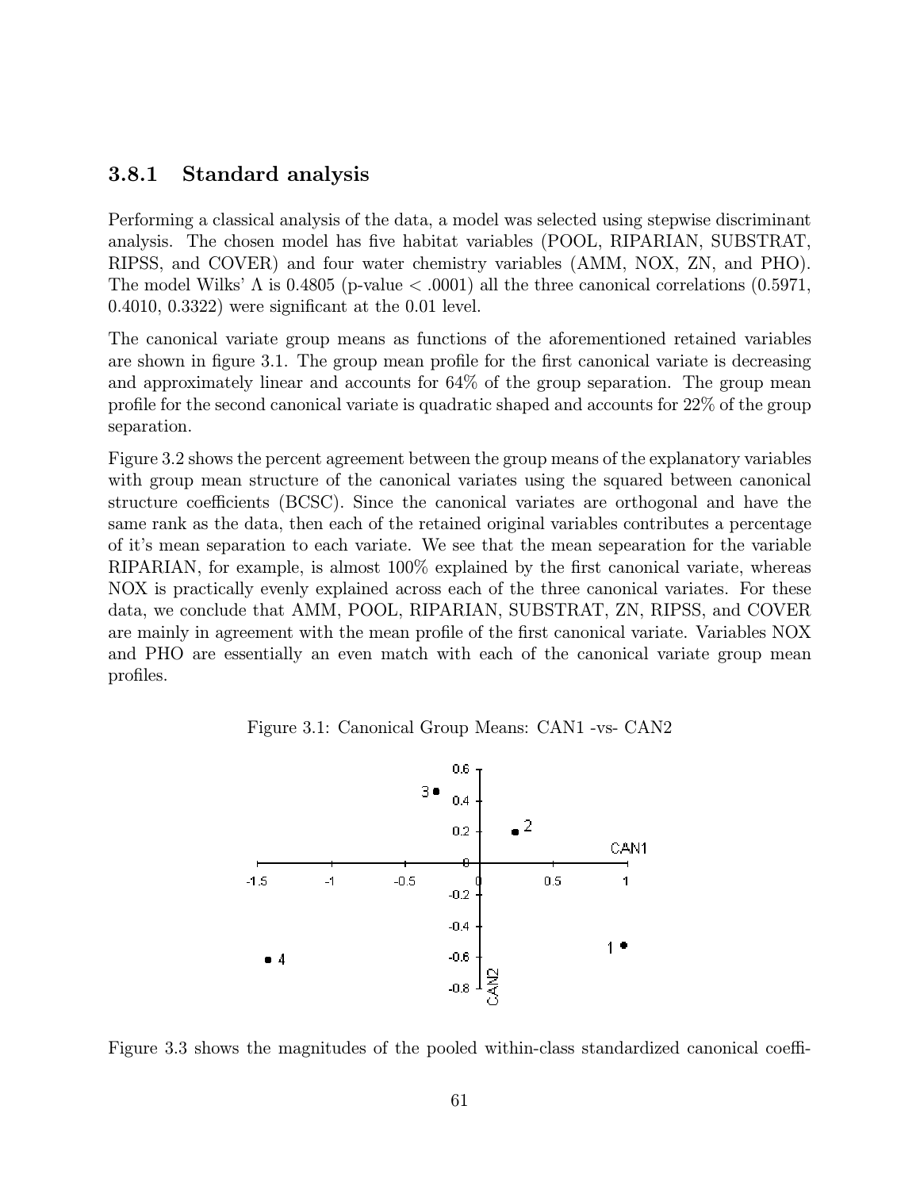### 3.8.1 Standard analysis

Performing a classical analysis of the data, a model was selected using stepwise discriminant analysis. The chosen model has five habitat variables (POOL, RIPARIAN, SUBSTRAT, RIPSS, and COVER) and four water chemistry variables (AMM, NOX, ZN, and PHO). The model Wilks' $\Lambda$ is 0.4805 (p-value $< .0001$) all the three canonical correlations (0.5971, 0.4010, 0.3322) were significant at the 0.01 level.

The canonical variate group means as functions of the aforementioned retained variables are shown in figure 3.1. The group mean profile for the first canonical variate is decreasing and approximately linear and accounts for 64% of the group separation. The group mean profile for the second canonical variate is quadratic shaped and accounts for 22% of the group separation.

Figure 3.2 shows the percent agreement between the group means of the explanatory variables with group mean structure of the canonical variates using the squared between canonical structure coefficients (BCSC). Since the canonical variates are orthogonal and have the same rank as the data, then each of the retained original variables contributes a percentage of it's mean separation to each variate. We see that the mean sepearation for the variable RIPARIAN, for example, is almost 100% explained by the first canonical variate, whereas NOX is practically evenly explained across each of the three canonical variates. For these data, we conclude that AMM, POOL, RIPARIAN, SUBSTRAT, ZN, RIPSS, and COVER are mainly in agreement with the mean profile of the first canonical variate. Variables NOX and PHO are essentially an even match with each of the canonical variate group mean profiles.

Figure 3.1: Canonical Group Means: CAN1 -vs- CAN2

Figure 3.3 shows the magnitudes of the pooled within-class standardized canonical coeffi-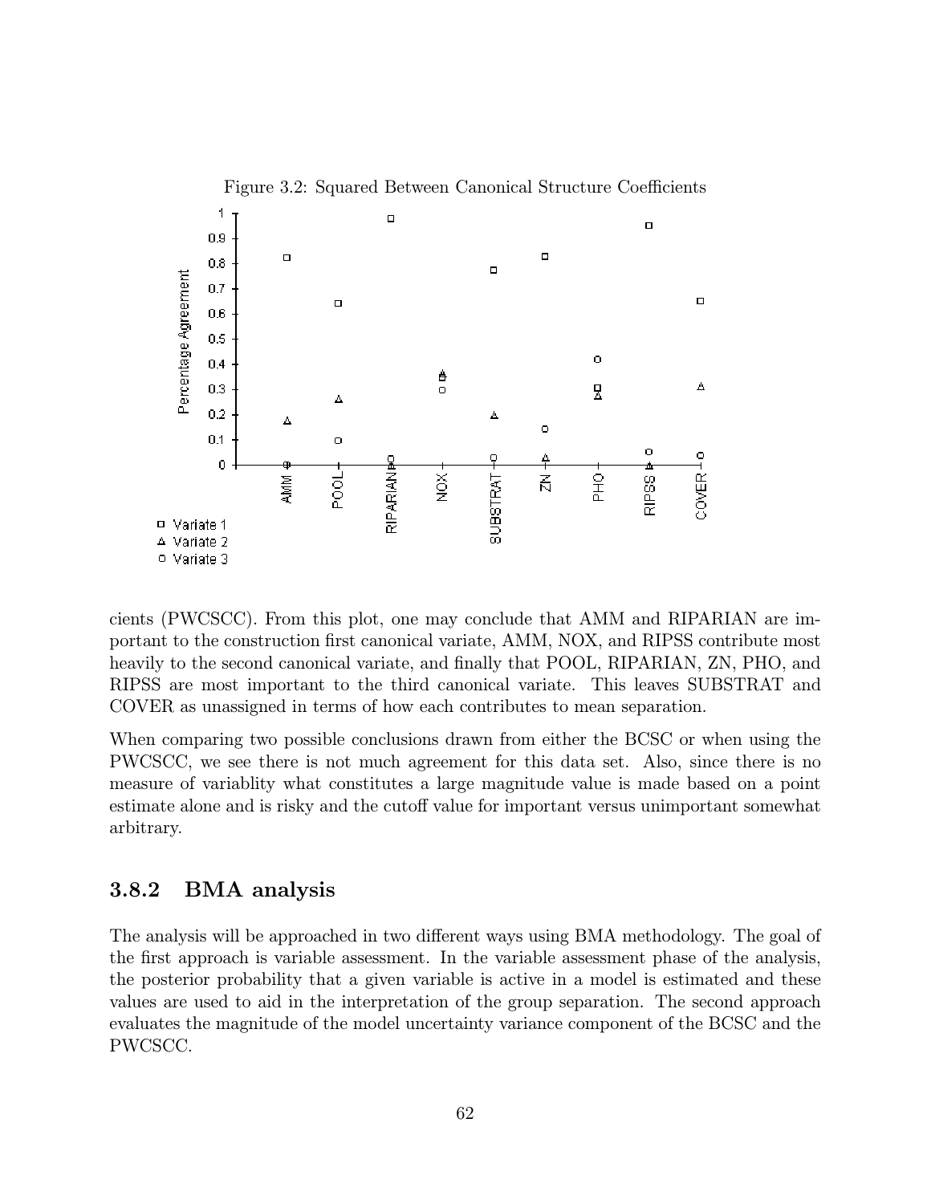Figure 3.2: Squared Between Canonical Structure Coefficients

cients (PWCSCC). From this plot, one may conclude that AMM and RIPARIAN are important to the construction first canonical variate, AMM, NOX, and RIPSS contribute most heavily to the second canonical variate, and finally that POOL, RIPARIAN, ZN, PHO, and RIPSS are most important to the third canonical variate. This leaves SUBSTRAT and COVER as unassigned in terms of how each contributes to mean separation.

When comparing two possible conclusions drawn from either the BCSC or when using the PWCSCC, we see there is not much agreement for this data set. Also, since there is no measure of variablity what constitutes a large magnitude value is made based on a point estimate alone and is risky and the cutoff value for important versus unimportant somewhat arbitrary.

### 3.8.2 BMA analysis

The analysis will be approached in two different ways using BMA methodology. The goal of the first approach is variable assessment. In the variable assessment phase of the analysis, the posterior probability that a given variable is active in a model is estimated and these values are used to aid in the interpretation of the group separation. The second approach evaluates the magnitude of the model uncertainty variance component of the BCSC and the PWCSCC.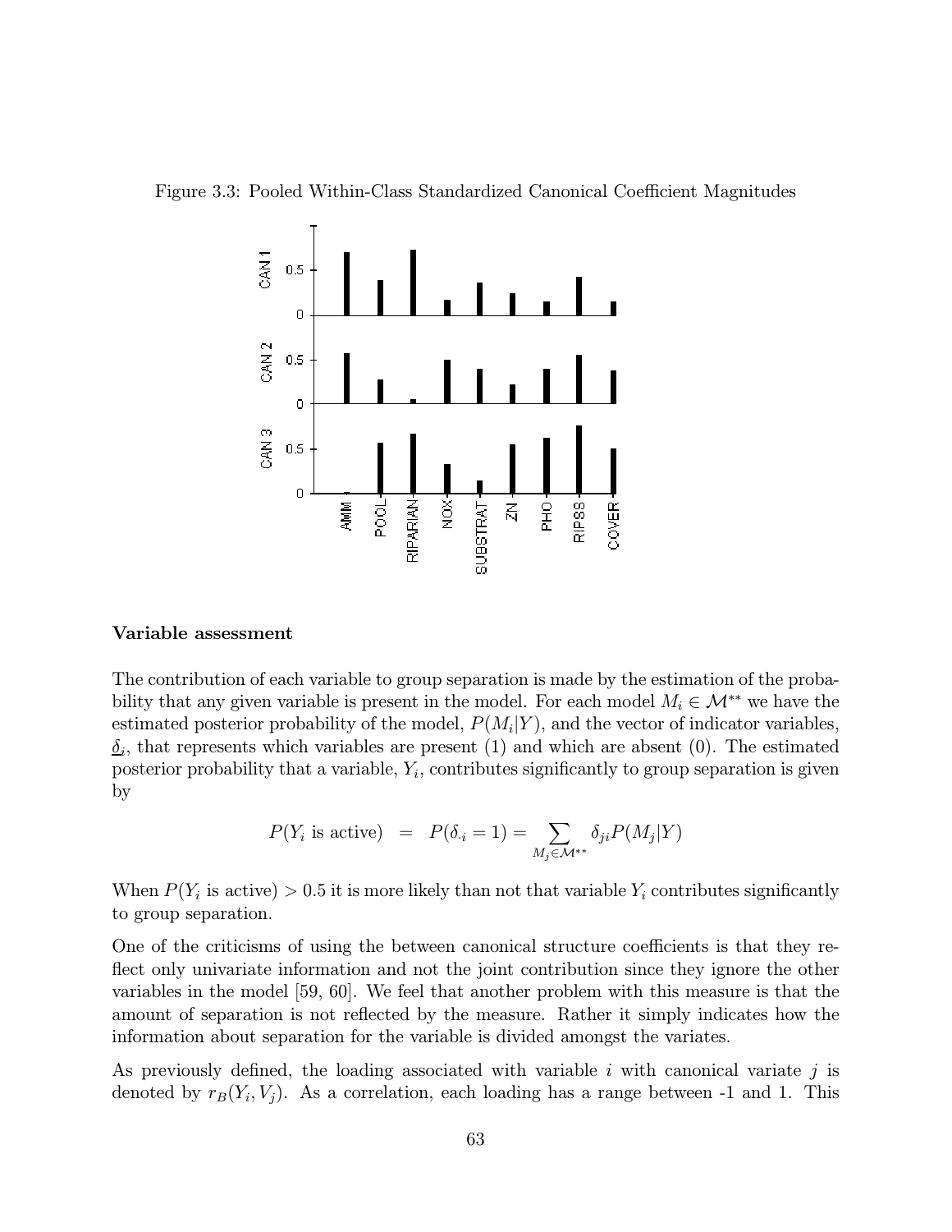Figure 3.3: Pooled Within-Class Standardized Canonical Coefficient Magnitudes

### Variable assessment

The contribution of each variable to group separation is made by the estimation of the probability that any given variable is present in the model. For each model $M_i \in \mathcal{M}^{**}$ we have the estimated posterior probability of the model, $P(M_i|Y)$, and the vector of indicator variables, $\underline{\delta}_i$, that represents which variables are present (1) and which are absent (0). The estimated posterior probability that a variable, $Y_i$, contributes significantly to group separation is given by

$$P(Y_i \text{ is active}) \;\; = \;\; P(\delta_{\cdot i} = 1) = \sum_{M_j \in \mathcal{M}^{**}} \delta_{ji} P(M_j|Y)$$

When $P(Y_i \text{ is active}) > 0.5$ it is more likely than not that variable $Y_i$ contributes significantly to group separation.

One of the criticisms of using the between canonical structure coefficients is that they reflect only univariate information and not the joint contribution since they ignore the other variables in the model [59, 60]. We feel that another problem with this measure is that the amount of separation is not reflected by the measure. Rather it simply indicates how the information about separation for the variable is divided amongst the variates.

As previously defined, the loading associated with variable $i$ with canonical variate $j$ is denoted by $r_B(Y_i, V_j)$. As a correlation, each loading has a range between -1 and 1. This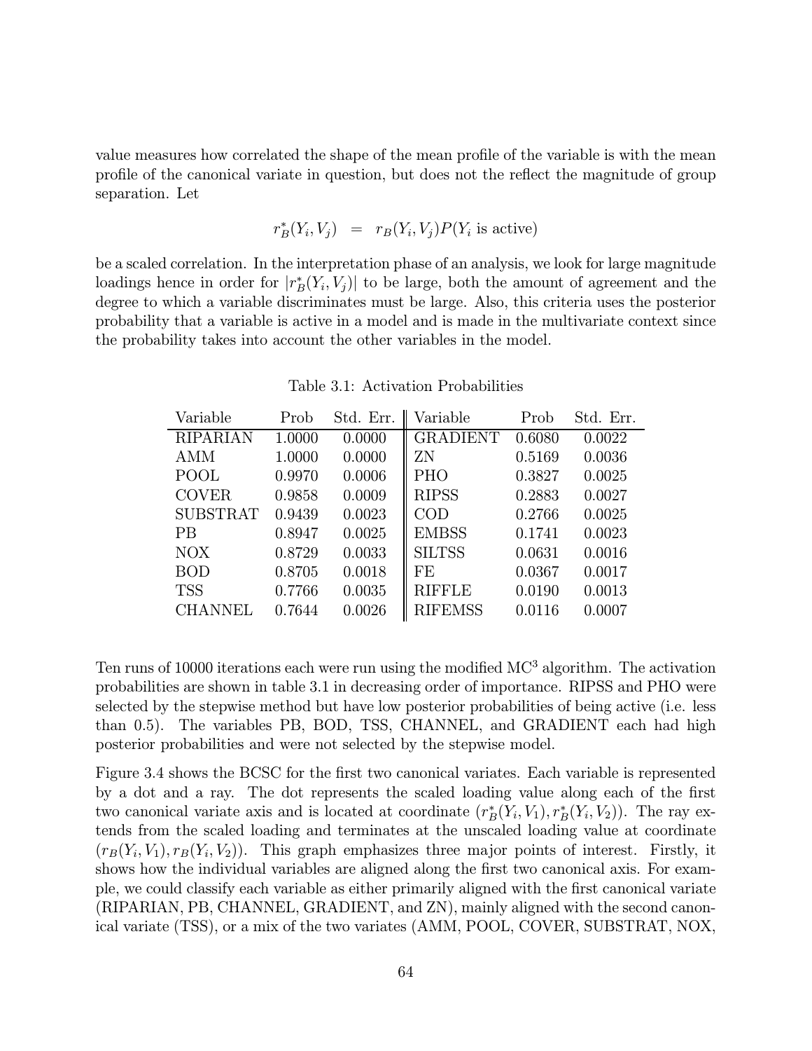value measures how correlated the shape of the mean profile of the variable is with the mean profile of the canonical variate in question, but does not the reflect the magnitude of group separation. Let

$$r^*_B(Y_i, V_j) \;\; = \;\; r_B(Y_i, V_j) P(Y_i \text{ is active})$$

be a scaled correlation. In the interpretation phase of an analysis, we look for large magnitude loadings hence in order for $|r^*_B(Y_i, V_j)|$ to be large, both the amount of agreement and the degree to which a variable discriminates must be large. Also, this criteria uses the posterior probability that a variable is active in a model and is made in the multivariate context since the probability takes into account the other variables in the model.

Table 3.1: Activation Probabilities

| Variable | Prob | Std. Err. | Variable | Prob | Std. Err. |
|---|---|---|---|---|---|
| RIPARIAN | 1.0000 | 0.0000 | GRADIENT | 0.6080 | 0.0022 |
| AMM | 1.0000 | 0.0000 | ZN | 0.5169 | 0.0036 |
| POOL | 0.9970 | 0.0006 | PHO | 0.3827 | 0.0025 |
| COVER | 0.9858 | 0.0009 | RIPSS | 0.2883 | 0.0027 |
| SUBSTRAT | 0.9439 | 0.0023 | COD | 0.2766 | 0.0025 |
| PB | 0.8947 | 0.0025 | EMBSS | 0.1741 | 0.0023 |
| NOX | 0.8729 | 0.0033 | SILTSS | 0.0631 | 0.0016 |
| BOD | 0.8705 | 0.0018 | FE | 0.0367 | 0.0017 |
| TSS | 0.7766 | 0.0035 | RIFFLE | 0.0190 | 0.0013 |
| CHANNEL | 0.7644 | 0.0026 | RIFEMSS | 0.0116 | 0.0007 |

Ten runs of 10000 iterations each were run using the modified $\text{MC}^3$ algorithm. The activation probabilities are shown in table 3.1 in decreasing order of importance. RIPSS and PHO were selected by the stepwise method but have low posterior probabilities of being active (i.e. less than 0.5). The variables PB, BOD, TSS, CHANNEL, and GRADIENT each had high posterior probabilities and were not selected by the stepwise model.

Figure 3.4 shows the BCSC for the first two canonical variates. Each variable is represented by a dot and a ray. The dot represents the scaled loading value along each of the first two canonical variate axis and is located at coordinate $(r^*_B(Y_i, V_1), r^*_B(Y_i, V_2))$. The ray extends from the scaled loading and terminates at the unscaled loading value at coordinate $(r_B(Y_i, V_1), r_B(Y_i, V_2))$. This graph emphasizes three major points of interest. Firstly, it shows how the individual variables are aligned along the first two canonical axis. For example, we could classify each variable as either primarily aligned with the first canonical variate (RIPARIAN, PB, CHANNEL, GRADIENT, and ZN), mainly aligned with the second canonical variate (TSS), or a mix of the two variates (AMM, POOL, COVER, SUBSTRAT, NOX,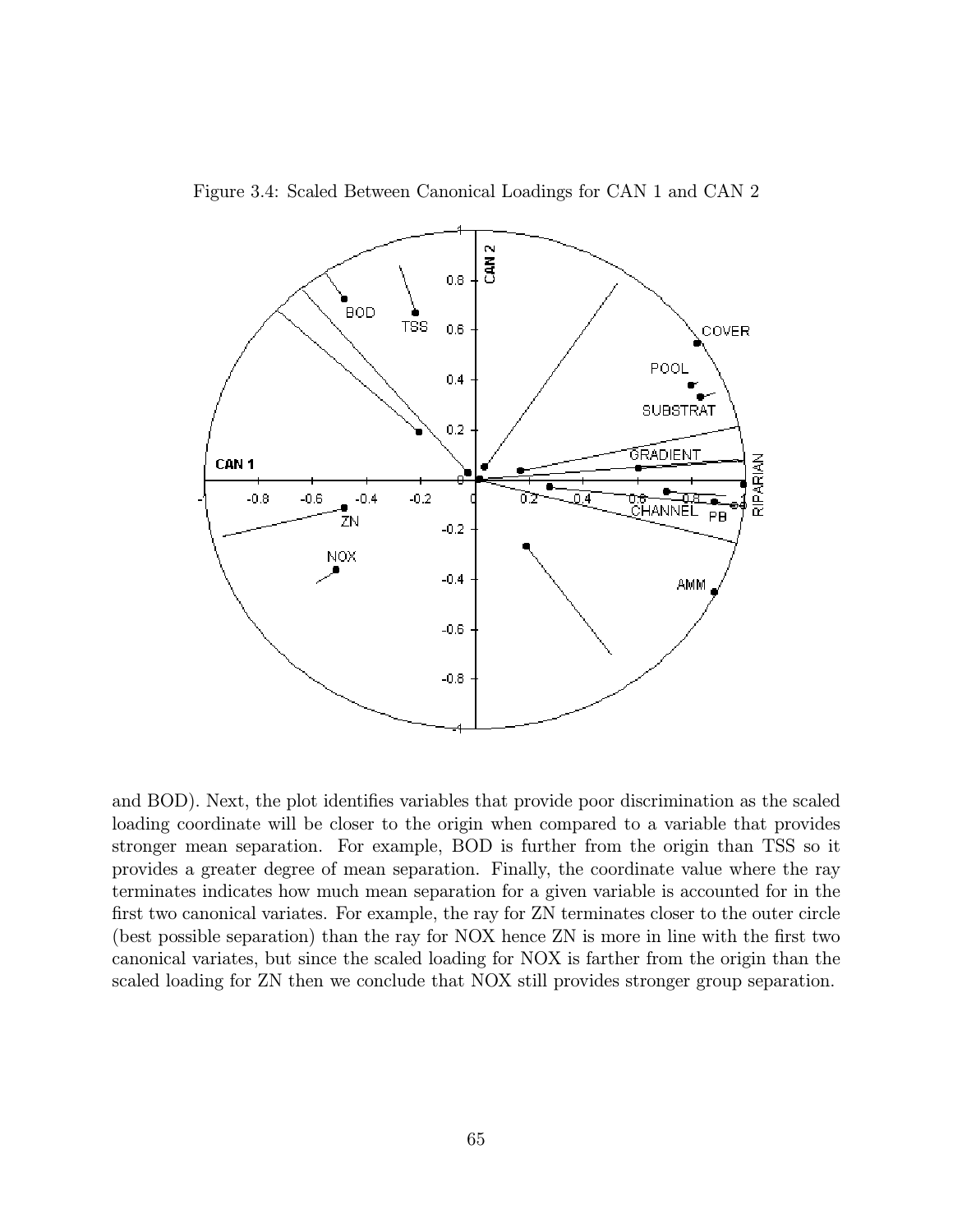Figure 3.4: Scaled Between Canonical Loadings for CAN 1 and CAN 2

and BOD). Next, the plot identifies variables that provide poor discrimination as the scaled loading coordinate will be closer to the origin when compared to a variable that provides stronger mean separation. For example, BOD is further from the origin than TSS so it provides a greater degree of mean separation. Finally, the coordinate value where the ray terminates indicates how much mean separation for a given variable is accounted for in the first two canonical variates. For example, the ray for ZN terminates closer to the outer circle (best possible separation) than the ray for NOX hence ZN is more in line with the first two canonical variates, but since the scaled loading for NOX is farther from the origin than the scaled loading for ZN then we conclude that NOX still provides stronger group separation.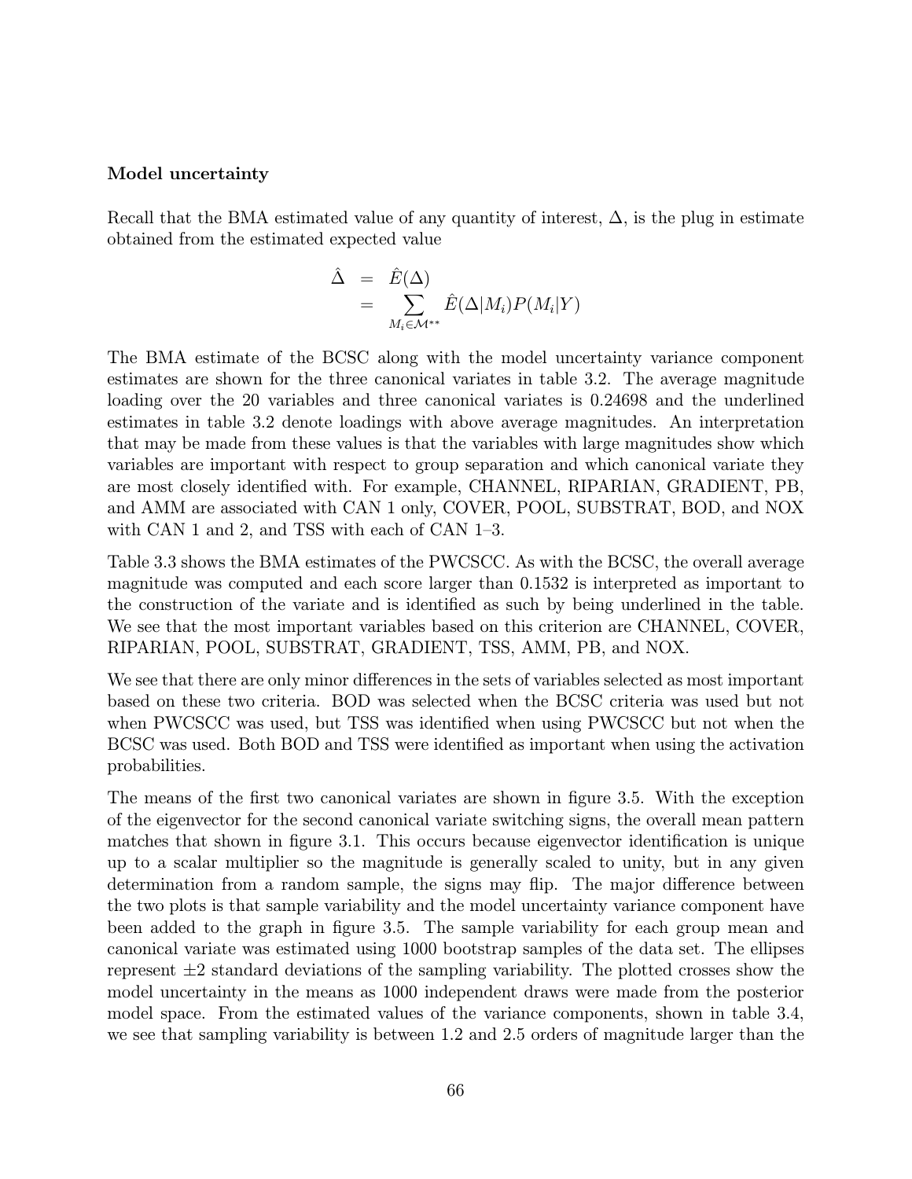**Model uncertainty**

Recall that the BMA estimated value of any quantity of interest, $\Delta$, is the plug in estimate obtained from the estimated expected value

$$\begin{aligned}\hat{\Delta} &= \hat{E}(\Delta) \\ &= \sum_{M_i \in \mathcal{M}^{**}} \hat{E}(\Delta|M_i)P(M_i|Y)\end{aligned}$$

The BMA estimate of the BCSC along with the model uncertainty variance component estimates are shown for the three canonical variates in table 3.2. The average magnitude loading over the 20 variables and three canonical variates is 0.24698 and the underlined estimates in table 3.2 denote loadings with above average magnitudes. An interpretation that may be made from these values is that the variables with large magnitudes show which variables are important with respect to group separation and which canonical variate they are most closely identified with. For example, CHANNEL, RIPARIAN, GRADIENT, PB, and AMM are associated with CAN 1 only, COVER, POOL, SUBSTRAT, BOD, and NOX with CAN 1 and 2, and TSS with each of CAN 1–3.

Table 3.3 shows the BMA estimates of the PWCSCC. As with the BCSC, the overall average magnitude was computed and each score larger than 0.1532 is interpreted as important to the construction of the variate and is identified as such by being underlined in the table. We see that the most important variables based on this criterion are CHANNEL, COVER, RIPARIAN, POOL, SUBSTRAT, GRADIENT, TSS, AMM, PB, and NOX.

We see that there are only minor differences in the sets of variables selected as most important based on these two criteria. BOD was selected when the BCSC criteria was used but not when PWCSCC was used, but TSS was identified when using PWCSCC but not when the BCSC was used. Both BOD and TSS were identified as important when using the activation probabilities.

The means of the first two canonical variates are shown in figure 3.5. With the exception of the eigenvector for the second canonical variate switching signs, the overall mean pattern matches that shown in figure 3.1. This occurs because eigenvector identification is unique up to a scalar multiplier so the magnitude is generally scaled to unity, but in any given determination from a random sample, the signs may flip. The major difference between the two plots is that sample variability and the model uncertainty variance component have been added to the graph in figure 3.5. The sample variability for each group mean and canonical variate was estimated using 1000 bootstrap samples of the data set. The ellipses represent $\pm 2$ standard deviations of the sampling variability. The plotted crosses show the model uncertainty in the means as 1000 independent draws were made from the posterior model space. From the estimated values of the variance components, shown in table 3.4, we see that sampling variability is between 1.2 and 2.5 orders of magnitude larger than the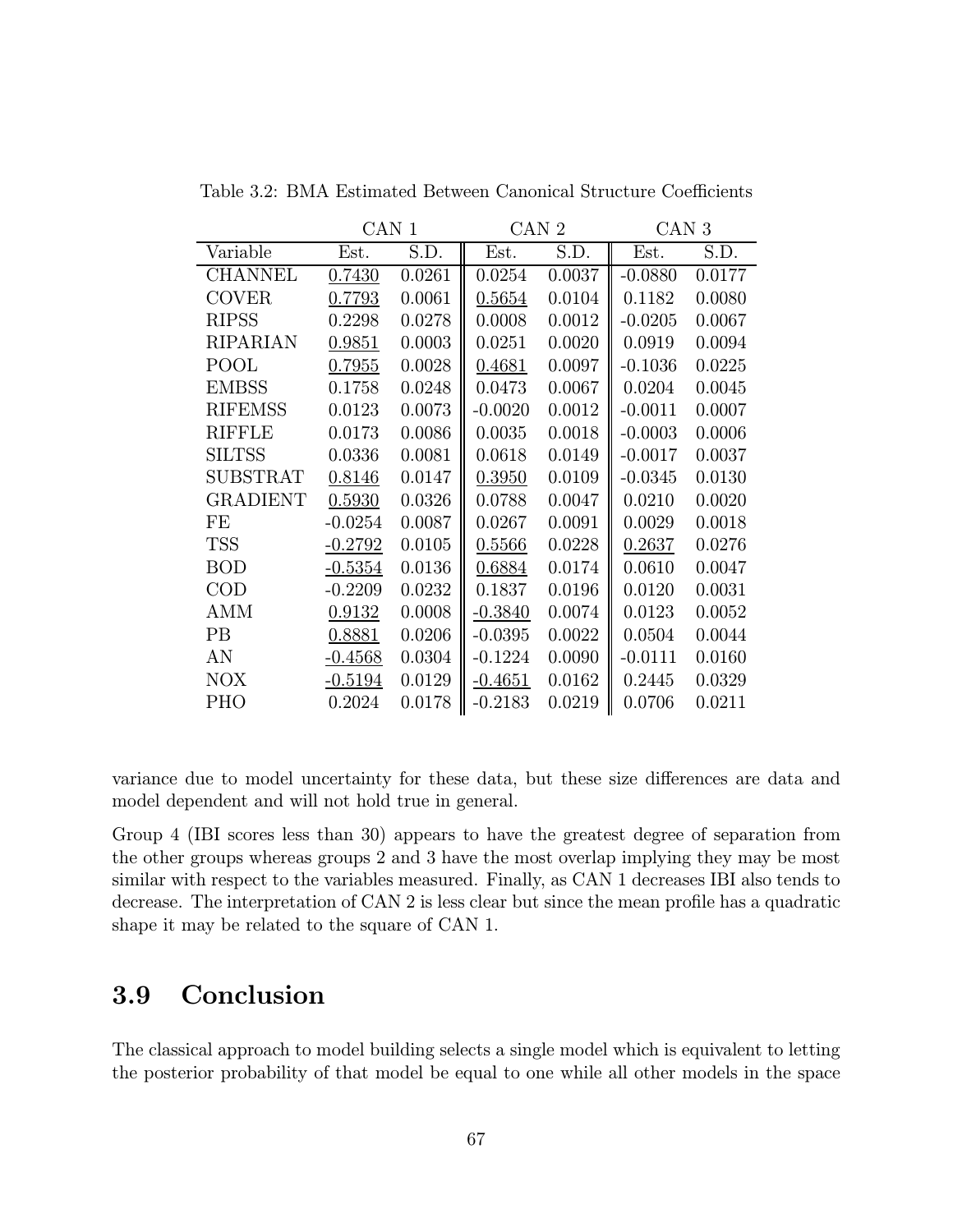Table 3.2: BMA Estimated Between Canonical Structure Coefficients

| | CAN 1 | | CAN 2 | | CAN 3 | |
|---|---|---|---|---|---|---|
| Variable | Est. | S.D. | Est. | S.D. | Est. | S.D. |
| CHANNEL | <u>0.7430</u> | 0.0261 | 0.0254 | 0.0037 | -0.0880 | 0.0177 |
| COVER | <u>0.7793</u> | 0.0061 | <u>0.5654</u> | 0.0104 | 0.1182 | 0.0080 |
| RIPSS | 0.2298 | 0.0278 | 0.0008 | 0.0012 | -0.0205 | 0.0067 |
| RIPARIAN | <u>0.9851</u> | 0.0003 | 0.0251 | 0.0020 | 0.0919 | 0.0094 |
| POOL | <u>0.7955</u> | 0.0028 | <u>0.4681</u> | 0.0097 | -0.1036 | 0.0225 |
| EMBSS | 0.1758 | 0.0248 | 0.0473 | 0.0067 | 0.0204 | 0.0045 |
| RIFEMSS | 0.0123 | 0.0073 | -0.0020 | 0.0012 | -0.0011 | 0.0007 |
| RIFFLE | 0.0173 | 0.0086 | 0.0035 | 0.0018 | -0.0003 | 0.0006 |
| SILTSS | 0.0336 | 0.0081 | 0.0618 | 0.0149 | -0.0017 | 0.0037 |
| SUBSTRAT | <u>0.8146</u> | 0.0147 | <u>0.3950</u> | 0.0109 | -0.0345 | 0.0130 |
| GRADIENT | <u>0.5930</u> | 0.0326 | 0.0788 | 0.0047 | 0.0210 | 0.0020 |
| FE | -0.0254 | 0.0087 | 0.0267 | 0.0091 | 0.0029 | 0.0018 |
| TSS | <u>-0.2792</u> | 0.0105 | <u>0.5566</u> | 0.0228 | <u>0.2637</u> | 0.0276 |
| BOD | <u>-0.5354</u> | 0.0136 | <u>0.6884</u> | 0.0174 | 0.0610 | 0.0047 |
| COD | -0.2209 | 0.0232 | 0.1837 | 0.0196 | 0.0120 | 0.0031 |
| AMM | <u>0.9132</u> | 0.0008 | <u>-0.3840</u> | 0.0074 | 0.0123 | 0.0052 |
| PB | <u>0.8881</u> | 0.0206 | -0.0395 | 0.0022 | 0.0504 | 0.0044 |
| AN | <u>-0.4568</u> | 0.0304 | -0.1224 | 0.0090 | -0.0111 | 0.0160 |
| NOX | <u>-0.5194</u> | 0.0129 | <u>-0.4651</u> | 0.0162 | 0.2445 | 0.0329 |
| PHO | 0.2024 | 0.0178 | -0.2183 | 0.0219 | 0.0706 | 0.0211 |

variance due to model uncertainty for these data, but these size differences are data and model dependent and will not hold true in general.

Group 4 (IBI scores less than 30) appears to have the greatest degree of separation from the other groups whereas groups 2 and 3 have the most overlap implying they may be most similar with respect to the variables measured. Finally, as CAN 1 decreases IBI also tends to decrease. The interpretation of CAN 2 is less clear but since the mean profile has a quadratic shape it may be related to the square of CAN 1.

## 3.9 Conclusion

The classical approach to model building selects a single model which is equivalent to letting the posterior probability of that model be equal to one while all other models in the space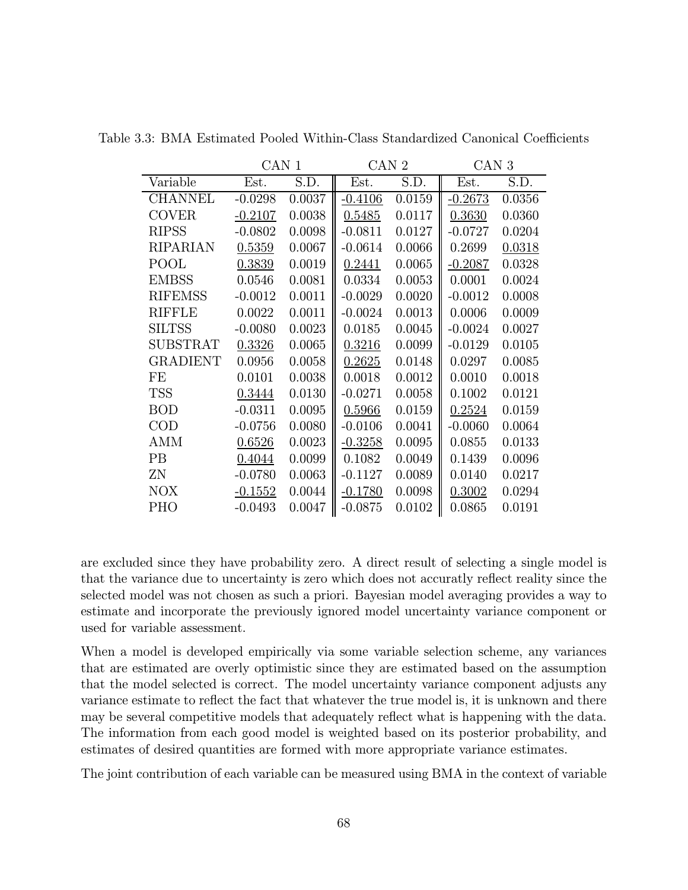Table 3.3: BMA Estimated Pooled Within-Class Standardized Canonical Coefficients

| | CAN 1 | | CAN 2 | | CAN 3 | |
|---|---|---|---|---|---|---|
| Variable | Est. | S.D. | Est. | S.D. | Est. | S.D. |
| CHANNEL | -0.0298 | 0.0037 | <u>-0.4106</u> | 0.0159 | <u>-0.2673</u> | 0.0356 |
| COVER | <u>-0.2107</u> | 0.0038 | <u>0.5485</u> | 0.0117 | <u>0.3630</u> | 0.0360 |
| RIPSS | -0.0802 | 0.0098 | -0.0811 | 0.0127 | -0.0727 | 0.0204 |
| RIPARIAN | <u>0.5359</u> | 0.0067 | -0.0614 | 0.0066 | 0.2699 | <u>0.0318</u> |
| POOL | <u>0.3839</u> | 0.0019 | <u>0.2441</u> | 0.0065 | <u>-0.2087</u> | 0.0328 |
| EMBSS | 0.0546 | 0.0081 | 0.0334 | 0.0053 | 0.0001 | 0.0024 |
| RIFEMSS | -0.0012 | 0.0011 | -0.0029 | 0.0020 | -0.0012 | 0.0008 |
| RIFFLE | 0.0022 | 0.0011 | -0.0024 | 0.0013 | 0.0006 | 0.0009 |
| SILTSS | -0.0080 | 0.0023 | 0.0185 | 0.0045 | -0.0024 | 0.0027 |
| SUBSTRAT | <u>0.3326</u> | 0.0065 | <u>0.3216</u> | 0.0099 | -0.0129 | 0.0105 |
| GRADIENT | 0.0956 | 0.0058 | <u>0.2625</u> | 0.0148 | 0.0297 | 0.0085 |
| FE | 0.0101 | 0.0038 | 0.0018 | 0.0012 | 0.0010 | 0.0018 |
| TSS | <u>0.3444</u> | 0.0130 | -0.0271 | 0.0058 | 0.1002 | 0.0121 |
| BOD | -0.0311 | 0.0095 | <u>0.5966</u> | 0.0159 | <u>0.2524</u> | 0.0159 |
| COD | -0.0756 | 0.0080 | -0.0106 | 0.0041 | -0.0060 | 0.0064 |
| AMM | <u>0.6526</u> | 0.0023 | <u>-0.3258</u> | 0.0095 | 0.0855 | 0.0133 |
| PB | <u>0.4044</u> | 0.0099 | 0.1082 | 0.0049 | 0.1439 | 0.0096 |
| ZN | -0.0780 | 0.0063 | -0.1127 | 0.0089 | 0.0140 | 0.0217 |
| NOX | <u>-0.1552</u> | 0.0044 | <u>-0.1780</u> | 0.0098 | <u>0.3002</u> | 0.0294 |
| PHO | -0.0493 | 0.0047 | -0.0875 | 0.0102 | 0.0865 | 0.0191 |

are excluded since they have probability zero. A direct result of selecting a single model is that the variance due to uncertainty is zero which does not accuratly reflect reality since the selected model was not chosen as such a priori. Bayesian model averaging provides a way to estimate and incorporate the previously ignored model uncertainty variance component or used for variable assessment.

When a model is developed empirically via some variable selection scheme, any variances that are estimated are overly optimistic since they are estimated based on the assumption that the model selected is correct. The model uncertainty variance component adjusts any variance estimate to reflect the fact that whatever the true model is, it is unknown and there may be several competitive models that adequately reflect what is happening with the data. The information from each good model is weighted based on its posterior probability, and estimates of desired quantities are formed with more appropriate variance estimates.

The joint contribution of each variable can be measured using BMA in the context of variable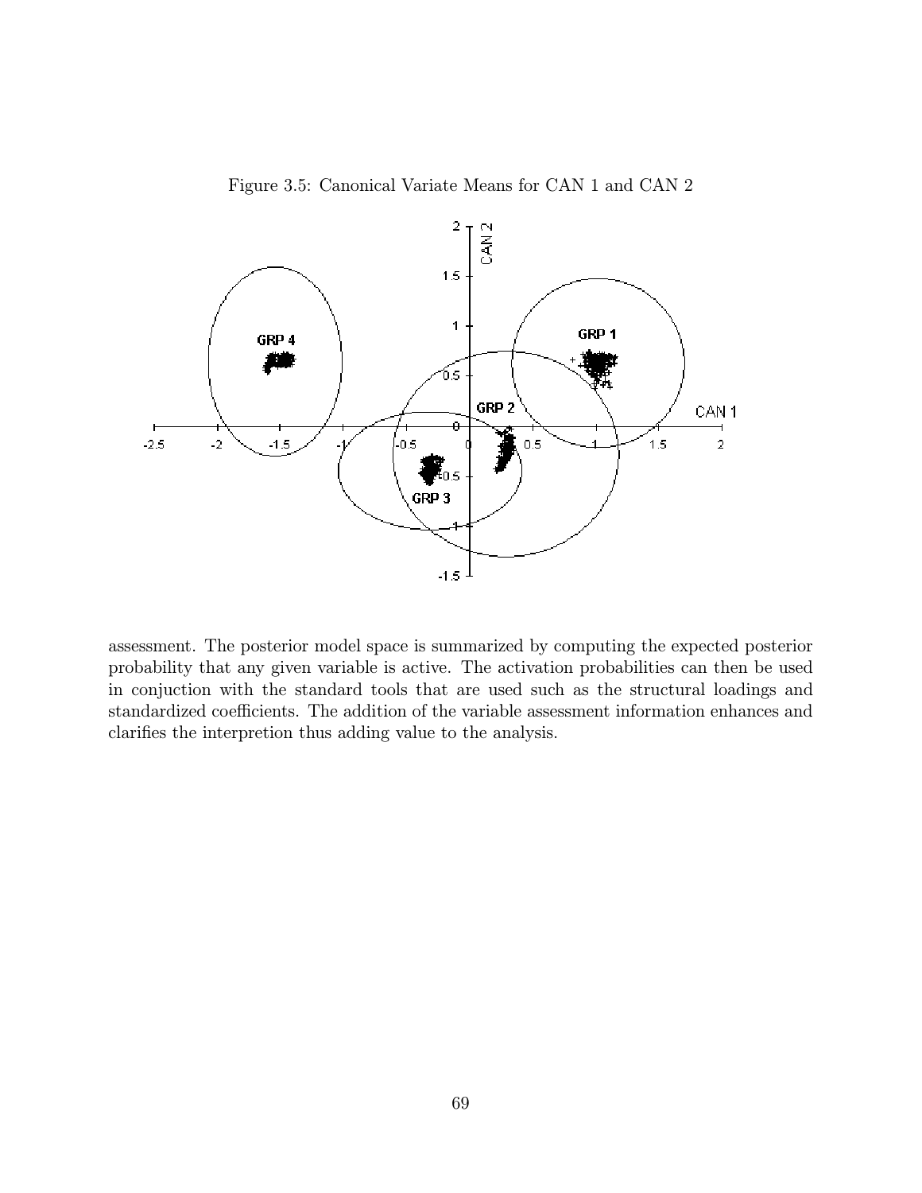Figure 3.5: Canonical Variate Means for CAN 1 and CAN 2

assessment. The posterior model space is summarized by computing the expected posterior probability that any given variable is active. The activation probabilities can then be used in conjuction with the standard tools that are used such as the structural loadings and standardized coefficients. The addition of the variable assessment information enhances and clarifies the interpretion thus adding value to the analysis.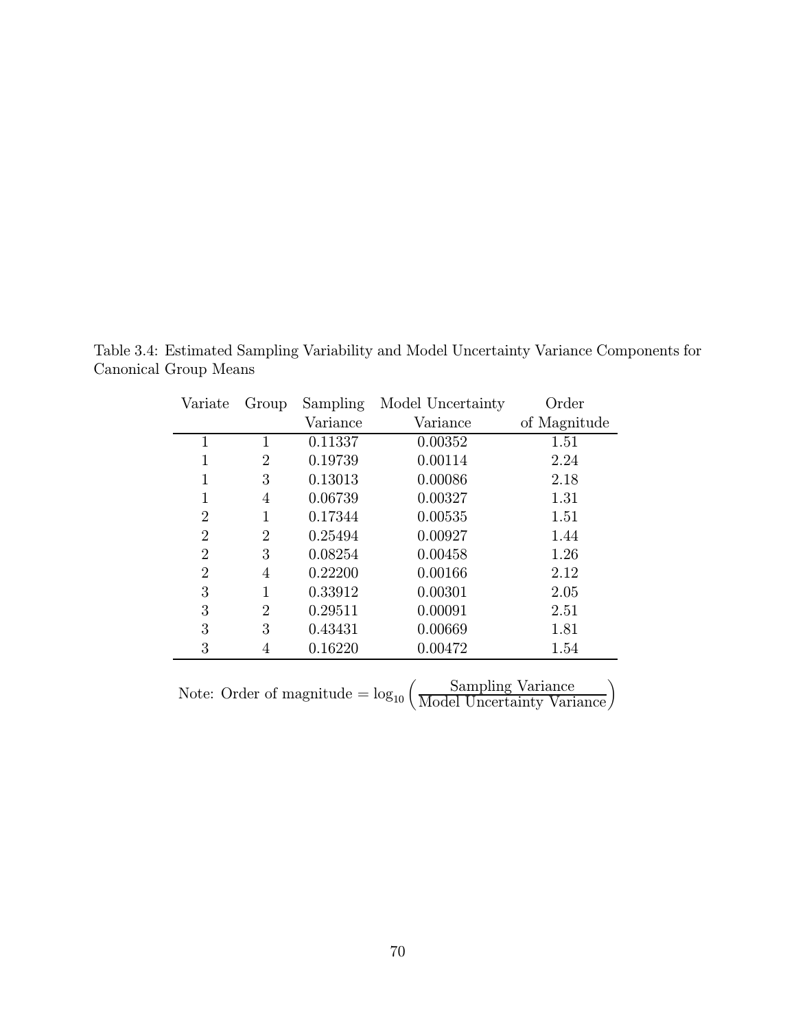Table 3.4: Estimated Sampling Variability and Model Uncertainty Variance Components for Canonical Group Means

| Variate | Group | Sampling Variance | Model Uncertainty Variance | Order of Magnitude |
|---|---|---|---|---|
| 1 | 1 | 0.11337 | 0.00352 | 1.51 |
| 1 | 2 | 0.19739 | 0.00114 | 2.24 |
| 1 | 3 | 0.13013 | 0.00086 | 2.18 |
| 1 | 4 | 0.06739 | 0.00327 | 1.31 |
| 2 | 1 | 0.17344 | 0.00535 | 1.51 |
| 2 | 2 | 0.25494 | 0.00927 | 1.44 |
| 2 | 3 | 0.08254 | 0.00458 | 1.26 |
| 2 | 4 | 0.22200 | 0.00166 | 2.12 |
| 3 | 1 | 0.33912 | 0.00301 | 2.05 |
| 3 | 2 | 0.29511 | 0.00091 | 2.51 |
| 3 | 3 | 0.43431 | 0.00669 | 1.81 |
| 3 | 4 | 0.16220 | 0.00472 | 1.54 |

Note: Order of magnitude $= \log_{10}\left(\frac{\text{Sampling Variance}}{\text{Model Uncertainty Variance}}\right)$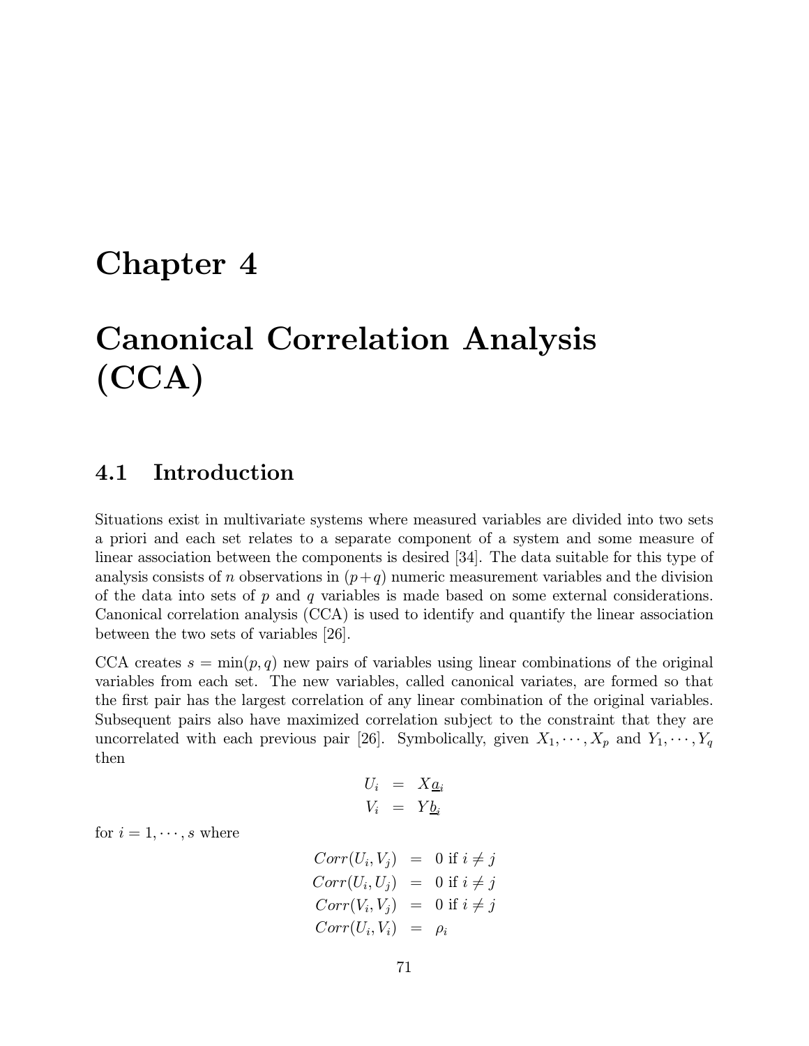# Chapter 4

# Canonical Correlation Analysis (CCA)

## 4.1 Introduction

Situations exist in multivariate systems where measured variables are divided into two sets a priori and each set relates to a separate component of a system and some measure of linear association between the components is desired [34]. The data suitable for this type of analysis consists of $n$ observations in $(p+q)$ numeric measurement variables and the division of the data into sets of $p$ and $q$ variables is made based on some external considerations. Canonical correlation analysis (CCA) is used to identify and quantify the linear association between the two sets of variables [26].

CCA creates $s = \min(p, q)$ new pairs of variables using linear combinations of the original variables from each set. The new variables, called canonical variates, are formed so that the first pair has the largest correlation of any linear combination of the original variables. Subsequent pairs also have maximized correlation subject to the constraint that they are uncorrelated with each previous pair [26]. Symbolically, given $X_1, \cdots, X_p$ and $Y_1, \cdots, Y_q$ then

$$
\begin{aligned}
U_i &= X\underline{a}_i \\
V_i &= Y\underline{b}_i
\end{aligned}
$$

for $i = 1, \cdots, s$ where

$$
\begin{aligned}
Corr(U_i, V_j) &= 0 \text{ if } i \neq j \\
Corr(U_i, U_j) &= 0 \text{ if } i \neq j \\
Corr(V_i, V_j) &= 0 \text{ if } i \neq j \\
Corr(U_i, V_i) &= \rho_i
\end{aligned}
$$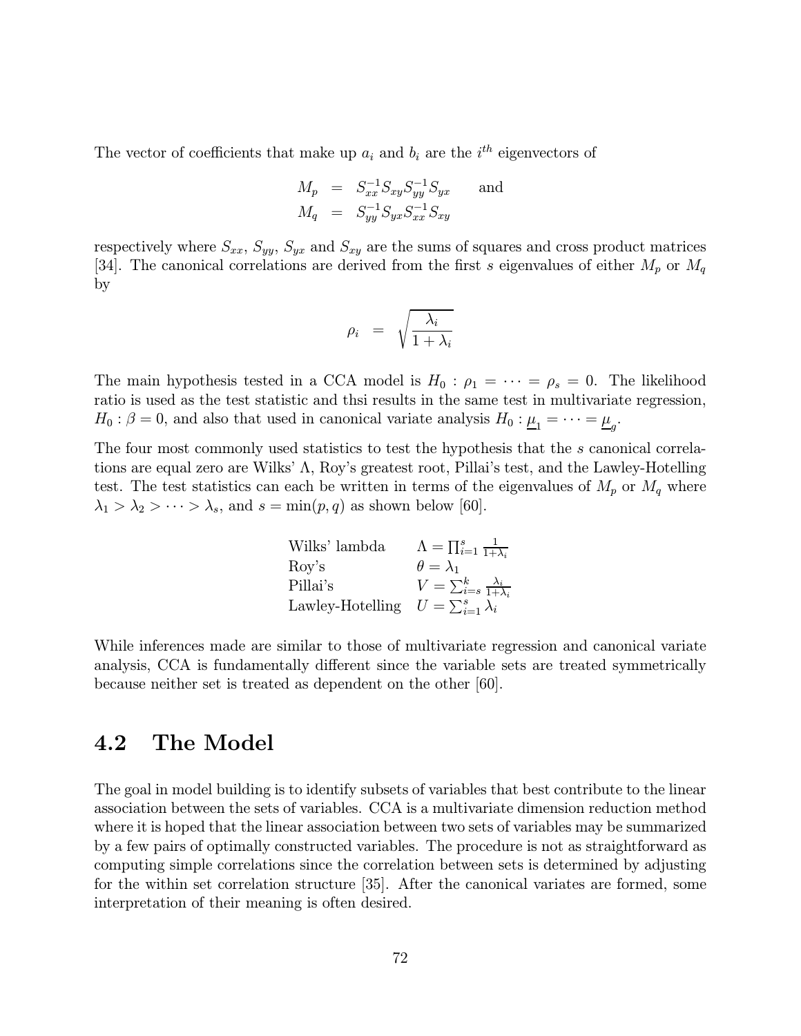The vector of coefficients that make up $a_i$ and $b_i$ are the $i^{th}$ eigenvectors of

$$
\begin{aligned}
M_p &= S_{xx}^{-1} S_{xy} S_{yy}^{-1} S_{yx} \qquad \text{and} \\
M_q &= S_{yy}^{-1} S_{yx} S_{xx}^{-1} S_{xy}
\end{aligned}
$$

respectively where $S_{xx}$, $S_{yy}$, $S_{yx}$ and $S_{xy}$ are the sums of squares and cross product matrices [34]. The canonical correlations are derived from the first $s$ eigenvalues of either $M_p$ or $M_q$ by

$$
\rho_i = \sqrt{\frac{\lambda_i}{1+\lambda_i}}
$$

The main hypothesis tested in a CCA model is $H_0 : \rho_1 = \cdots = \rho_s = 0$. The likelihood ratio is used as the test statistic and thsi results in the same test in multivariate regression, $H_0 : \beta = 0$, and also that used in canonical variate analysis $H_0 : \underline{\mu}_1 = \cdots = \underline{\mu}_g$.

The four most commonly used statistics to test the hypothesis that the $s$ canonical correlations are equal zero are Wilks' $\Lambda$, Roy's greatest root, Pillai's test, and the Lawley-Hotelling test. The test statistics can each be written in terms of the eigenvalues of $M_p$ or $M_q$ where $\lambda_1 > \lambda_2 > \cdots > \lambda_s$, and $s = \min(p, q)$ as shown below [60].

| | |
|---|---|
| Wilks' lambda | $\Lambda = \prod_{i=1}^{s} \frac{1}{1+\lambda_i}$ |
| Roy's | $\theta = \lambda_1$ |
| Pillai's | $V = \sum_{i=s}^{k} \frac{\lambda_i}{1+\lambda_i}$ |
| Lawley-Hotelling | $U = \sum_{i=1}^{s} \lambda_i$ |

While inferences made are similar to those of multivariate regression and canonical variate analysis, CCA is fundamentally different since the variable sets are treated symmetrically because neither set is treated as dependent on the other [60].

## 4.2 The Model

The goal in model building is to identify subsets of variables that best contribute to the linear association between the sets of variables. CCA is a multivariate dimension reduction method where it is hoped that the linear association between two sets of variables may be summarized by a few pairs of optimally constructed variables. The procedure is not as straightforward as computing simple correlations since the correlation between sets is determined by adjusting for the within set correlation structure [35]. After the canonical variates are formed, some interpretation of their meaning is often desired.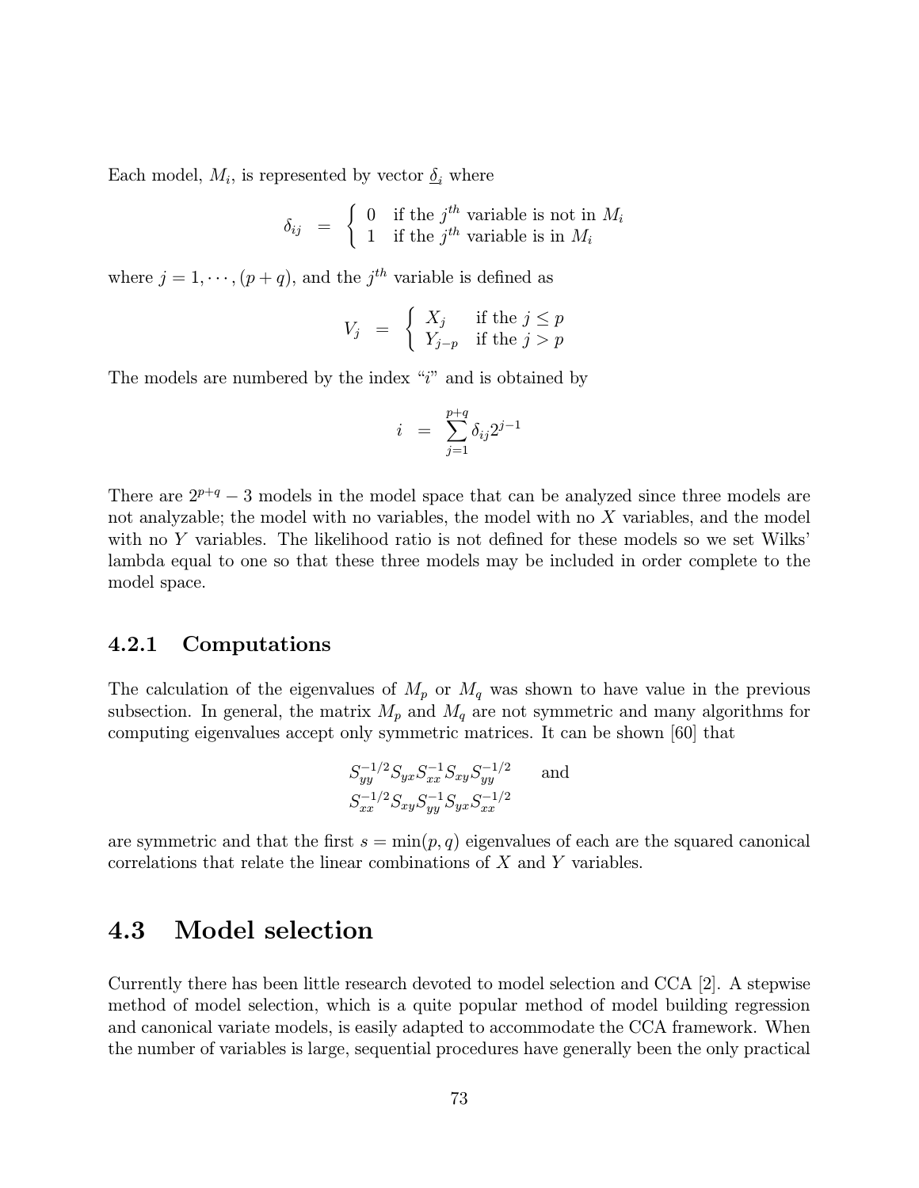Each model, $M_i$, is represented by vector $\underline{\delta}_i$ where

$$\delta_{ij} = \begin{cases} 0 & \text{if the } j^{th} \text{ variable is not in } M_i \\ 1 & \text{if the } j^{th} \text{ variable is in } M_i \end{cases}$$

where $j = 1, \cdots, (p+q)$, and the $j^{th}$ variable is defined as

$$V_j = \begin{cases} X_j & \text{if the } j \leq p \\ Y_{j-p} & \text{if the } j > p \end{cases}$$

The models are numbered by the index "$i$" and is obtained by

$$i = \sum_{j=1}^{p+q} \delta_{ij} 2^{j-1}$$

There are $2^{p+q} - 3$ models in the model space that can be analyzed since three models are not analyzable; the model with no variables, the model with no $X$ variables, and the model with no $Y$ variables. The likelihood ratio is not defined for these models so we set Wilks' lambda equal to one so that these three models may be included in order complete to the model space.

### 4.2.1 Computations

The calculation of the eigenvalues of $M_p$ or $M_q$ was shown to have value in the previous subsection. In general, the matrix $M_p$ and $M_q$ are not symmetric and many algorithms for computing eigenvalues accept only symmetric matrices. It can be shown [60] that

$$S_{yy}^{-1/2} S_{yx} S_{xx}^{-1} S_{xy} S_{yy}^{-1/2} \qquad \text{and}$$
$$S_{xx}^{-1/2} S_{xy} S_{yy}^{-1} S_{yx} S_{xx}^{-1/2}$$

are symmetric and that the first $s = \min(p, q)$ eigenvalues of each are the squared canonical correlations that relate the linear combinations of $X$ and $Y$ variables.

## 4.3 Model selection

Currently there has been little research devoted to model selection and CCA [2]. A stepwise method of model selection, which is a quite popular method of model building regression and canonical variate models, is easily adapted to accommodate the CCA framework. When the number of variables is large, sequential procedures have generally been the only practical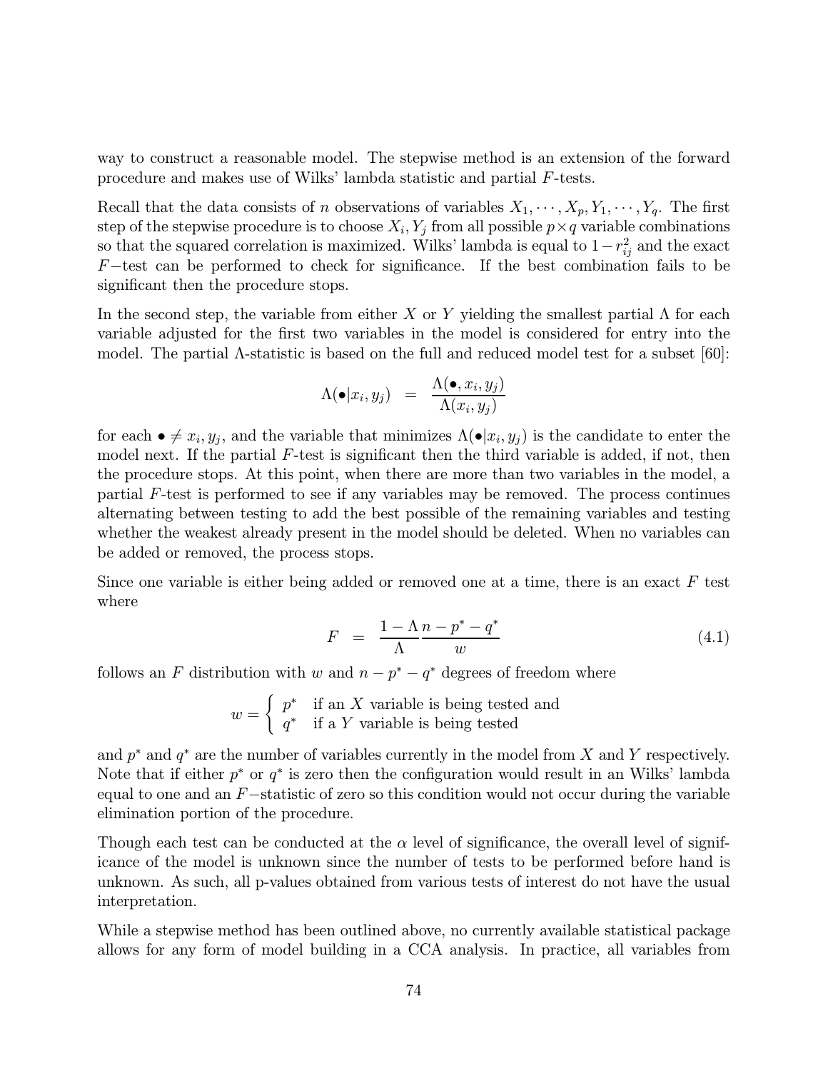way to construct a reasonable model. The stepwise method is an extension of the forward procedure and makes use of Wilks' lambda statistic and partial $F$-tests.

Recall that the data consists of $n$ observations of variables $X_1, \cdots, X_p, Y_1, \cdots, Y_q$. The first step of the stepwise procedure is to choose $X_i, Y_j$ from all possible $p \times q$ variable combinations so that the squared correlation is maximized. Wilks' lambda is equal to $1 - r_{ij}^2$ and the exact $F-$test can be performed to check for significance. If the best combination fails to be significant then the procedure stops.

In the second step, the variable from either $X$ or $Y$ yielding the smallest partial $\Lambda$ for each variable adjusted for the first two variables in the model is considered for entry into the model. The partial $\Lambda$-statistic is based on the full and reduced model test for a subset [60]:

$$\Lambda(\bullet | x_i, y_j) \;\; = \;\; \frac{\Lambda(\bullet, x_i, y_j)}{\Lambda(x_i, y_j)}$$

for each $\bullet \neq x_i, y_j$, and the variable that minimizes $\Lambda(\bullet | x_i, y_j)$ is the candidate to enter the model next. If the partial $F$-test is significant then the third variable is added, if not, then the procedure stops. At this point, when there are more than two variables in the model, a partial $F$-test is performed to see if any variables may be removed. The process continues alternating between testing to add the best possible of the remaining variables and testing whether the weakest already present in the model should be deleted. When no variables can be added or removed, the process stops.

Since one variable is either being added or removed one at a time, there is an exact $F$ test where

$$F \;\; = \;\; \frac{1 - \Lambda}{\Lambda} \frac{n - p^* - q^*}{w} \tag{4.1}$$

follows an $F$ distribution with $w$ and $n - p^* - q^*$ degrees of freedom where

$$w = \begin{cases} p^* & \text{if an } X \text{ variable is being tested and} \\ q^* & \text{if a } Y \text{ variable is being tested} \end{cases}$$

and $p^*$ and $q^*$ are the number of variables currently in the model from $X$ and $Y$ respectively. Note that if either $p^*$ or $q^*$ is zero then the configuration would result in an Wilks' lambda equal to one and an $F-$statistic of zero so this condition would not occur during the variable elimination portion of the procedure.

Though each test can be conducted at the $\alpha$ level of significance, the overall level of significance of the model is unknown since the number of tests to be performed before hand is unknown. As such, all p-values obtained from various tests of interest do not have the usual interpretation.

While a stepwise method has been outlined above, no currently available statistical package allows for any form of model building in a CCA analysis. In practice, all variables from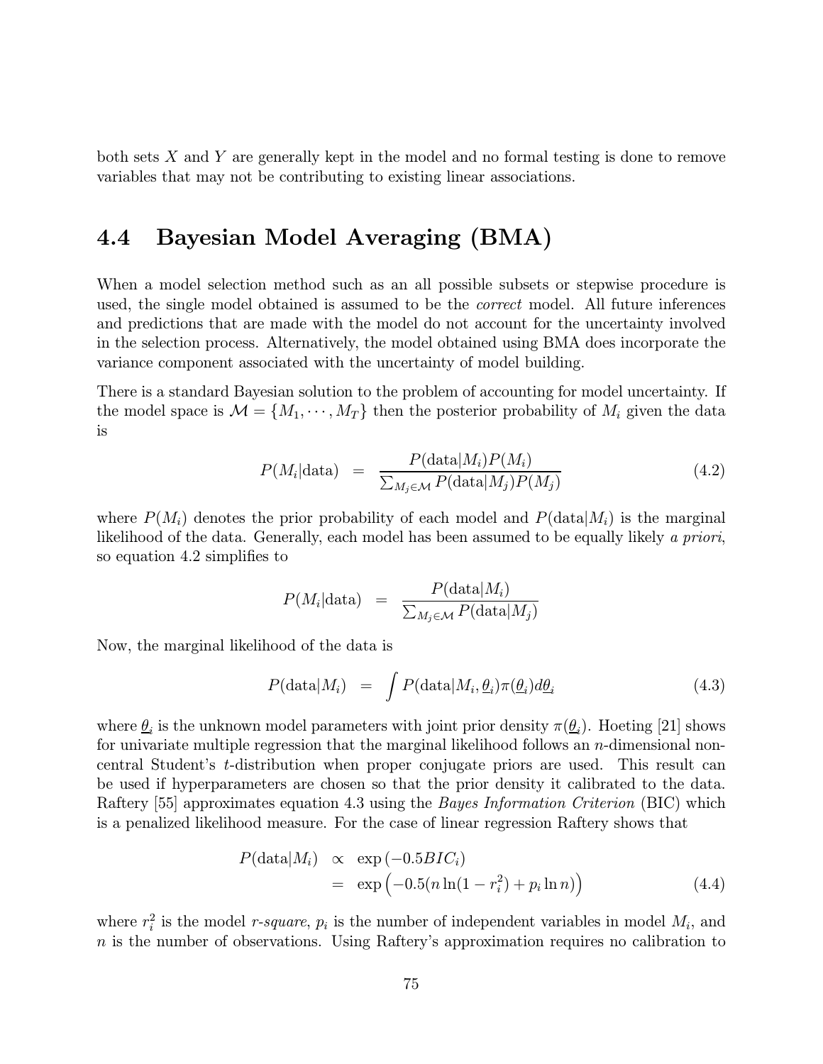both sets $X$ and $Y$ are generally kept in the model and no formal testing is done to remove variables that may not be contributing to existing linear associations.

## 4.4 Bayesian Model Averaging (BMA)

When a model selection method such as an all possible subsets or stepwise procedure is used, the single model obtained is assumed to be the *correct* model. All future inferences and predictions that are made with the model do not account for the uncertainty involved in the selection process. Alternatively, the model obtained using BMA does incorporate the variance component associated with the uncertainty of model building.

There is a standard Bayesian solution to the problem of accounting for model uncertainty. If the model space is $\mathcal{M} = \{M_1, \cdots, M_T\}$ then the posterior probability of $M_i$ given the data is

$$P(M_i|\text{data}) = \frac{P(\text{data}|M_i)P(M_i)}{\sum_{M_j \in \mathcal{M}} P(\text{data}|M_j)P(M_j)} \tag{4.2}$$

where $P(M_i)$ denotes the prior probability of each model and $P(\text{data}|M_i)$ is the marginal likelihood of the data. Generally, each model has been assumed to be equally likely *a priori*, so equation 4.2 simplifies to

$$P(M_i|\text{data}) = \frac{P(\text{data}|M_i)}{\sum_{M_j \in \mathcal{M}} P(\text{data}|M_j)}$$

Now, the marginal likelihood of the data is

$$P(\text{data}|M_i) = \int P(\text{data}|M_i, \underline{\theta}_i)\pi(\underline{\theta}_i)d\underline{\theta}_i \tag{4.3}$$

where $\underline{\theta}_i$ is the unknown model parameters with joint prior density $\pi(\underline{\theta}_i)$. Hoeting [21] shows for univariate multiple regression that the marginal likelihood follows an $n$-dimensional noncentral Student's $t$-distribution when proper conjugate priors are used. This result can be used if hyperparameters are chosen so that the prior density it calibrated to the data. Raftery [55] approximates equation 4.3 using the *Bayes Information Criterion* (BIC) which is a penalized likelihood measure. For the case of linear regression Raftery shows that

$$\begin{aligned} P(\text{data}|M_i) &\propto \exp\left(-0.5BIC_i\right) \\ &= \exp\left(-0.5(n\ln(1-r_i^2) + p_i \ln n)\right) \end{aligned} \tag{4.4}$$

where $r_i^2$ is the model *r-square*, $p_i$ is the number of independent variables in model $M_i$, and $n$ is the number of observations. Using Raftery's approximation requires no calibration to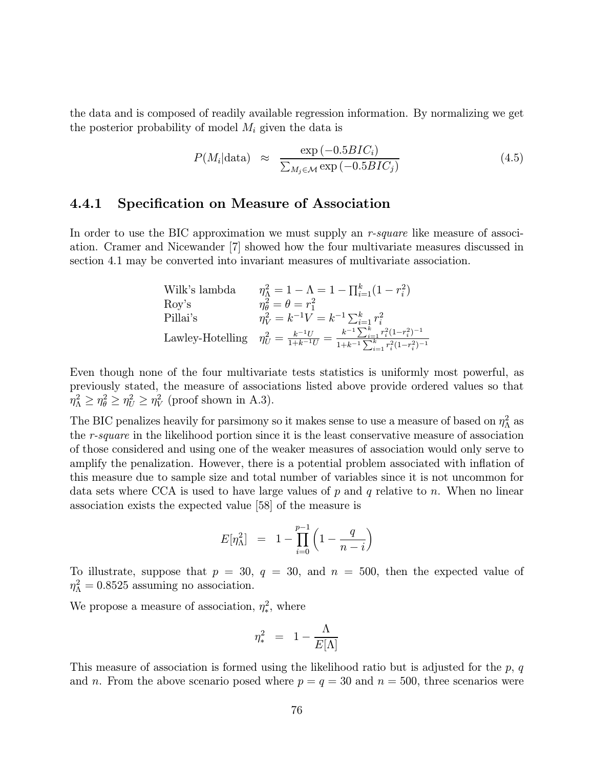the data and is composed of readily available regression information. By normalizing we get the posterior probability of model $M_i$ given the data is

$$P(M_i|\text{data}) \approx \frac{\exp(-0.5BIC_i)}{\sum_{M_j \in \mathcal{M}} \exp(-0.5BIC_j)} \tag{4.5}$$

### 4.4.1 Specification on Measure of Association

In order to use the BIC approximation we must supply an *r-square* like measure of association. Cramer and Nicewander [7] showed how the four multivariate measures discussed in section 4.1 may be converted into invariant measures of multivariate association.

| | |
|---|---|
| Wilk's lambda | $\eta^2_\Lambda = 1 - \Lambda = 1 - \prod_{i=1}^{k}(1 - r_i^2)$ |
| Roy's | $\eta^2_\theta = \theta = r_1^2$ |
| Pillai's | $\eta^2_V = k^{-1}V = k^{-1}\sum_{i=1}^{k} r_i^2$ |
| Lawley-Hotelling | $\eta^2_U = \frac{k^{-1}U}{1+k^{-1}U} = \frac{k^{-1}\sum_{i=1}^{k} r_i^2(1-r_i^2)^{-1}}{1+k^{-1}\sum_{i=1}^{k} r_i^2(1-r_i^2)^{-1}}$ |

Even though none of the four multivariate tests statistics is uniformly most powerful, as previously stated, the measure of associations listed above provide ordered values so that $\eta^2_\Lambda \geq \eta^2_\theta \geq \eta^2_U \geq \eta^2_V$ (proof shown in A.3).

The BIC penalizes heavily for parsimony so it makes sense to use a measure of based on $\eta^2_\Lambda$ as the *r-square* in the likelihood portion since it is the least conservative measure of association of those considered and using one of the weaker measures of association would only serve to amplify the penalization. However, there is a potential problem associated with inflation of this measure due to sample size and total number of variables since it is not uncommon for data sets where CCA is used to have large values of $p$ and $q$ relative to $n$. When no linear association exists the expected value [58] of the measure is

$$E[\eta^2_\Lambda] = 1 - \prod_{i=0}^{p-1}\left(1 - \frac{q}{n-i}\right)$$

To illustrate, suppose that $p = 30$, $q = 30$, and $n = 500$, then the expected value of $\eta^2_\Lambda = 0.8525$ assuming no association.

We propose a measure of association, $\eta^2_*$, where

$$\eta^2_* = 1 - \frac{\Lambda}{E[\Lambda]}$$

This measure of association is formed using the likelihood ratio but is adjusted for the $p$, $q$ and $n$. From the above scenario posed where $p = q = 30$ and $n = 500$, three scenarios were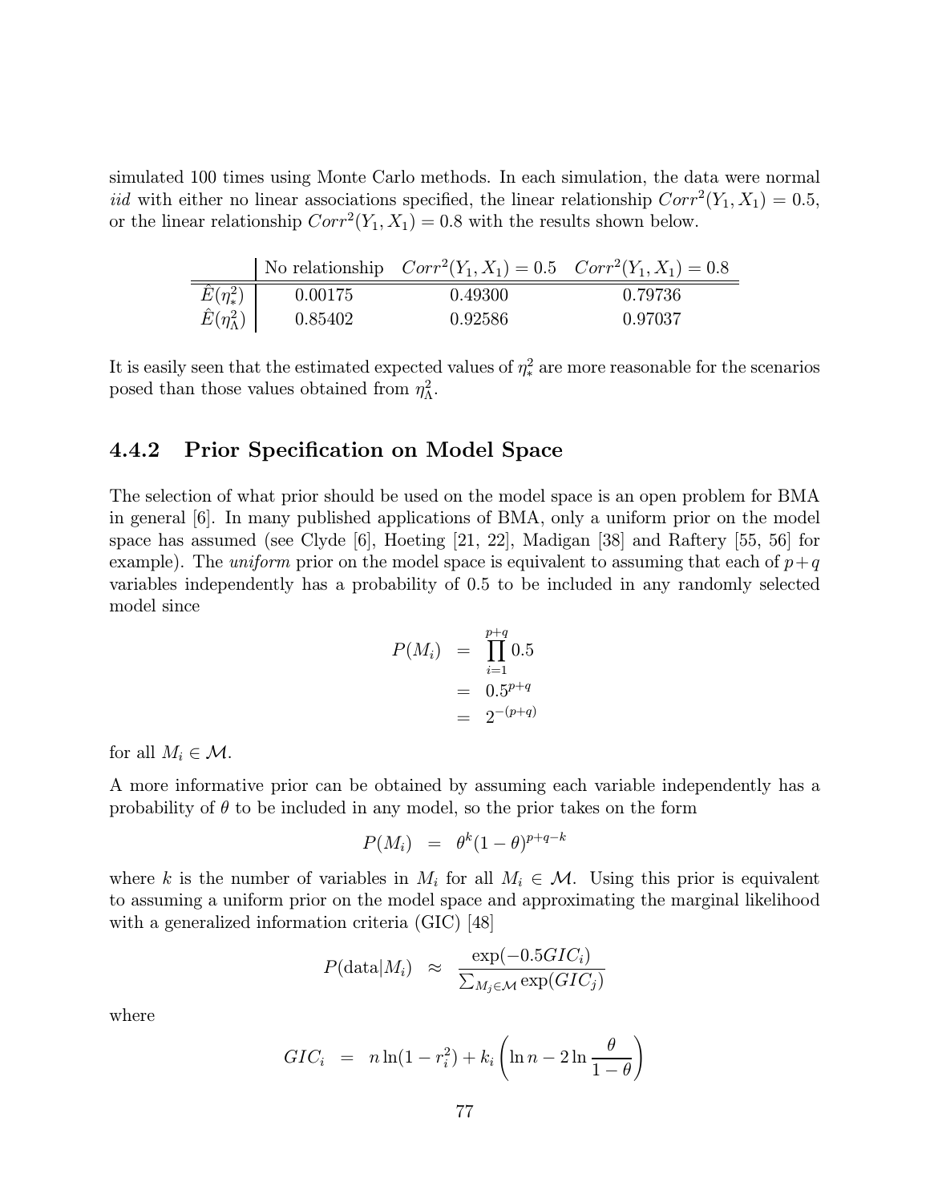simulated 100 times using Monte Carlo methods. In each simulation, the data were normal *iid* with either no linear associations specified, the linear relationship $Corr^2(Y_1, X_1) = 0.5$, or the linear relationship $Corr^2(Y_1, X_1) = 0.8$ with the results shown below.

| | No relationship | $Corr^2(Y_1, X_1) = 0.5$ | $Corr^2(Y_1, X_1) = 0.8$ |
|---|---|---|---|
| $\hat{E}(\eta^2_*)$ | 0.00175 | 0.49300 | 0.79736 |
| $\hat{E}(\eta^2_\Lambda)$ | 0.85402 | 0.92586 | 0.97037 |

It is easily seen that the estimated expected values of $\eta^2_*$ are more reasonable for the scenarios posed than those values obtained from $\eta^2_\Lambda$.

### 4.4.2 Prior Specification on Model Space

The selection of what prior should be used on the model space is an open problem for BMA in general [6]. In many published applications of BMA, only a uniform prior on the model space has assumed (see Clyde [6], Hoeting [21, 22], Madigan [38] and Raftery [55, 56] for example). The *uniform* prior on the model space is equivalent to assuming that each of $p+q$ variables independently has a probability of 0.5 to be included in any randomly selected model since

$$
\begin{aligned}
P(M_i) &= \prod_{i=1}^{p+q} 0.5 \\
&= 0.5^{p+q} \\
&= 2^{-(p+q)}
\end{aligned}
$$

for all $M_i \in \mathcal{M}$.

A more informative prior can be obtained by assuming each variable independently has a probability of $\theta$ to be included in any model, so the prior takes on the form

$$
P(M_i) = \theta^k (1-\theta)^{p+q-k}
$$

where $k$ is the number of variables in $M_i$ for all $M_i \in \mathcal{M}$. Using this prior is equivalent to assuming a uniform prior on the model space and approximating the marginal likelihood with a generalized information criteria (GIC) [48]

$$
P(\text{data}|M_i) \approx \frac{\exp(-0.5 GIC_i)}{\sum_{M_j \in \mathcal{M}} \exp(GIC_j)}
$$

where

$$
GIC_i = n \ln(1 - r_i^2) + k_i \left( \ln n - 2 \ln \frac{\theta}{1-\theta} \right)
$$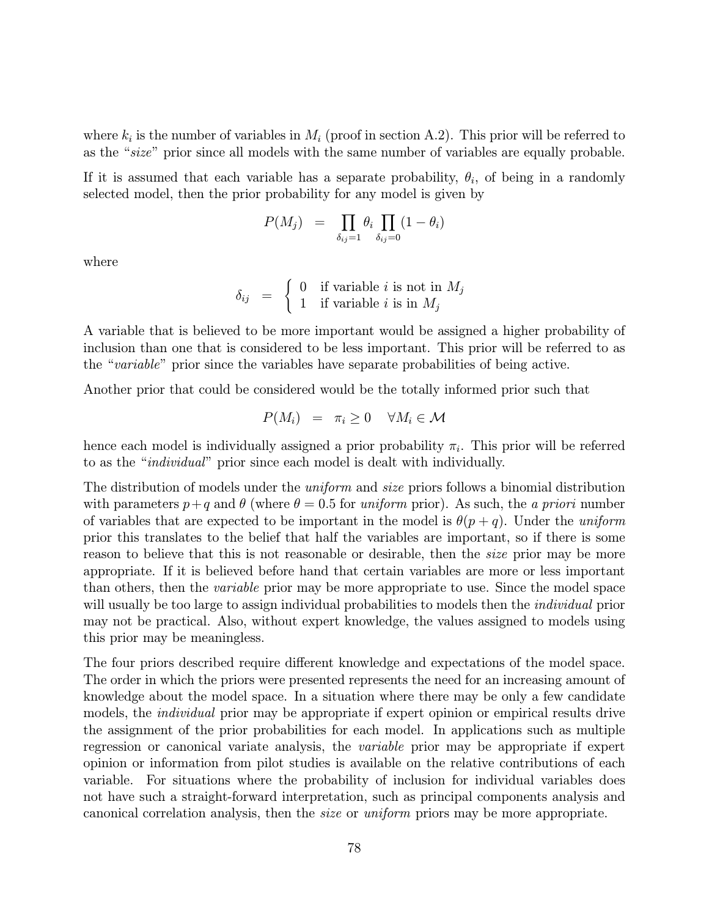where $k_i$ is the number of variables in $M_i$ (proof in section A.2). This prior will be referred to as the "*size*" prior since all models with the same number of variables are equally probable.

If it is assumed that each variable has a separate probability, $\theta_i$, of being in a randomly selected model, then the prior probability for any model is given by

$$P(M_j) \;\; = \;\; \prod_{\delta_{ij}=1} \theta_i \prod_{\delta_{ij}=0} (1 - \theta_i)$$

where

$$\delta_{ij} \;\; = \;\; \begin{cases} 0 & \text{if variable } i \text{ is not in } M_j \\ 1 & \text{if variable } i \text{ is in } M_j \end{cases}$$

A variable that is believed to be more important would be assigned a higher probability of inclusion than one that is considered to be less important. This prior will be referred to as the "*variable*" prior since the variables have separate probabilities of being active.

Another prior that could be considered would be the totally informed prior such that

$$P(M_i) \;\; = \;\; \pi_i \geq 0 \quad \forall M_i \in \mathcal{M}$$

hence each model is individually assigned a prior probability $\pi_i$. This prior will be referred to as the "*individual*" prior since each model is dealt with individually.

The distribution of models under the *uniform* and *size* priors follows a binomial distribution with parameters $p+q$ and $\theta$ (where $\theta = 0.5$ for *uniform* prior). As such, the *a priori* number of variables that are expected to be important in the model is $\theta(p+q)$. Under the *uniform* prior this translates to the belief that half the variables are important, so if there is some reason to believe that this is not reasonable or desirable, then the *size* prior may be more appropriate. If it is believed before hand that certain variables are more or less important than others, then the *variable* prior may be more appropriate to use. Since the model space will usually be too large to assign individual probabilities to models then the *individual* prior may not be practical. Also, without expert knowledge, the values assigned to models using this prior may be meaningless.

The four priors described require different knowledge and expectations of the model space. The order in which the priors were presented represents the need for an increasing amount of knowledge about the model space. In a situation where there may be only a few candidate models, the *individual* prior may be appropriate if expert opinion or empirical results drive the assignment of the prior probabilities for each model. In applications such as multiple regression or canonical variate analysis, the *variable* prior may be appropriate if expert opinion or information from pilot studies is available on the relative contributions of each variable. For situations where the probability of inclusion for individual variables does not have such a straight-forward interpretation, such as principal components analysis and canonical correlation analysis, then the *size* or *uniform* priors may be more appropriate.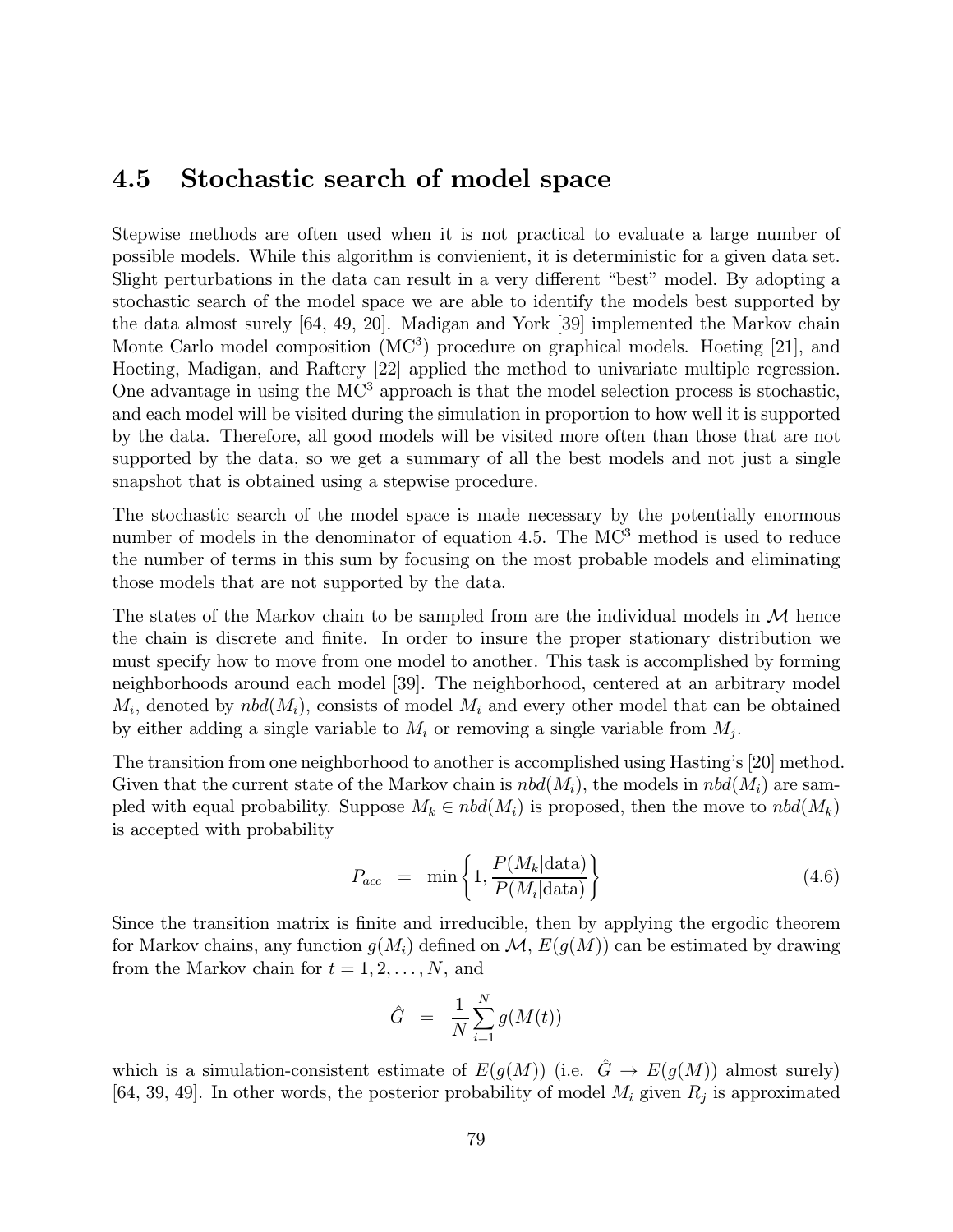## 4.5 Stochastic search of model space

Stepwise methods are often used when it is not practical to evaluate a large number of possible models. While this algorithm is convienient, it is deterministic for a given data set. Slight perturbations in the data can result in a very different "best" model. By adopting a stochastic search of the model space we are able to identify the models best supported by the data almost surely [64, 49, 20]. Madigan and York [39] implemented the Markov chain Monte Carlo model composition ($MC^3$) procedure on graphical models. Hoeting [21], and Hoeting, Madigan, and Raftery [22] applied the method to univariate multiple regression. One advantage in using the $MC^3$ approach is that the model selection process is stochastic, and each model will be visited during the simulation in proportion to how well it is supported by the data. Therefore, all good models will be visited more often than those that are not supported by the data, so we get a summary of all the best models and not just a single snapshot that is obtained using a stepwise procedure.

The stochastic search of the model space is made necessary by the potentially enormous number of models in the denominator of equation 4.5. The $MC^3$ method is used to reduce the number of terms in this sum by focusing on the most probable models and eliminating those models that are not supported by the data.

The states of the Markov chain to be sampled from are the individual models in $\mathcal{M}$ hence the chain is discrete and finite. In order to insure the proper stationary distribution we must specify how to move from one model to another. This task is accomplished by forming neighborhoods around each model [39]. The neighborhood, centered at an arbitrary model $M_i$, denoted by $nbd(M_i)$, consists of model $M_i$ and every other model that can be obtained by either adding a single variable to $M_i$ or removing a single variable from $M_j$.

The transition from one neighborhood to another is accomplished using Hasting's [20] method. Given that the current state of the Markov chain is $nbd(M_i)$, the models in $nbd(M_i)$ are sampled with equal probability. Suppose $M_k \in nbd(M_i)$ is proposed, then the move to $nbd(M_k)$ is accepted with probability

$$P_{acc} \quad = \quad \min\left\{1, \frac{P(M_k|\text{data})}{P(M_i|\text{data})}\right\} \tag{4.6}$$

Since the transition matrix is finite and irreducible, then by applying the ergodic theorem for Markov chains, any function $g(M_i)$ defined on $\mathcal{M}$, $E(g(M))$ can be estimated by drawing from the Markov chain for $t = 1, 2, \ldots, N$, and

$$\hat{G} \quad = \quad \frac{1}{N}\sum_{i=1}^{N} g(M(t))$$

which is a simulation-consistent estimate of $E(g(M))$ (i.e. $\hat{G} \rightarrow E(g(M))$ almost surely) [64, 39, 49]. In other words, the posterior probability of model $M_i$ given $R_j$ is approximated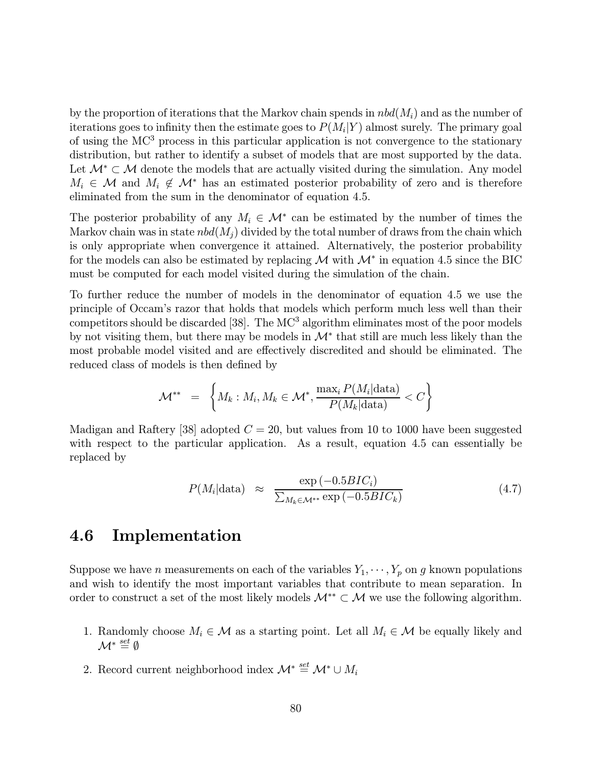by the proportion of iterations that the Markov chain spends in $nbd(M_i)$ and as the number of iterations goes to infinity then the estimate goes to $P(M_i|Y)$ almost surely. The primary goal of using the MC$^3$ process in this particular application is not convergence to the stationary distribution, but rather to identify a subset of models that are most supported by the data. Let $\mathcal{M}^* \subset \mathcal{M}$ denote the models that are actually visited during the simulation. Any model $M_i \in \mathcal{M}$ and $M_i \notin \mathcal{M}^*$ has an estimated posterior probability of zero and is therefore eliminated from the sum in the denominator of equation 4.5.

The posterior probability of any $M_i \in \mathcal{M}^*$ can be estimated by the number of times the Markov chain was in state $nbd(M_j)$ divided by the total number of draws from the chain which is only appropriate when convergence it attained. Alternatively, the posterior probability for the models can also be estimated by replacing $\mathcal{M}$ with $\mathcal{M}^*$ in equation 4.5 since the BIC must be computed for each model visited during the simulation of the chain.

To further reduce the number of models in the denominator of equation 4.5 we use the principle of Occam's razor that holds that models which perform much less well than their competitors should be discarded [38]. The MC$^3$ algorithm eliminates most of the poor models by not visiting them, but there may be models in $\mathcal{M}^*$ that still are much less likely than the most probable model visited and are effectively discredited and should be eliminated. The reduced class of models is then defined by

$$\mathcal{M}^{**} = \left\{ M_k : M_i, M_k \in \mathcal{M}^*, \frac{\max_i P(M_i|\text{data})}{P(M_k|\text{data})} < C \right\}$$

Madigan and Raftery [38] adopted $C = 20$, but values from 10 to 1000 have been suggested with respect to the particular application. As a result, equation 4.5 can essentially be replaced by

$$P(M_i|\text{data}) \approx \frac{\exp(-0.5BIC_i)}{\sum_{M_k \in \mathcal{M}^{**}} \exp(-0.5BIC_k)} \tag{4.7}$$

## 4.6 Implementation

Suppose we have $n$ measurements on each of the variables $Y_1, \cdots, Y_p$ on $g$ known populations and wish to identify the most important variables that contribute to mean separation. In order to construct a set of the most likely models $\mathcal{M}^{**} \subset \mathcal{M}$ we use the following algorithm.

1. Randomly choose $M_i \in \mathcal{M}$ as a starting point. Let all $M_i \in \mathcal{M}$ be equally likely and $\mathcal{M}^* \overset{set}{=} \emptyset$
2. Record current neighborhood index $\mathcal{M}^* \overset{set}{=} \mathcal{M}^* \cup M_i$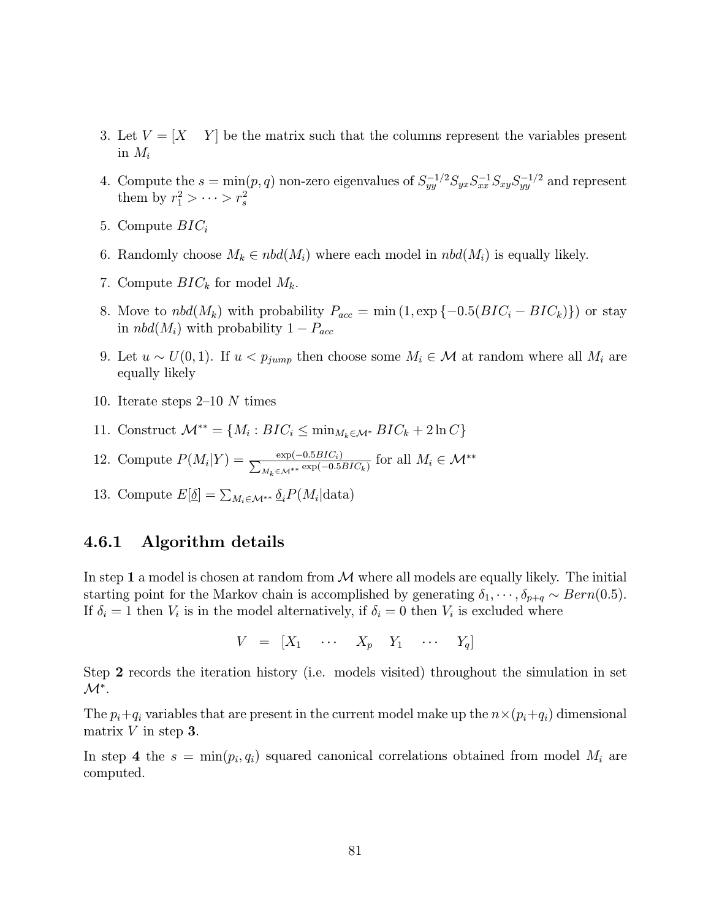3. Let $V = [X \quad Y]$ be the matrix such that the columns represent the variables present in $M_i$

4. Compute the $s = \min(p, q)$ non-zero eigenvalues of $S_{yy}^{-1/2} S_{yx} S_{xx}^{-1} S_{xy} S_{yy}^{-1/2}$ and represent them by $r_1^2 > \cdots > r_s^2$

5. Compute $BIC_i$

6. Randomly choose $M_k \in nbd(M_i)$ where each model in $nbd(M_i)$ is equally likely.

7. Compute $BIC_k$ for model $M_k$.

8. Move to $nbd(M_k)$ with probability $P_{acc} = \min(1, \exp\{-0.5(BIC_i - BIC_k)\})$ or stay in $nbd(M_i)$ with probability $1 - P_{acc}$

9. Let $u \sim U(0, 1)$. If $u < p_{jump}$ then choose some $M_i \in \mathcal{M}$ at random where all $M_i$ are equally likely

10. Iterate steps 2–10 $N$ times

11. Construct $\mathcal{M}^{**} = \{M_i : BIC_i \leq \min_{M_k \in \mathcal{M}^*} BIC_k + 2 \ln C\}$

12. Compute $P(M_i|Y) = \frac{\exp(-0.5 BIC_i)}{\sum_{M_k \in \mathcal{M}^{**}} \exp(-0.5 BIC_k)}$ for all $M_i \in \mathcal{M}^{**}$

13. Compute $E[\underline{\delta}] = \sum_{M_i \in \mathcal{M}^{**}} \underline{\delta}_i P(M_i|\text{data})$

### 4.6.1 Algorithm details

In step **1** a model is chosen at random from $\mathcal{M}$ where all models are equally likely. The initial starting point for the Markov chain is accomplished by generating $\delta_1, \cdots, \delta_{p+q} \sim Bern(0.5)$. If $\delta_i = 1$ then $V_i$ is in the model alternatively, if $\delta_i = 0$ then $V_i$ is excluded where

$$V = [X_1 \quad \cdots \quad X_p \quad Y_1 \quad \cdots \quad Y_q]$$

Step **2** records the iteration history (i.e. models visited) throughout the simulation in set $\mathcal{M}^*$.

The $p_i + q_i$ variables that are present in the current model make up the $n \times (p_i + q_i)$ dimensional matrix $V$ in step **3**.

In step **4** the $s = \min(p_i, q_i)$ squared canonical correlations obtained from model $M_i$ are computed.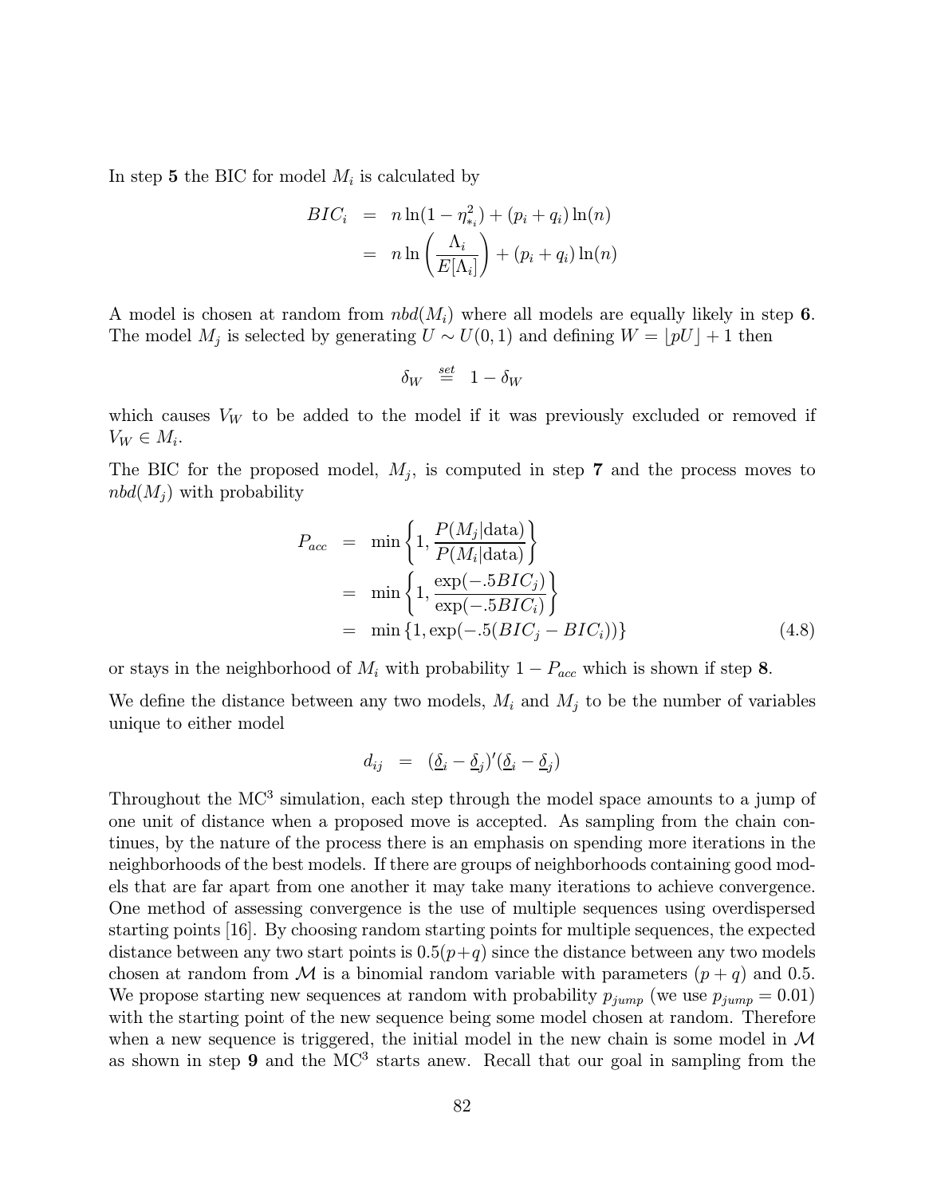In step **5** the BIC for model $M_i$ is calculated by

$$
\begin{aligned}
BIC_i &= n\ln(1-\eta^2_{*_i}) + (p_i+q_i)\ln(n) \\
&= n\ln\left(\frac{\Lambda_i}{E[\Lambda_i]}\right) + (p_i+q_i)\ln(n)
\end{aligned}
$$

A model is chosen at random from $nbd(M_i)$ where all models are equally likely in step **6**. The model $M_j$ is selected by generating $U \sim U(0,1)$ and defining $W = \lfloor pU \rfloor + 1$ then

$$
\delta_W \overset{set}{=} 1 - \delta_W
$$

which causes $V_W$ to be added to the model if it was previously excluded or removed if $V_W \in M_i$.

The BIC for the proposed model, $M_j$, is computed in step **7** and the process moves to $nbd(M_j)$ with probability

$$
\begin{aligned}
P_{acc} &= \min\left\{1, \frac{P(M_j|\text{data})}{P(M_i|\text{data})}\right\} \\
&= \min\left\{1, \frac{\exp(-.5BIC_j)}{\exp(-.5BIC_i)}\right\} \\
&= \min\left\{1, \exp(-.5(BIC_j - BIC_i))\right\} \qquad (4.8)
\end{aligned}
$$

or stays in the neighborhood of $M_i$ with probability $1 - P_{acc}$ which is shown if step **8**.

We define the distance between any two models, $M_i$ and $M_j$ to be the number of variables unique to either model

$$
d_{ij} = (\underline{\delta}_i - \underline{\delta}_j)'(\underline{\delta}_i - \underline{\delta}_j)
$$

Throughout the MC$^3$ simulation, each step through the model space amounts to a jump of one unit of distance when a proposed move is accepted. As sampling from the chain continues, by the nature of the process there is an emphasis on spending more iterations in the neighborhoods of the best models. If there are groups of neighborhoods containing good models that are far apart from one another it may take many iterations to achieve convergence. One method of assessing convergence is the use of multiple sequences using overdispersed starting points [16]. By choosing random starting points for multiple sequences, the expected distance between any two start points is $0.5(p+q)$ since the distance between any two models chosen at random from $\mathcal{M}$ is a binomial random variable with parameters $(p+q)$ and 0.5. We propose starting new sequences at random with probability $p_{jump}$ (we use $p_{jump} = 0.01$) with the starting point of the new sequence being some model chosen at random. Therefore when a new sequence is triggered, the initial model in the new chain is some model in $\mathcal{M}$ as shown in step **9** and the MC$^3$ starts anew. Recall that our goal in sampling from the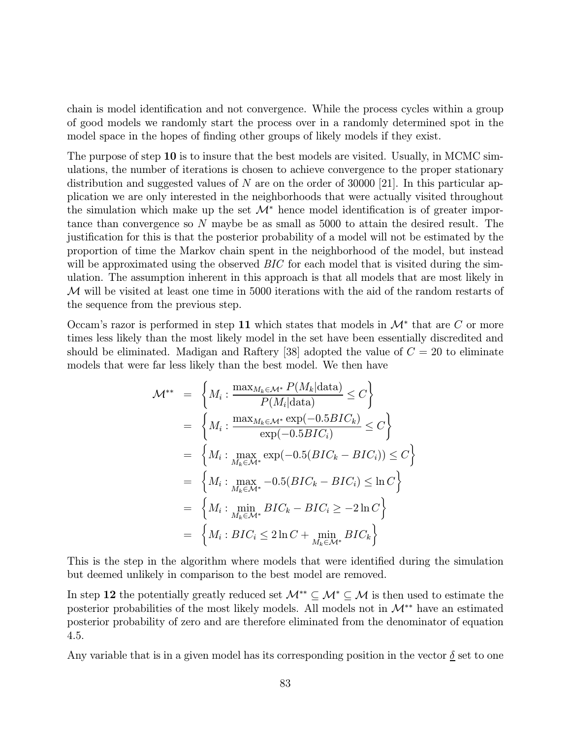chain is model identification and not convergence. While the process cycles within a group of good models we randomly start the process over in a randomly determined spot in the model space in the hopes of finding other groups of likely models if they exist.

The purpose of step **10** is to insure that the best models are visited. Usually, in MCMC simulations, the number of iterations is chosen to achieve convergence to the proper stationary distribution and suggested values of $N$ are on the order of 30000 [21]. In this particular application we are only interested in the neighborhoods that were actually visited throughout the simulation which make up the set $\mathcal{M}^*$ hence model identification is of greater importance than convergence so $N$ maybe be as small as 5000 to attain the desired result. The justification for this is that the posterior probability of a model will not be estimated by the proportion of time the Markov chain spent in the neighborhood of the model, but instead will be approximated using the observed $BIC$ for each model that is visited during the simulation. The assumption inherent in this approach is that all models that are most likely in $\mathcal{M}$ will be visited at least one time in 5000 iterations with the aid of the random restarts of the sequence from the previous step.

Occam's razor is performed in step **11** which states that models in $\mathcal{M}^*$ that are $C$ or more times less likely than the most likely model in the set have been essentially discredited and should be eliminated. Madigan and Raftery [38] adopted the value of $C = 20$ to eliminate models that were far less likely than the best model. We then have

$$
\begin{aligned}
\mathcal{M}^{**} &= \left\{ M_i : \frac{\max_{M_k \in \mathcal{M}^*} P(M_k|\text{data})}{P(M_i|\text{data})} \leq C \right\} \\
&= \left\{ M_i : \frac{\max_{M_k \in \mathcal{M}^*} \exp(-0.5BIC_k)}{\exp(-0.5BIC_i)} \leq C \right\} \\
&= \left\{ M_i : \max_{M_k \in \mathcal{M}^*} \exp(-0.5(BIC_k - BIC_i)) \leq C \right\} \\
&= \left\{ M_i : \max_{M_k \in \mathcal{M}^*} -0.5(BIC_k - BIC_i) \leq \ln C \right\} \\
&= \left\{ M_i : \min_{M_k \in \mathcal{M}^*} BIC_k - BIC_i \geq -2 \ln C \right\} \\
&= \left\{ M_i : BIC_i \leq 2 \ln C + \min_{M_k \in \mathcal{M}^*} BIC_k \right\}
\end{aligned}
$$

This is the step in the algorithm where models that were identified during the simulation but deemed unlikely in comparison to the best model are removed.

In step **12** the potentially greatly reduced set $\mathcal{M}^{**} \subseteq \mathcal{M}^* \subseteq \mathcal{M}$ is then used to estimate the posterior probabilities of the most likely models. All models not in $\mathcal{M}^{**}$ have an estimated posterior probability of zero and are therefore eliminated from the denominator of equation 4.5.

Any variable that is in a given model has its corresponding position in the vector $\underline{\delta}$ set to one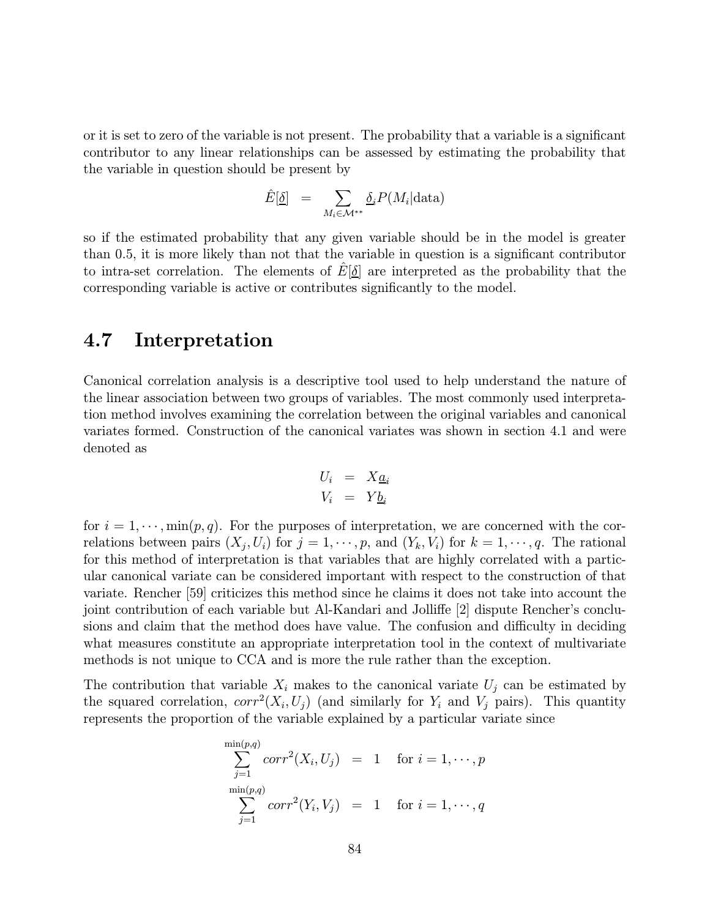or it is set to zero of the variable is not present. The probability that a variable is a significant contributor to any linear relationships can be assessed by estimating the probability that the variable in question should be present by

$$\hat{E}[\underline{\delta}] = \sum_{M_i \in \mathcal{M}^{**}} \underline{\delta}_i P(M_i|\text{data})$$

so if the estimated probability that any given variable should be in the model is greater than 0.5, it is more likely than not that the variable in question is a significant contributor to intra-set correlation. The elements of $\hat{E}[\underline{\delta}]$ are interpreted as the probability that the corresponding variable is active or contributes significantly to the model.

## 4.7 Interpretation

Canonical correlation analysis is a descriptive tool used to help understand the nature of the linear association between two groups of variables. The most commonly used interpretation method involves examining the correlation between the original variables and canonical variates formed. Construction of the canonical variates was shown in section 4.1 and were denoted as

$$\begin{aligned} U_i &= X\underline{a}_i \\ V_i &= Y\underline{b}_i \end{aligned}$$

for $i = 1, \cdots, \min(p, q)$. For the purposes of interpretation, we are concerned with the correlations between pairs $(X_j, U_i)$ for $j = 1, \cdots, p$, and $(Y_k, V_i)$ for $k = 1, \cdots, q$. The rational for this method of interpretation is that variables that are highly correlated with a particular canonical variate can be considered important with respect to the construction of that variate. Rencher [59] criticizes this method since he claims it does not take into account the joint contribution of each variable but Al-Kandari and Jolliffe [2] dispute Rencher's conclusions and claim that the method does have value. The confusion and difficulty in deciding what measures constitute an appropriate interpretation tool in the context of multivariate methods is not unique to CCA and is more the rule rather than the exception.

The contribution that variable $X_i$ makes to the canonical variate $U_j$ can be estimated by the squared correlation, $corr^2(X_i, U_j)$ (and similarly for $Y_i$ and $V_j$ pairs). This quantity represents the proportion of the variable explained by a particular variate since

$$\begin{aligned} \sum_{j=1}^{\min(p,q)} corr^2(X_i, U_j) &= 1 \quad \text{for } i = 1, \cdots, p \\ \sum_{j=1}^{\min(p,q)} corr^2(Y_i, V_j) &= 1 \quad \text{for } i = 1, \cdots, q \end{aligned}$$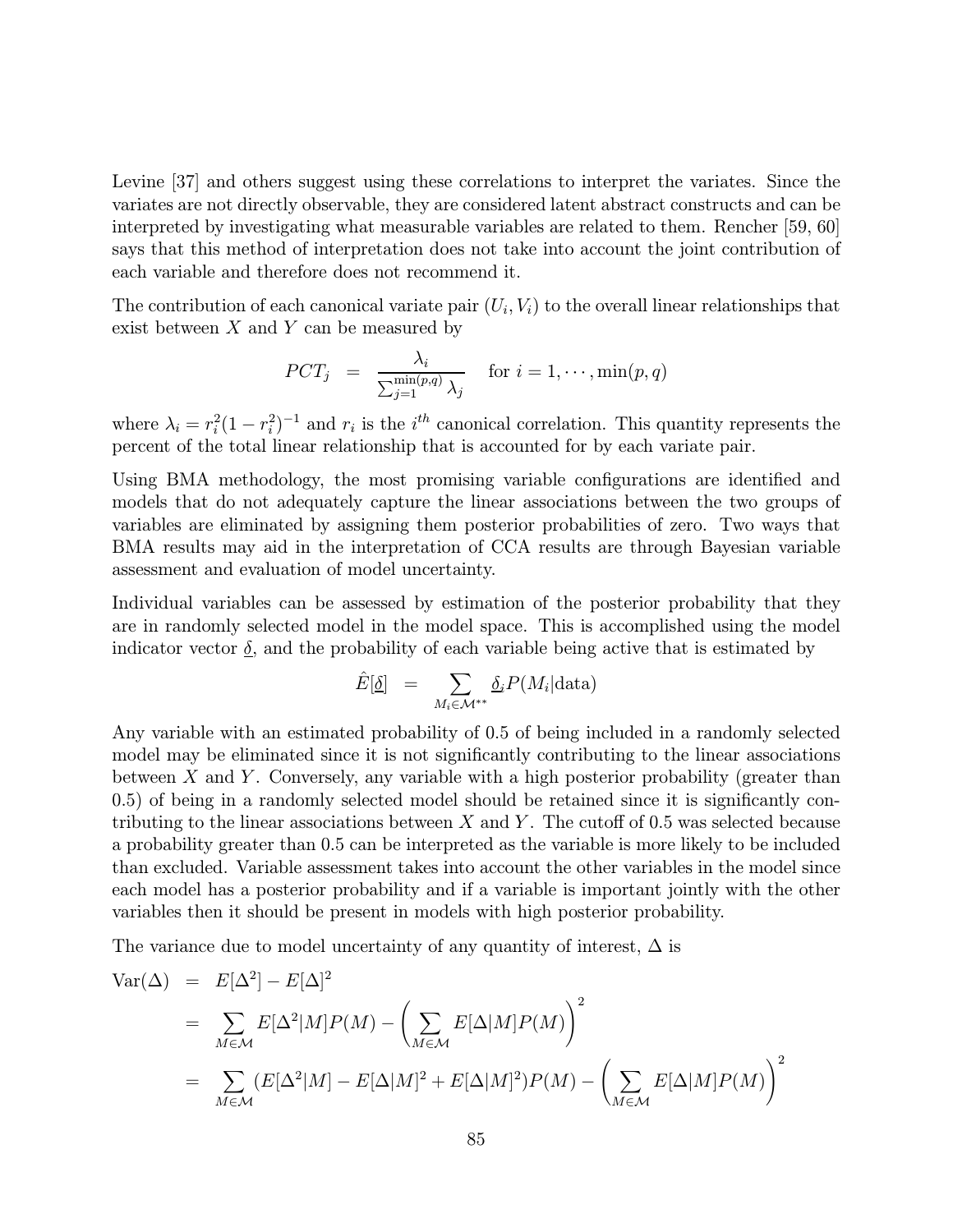Levine [37] and others suggest using these correlations to interpret the variates. Since the variates are not directly observable, they are considered latent abstract constructs and can be interpreted by investigating what measurable variables are related to them. Rencher [59, 60] says that this method of interpretation does not take into account the joint contribution of each variable and therefore does not recommend it.

The contribution of each canonical variate pair $(U_i, V_i)$ to the overall linear relationships that exist between $X$ and $Y$ can be measured by

$$PCT_j \;=\; \frac{\lambda_i}{\sum_{j=1}^{\min(p,q)} \lambda_j} \quad \text{for } i = 1, \cdots, \min(p, q)$$

where $\lambda_i = r_i^2(1 - r_i^2)^{-1}$ and $r_i$ is the $i^{th}$ canonical correlation. This quantity represents the percent of the total linear relationship that is accounted for by each variate pair.

Using BMA methodology, the most promising variable configurations are identified and models that do not adequately capture the linear associations between the two groups of variables are eliminated by assigning them posterior probabilities of zero. Two ways that BMA results may aid in the interpretation of CCA results are through Bayesian variable assessment and evaluation of model uncertainty.

Individual variables can be assessed by estimation of the posterior probability that they are in randomly selected model in the model space. This is accomplished using the model indicator vector $\underline{\delta}$, and the probability of each variable being active that is estimated by

$$\hat{E}[\underline{\delta}] \;=\; \sum_{M_i \in \mathcal{M}^{**}} \underline{\delta}_i P(M_i|\text{data})$$

Any variable with an estimated probability of 0.5 of being included in a randomly selected model may be eliminated since it is not significantly contributing to the linear associations between $X$ and $Y$. Conversely, any variable with a high posterior probability (greater than 0.5) of being in a randomly selected model should be retained since it is significantly contributing to the linear associations between $X$ and $Y$. The cutoff of 0.5 was selected because a probability greater than 0.5 can be interpreted as the variable is more likely to be included than excluded. Variable assessment takes into account the other variables in the model since each model has a posterior probability and if a variable is important jointly with the other variables then it should be present in models with high posterior probability.

The variance due to model uncertainty of any quantity of interest, $\Delta$ is

$$\begin{aligned}
\text{Var}(\Delta) &= E[\Delta^2] - E[\Delta]^2 \\
&= \sum_{M \in \mathcal{M}} E[\Delta^2|M]P(M) - \left(\sum_{M \in \mathcal{M}} E[\Delta|M]P(M)\right)^2 \\
&= \sum_{M \in \mathcal{M}} (E[\Delta^2|M] - E[\Delta|M]^2 + E[\Delta|M]^2)P(M) - \left(\sum_{M \in \mathcal{M}} E[\Delta|M]P(M)\right)^2
\end{aligned}$$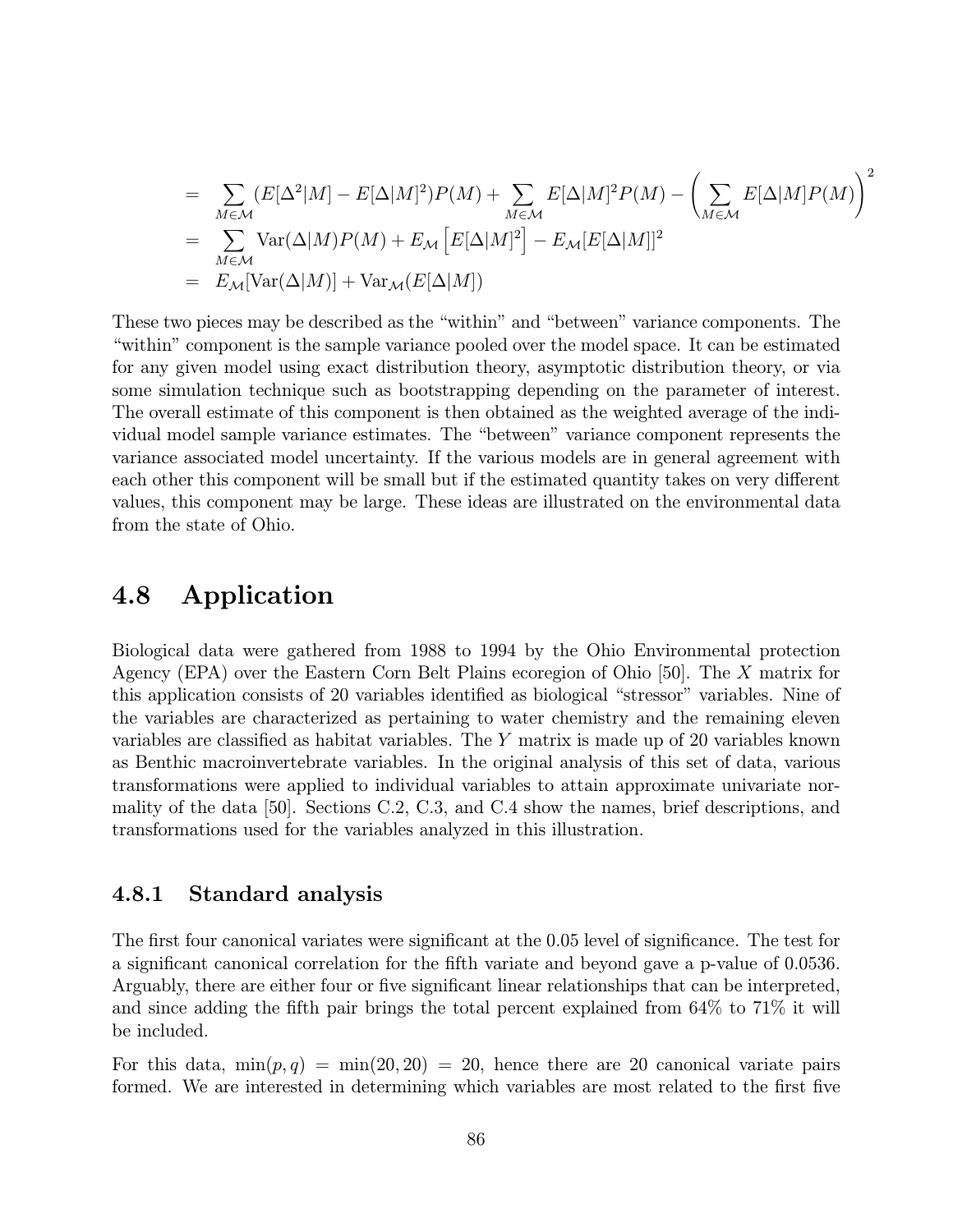$$
\begin{aligned}
&= \sum_{M \in \mathcal{M}} (E[\Delta^2|M] - E[\Delta|M]^2)P(M) + \sum_{M \in \mathcal{M}} E[\Delta|M]^2 P(M) - \left( \sum_{M \in \mathcal{M}} E[\Delta|M]P(M) \right)^2 \\
&= \sum_{M \in \mathcal{M}} \text{Var}(\Delta|M)P(M) + E_{\mathcal{M}}\left[E[\Delta|M]^2\right] - E_{\mathcal{M}}[E[\Delta|M]]^2 \\
&= E_{\mathcal{M}}[\text{Var}(\Delta|M)] + \text{Var}_{\mathcal{M}}(E[\Delta|M])
\end{aligned}
$$

These two pieces may be described as the "within" and "between" variance components. The "within" component is the sample variance pooled over the model space. It can be estimated for any given model using exact distribution theory, asymptotic distribution theory, or via some simulation technique such as bootstrapping depending on the parameter of interest. The overall estimate of this component is then obtained as the weighted average of the individual model sample variance estimates. The "between" variance component represents the variance associated model uncertainty. If the various models are in general agreement with each other this component will be small but if the estimated quantity takes on very different values, this component may be large. These ideas are illustrated on the environmental data from the state of Ohio.

## 4.8 Application

Biological data were gathered from 1988 to 1994 by the Ohio Environmental protection Agency (EPA) over the Eastern Corn Belt Plains ecoregion of Ohio [50]. The $X$ matrix for this application consists of 20 variables identified as biological "stressor" variables. Nine of the variables are characterized as pertaining to water chemistry and the remaining eleven variables are classified as habitat variables. The $Y$ matrix is made up of 20 variables known as Benthic macroinvertebrate variables. In the original analysis of this set of data, various transformations were applied to individual variables to attain approximate univariate normality of the data [50]. Sections C.2, C.3, and C.4 show the names, brief descriptions, and transformations used for the variables analyzed in this illustration.

### 4.8.1 Standard analysis

The first four canonical variates were significant at the 0.05 level of significance. The test for a significant canonical correlation for the fifth variate and beyond gave a p-value of 0.0536. Arguably, there are either four or five significant linear relationships that can be interpreted, and since adding the fifth pair brings the total percent explained from 64% to 71% it will be included.

For this data, $\min(p, q) = \min(20, 20) = 20$, hence there are 20 canonical variate pairs formed. We are interested in determining which variables are most related to the first five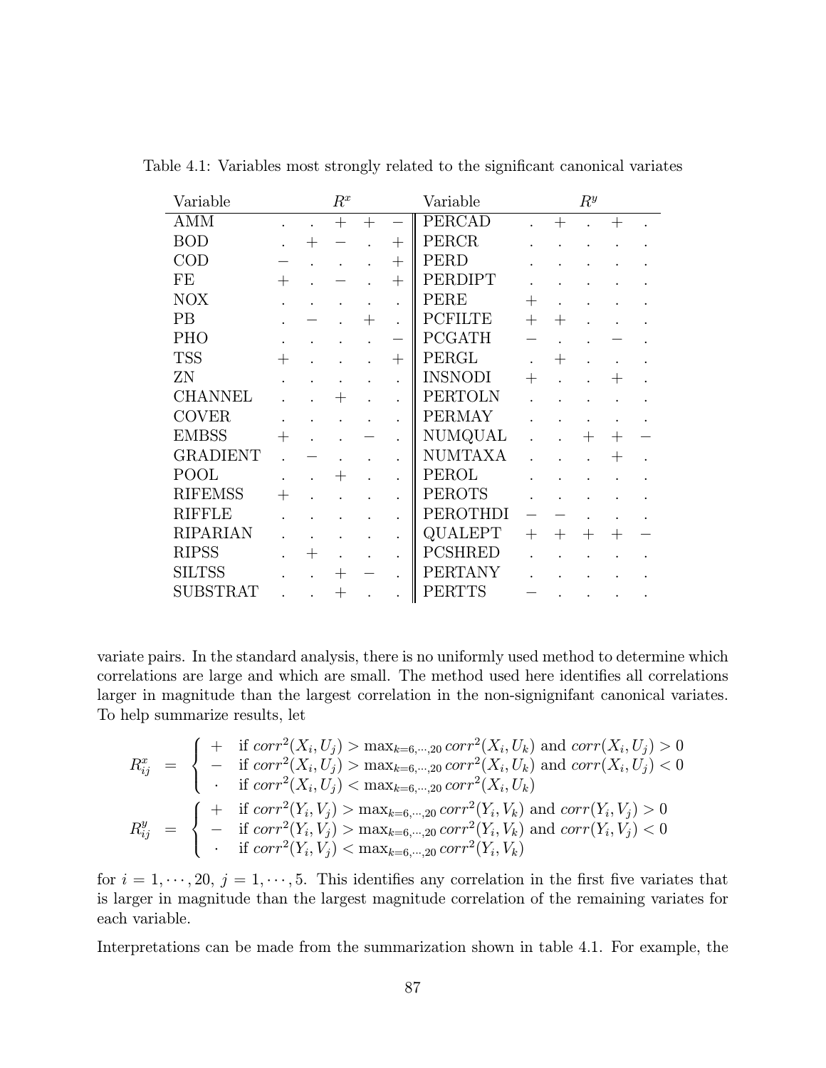Table 4.1: Variables most strongly related to the significant canonical variates

| Variable | $R^x$ | | | | | Variable | $R^y$ | | | | |
|---|---|---|---|---|---|---|---|---|---|---|---|
| AMM | . | . | + | + | − | PERCAD | . | + | . | + | . |
| BOD | . | + | − | . | + | PERCR | . | . | . | . | . |
| COD | − | . | . | . | + | PERD | . | . | . | . | . |
| FE | + | . | − | . | + | PERDIPT | . | . | . | . | . |
| NOX | . | . | . | . | . | PERE | + | . | . | . | . |
| PB | . | − | . | + | . | PCFILTE | + | + | . | . | . |
| PHO | . | . | . | . | − | PCGATH | − | . | . | − | . |
| TSS | + | . | . | . | + | PERGL | . | + | . | . | . |
| ZN | . | . | . | . | . | INSNODI | + | . | . | + | . |
| CHANNEL | . | . | + | . | . | PERTOLN | . | . | . | . | . |
| COVER | . | . | . | . | . | PERMAY | . | . | . | . | . |
| EMBSS | + | . | . | − | . | NUMQUAL | . | . | + | + | − |
| GRADIENT | . | − | . | . | . | NUMTAXA | . | . | . | + | . |
| POOL | . | . | + | . | . | PEROL | . | . | . | . | . |
| RIFEMSS | + | . | . | . | . | PEROTS | . | . | . | . | . |
| RIFFLE | . | . | . | . | . | PEROTHDI | − | − | . | . | . |
| RIPARIAN | . | . | . | . | . | QUALEPT | + | + | + | + | − |
| RIPSS | . | + | . | . | . | PCSHRED | . | . | . | . | . |
| SILTSS | . | . | + | − | . | PERTANY | . | . | . | . | . |
| SUBSTRAT | . | . | + | . | . | PERTTS | − | . | . | . | . |

variate pairs. In the standard analysis, there is no uniformly used method to determine which correlations are large and which are small. The method used here identifies all correlations larger in magnitude than the largest correlation in the non-signignifant canonical variates. To help summarize results, let

$$R^x_{ij} = \begin{cases} + & \text{if } corr^2(X_i, U_j) > \max_{k=6,\cdots,20} corr^2(X_i, U_k) \text{ and } corr(X_i, U_j) > 0 \\ - & \text{if } corr^2(X_i, U_j) > \max_{k=6,\cdots,20} corr^2(X_i, U_k) \text{ and } corr(X_i, U_j) < 0 \\ \cdot & \text{if } corr^2(X_i, U_j) < \max_{k=6,\cdots,20} corr^2(X_i, U_k) \end{cases}$$

$$R^y_{ij} = \begin{cases} + & \text{if } corr^2(Y_i, V_j) > \max_{k=6,\cdots,20} corr^2(Y_i, V_k) \text{ and } corr(Y_i, V_j) > 0 \\ - & \text{if } corr^2(Y_i, V_j) > \max_{k=6,\cdots,20} corr^2(Y_i, V_k) \text{ and } corr(Y_i, V_j) < 0 \\ \cdot & \text{if } corr^2(Y_i, V_j) < \max_{k=6,\cdots,20} corr^2(Y_i, V_k) \end{cases}$$

for $i = 1, \cdots, 20$, $j = 1, \cdots, 5$. This identifies any correlation in the first five variates that is larger in magnitude than the largest magnitude correlation of the remaining variates for each variable.

Interpretations can be made from the summarization shown in table 4.1. For example, the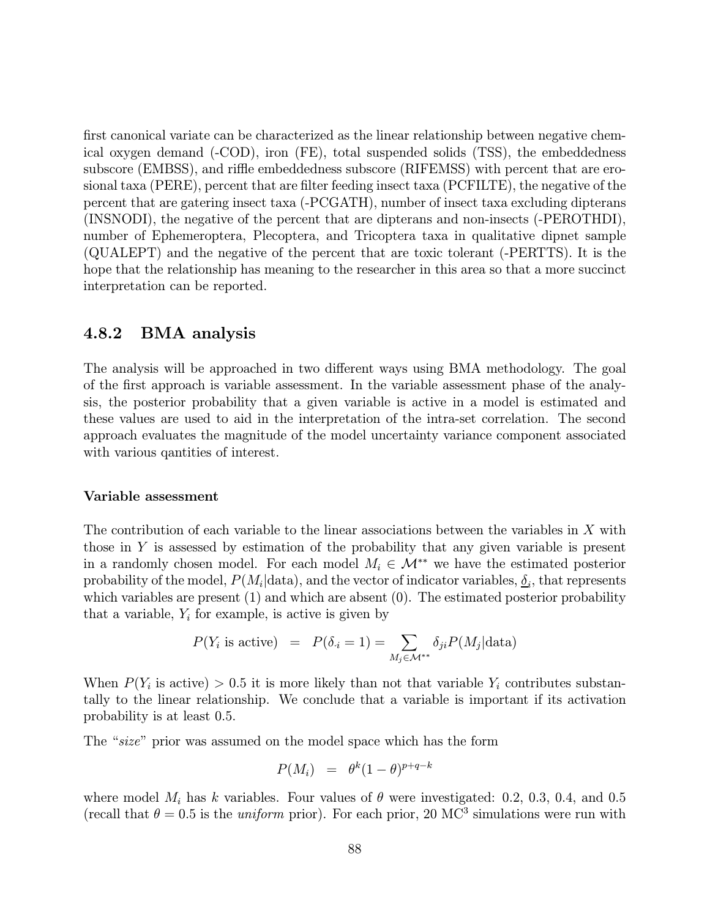first canonical variate can be characterized as the linear relationship between negative chemical oxygen demand (-COD), iron (FE), total suspended solids (TSS), the embeddedness subscore (EMBSS), and riffle embeddedness subscore (RIFEMSS) with percent that are erosional taxa (PERE), percent that are filter feeding insect taxa (PCFILTE), the negative of the percent that are gatering insect taxa (-PCGATH), number of insect taxa excluding dipterans (INSNODI), the negative of the percent that are dipterans and non-insects (-PEROTHDI), number of Ephemeroptera, Plecoptera, and Tricoptera taxa in qualitative dipnet sample (QUALEPT) and the negative of the percent that are toxic tolerant (-PERTTS). It is the hope that the relationship has meaning to the researcher in this area so that a more succinct interpretation can be reported.

### 4.8.2 BMA analysis

The analysis will be approached in two different ways using BMA methodology. The goal of the first approach is variable assessment. In the variable assessment phase of the analysis, the posterior probability that a given variable is active in a model is estimated and these values are used to aid in the interpretation of the intra-set correlation. The second approach evaluates the magnitude of the model uncertainty variance component associated with various qantities of interest.

#### Variable assessment

The contribution of each variable to the linear associations between the variables in $X$ with those in $Y$ is assessed by estimation of the probability that any given variable is present in a randomly chosen model. For each model $M_i \in \mathcal{M}^{**}$ we have the estimated posterior probability of the model, $P(M_i|\text{data})$, and the vector of indicator variables, $\underline{\delta}_i$, that represents which variables are present (1) and which are absent (0). The estimated posterior probability that a variable, $Y_i$ for example, is active is given by

$$P(Y_i \text{ is active}) \;=\; P(\delta_{\cdot i} = 1) = \sum_{M_j \in \mathcal{M}^{**}} \delta_{ji} P(M_j|\text{data})$$

When $P(Y_i \text{ is active}) > 0.5$ it is more likely than not that variable $Y_i$ contributes substantally to the linear relationship. We conclude that a variable is important if its activation probability is at least 0.5.

The "*size*" prior was assumed on the model space which has the form

$$P(M_i) \;=\; \theta^k (1-\theta)^{p+q-k}$$

where model $M_i$ has $k$ variables. Four values of $\theta$ were investigated: 0.2, 0.3, 0.4, and 0.5 (recall that $\theta = 0.5$ is the *uniform* prior). For each prior, 20 $\text{MC}^3$ simulations were run with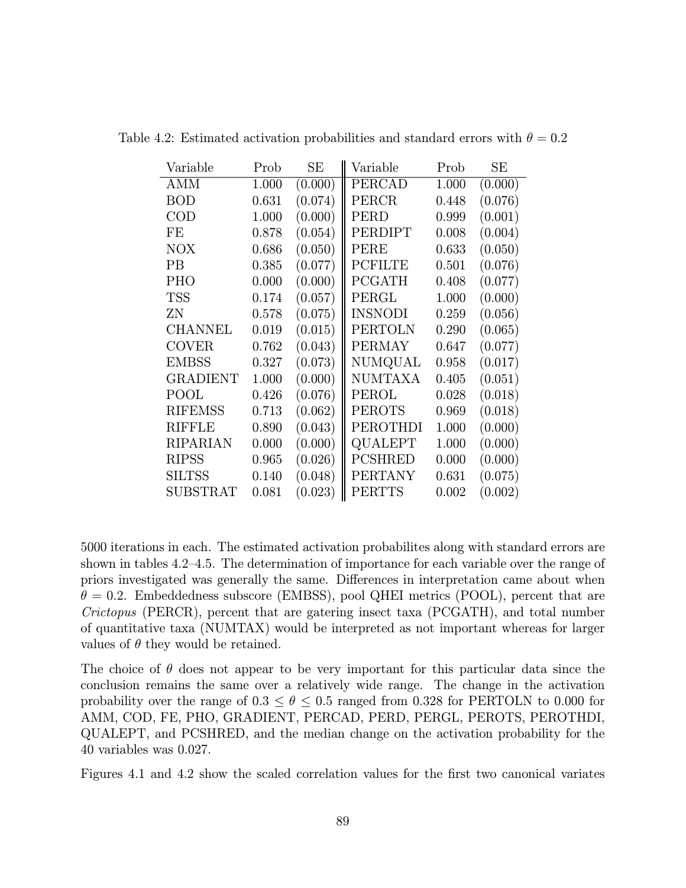Table 4.2: Estimated activation probabilities and standard errors with $\theta = 0.2$

| Variable | Prob | SE | Variable | Prob | SE |
|---|---|---|---|---|---|
| AMM | 1.000 | (0.000) | PERCAD | 1.000 | (0.000) |
| BOD | 0.631 | (0.074) | PERCR | 0.448 | (0.076) |
| COD | 1.000 | (0.000) | PERD | 0.999 | (0.001) |
| FE | 0.878 | (0.054) | PERDIPT | 0.008 | (0.004) |
| NOX | 0.686 | (0.050) | PERE | 0.633 | (0.050) |
| PB | 0.385 | (0.077) | PCFILTE | 0.501 | (0.076) |
| PHO | 0.000 | (0.000) | PCGATH | 0.408 | (0.077) |
| TSS | 0.174 | (0.057) | PERGL | 1.000 | (0.000) |
| ZN | 0.578 | (0.075) | INSNODI | 0.259 | (0.056) |
| CHANNEL | 0.019 | (0.015) | PERTOLN | 0.290 | (0.065) |
| COVER | 0.762 | (0.043) | PERMAY | 0.647 | (0.077) |
| EMBSS | 0.327 | (0.073) | NUMQUAL | 0.958 | (0.017) |
| GRADIENT | 1.000 | (0.000) | NUMTAXA | 0.405 | (0.051) |
| POOL | 0.426 | (0.076) | PEROL | 0.028 | (0.018) |
| RIFEMSS | 0.713 | (0.062) | PEROTS | 0.969 | (0.018) |
| RIFFLE | 0.890 | (0.043) | PEROTHDI | 1.000 | (0.000) |
| RIPARIAN | 0.000 | (0.000) | QUALEPT | 1.000 | (0.000) |
| RIPSS | 0.965 | (0.026) | PCSHRED | 0.000 | (0.000) |
| SILTSS | 0.140 | (0.048) | PERTANY | 0.631 | (0.075) |
| SUBSTRAT | 0.081 | (0.023) | PERTTS | 0.002 | (0.002) |

5000 iterations in each. The estimated activation probabilites along with standard errors are shown in tables 4.2–4.5. The determination of importance for each variable over the range of priors investigated was generally the same. Differences in interpretation came about when $\theta = 0.2$. Embeddedness subscore (EMBSS), pool QHEI metrics (POOL), percent that are *Crictopus* (PERCR), percent that are gatering insect taxa (PCGATH), and total number of quantitative taxa (NUMTAX) would be interpreted as not important whereas for larger values of $\theta$ they would be retained.

The choice of $\theta$ does not appear to be very important for this particular data since the conclusion remains the same over a relatively wide range. The change in the activation probability over the range of $0.3 \leq \theta \leq 0.5$ ranged from 0.328 for PERTOLN to 0.000 for AMM, COD, FE, PHO, GRADIENT, PERCAD, PERD, PERGL, PEROTS, PEROTHDI, QUALEPT, and PCSHRED, and the median change on the activation probability for the 40 variables was 0.027.

Figures 4.1 and 4.2 show the scaled correlation values for the first two canonical variates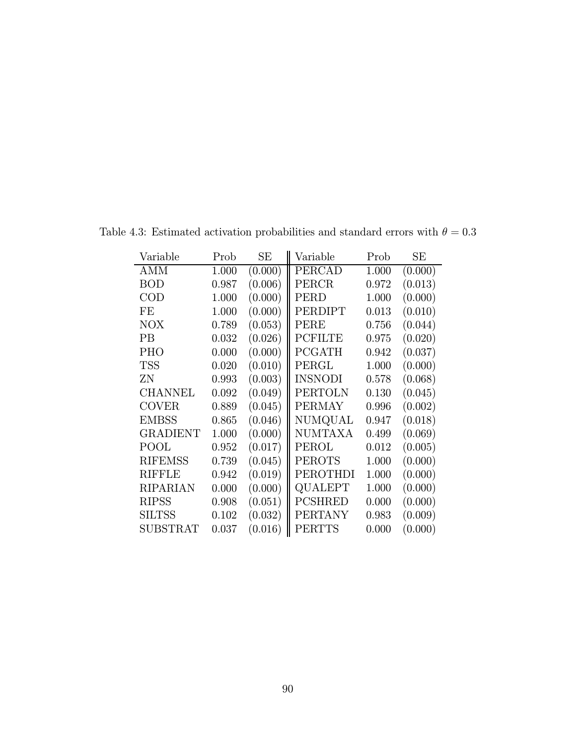Table 4.3: Estimated activation probabilities and standard errors with $\theta = 0.3$

| Variable | Prob | SE | Variable | Prob | SE |
|---|---|---|---|---|---|
| AMM | 1.000 | (0.000) | PERCAD | 1.000 | (0.000) |
| BOD | 0.987 | (0.006) | PERCR | 0.972 | (0.013) |
| COD | 1.000 | (0.000) | PERD | 1.000 | (0.000) |
| FE | 1.000 | (0.000) | PERDIPT | 0.013 | (0.010) |
| NOX | 0.789 | (0.053) | PERE | 0.756 | (0.044) |
| PB | 0.032 | (0.026) | PCFILTE | 0.975 | (0.020) |
| PHO | 0.000 | (0.000) | PCGATH | 0.942 | (0.037) |
| TSS | 0.020 | (0.010) | PERGL | 1.000 | (0.000) |
| ZN | 0.993 | (0.003) | INSNODI | 0.578 | (0.068) |
| CHANNEL | 0.092 | (0.049) | PERTOLN | 0.130 | (0.045) |
| COVER | 0.889 | (0.045) | PERMAY | 0.996 | (0.002) |
| EMBSS | 0.865 | (0.046) | NUMQUAL | 0.947 | (0.018) |
| GRADIENT | 1.000 | (0.000) | NUMTAXA | 0.499 | (0.069) |
| POOL | 0.952 | (0.017) | PEROL | 0.012 | (0.005) |
| RIFEMSS | 0.739 | (0.045) | PEROTS | 1.000 | (0.000) |
| RIFFLE | 0.942 | (0.019) | PEROTHDI | 1.000 | (0.000) |
| RIPARIAN | 0.000 | (0.000) | QUALEPT | 1.000 | (0.000) |
| RIPSS | 0.908 | (0.051) | PCSHRED | 0.000 | (0.000) |
| SILTSS | 0.102 | (0.032) | PERTANY | 0.983 | (0.009) |
| SUBSTRAT | 0.037 | (0.016) | PERTTS | 0.000 | (0.000) |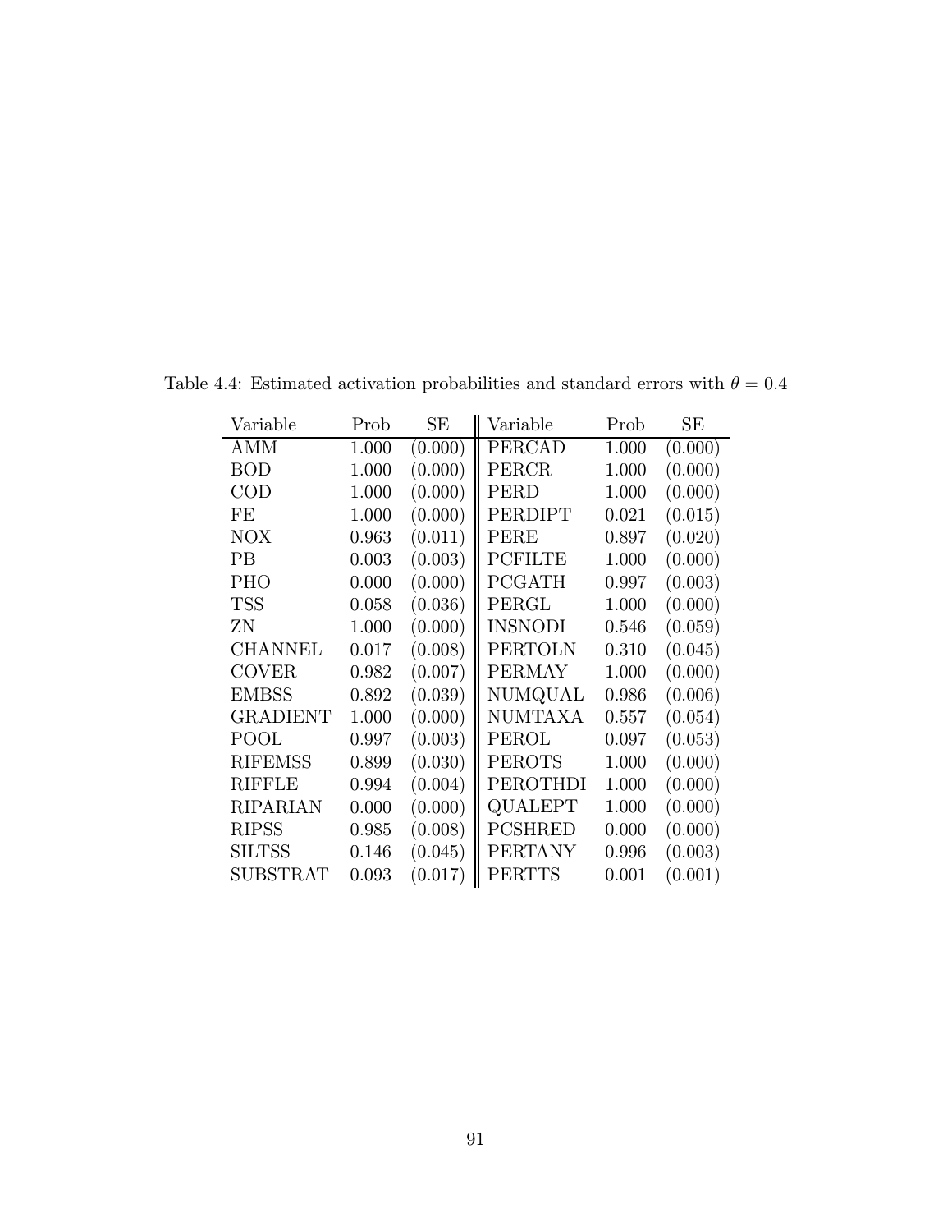Table 4.4: Estimated activation probabilities and standard errors with $\theta = 0.4$

| Variable | Prob | SE | Variable | Prob | SE |
|---|---|---|---|---|---|
| AMM | 1.000 | (0.000) | PERCAD | 1.000 | (0.000) |
| BOD | 1.000 | (0.000) | PERCR | 1.000 | (0.000) |
| COD | 1.000 | (0.000) | PERD | 1.000 | (0.000) |
| FE | 1.000 | (0.000) | PERDIPT | 0.021 | (0.015) |
| NOX | 0.963 | (0.011) | PERE | 0.897 | (0.020) |
| PB | 0.003 | (0.003) | PCFILTE | 1.000 | (0.000) |
| PHO | 0.000 | (0.000) | PCGATH | 0.997 | (0.003) |
| TSS | 0.058 | (0.036) | PERGL | 1.000 | (0.000) |
| ZN | 1.000 | (0.000) | INSNODI | 0.546 | (0.059) |
| CHANNEL | 0.017 | (0.008) | PERTOLN | 0.310 | (0.045) |
| COVER | 0.982 | (0.007) | PERMAY | 1.000 | (0.000) |
| EMBSS | 0.892 | (0.039) | NUMQUAL | 0.986 | (0.006) |
| GRADIENT | 1.000 | (0.000) | NUMTAXA | 0.557 | (0.054) |
| POOL | 0.997 | (0.003) | PEROL | 0.097 | (0.053) |
| RIFEMSS | 0.899 | (0.030) | PEROTS | 1.000 | (0.000) |
| RIFFLE | 0.994 | (0.004) | PEROTHDI | 1.000 | (0.000) |
| RIPARIAN | 0.000 | (0.000) | QUALEPT | 1.000 | (0.000) |
| RIPSS | 0.985 | (0.008) | PCSHRED | 0.000 | (0.000) |
| SILTSS | 0.146 | (0.045) | PERTANY | 0.996 | (0.003) |
| SUBSTRAT | 0.093 | (0.017) | PERTTS | 0.001 | (0.001) |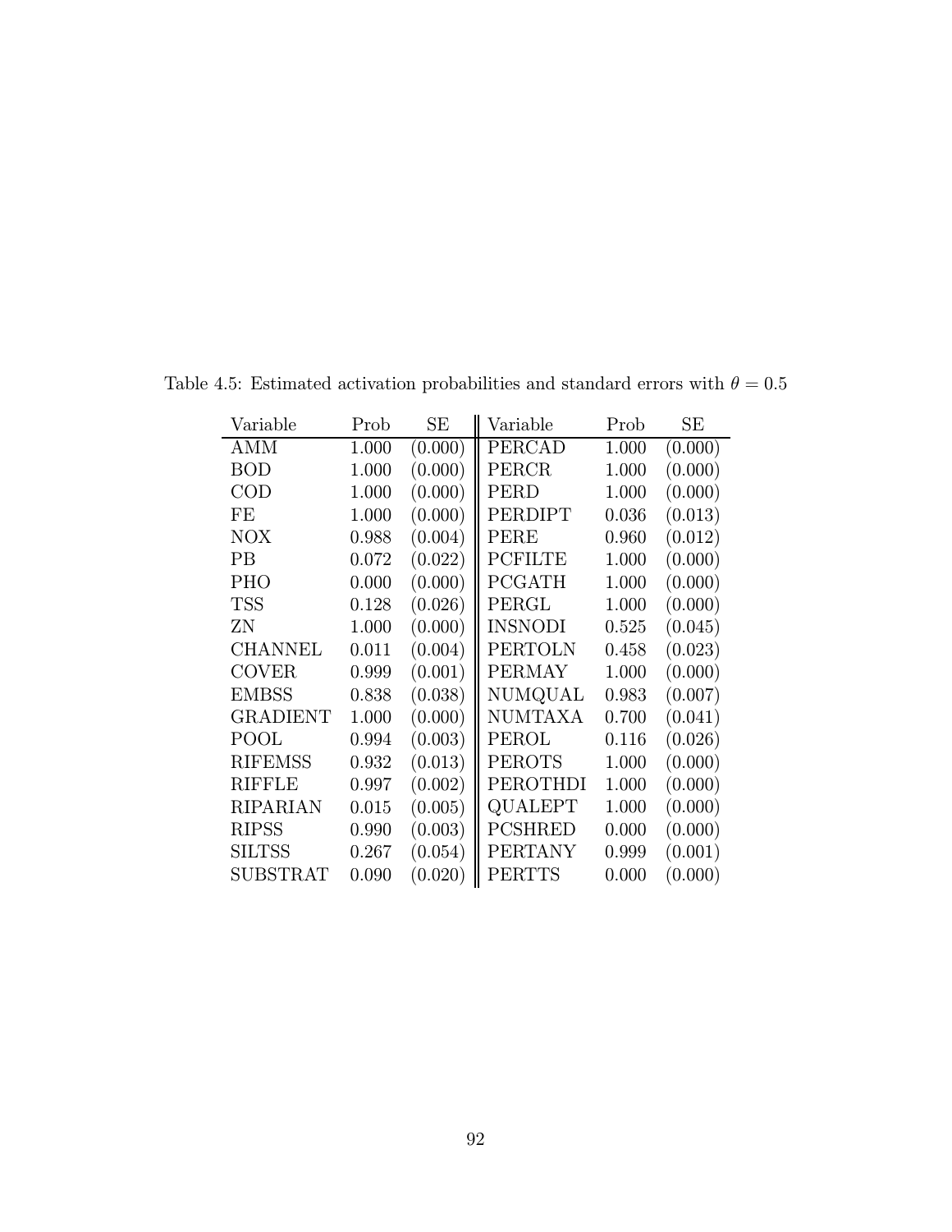Table 4.5: Estimated activation probabilities and standard errors with $\theta = 0.5$

| Variable | Prob | SE | Variable | Prob | SE |
|---|---|---|---|---|---|
| AMM | 1.000 | (0.000) | PERCAD | 1.000 | (0.000) |
| BOD | 1.000 | (0.000) | PERCR | 1.000 | (0.000) |
| COD | 1.000 | (0.000) | PERD | 1.000 | (0.000) |
| FE | 1.000 | (0.000) | PERDIPT | 0.036 | (0.013) |
| NOX | 0.988 | (0.004) | PERE | 0.960 | (0.012) |
| PB | 0.072 | (0.022) | PCFILTE | 1.000 | (0.000) |
| PHO | 0.000 | (0.000) | PCGATH | 1.000 | (0.000) |
| TSS | 0.128 | (0.026) | PERGL | 1.000 | (0.000) |
| ZN | 1.000 | (0.000) | INSNODI | 0.525 | (0.045) |
| CHANNEL | 0.011 | (0.004) | PERTOLN | 0.458 | (0.023) |
| COVER | 0.999 | (0.001) | PERMAY | 1.000 | (0.000) |
| EMBSS | 0.838 | (0.038) | NUMQUAL | 0.983 | (0.007) |
| GRADIENT | 1.000 | (0.000) | NUMTAXA | 0.700 | (0.041) |
| POOL | 0.994 | (0.003) | PEROL | 0.116 | (0.026) |
| RIFEMSS | 0.932 | (0.013) | PEROTS | 1.000 | (0.000) |
| RIFFLE | 0.997 | (0.002) | PEROTHDI | 1.000 | (0.000) |
| RIPARIAN | 0.015 | (0.005) | QUALEPT | 1.000 | (0.000) |
| RIPSS | 0.990 | (0.003) | PCSHRED | 0.000 | (0.000) |
| SILTSS | 0.267 | (0.054) | PERTANY | 0.999 | (0.001) |
| SUBSTRAT | 0.090 | (0.020) | PERTTS | 0.000 | (0.000) |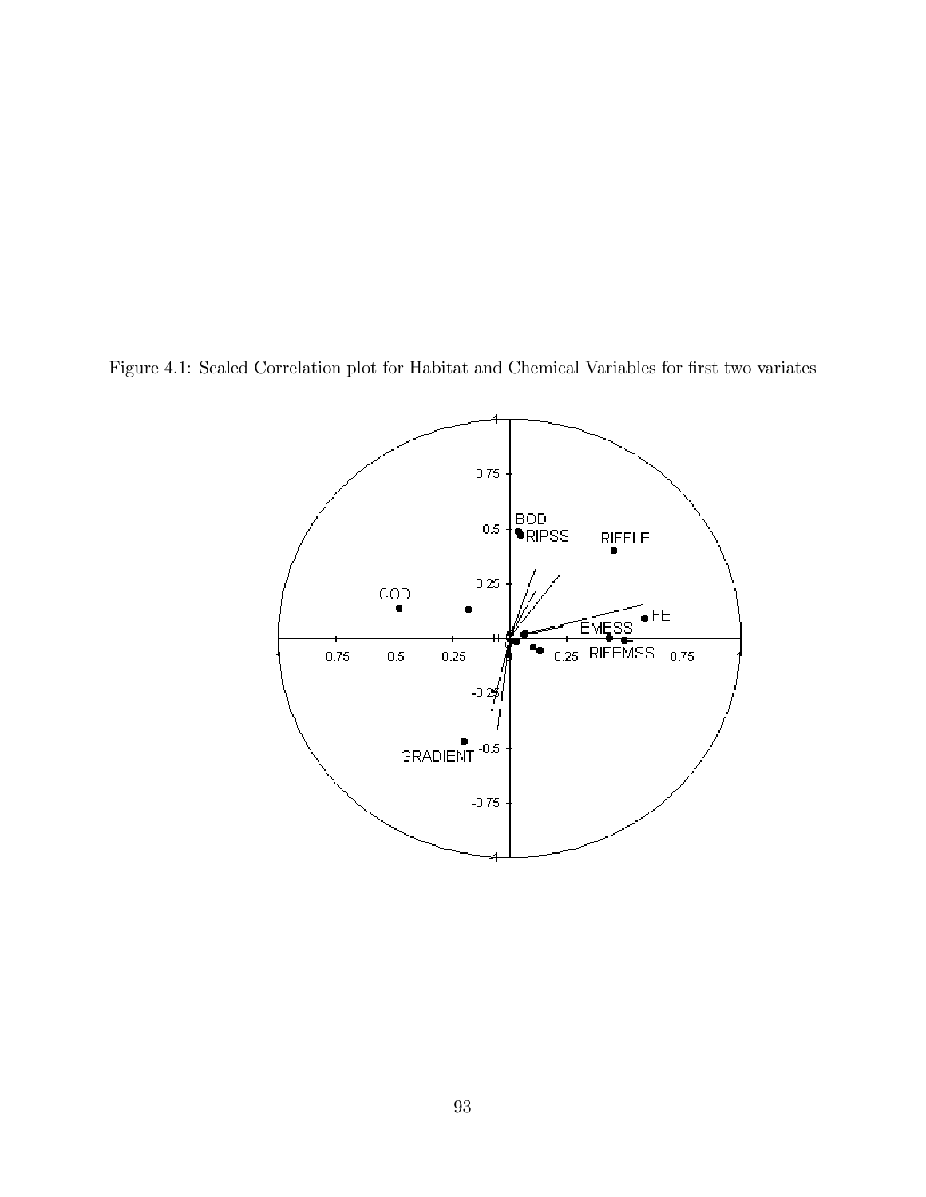Figure 4.1: Scaled Correlation plot for Habitat and Chemical Variables for first two variates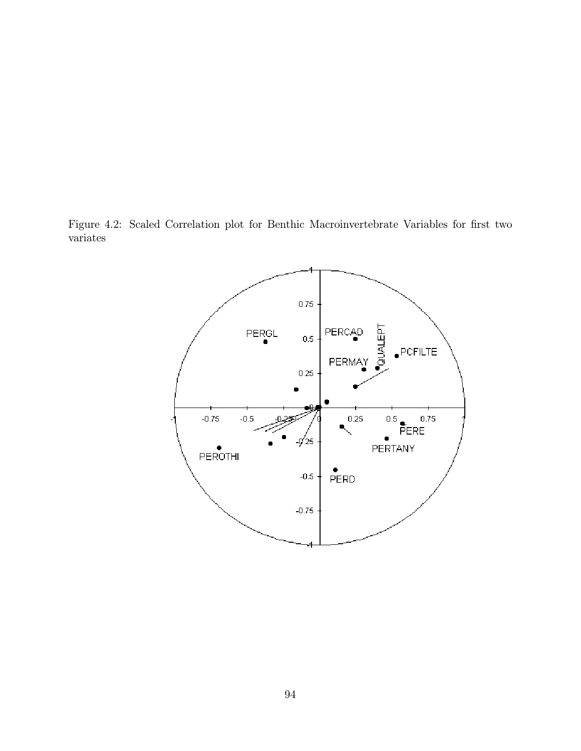Figure 4.2: Scaled Correlation plot for Benthic Macroinvertebrate Variables for first two variates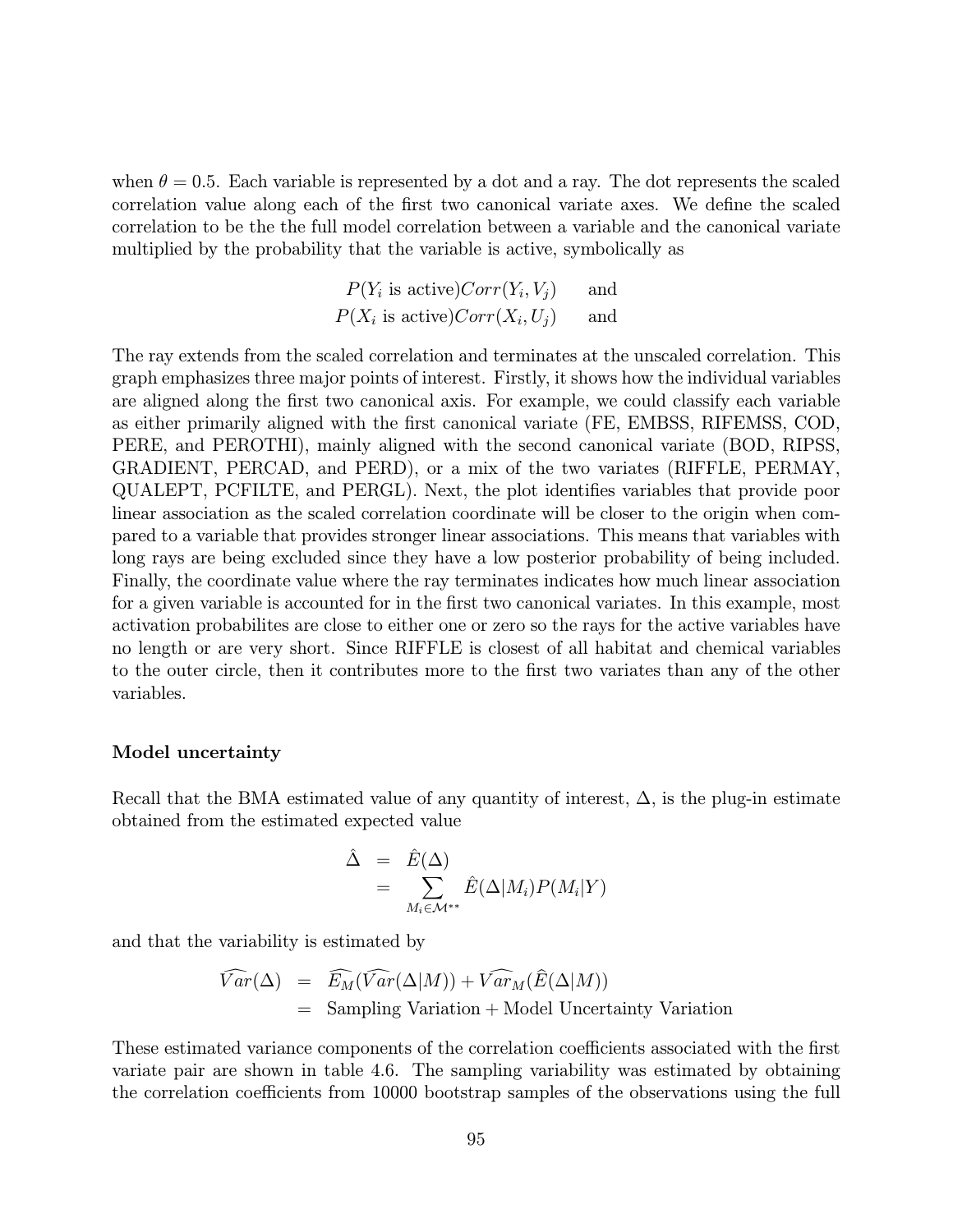when $\theta = 0.5$. Each variable is represented by a dot and a ray. The dot represents the scaled correlation value along each of the first two canonical variate axes. We define the scaled correlation to be the the full model correlation between a variable and the canonical variate multiplied by the probability that the variable is active, symbolically as

$$
\begin{aligned}
P(Y_i \text{ is active}) Corr(Y_i, V_j) \qquad \text{and} \\
P(X_i \text{ is active}) Corr(X_i, U_j) \qquad \text{and}
\end{aligned}
$$

The ray extends from the scaled correlation and terminates at the unscaled correlation. This graph emphasizes three major points of interest. Firstly, it shows how the individual variables are aligned along the first two canonical axis. For example, we could classify each variable as either primarily aligned with the first canonical variate (FE, EMBSS, RIFEMSS, COD, PERE, and PEROTHI), mainly aligned with the second canonical variate (BOD, RIPSS, GRADIENT, PERCAD, and PERD), or a mix of the two variates (RIFFLE, PERMAY, QUALEPT, PCFILTE, and PERGL). Next, the plot identifies variables that provide poor linear association as the scaled correlation coordinate will be closer to the origin when compared to a variable that provides stronger linear associations. This means that variables with long rays are being excluded since they have a low posterior probability of being included. Finally, the coordinate value where the ray terminates indicates how much linear association for a given variable is accounted for in the first two canonical variates. In this example, most activation probabilites are close to either one or zero so the rays for the active variables have no length or are very short. Since RIFFLE is closest of all habitat and chemical variables to the outer circle, then it contributes more to the first two variates than any of the other variables.

**Model uncertainty**

Recall that the BMA estimated value of any quantity of interest, $\Delta$, is the plug-in estimate obtained from the estimated expected value

$$
\begin{aligned}
\hat{\Delta} &= \hat{E}(\Delta) \\
&= \sum_{M_i \in \mathcal{M}^{**}} \hat{E}(\Delta | M_i) P(M_i | Y)
\end{aligned}
$$

and that the variability is estimated by

$$
\begin{aligned}
\widehat{Var}(\Delta) &= \widehat{E_M}(\widehat{Var}(\Delta | M)) + \widehat{Var}_M(\widehat{E}(\Delta | M)) \\
&= \text{Sampling Variation} + \text{Model Uncertainty Variation}
\end{aligned}
$$

These estimated variance components of the correlation coefficients associated with the first variate pair are shown in table 4.6. The sampling variability was estimated by obtaining the correlation coefficients from 10000 bootstrap samples of the observations using the full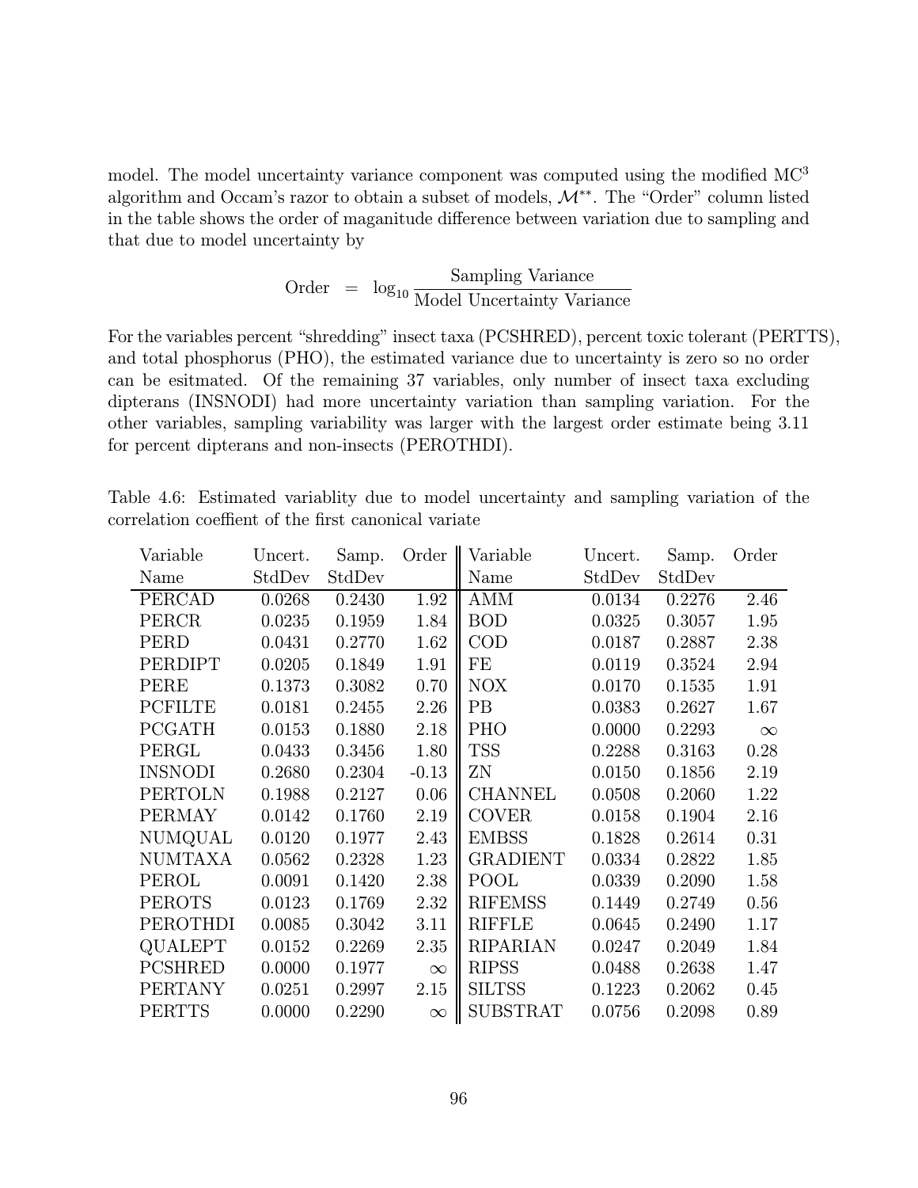model. The model uncertainty variance component was computed using the modified MC$^3$ algorithm and Occam's razor to obtain a subset of models, $\mathcal{M}^{**}$. The "Order" column listed in the table shows the order of maganitude difference between variation due to sampling and that due to model uncertainty by

$$\text{Order} \;=\; \log_{10} \frac{\text{Sampling Variance}}{\text{Model Uncertainty Variance}}$$

For the variables percent "shredding" insect taxa (PCSHRED), percent toxic tolerant (PERTTS), and total phosphorus (PHO), the estimated variance due to uncertainty is zero so no order can be esitmated. Of the remaining 37 variables, only number of insect taxa excluding dipterans (INSNODI) had more uncertainty variation than sampling variation. For the other variables, sampling variability was larger with the largest order estimate being 3.11 for percent dipterans and non-insects (PEROTHDI).

Table 4.6: Estimated variablity due to model uncertainty and sampling variation of the correlation coeffient of the first canonical variate

| Variable Name | Uncert. StdDev | Samp. StdDev | Order | Variable Name | Uncert. StdDev | Samp. StdDev | Order |
|---|---|---|---|---|---|---|---|
| PERCAD | 0.0268 | 0.2430 | 1.92 | AMM | 0.0134 | 0.2276 | 2.46 |
| PERCR | 0.0235 | 0.1959 | 1.84 | BOD | 0.0325 | 0.3057 | 1.95 |
| PERD | 0.0431 | 0.2770 | 1.62 | COD | 0.0187 | 0.2887 | 2.38 |
| PERDIPT | 0.0205 | 0.1849 | 1.91 | FE | 0.0119 | 0.3524 | 2.94 |
| PERE | 0.1373 | 0.3082 | 0.70 | NOX | 0.0170 | 0.1535 | 1.91 |
| PCFILTE | 0.0181 | 0.2455 | 2.26 | PB | 0.0383 | 0.2627 | 1.67 |
| PCGATH | 0.0153 | 0.1880 | 2.18 | PHO | 0.0000 | 0.2293 | $\infty$ |
| PERGL | 0.0433 | 0.3456 | 1.80 | TSS | 0.2288 | 0.3163 | 0.28 |
| INSNODI | 0.2680 | 0.2304 | -0.13 | ZN | 0.0150 | 0.1856 | 2.19 |
| PERTOLN | 0.1988 | 0.2127 | 0.06 | CHANNEL | 0.0508 | 0.2060 | 1.22 |
| PERMAY | 0.0142 | 0.1760 | 2.19 | COVER | 0.0158 | 0.1904 | 2.16 |
| NUMQUAL | 0.0120 | 0.1977 | 2.43 | EMBSS | 0.1828 | 0.2614 | 0.31 |
| NUMTAXA | 0.0562 | 0.2328 | 1.23 | GRADIENT | 0.0334 | 0.2822 | 1.85 |
| PEROL | 0.0091 | 0.1420 | 2.38 | POOL | 0.0339 | 0.2090 | 1.58 |
| PEROTS | 0.0123 | 0.1769 | 2.32 | RIFEMSS | 0.1449 | 0.2749 | 0.56 |
| PEROTHDI | 0.0085 | 0.3042 | 3.11 | RIFFLE | 0.0645 | 0.2490 | 1.17 |
| QUALEPT | 0.0152 | 0.2269 | 2.35 | RIPARIAN | 0.0247 | 0.2049 | 1.84 |
| PCSHRED | 0.0000 | 0.1977 | $\infty$ | RIPSS | 0.0488 | 0.2638 | 1.47 |
| PERTANY | 0.0251 | 0.2997 | 2.15 | SILTSS | 0.1223 | 0.2062 | 0.45 |
| PERTTS | 0.0000 | 0.2290 | $\infty$ | SUBSTRAT | 0.0756 | 0.2098 | 0.89 |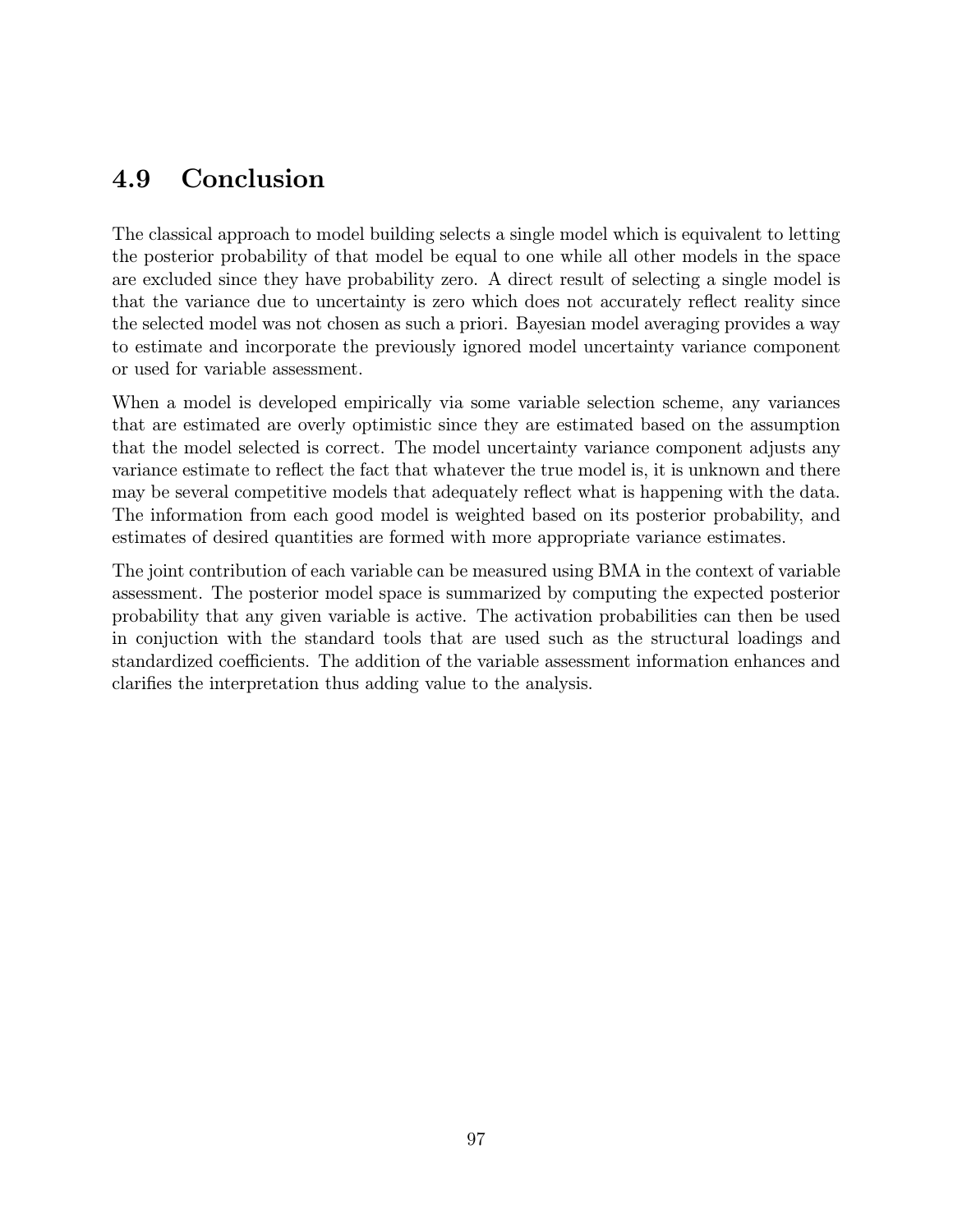## 4.9 Conclusion

The classical approach to model building selects a single model which is equivalent to letting the posterior probability of that model be equal to one while all other models in the space are excluded since they have probability zero. A direct result of selecting a single model is that the variance due to uncertainty is zero which does not accurately reflect reality since the selected model was not chosen as such a priori. Bayesian model averaging provides a way to estimate and incorporate the previously ignored model uncertainty variance component or used for variable assessment.

When a model is developed empirically via some variable selection scheme, any variances that are estimated are overly optimistic since they are estimated based on the assumption that the model selected is correct. The model uncertainty variance component adjusts any variance estimate to reflect the fact that whatever the true model is, it is unknown and there may be several competitive models that adequately reflect what is happening with the data. The information from each good model is weighted based on its posterior probability, and estimates of desired quantities are formed with more appropriate variance estimates.

The joint contribution of each variable can be measured using BMA in the context of variable assessment. The posterior model space is summarized by computing the expected posterior probability that any given variable is active. The activation probabilities can then be used in conjuction with the standard tools that are used such as the structural loadings and standardized coefficients. The addition of the variable assessment information enhances and clarifies the interpretation thus adding value to the analysis.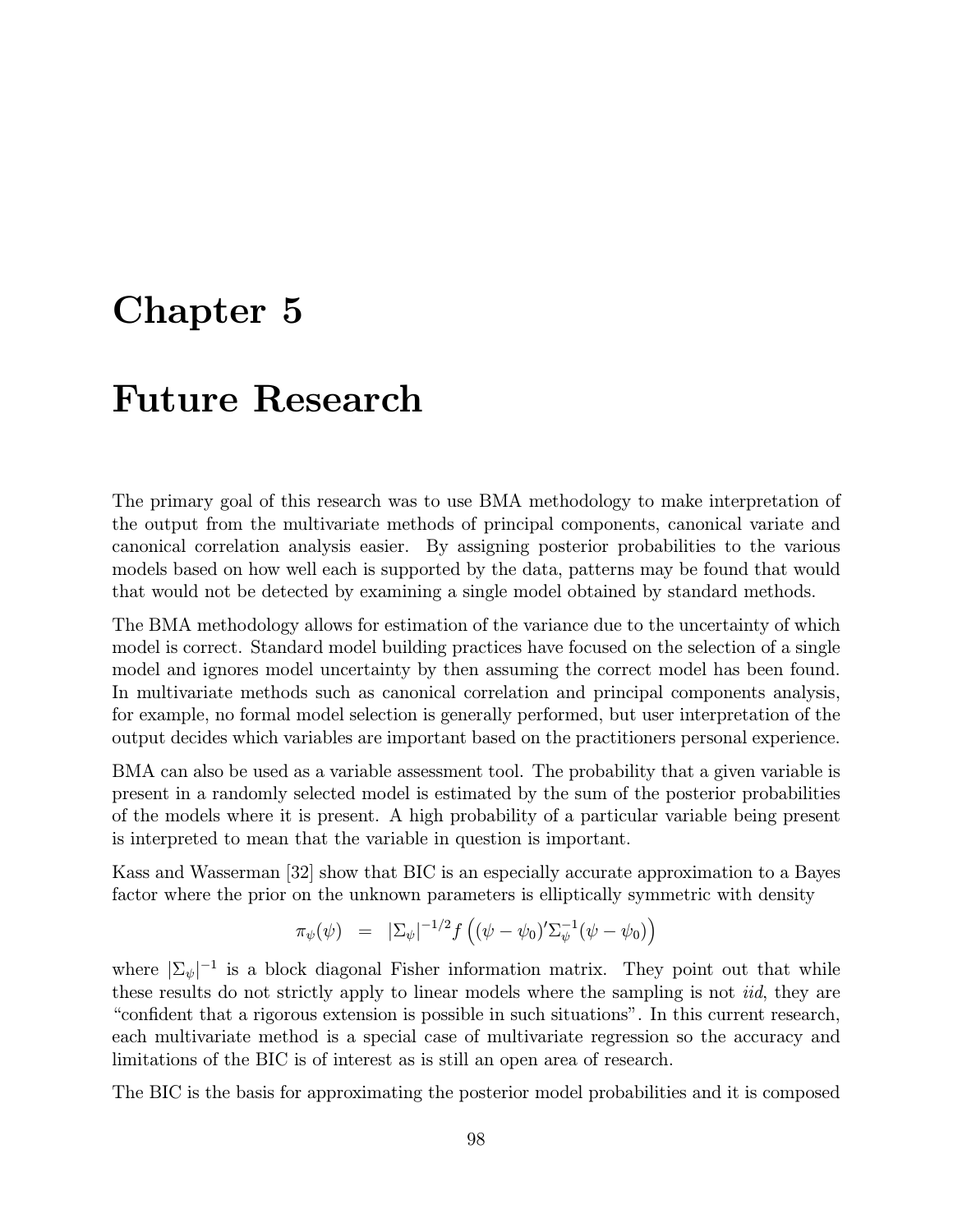# Chapter 5

# Future Research

The primary goal of this research was to use BMA methodology to make interpretation of the output from the multivariate methods of principal components, canonical variate and canonical correlation analysis easier. By assigning posterior probabilities to the various models based on how well each is supported by the data, patterns may be found that would that would not be detected by examining a single model obtained by standard methods.

The BMA methodology allows for estimation of the variance due to the uncertainty of which model is correct. Standard model building practices have focused on the selection of a single model and ignores model uncertainty by then assuming the correct model has been found. In multivariate methods such as canonical correlation and principal components analysis, for example, no formal model selection is generally performed, but user interpretation of the output decides which variables are important based on the practitioners personal experience.

BMA can also be used as a variable assessment tool. The probability that a given variable is present in a randomly selected model is estimated by the sum of the posterior probabilities of the models where it is present. A high probability of a particular variable being present is interpreted to mean that the variable in question is important.

Kass and Wasserman [32] show that BIC is an especially accurate approximation to a Bayes factor where the prior on the unknown parameters is elliptically symmetric with density

$$\pi_\psi(\psi) \quad = \quad |\Sigma_\psi|^{-1/2} f\left((\psi - \psi_0)'\Sigma_\psi^{-1}(\psi - \psi_0)\right)$$

where $|\Sigma_\psi|^{-1}$ is a block diagonal Fisher information matrix. They point out that while these results do not strictly apply to linear models where the sampling is not *iid*, they are "confident that a rigorous extension is possible in such situations". In this current research, each multivariate method is a special case of multivariate regression so the accuracy and limitations of the BIC is of interest as is still an open area of research.

The BIC is the basis for approximating the posterior model probabilities and it is composed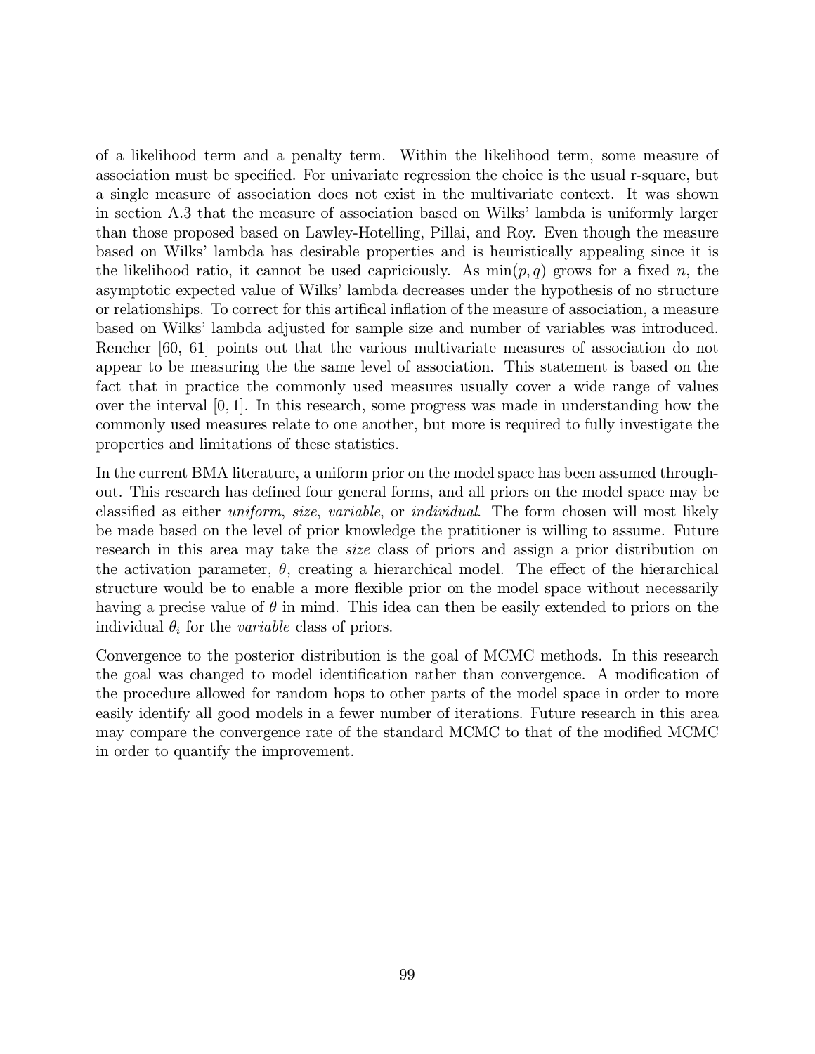of a likelihood term and a penalty term. Within the likelihood term, some measure of association must be specified. For univariate regression the choice is the usual r-square, but a single measure of association does not exist in the multivariate context. It was shown in section A.3 that the measure of association based on Wilks' lambda is uniformly larger than those proposed based on Lawley-Hotelling, Pillai, and Roy. Even though the measure based on Wilks' lambda has desirable properties and is heuristically appealing since it is the likelihood ratio, it cannot be used capriciously. As $\min(p, q)$ grows for a fixed $n$, the asymptotic expected value of Wilks' lambda decreases under the hypothesis of no structure or relationships. To correct for this artifical inflation of the measure of association, a measure based on Wilks' lambda adjusted for sample size and number of variables was introduced. Rencher [60, 61] points out that the various multivariate measures of association do not appear to be measuring the the same level of association. This statement is based on the fact that in practice the commonly used measures usually cover a wide range of values over the interval $[0, 1]$. In this research, some progress was made in understanding how the commonly used measures relate to one another, but more is required to fully investigate the properties and limitations of these statistics.

In the current BMA literature, a uniform prior on the model space has been assumed throughout. This research has defined four general forms, and all priors on the model space may be classified as either *uniform*, *size*, *variable*, or *individual*. The form chosen will most likely be made based on the level of prior knowledge the pratitioner is willing to assume. Future research in this area may take the *size* class of priors and assign a prior distribution on the activation parameter, $\theta$, creating a hierarchical model. The effect of the hierarchical structure would be to enable a more flexible prior on the model space without necessarily having a precise value of $\theta$ in mind. This idea can then be easily extended to priors on the individual $\theta_i$ for the *variable* class of priors.

Convergence to the posterior distribution is the goal of MCMC methods. In this research the goal was changed to model identification rather than convergence. A modification of the procedure allowed for random hops to other parts of the model space in order to more easily identify all good models in a fewer number of iterations. Future research in this area may compare the convergence rate of the standard MCMC to that of the modified MCMC in order to quantify the improvement.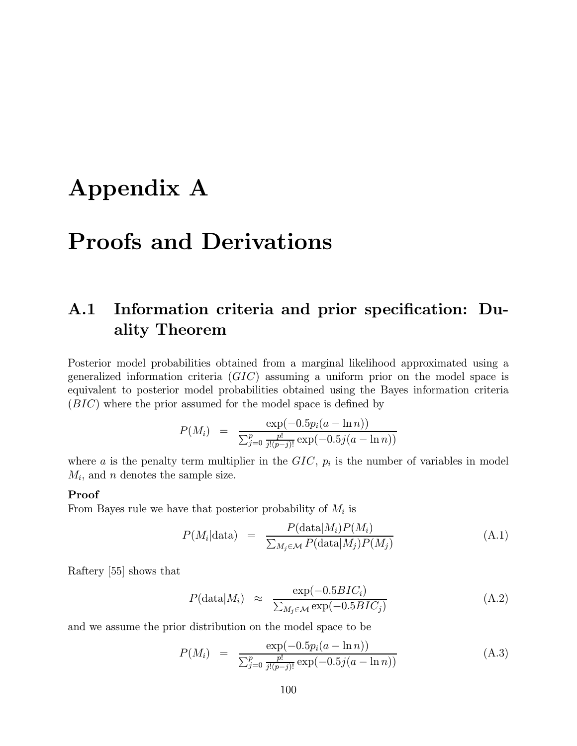# Appendix A

# Proofs and Derivations

## A.1 Information criteria and prior specification: Duality Theorem

Posterior model probabilities obtained from a marginal likelihood approximated using a generalized information criteria ($GIC$) assuming a uniform prior on the model space is equivalent to posterior model probabilities obtained using the Bayes information criteria ($BIC$) where the prior assumed for the model space is defined by

$$P(M_i) \;\; = \;\; \frac{\exp(-0.5p_i(a - \ln n))}{\sum_{j=0}^{p} \frac{p!}{j!(p-j)!} \exp(-0.5j(a - \ln n))}$$

where $a$ is the penalty term multiplier in the $GIC$, $p_i$ is the number of variables in model $M_i$, and $n$ denotes the sample size.

**Proof**

From Bayes rule we have that posterior probability of $M_i$ is

$$P(M_i|\text{data}) \;\; = \;\; \frac{P(\text{data}|M_i)P(M_i)}{\sum_{M_j \in \mathcal{M}} P(\text{data}|M_j)P(M_j)} \tag{A.1}$$

Raftery [55] shows that

$$P(\text{data}|M_i) \;\; \approx \;\; \frac{\exp(-0.5BIC_i)}{\sum_{M_j \in \mathcal{M}} \exp(-0.5BIC_j)} \tag{A.2}$$

and we assume the prior distribution on the model space to be

$$P(M_i) \;\; = \;\; \frac{\exp(-0.5p_i(a - \ln n))}{\sum_{j=0}^{p} \frac{p!}{j!(p-j)!} \exp(-0.5j(a - \ln n))} \tag{A.3}$$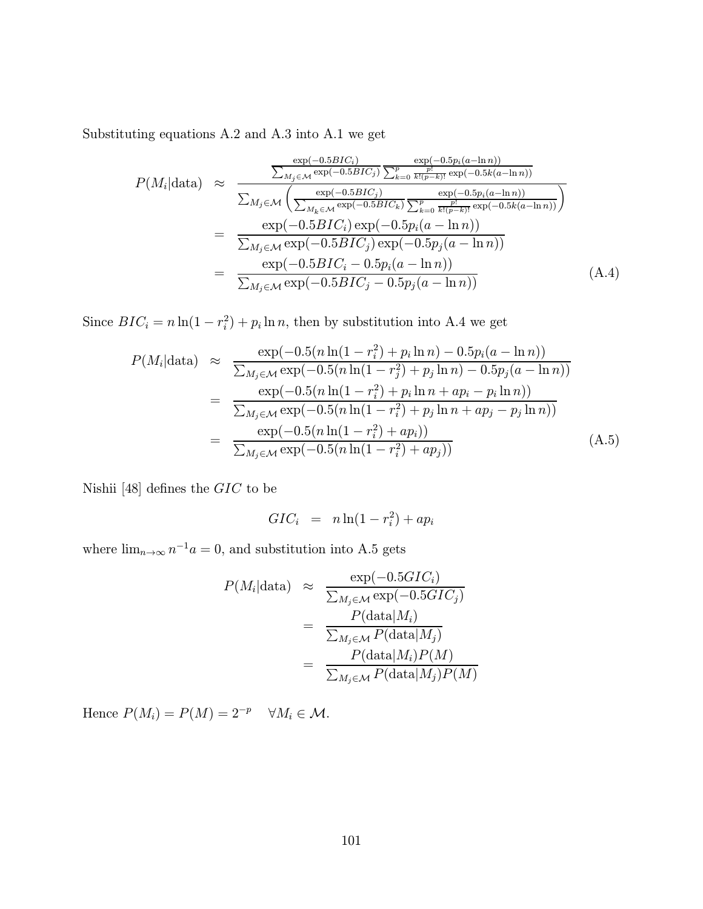Substituting equations A.2 and A.3 into A.1 we get

$$
\begin{aligned}
P(M_i|\text{data}) &\approx \frac{\frac{\exp(-0.5BIC_i)}{\sum_{M_j \in \mathcal{M}} \exp(-0.5BIC_j)} \frac{\exp(-0.5p_i(a-\ln n))}{\sum_{k=0}^{p} \frac{p!}{k!(p-k)!} \exp(-0.5k(a-\ln n))}}{\sum_{M_j \in \mathcal{M}} \left( \frac{\exp(-0.5BIC_j)}{\sum_{M_k \in \mathcal{M}} \exp(-0.5BIC_k)} \frac{\exp(-0.5p_i(a-\ln n))}{\sum_{k=0}^{p} \frac{p!}{k!(p-k)!} \exp(-0.5k(a-\ln n))} \right)} \\
&= \frac{\exp(-0.5BIC_i)\exp(-0.5p_i(a-\ln n))}{\sum_{M_j \in \mathcal{M}} \exp(-0.5BIC_j)\exp(-0.5p_j(a-\ln n))} \\
&= \frac{\exp(-0.5BIC_i - 0.5p_i(a-\ln n))}{\sum_{M_j \in \mathcal{M}} \exp(-0.5BIC_j - 0.5p_j(a-\ln n))} \qquad \text{(A.4)}
\end{aligned}
$$

Since $BIC_i = n\ln(1-r_i^2) + p_i \ln n$, then by substitution into A.4 we get

$$
\begin{aligned}
P(M_i|\text{data}) &\approx \frac{\exp(-0.5(n\ln(1-r_i^2) + p_i \ln n) - 0.5p_i(a-\ln n))}{\sum_{M_j \in \mathcal{M}} \exp(-0.5(n\ln(1-r_j^2) + p_j \ln n) - 0.5p_j(a-\ln n))} \\
&= \frac{\exp(-0.5(n\ln(1-r_i^2) + p_i \ln n + ap_i - p_i \ln n))}{\sum_{M_j \in \mathcal{M}} \exp(-0.5(n\ln(1-r_i^2) + p_j \ln n + ap_j - p_j \ln n))} \\
&= \frac{\exp(-0.5(n\ln(1-r_i^2) + ap_i))}{\sum_{M_j \in \mathcal{M}} \exp(-0.5(n\ln(1-r_i^2) + ap_j))} \qquad \text{(A.5)}
\end{aligned}
$$

Nishii [48] defines the $GIC$ to be

$$
GIC_i = n\ln(1-r_i^2) + ap_i
$$

where $\lim_{n\to\infty} n^{-1}a = 0$, and substitution into A.5 gets

$$
\begin{aligned}
P(M_i|\text{data}) &\approx \frac{\exp(-0.5GIC_i)}{\sum_{M_j \in \mathcal{M}} \exp(-0.5GIC_j)} \\
&= \frac{P(\text{data}|M_i)}{\sum_{M_j \in \mathcal{M}} P(\text{data}|M_j)} \\
&= \frac{P(\text{data}|M_i)P(M)}{\sum_{M_j \in \mathcal{M}} P(\text{data}|M_j)P(M)}
\end{aligned}
$$

Hence $P(M_i) = P(M) = 2^{-p} \quad \forall M_i \in \mathcal{M}$.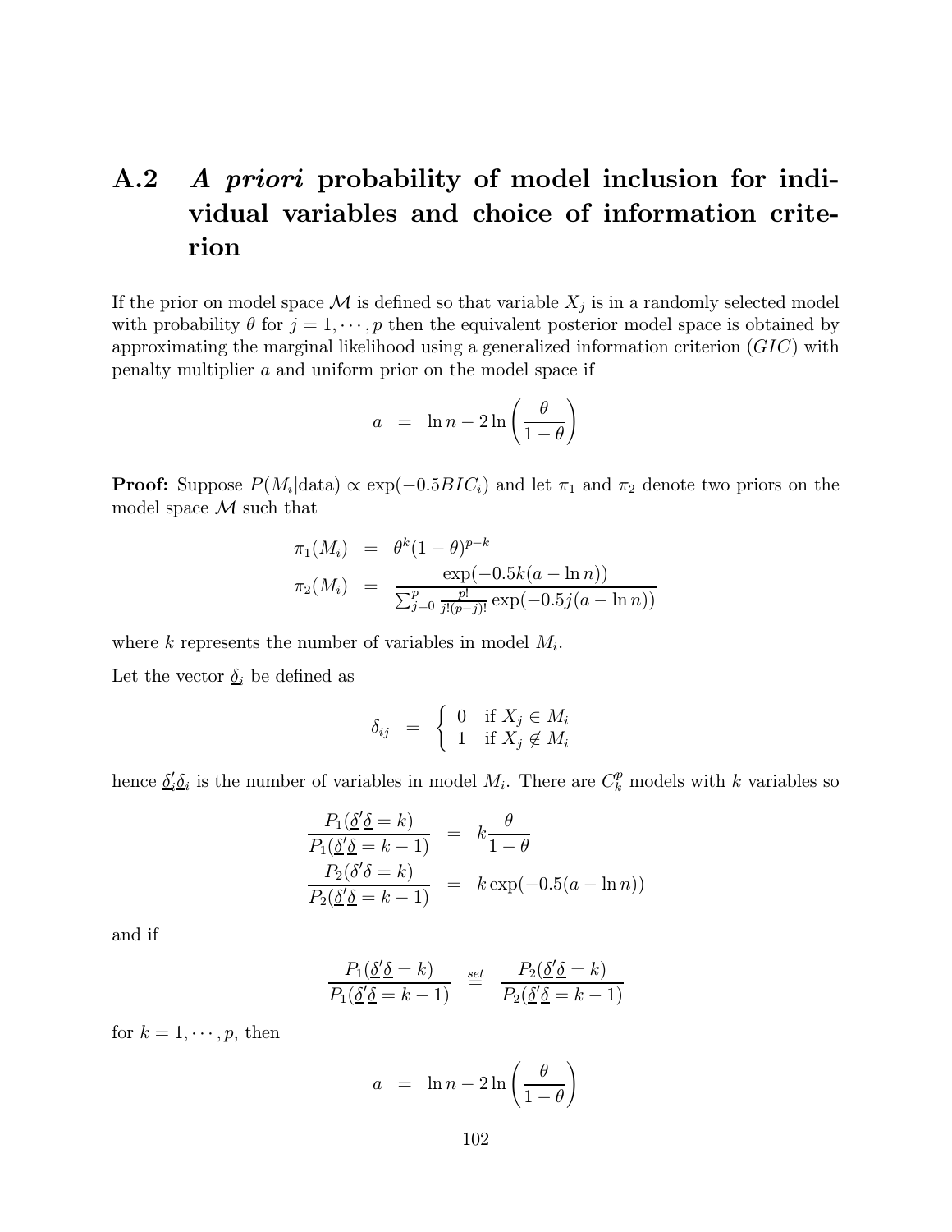## A.2 *A priori* probability of model inclusion for individual variables and choice of information criterion

If the prior on model space $\mathcal{M}$ is defined so that variable $X_j$ is in a randomly selected model with probability $\theta$ for $j = 1, \cdots, p$ then the equivalent posterior model space is obtained by approximating the marginal likelihood using a generalized information criterion ($GIC$) with penalty multiplier $a$ and uniform prior on the model space if

$$a = \ln n - 2\ln\left(\frac{\theta}{1-\theta}\right)$$

**Proof:** Suppose $P(M_i|\text{data}) \propto \exp(-0.5BIC_i)$ and let $\pi_1$ and $\pi_2$ denote two priors on the model space $\mathcal{M}$ such that

$$\begin{aligned}
\pi_1(M_i) &= \theta^k(1-\theta)^{p-k} \\
\pi_2(M_i) &= \frac{\exp(-0.5k(a-\ln n))}{\sum_{j=0}^{p} \frac{p!}{j!(p-j)!}\exp(-0.5j(a-\ln n))}
\end{aligned}$$

where $k$ represents the number of variables in model $M_i$.

Let the vector $\underline{\delta}_i$ be defined as

$$\delta_{ij} = \begin{cases} 0 & \text{if } X_j \in M_i \\ 1 & \text{if } X_j \notin M_i \end{cases}$$

hence $\underline{\delta}_i'\underline{\delta}_i$ is the number of variables in model $M_i$. There are $C_k^p$ models with $k$ variables so

$$\begin{aligned}
\frac{P_1(\underline{\delta}'\underline{\delta} = k)}{P_1(\underline{\delta}'\underline{\delta} = k-1)} &= k\frac{\theta}{1-\theta} \\
\frac{P_2(\underline{\delta}'\underline{\delta} = k)}{P_2(\underline{\delta}'\underline{\delta} = k-1)} &= k\exp(-0.5(a-\ln n))
\end{aligned}$$

and if

$$\frac{P_1(\underline{\delta}'\underline{\delta} = k)}{P_1(\underline{\delta}'\underline{\delta} = k-1)} \stackrel{set}{=} \frac{P_2(\underline{\delta}'\underline{\delta} = k)}{P_2(\underline{\delta}'\underline{\delta} = k-1)}$$

for $k = 1, \cdots, p$, then

$$a = \ln n - 2\ln\left(\frac{\theta}{1-\theta}\right)$$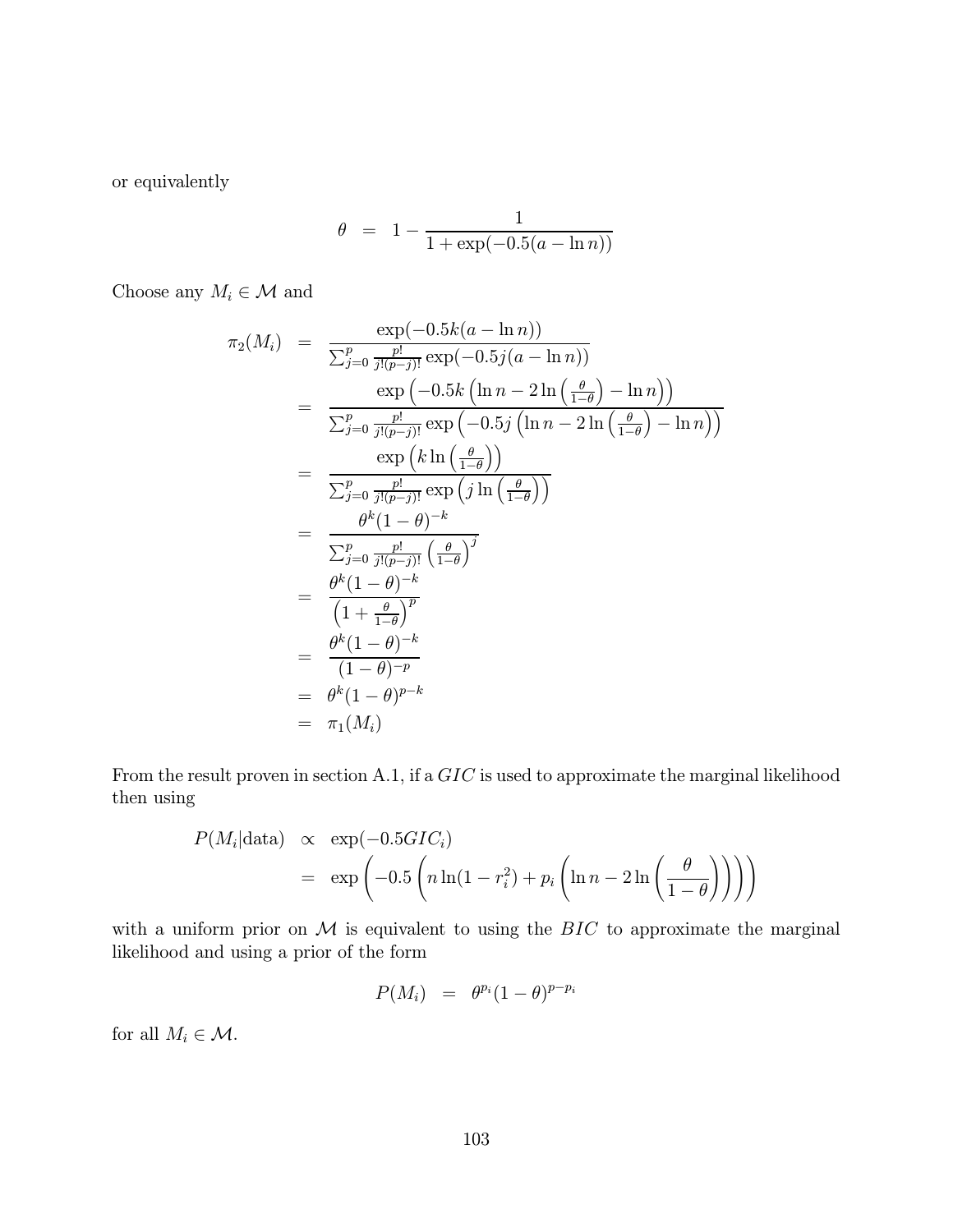or equivalently

$$\theta \;=\; 1 - \frac{1}{1 + \exp(-0.5(a - \ln n))}$$

Choose any $M_i \in \mathcal{M}$ and

$$\begin{aligned}
\pi_2(M_i) &= \frac{\exp(-0.5k(a - \ln n))}{\sum_{j=0}^{p} \frac{p!}{j!(p-j)!} \exp(-0.5j(a - \ln n))} \\
&= \frac{\exp\left(-0.5k\left(\ln n - 2\ln\left(\frac{\theta}{1-\theta}\right) - \ln n\right)\right)}{\sum_{j=0}^{p} \frac{p!}{j!(p-j)!} \exp\left(-0.5j\left(\ln n - 2\ln\left(\frac{\theta}{1-\theta}\right) - \ln n\right)\right)} \\
&= \frac{\exp\left(k \ln\left(\frac{\theta}{1-\theta}\right)\right)}{\sum_{j=0}^{p} \frac{p!}{j!(p-j)!} \exp\left(j \ln\left(\frac{\theta}{1-\theta}\right)\right)} \\
&= \frac{\theta^k (1-\theta)^{-k}}{\sum_{j=0}^{p} \frac{p!}{j!(p-j)!} \left(\frac{\theta}{1-\theta}\right)^j} \\
&= \frac{\theta^k (1-\theta)^{-k}}{\left(1 + \frac{\theta}{1-\theta}\right)^p} \\
&= \frac{\theta^k (1-\theta)^{-k}}{(1-\theta)^{-p}} \\
&= \theta^k (1-\theta)^{p-k} \\
&= \pi_1(M_i)
\end{aligned}$$

From the result proven in section A.1, if a $GIC$ is used to approximate the marginal likelihood then using

$$\begin{aligned}
P(M_i|\text{data}) &\propto \exp(-0.5GIC_i) \\
&= \exp\left(-0.5\left(n\ln(1 - r_i^2) + p_i\left(\ln n - 2\ln\left(\frac{\theta}{1-\theta}\right)\right)\right)\right)
\end{aligned}$$

with a uniform prior on $\mathcal{M}$ is equivalent to using the $BIC$ to approximate the marginal likelihood and using a prior of the form

$$P(M_i) \;=\; \theta^{p_i}(1-\theta)^{p-p_i}$$

for all $M_i \in \mathcal{M}$.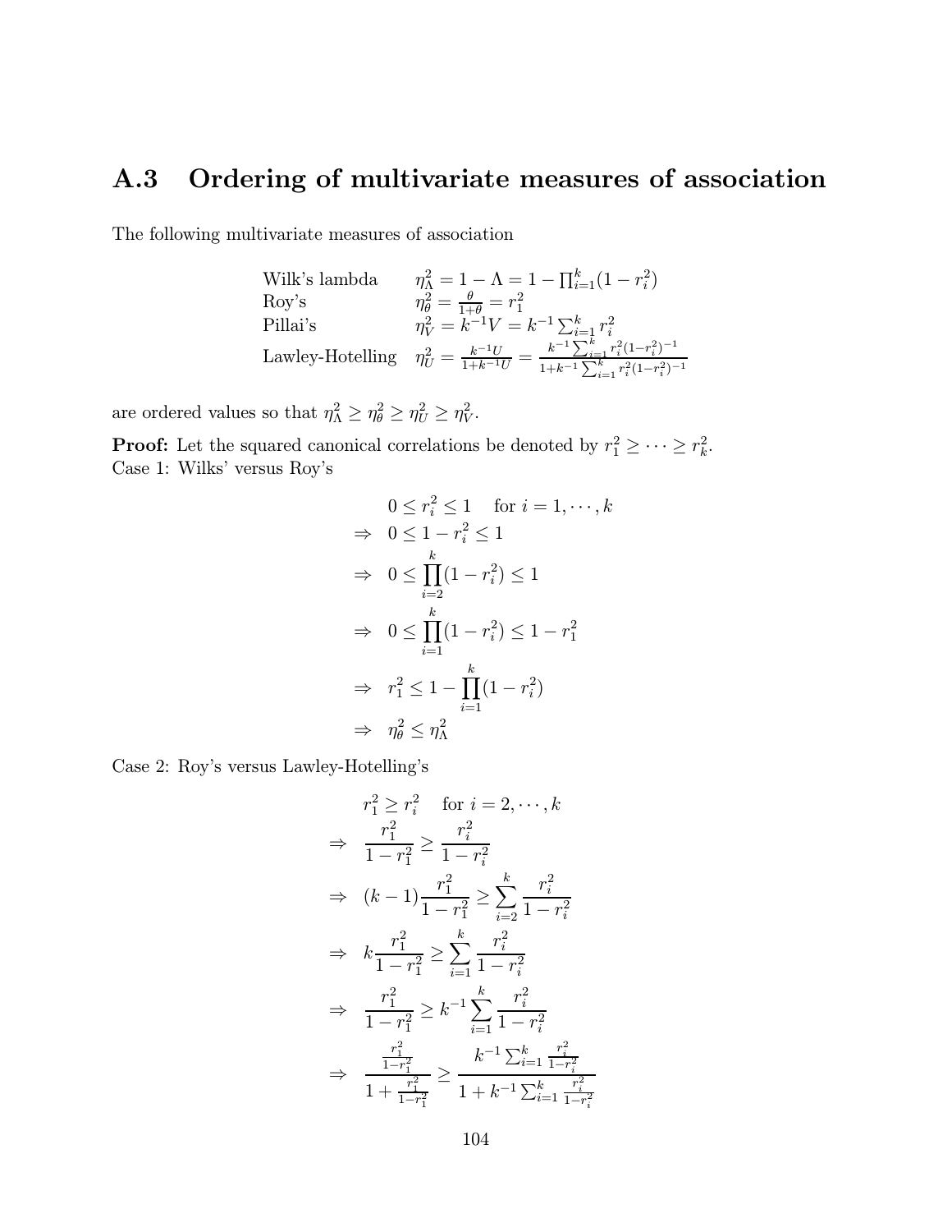## A.3 Ordering of multivariate measures of association

The following multivariate measures of association

| | |
|---|---|
| Wilk's lambda | $\eta^2_\Lambda = 1 - \Lambda = 1 - \prod_{i=1}^k (1 - r_i^2)$ |
| Roy's | $\eta^2_\theta = \frac{\theta}{1+\theta} = r_1^2$ |
| Pillai's | $\eta^2_V = k^{-1}V = k^{-1}\sum_{i=1}^k r_i^2$ |
| Lawley-Hotelling | $\eta^2_U = \frac{k^{-1}U}{1+k^{-1}U} = \frac{k^{-1}\sum_{i=1}^k r_i^2(1-r_i^2)^{-1}}{1+k^{-1}\sum_{i=1}^k r_i^2(1-r_i^2)^{-1}}$ |

are ordered values so that $\eta^2_\Lambda \geq \eta^2_\theta \geq \eta^2_U \geq \eta^2_V$.

**Proof:** Let the squared canonical correlations be denoted by $r_1^2 \geq \cdots \geq r_k^2$.
Case 1: Wilks' versus Roy's

$$
\begin{aligned}
& 0 \leq r_i^2 \leq 1 \quad \text{for } i = 1, \cdots, k \\
\Rightarrow \quad & 0 \leq 1 - r_i^2 \leq 1 \\
\Rightarrow \quad & 0 \leq \prod_{i=2}^k (1 - r_i^2) \leq 1 \\
\Rightarrow \quad & 0 \leq \prod_{i=1}^k (1 - r_i^2) \leq 1 - r_1^2 \\
\Rightarrow \quad & r_1^2 \leq 1 - \prod_{i=1}^k (1 - r_i^2) \\
\Rightarrow \quad & \eta^2_\theta \leq \eta^2_\Lambda
\end{aligned}
$$

Case 2: Roy's versus Lawley-Hotelling's

$$
\begin{aligned}
& r_1^2 \geq r_i^2 \quad \text{for } i = 2, \cdots, k \\
\Rightarrow \quad & \frac{r_1^2}{1 - r_1^2} \geq \frac{r_i^2}{1 - r_i^2} \\
\Rightarrow \quad & (k-1)\frac{r_1^2}{1 - r_1^2} \geq \sum_{i=2}^k \frac{r_i^2}{1 - r_i^2} \\
\Rightarrow \quad & k\frac{r_1^2}{1 - r_1^2} \geq \sum_{i=1}^k \frac{r_i^2}{1 - r_i^2} \\
\Rightarrow \quad & \frac{r_1^2}{1 - r_1^2} \geq k^{-1}\sum_{i=1}^k \frac{r_i^2}{1 - r_i^2} \\
\Rightarrow \quad & \frac{\frac{r_1^2}{1-r_1^2}}{1 + \frac{r_1^2}{1-r_1^2}} \geq \frac{k^{-1}\sum_{i=1}^k \frac{r_i^2}{1-r_i^2}}{1 + k^{-1}\sum_{i=1}^k \frac{r_i^2}{1-r_i^2}}
\end{aligned}
$$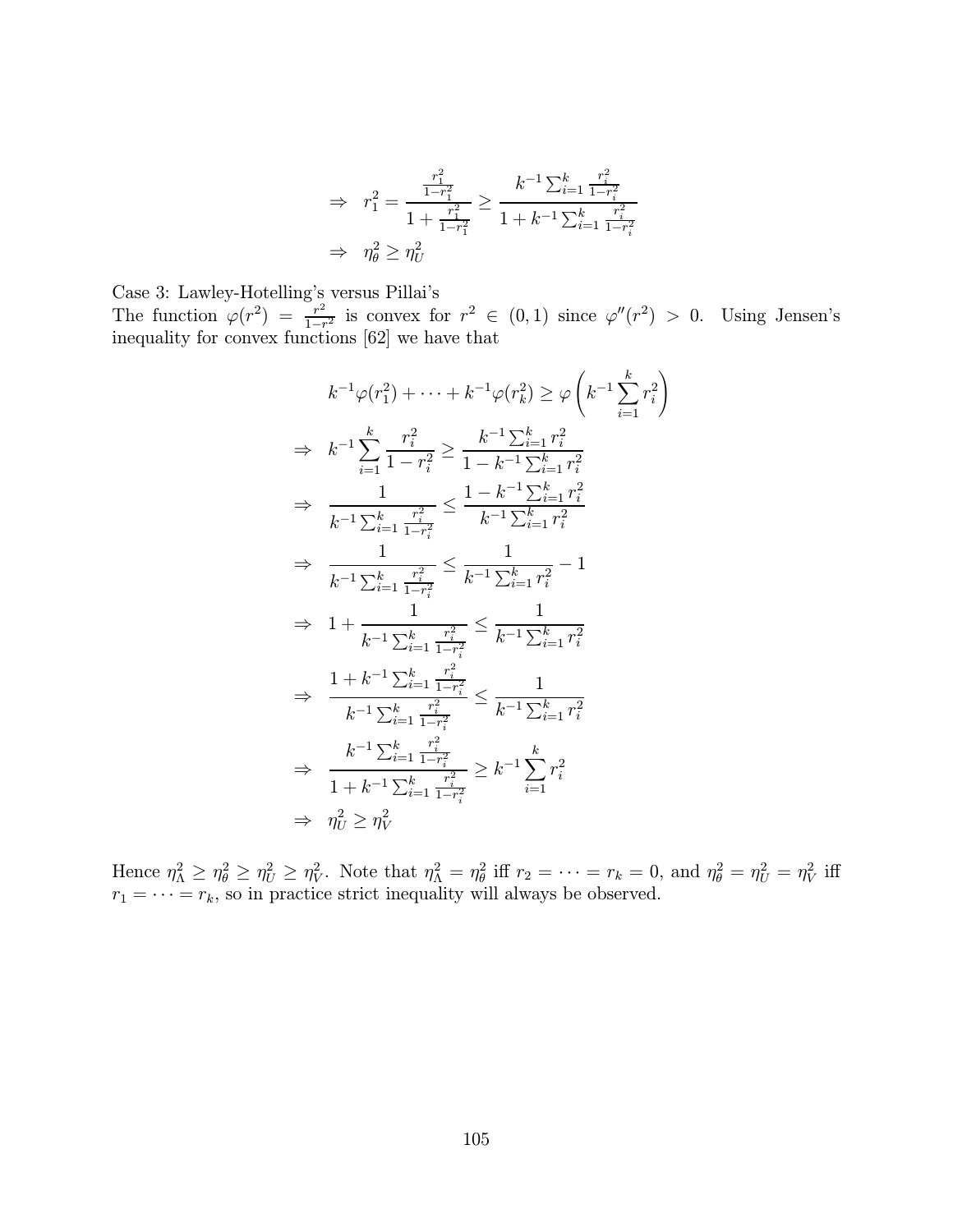$$\Rightarrow \quad r_1^2 = \frac{\frac{r_1^2}{1-r_1^2}}{1+\frac{r_1^2}{1-r_1^2}} \geq \frac{k^{-1}\sum_{i=1}^k \frac{r_i^2}{1-r_i^2}}{1+k^{-1}\sum_{i=1}^k \frac{r_i^2}{1-r_i^2}}$$

$$\Rightarrow \quad \eta_\theta^2 \geq \eta_U^2$$

Case 3: Lawley-Hotelling's versus Pillai's

The function $\varphi(r^2) = \frac{r^2}{1-r^2}$ is convex for $r^2 \in (0,1)$ since $\varphi''(r^2) > 0$. Using Jensen's inequality for convex functions [62] we have that

$$k^{-1}\varphi(r_1^2) + \cdots + k^{-1}\varphi(r_k^2) \geq \varphi\left(k^{-1}\sum_{i=1}^k r_i^2\right)$$

$$\Rightarrow \quad k^{-1}\sum_{i=1}^k \frac{r_i^2}{1-r_i^2} \geq \frac{k^{-1}\sum_{i=1}^k r_i^2}{1-k^{-1}\sum_{i=1}^k r_i^2}$$

$$\Rightarrow \quad \frac{1}{k^{-1}\sum_{i=1}^k \frac{r_i^2}{1-r_i^2}} \leq \frac{1-k^{-1}\sum_{i=1}^k r_i^2}{k^{-1}\sum_{i=1}^k r_i^2}$$

$$\Rightarrow \quad \frac{1}{k^{-1}\sum_{i=1}^k \frac{r_i^2}{1-r_i^2}} \leq \frac{1}{k^{-1}\sum_{i=1}^k r_i^2} - 1$$

$$\Rightarrow \quad 1 + \frac{1}{k^{-1}\sum_{i=1}^k \frac{r_i^2}{1-r_i^2}} \leq \frac{1}{k^{-1}\sum_{i=1}^k r_i^2}$$

$$\Rightarrow \quad \frac{1+k^{-1}\sum_{i=1}^k \frac{r_i^2}{1-r_i^2}}{k^{-1}\sum_{i=1}^k \frac{r_i^2}{1-r_i^2}} \leq \frac{1}{k^{-1}\sum_{i=1}^k r_i^2}$$

$$\Rightarrow \quad \frac{k^{-1}\sum_{i=1}^k \frac{r_i^2}{1-r_i^2}}{1+k^{-1}\sum_{i=1}^k \frac{r_i^2}{1-r_i^2}} \geq k^{-1}\sum_{i=1}^k r_i^2$$

$$\Rightarrow \quad \eta_U^2 \geq \eta_V^2$$

Hence $\eta_\Lambda^2 \geq \eta_\theta^2 \geq \eta_U^2 \geq \eta_V^2$. Note that $\eta_\Lambda^2 = \eta_\theta^2$ iff $r_2 = \cdots = r_k = 0$, and $\eta_\theta^2 = \eta_U^2 = \eta_V^2$ iff $r_1 = \cdots = r_k$, so in practice strict inequality will always be observed.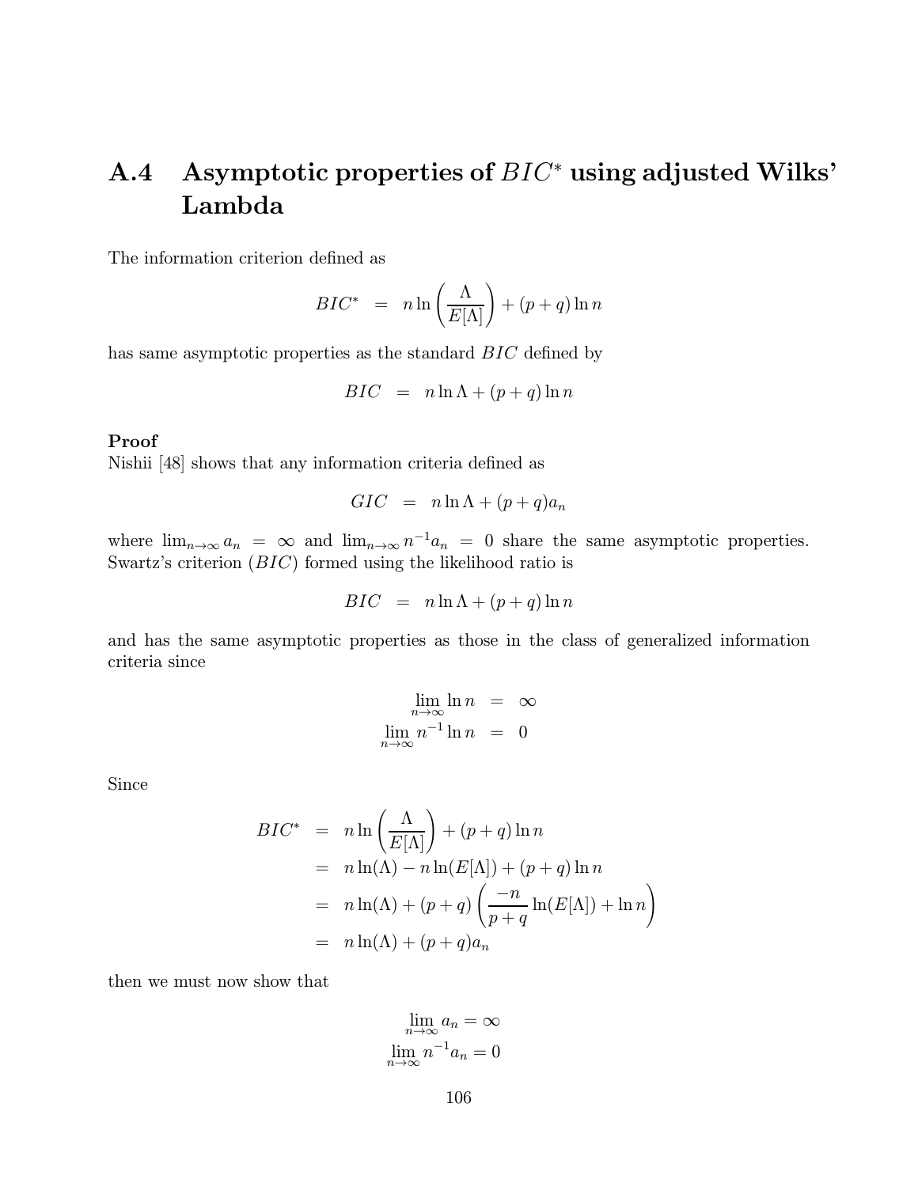## A.4 Asymptotic properties of $BIC^*$ using adjusted Wilks' Lambda

The information criterion defined as

$$BIC^* = n \ln\left(\frac{\Lambda}{E[\Lambda]}\right) + (p+q)\ln n$$

has same asymptotic properties as the standard $BIC$ defined by

$$BIC = n \ln \Lambda + (p+q)\ln n$$

**Proof**

Nishii [48] shows that any information criteria defined as

$$GIC = n \ln \Lambda + (p+q)a_n$$

where $\lim_{n\to\infty} a_n = \infty$ and $\lim_{n\to\infty} n^{-1}a_n = 0$ share the same asymptotic properties. Swartz's criterion ($BIC$) formed using the likelihood ratio is

$$BIC = n \ln \Lambda + (p+q)\ln n$$

and has the same asymptotic properties as those in the class of generalized information criteria since

$$\lim_{n\to\infty} \ln n = \infty$$
$$\lim_{n\to\infty} n^{-1} \ln n = 0$$

Since

$$\begin{aligned}
BIC^* &= n \ln\left(\frac{\Lambda}{E[\Lambda]}\right) + (p+q)\ln n \\
&= n\ln(\Lambda) - n\ln(E[\Lambda]) + (p+q)\ln n \\
&= n\ln(\Lambda) + (p+q)\left(\frac{-n}{p+q}\ln(E[\Lambda]) + \ln n\right) \\
&= n\ln(\Lambda) + (p+q)a_n
\end{aligned}$$

then we must now show that

$$\lim_{n\to\infty} a_n = \infty$$
$$\lim_{n\to\infty} n^{-1}a_n = 0$$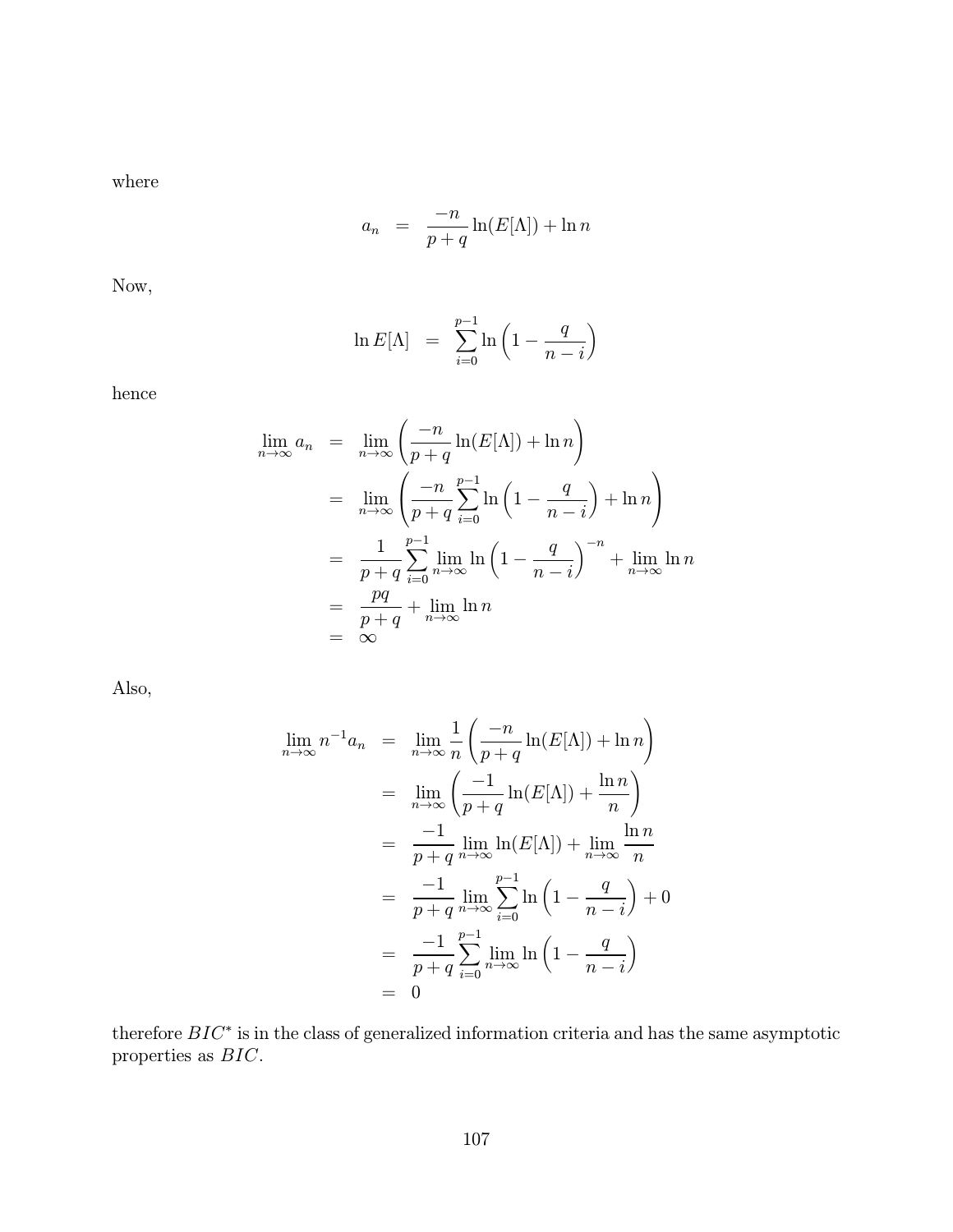where

$$
a_n \;=\; \frac{-n}{p+q}\ln(E[\Lambda]) + \ln n
$$

Now,

$$
\ln E[\Lambda] \;=\; \sum_{i=0}^{p-1} \ln\left(1 - \frac{q}{n-i}\right)
$$

hence

$$
\begin{aligned}
\lim_{n\to\infty} a_n &= \lim_{n\to\infty}\left(\frac{-n}{p+q}\ln(E[\Lambda]) + \ln n\right) \\
&= \lim_{n\to\infty}\left(\frac{-n}{p+q}\sum_{i=0}^{p-1}\ln\left(1-\frac{q}{n-i}\right) + \ln n\right) \\
&= \frac{1}{p+q}\sum_{i=0}^{p-1}\lim_{n\to\infty}\ln\left(1-\frac{q}{n-i}\right)^{-n} + \lim_{n\to\infty}\ln n \\
&= \frac{pq}{p+q} + \lim_{n\to\infty}\ln n \\
&= \infty
\end{aligned}
$$

Also,

$$
\begin{aligned}
\lim_{n\to\infty} n^{-1}a_n &= \lim_{n\to\infty}\frac{1}{n}\left(\frac{-n}{p+q}\ln(E[\Lambda]) + \ln n\right) \\
&= \lim_{n\to\infty}\left(\frac{-1}{p+q}\ln(E[\Lambda]) + \frac{\ln n}{n}\right) \\
&= \frac{-1}{p+q}\lim_{n\to\infty}\ln(E[\Lambda]) + \lim_{n\to\infty}\frac{\ln n}{n} \\
&= \frac{-1}{p+q}\lim_{n\to\infty}\sum_{i=0}^{p-1}\ln\left(1-\frac{q}{n-i}\right) + 0 \\
&= \frac{-1}{p+q}\sum_{i=0}^{p-1}\lim_{n\to\infty}\ln\left(1-\frac{q}{n-i}\right) \\
&= 0
\end{aligned}
$$

therefore $BIC^*$ is in the class of generalized information criteria and has the same asymptotic properties as $BIC$.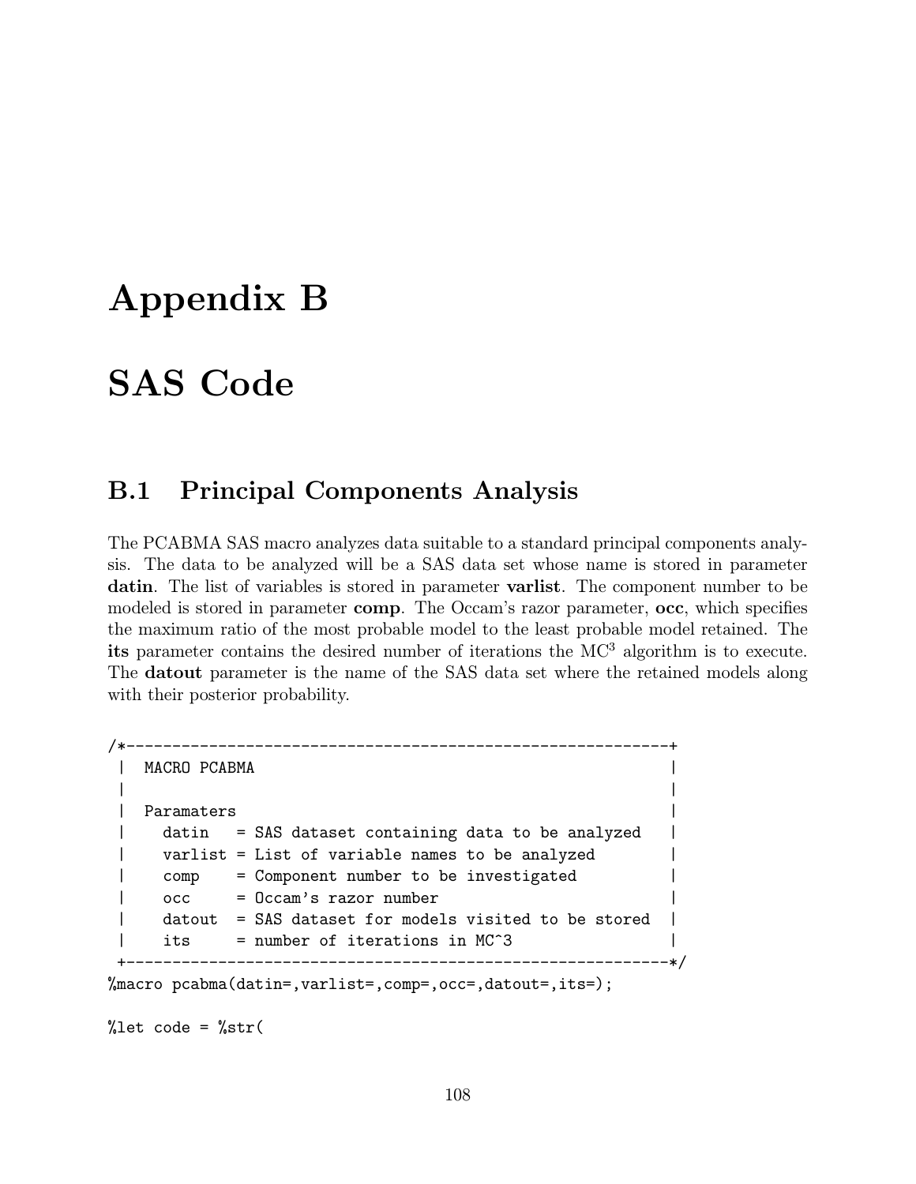# Appendix B

# SAS Code

## B.1 Principal Components Analysis

The PCABMA SAS macro analyzes data suitable to a standard principal components analysis. The data to be analyzed will be a SAS data set whose name is stored in parameter **datin**. The list of variables is stored in parameter **varlist**. The component number to be modeled is stored in parameter **comp**. The Occam's razor parameter, **occ**, which specifies the maximum ratio of the most probable model to the least probable model retained. The **its** parameter contains the desired number of iterations the $MC^3$ algorithm is to execute. The **datout** parameter is the name of the SAS data set where the retained models along with their posterior probability.

```
/*-----------------------------------------------------------+
 |  MACRO PCABMA                                             |
 |                                                           |
 |  Paramaters                                               |
 |    datin   = SAS dataset containing data to be analyzed   |
 |    varlist = List of variable names to be analyzed        |
 |    comp    = Component number to be investigated          |
 |    occ     = Occam's razor number                         |
 |    datout  = SAS dataset for models visited to be stored  |
 |    its     = number of iterations in MC^3                 |
 +-----------------------------------------------------------*/
%macro pcabma(datin=,varlist=,comp=,occ=,datout=,its=);

%let code = %str(
```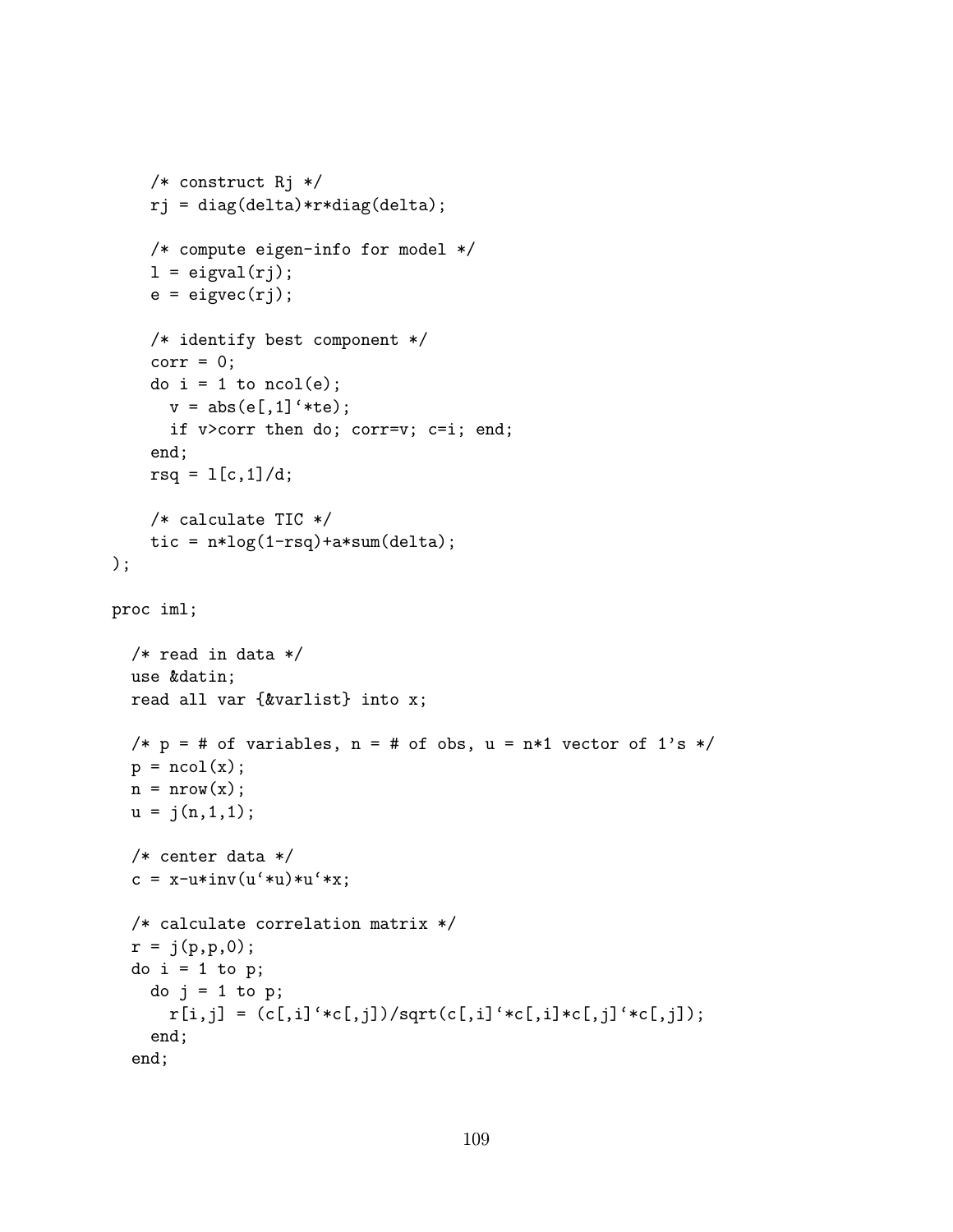```
    /* construct Rj */
    rj = diag(delta)*r*diag(delta);

    /* compute eigen-info for model */
    l = eigval(rj);
    e = eigvec(rj);

    /* identify best component */
    corr = 0;
    do i = 1 to ncol(e);
      v = abs(e[,1]`*te);
      if v>corr then do; corr=v; c=i; end;
    end;
    rsq = l[c,1]/d;

    /* calculate TIC */
    tic = n*log(1-rsq)+a*sum(delta);
);

proc iml;

  /* read in data */
  use &datin;
  read all var {&varlist} into x;

  /* p = # of variables, n = # of obs, u = n*1 vector of 1's */
  p = ncol(x);
  n = nrow(x);
  u = j(n,1,1);

  /* center data */
  c = x-u*inv(u`*u)*u`*x;

  /* calculate correlation matrix */
  r = j(p,p,0);
  do i = 1 to p;
    do j = 1 to p;
      r[i,j] = (c[,i]`*c[,j])/sqrt(c[,i]`*c[,i]*c[,j]`*c[,j]);
    end;
  end;
```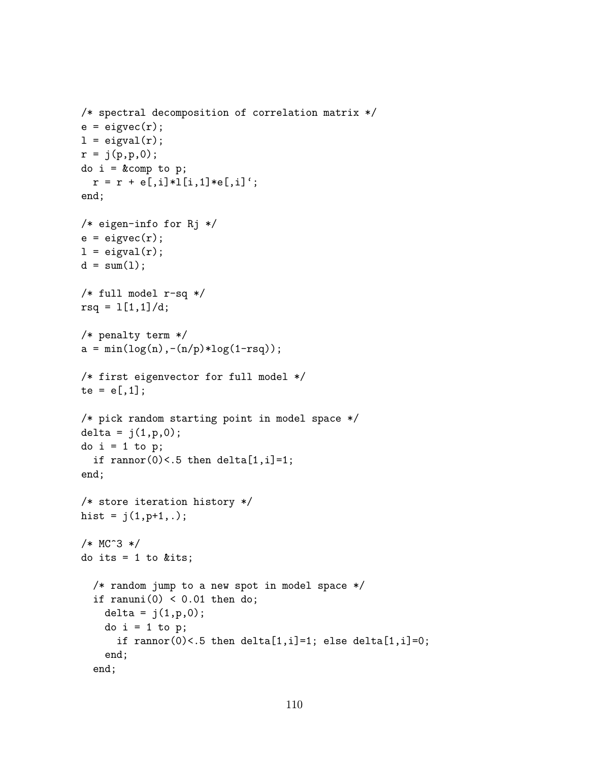```
/* spectral decomposition of correlation matrix */
e = eigvec(r);
l = eigval(r);
r = j(p,p,0);
do i = &comp to p;
  r = r + e[,i]*l[i,1]*e[,i]`;
end;

/* eigen-info for Rj */
e = eigvec(r);
l = eigval(r);
d = sum(l);

/* full model r-sq */
rsq = l[1,1]/d;

/* penalty term */
a = min(log(n),-(n/p)*log(1-rsq));

/* first eigenvector for full model */
te = e[,1];

/* pick random starting point in model space */
delta = j(1,p,0);
do i = 1 to p;
  if rannor(0)<.5 then delta[1,i]=1;
end;

/* store iteration history */
hist = j(1,p+1,.);

/* MC^3 */
do its = 1 to &its;

  /* random jump to a new spot in model space */
  if ranuni(0) < 0.01 then do;
    delta = j(1,p,0);
    do i = 1 to p;
      if rannor(0)<.5 then delta[1,i]=1; else delta[1,i]=0;
    end;
  end;
```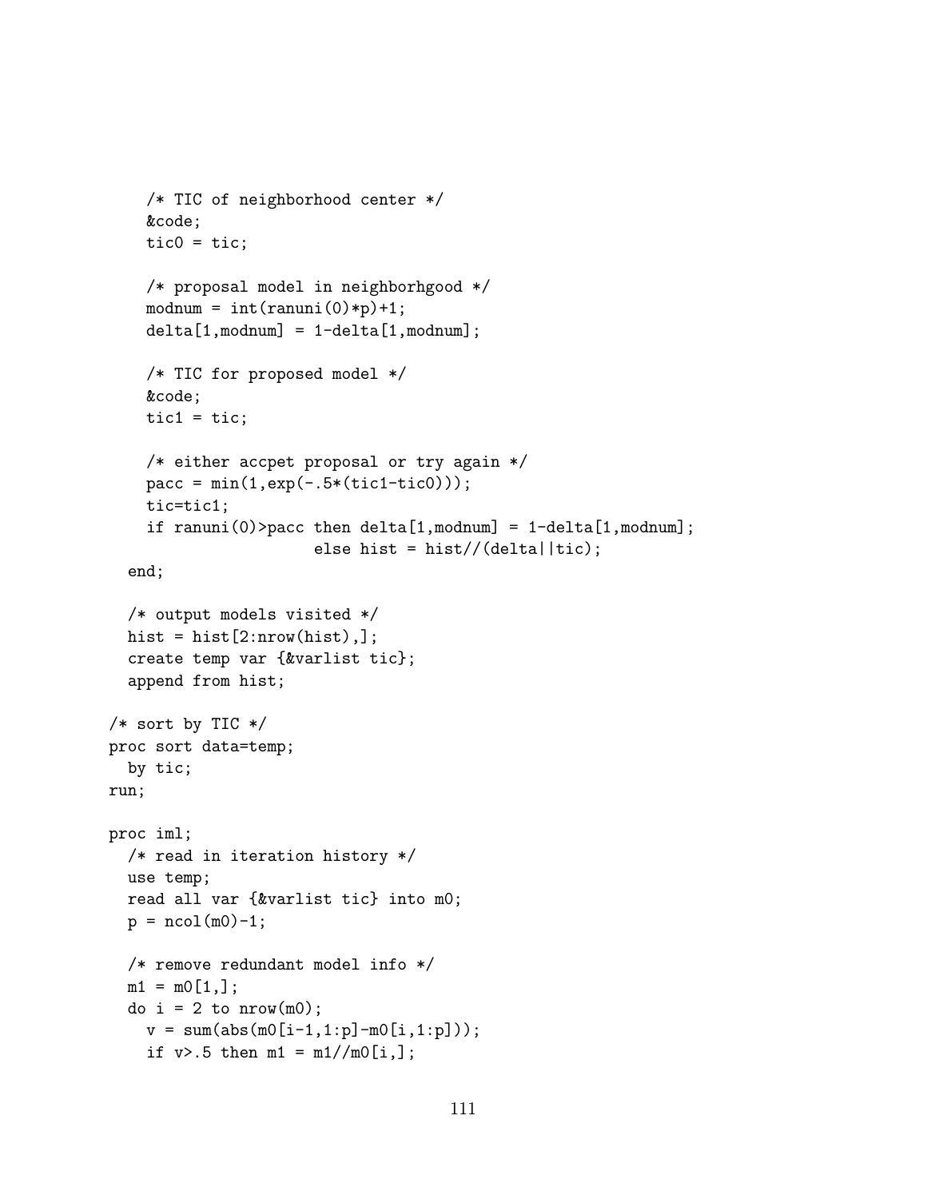```
    /* TIC of neighborhood center */
    &code;
    tic0 = tic;

    /* proposal model in neighborhgood */
    modnum = int(ranuni(0)*p)+1;
    delta[1,modnum] = 1-delta[1,modnum];

    /* TIC for proposed model */
    &code;
    tic1 = tic;

    /* either accpet proposal or try again */
    pacc = min(1,exp(-.5*(tic1-tic0)));
    tic=tic1;
    if ranuni(0)>pacc then delta[1,modnum] = 1-delta[1,modnum];
                      else hist = hist//(delta||tic);
  end;

  /* output models visited */
  hist = hist[2:nrow(hist),];
  create temp var {&varlist tic};
  append from hist;

/* sort by TIC */
proc sort data=temp;
  by tic;
run;

proc iml;
  /* read in iteration history */
  use temp;
  read all var {&varlist tic} into m0;
  p = ncol(m0)-1;

  /* remove redundant model info */
  m1 = m0[1,];
  do i = 2 to nrow(m0);
    v = sum(abs(m0[i-1,1:p]-m0[i,1:p]));
    if v>.5 then m1 = m1//m0[i,];
```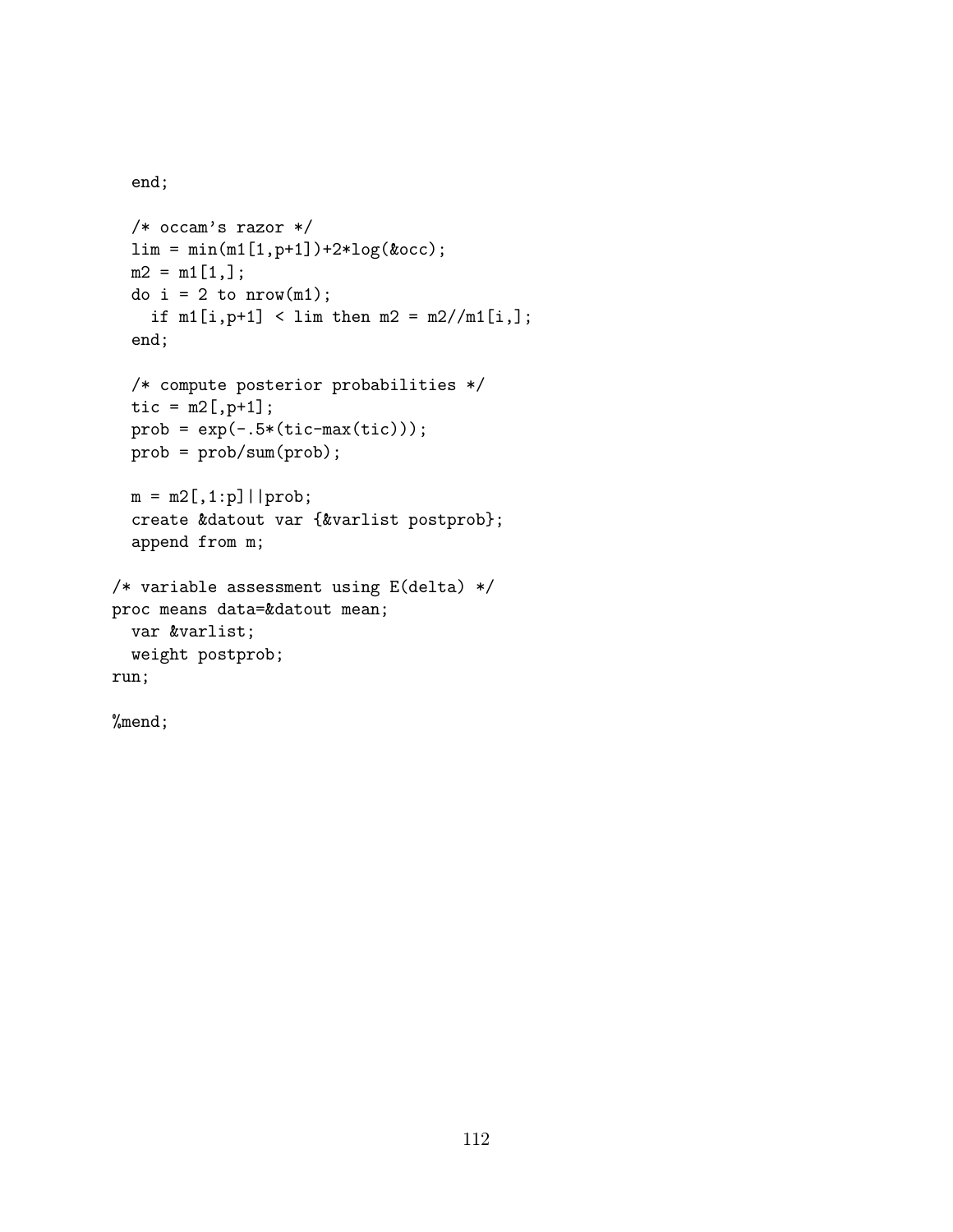```
  end;

  /* occam's razor */
  lim = min(m1[1,p+1])+2*log(&occ);
  m2 = m1[1,];
  do i = 2 to nrow(m1);
    if m1[i,p+1] < lim then m2 = m2//m1[i,];
  end;

  /* compute posterior probabilities */
  tic = m2[,p+1];
  prob = exp(-.5*(tic-max(tic)));
  prob = prob/sum(prob);

  m = m2[,1:p]||prob;
  create &datout var {&varlist postprob};
  append from m;

/* variable assessment using E(delta) */
proc means data=&datout mean;
  var &varlist;
  weight postprob;
run;

%mend;
```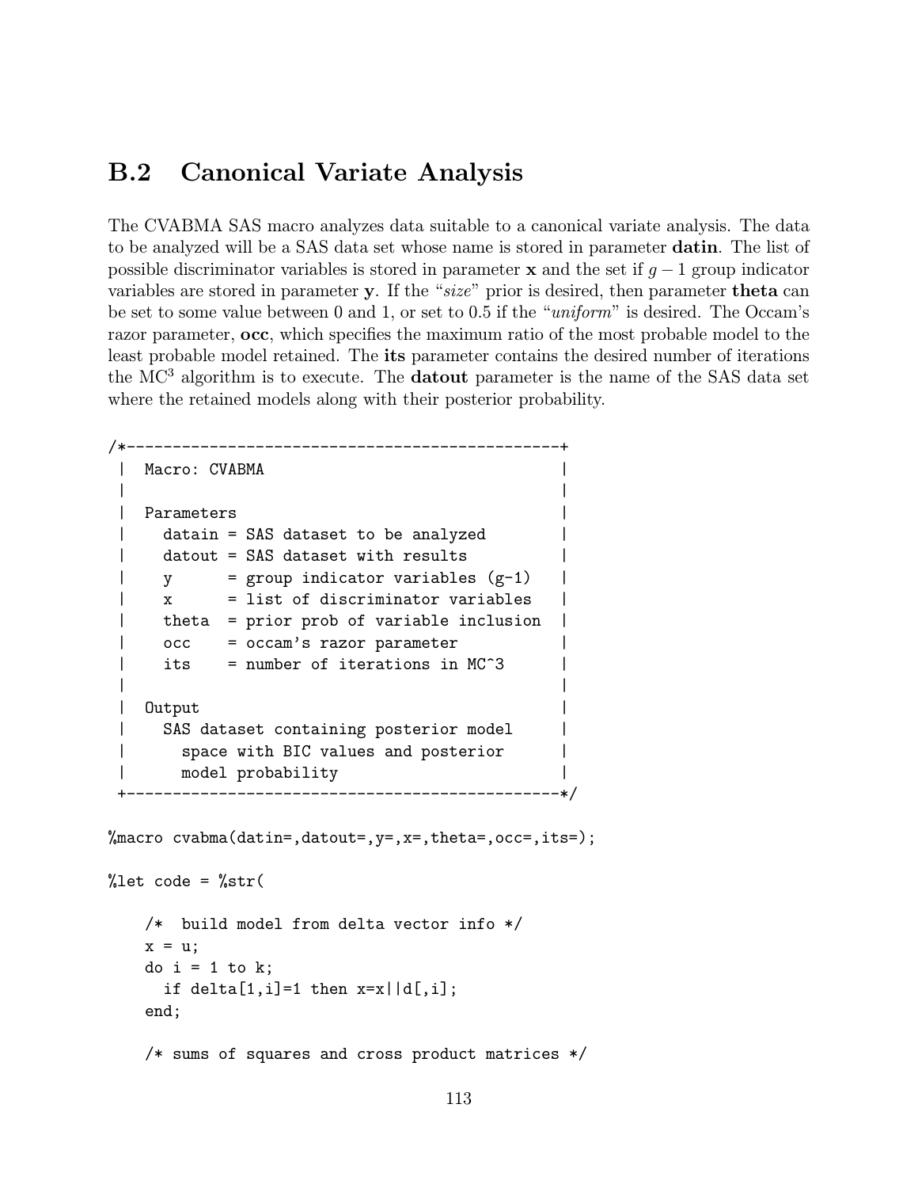## B.2 Canonical Variate Analysis

The CVABMA SAS macro analyzes data suitable to a canonical variate analysis. The data to be analyzed will be a SAS data set whose name is stored in parameter **datin**. The list of possible discriminator variables is stored in parameter **x** and the set if $g-1$ group indicator variables are stored in parameter **y**. If the "*size*" prior is desired, then parameter **theta** can be set to some value between 0 and 1, or set to 0.5 if the "*uniform*" is desired. The Occam's razor parameter, **occ**, which specifies the maximum ratio of the most probable model to the least probable model retained. The **its** parameter contains the desired number of iterations the MC$^3$ algorithm is to execute. The **datout** parameter is the name of the SAS data set where the retained models along with their posterior probability.

```
/*-----------------------------------------------+
 |  Macro: CVABMA                                |
 |                                               |
 |  Parameters                                   |
 |    datain = SAS dataset to be analyzed        |
 |    datout = SAS dataset with results          |
 |    y      = group indicator variables (g-1)   |
 |    x      = list of discriminator variables   |
 |    theta  = prior prob of variable inclusion  |
 |    occ    = occam's razor parameter           |
 |    its    = number of iterations in MC^3      |
 |                                               |
 |  Output                                       |
 |    SAS dataset containing posterior model     |
 |      space with BIC values and posterior      |
 |      model probability                        |
 +-----------------------------------------------*/

%macro cvabma(datin=,datout=,y=,x=,theta=,occ=,its=);

%let code = %str(

    /*  build model from delta vector info */
    x = u;
    do i = 1 to k;
      if delta[1,i]=1 then x=x||d[,i];
    end;

    /* sums of squares and cross product matrices */
```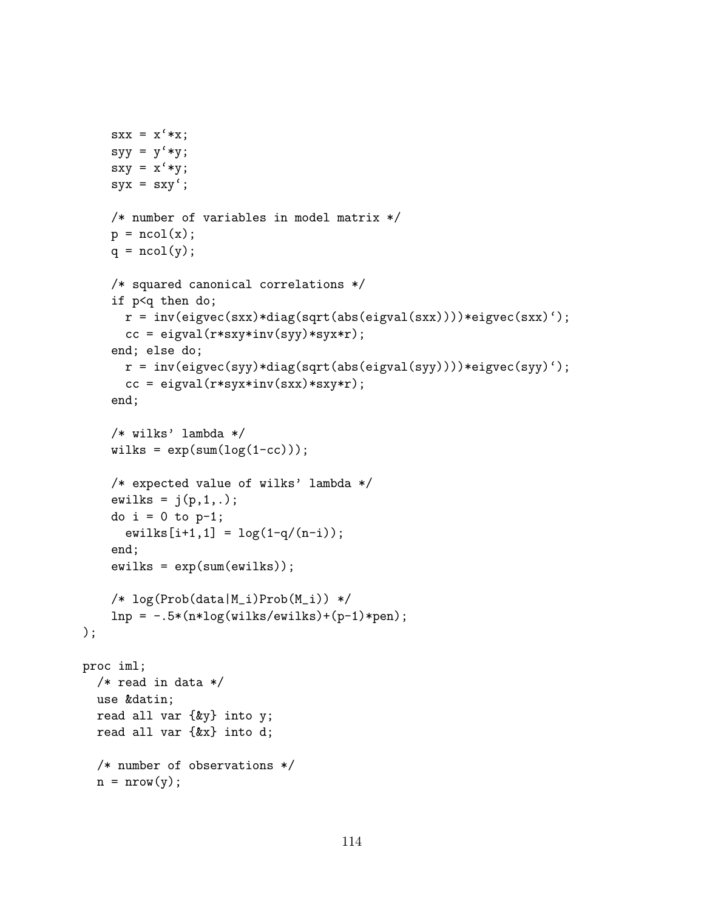```
    sxx = x`*x;
    syy = y`*y;
    sxy = x`*y;
    syx = sxy`;

    /* number of variables in model matrix */
    p = ncol(x);
    q = ncol(y);

    /* squared canonical correlations */
    if p<q then do;
      r = inv(eigvec(sxx)*diag(sqrt(abs(eigval(sxx))))*eigvec(sxx)`);
      cc = eigval(r*sxy*inv(syy)*syx*r);
    end; else do;
      r = inv(eigvec(syy)*diag(sqrt(abs(eigval(syy))))*eigvec(syy)`);
      cc = eigval(r*syx*inv(sxx)*sxy*r);
    end;

    /* wilks' lambda */
    wilks = exp(sum(log(1-cc)));

    /* expected value of wilks' lambda */
    ewilks = j(p,1,.);
    do i = 0 to p-1;
      ewilks[i+1,1] = log(1-q/(n-i));
    end;
    ewilks = exp(sum(ewilks));

    /* log(Prob(data|M_i)Prob(M_i)) */
    lnp = -.5*(n*log(wilks/ewilks)+(p-1)*pen);
);

proc iml;
  /* read in data */
  use &datin;
  read all var {&y} into y;
  read all var {&x} into d;

  /* number of observations */
  n = nrow(y);
```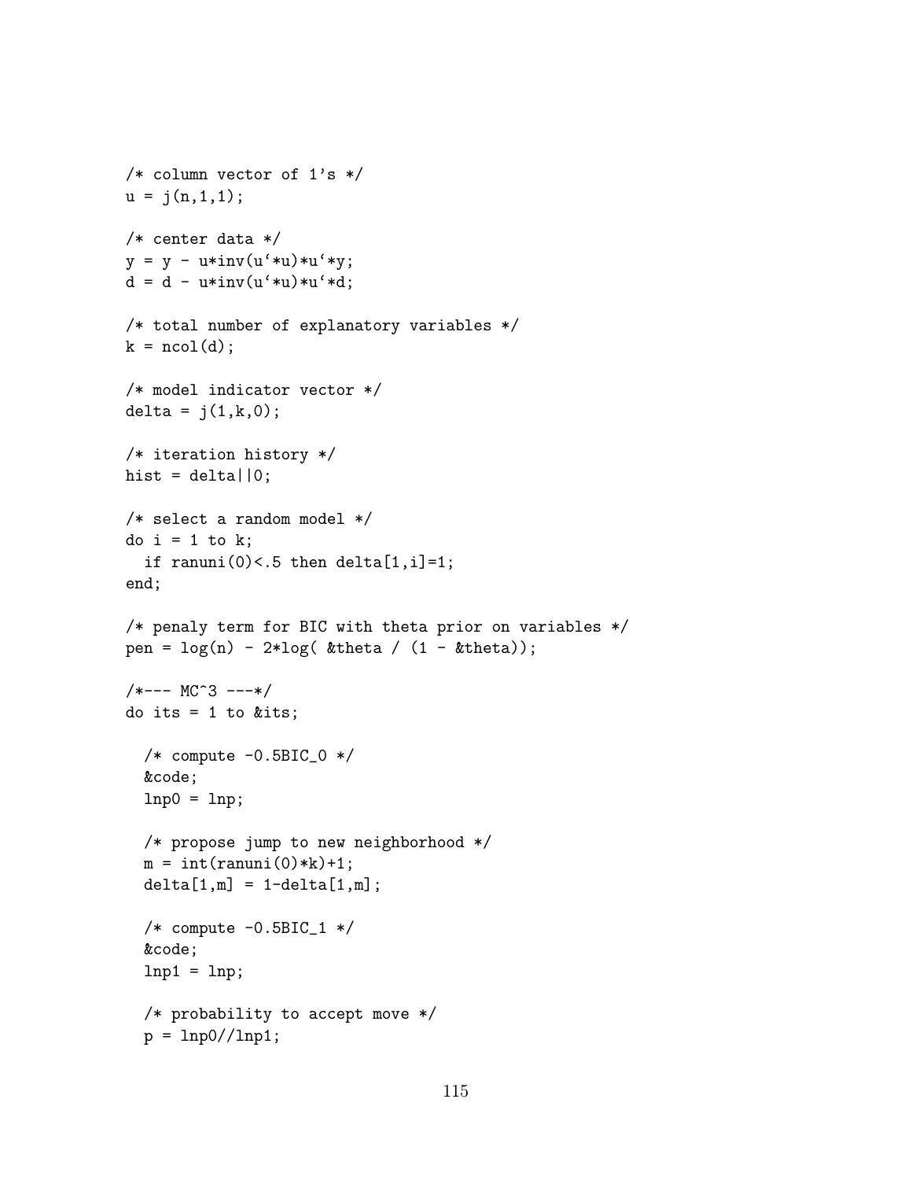```
/* column vector of 1's */
u = j(n,1,1);

/* center data */
y = y - u*inv(u`*u)*u`*y;
d = d - u*inv(u`*u)*u`*d;

/* total number of explanatory variables */
k = ncol(d);

/* model indicator vector */
delta = j(1,k,0);

/* iteration history */
hist = delta||0;

/* select a random model */
do i = 1 to k;
  if ranuni(0)<.5 then delta[1,i]=1;
end;

/* penaly term for BIC with theta prior on variables */
pen = log(n) - 2*log( &theta / (1 - &theta));

/*--- MC^3 ---*/
do its = 1 to &its;

  /* compute -0.5BIC_0 */
  &code;
  lnp0 = lnp;

  /* propose jump to new neighborhood */
  m = int(ranuni(0)*k)+1;
  delta[1,m] = 1-delta[1,m];

  /* compute -0.5BIC_1 */
  &code;
  lnp1 = lnp;

  /* probability to accept move */
  p = lnp0//lnp1;
```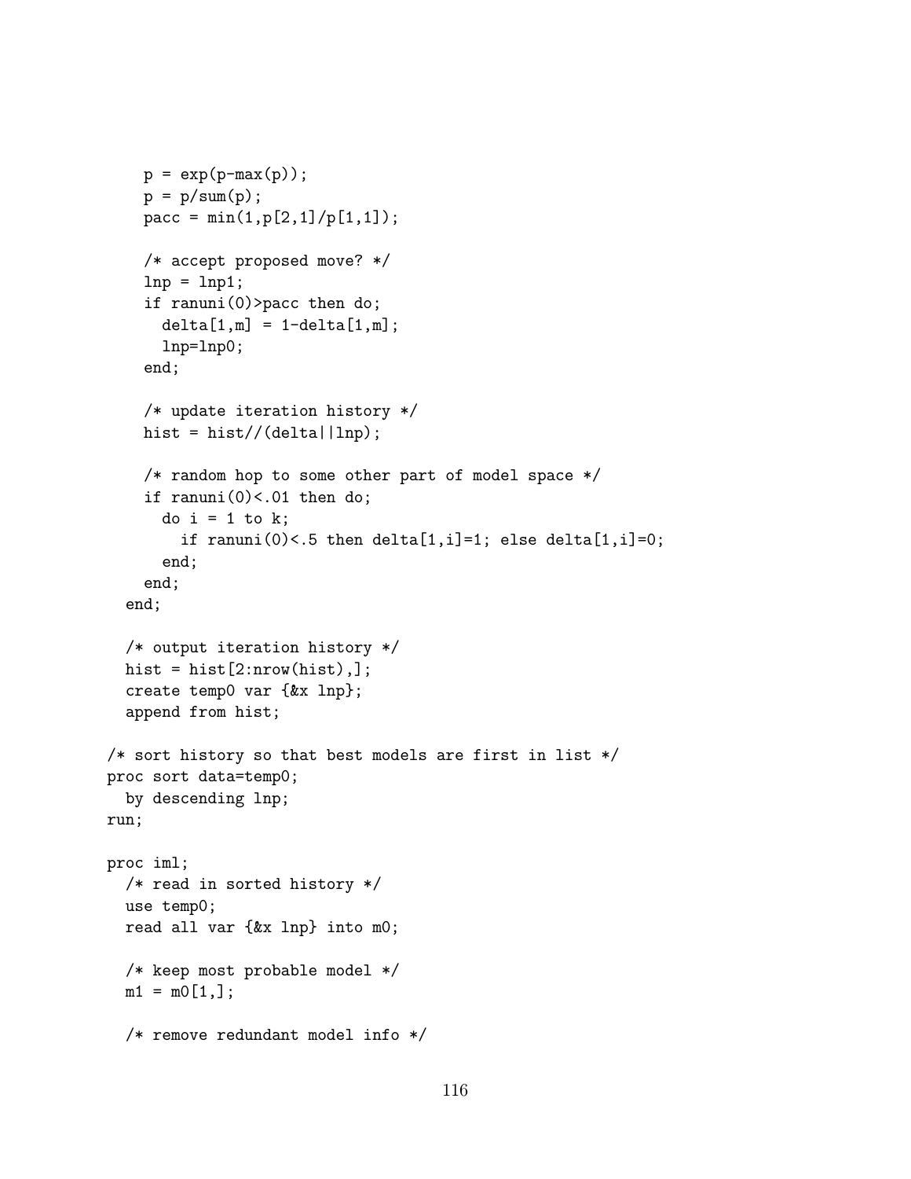```
    p = exp(p-max(p));
    p = p/sum(p);
    pacc = min(1,p[2,1]/p[1,1]);

    /* accept proposed move? */
    lnp = lnp1;
    if ranuni(0)>pacc then do;
      delta[1,m] = 1-delta[1,m];
      lnp=lnp0;
    end;

    /* update iteration history */
    hist = hist//(delta||lnp);

    /* random hop to some other part of model space */
    if ranuni(0)<.01 then do;
      do i = 1 to k;
        if ranuni(0)<.5 then delta[1,i]=1; else delta[1,i]=0;
      end;
    end;
  end;

  /* output iteration history */
  hist = hist[2:nrow(hist),];
  create temp0 var {&x lnp};
  append from hist;

/* sort history so that best models are first in list */
proc sort data=temp0;
  by descending lnp;
run;

proc iml;
  /* read in sorted history */
  use temp0;
  read all var {&x lnp} into m0;

  /* keep most probable model */
  m1 = m0[1,];

  /* remove redundant model info */
```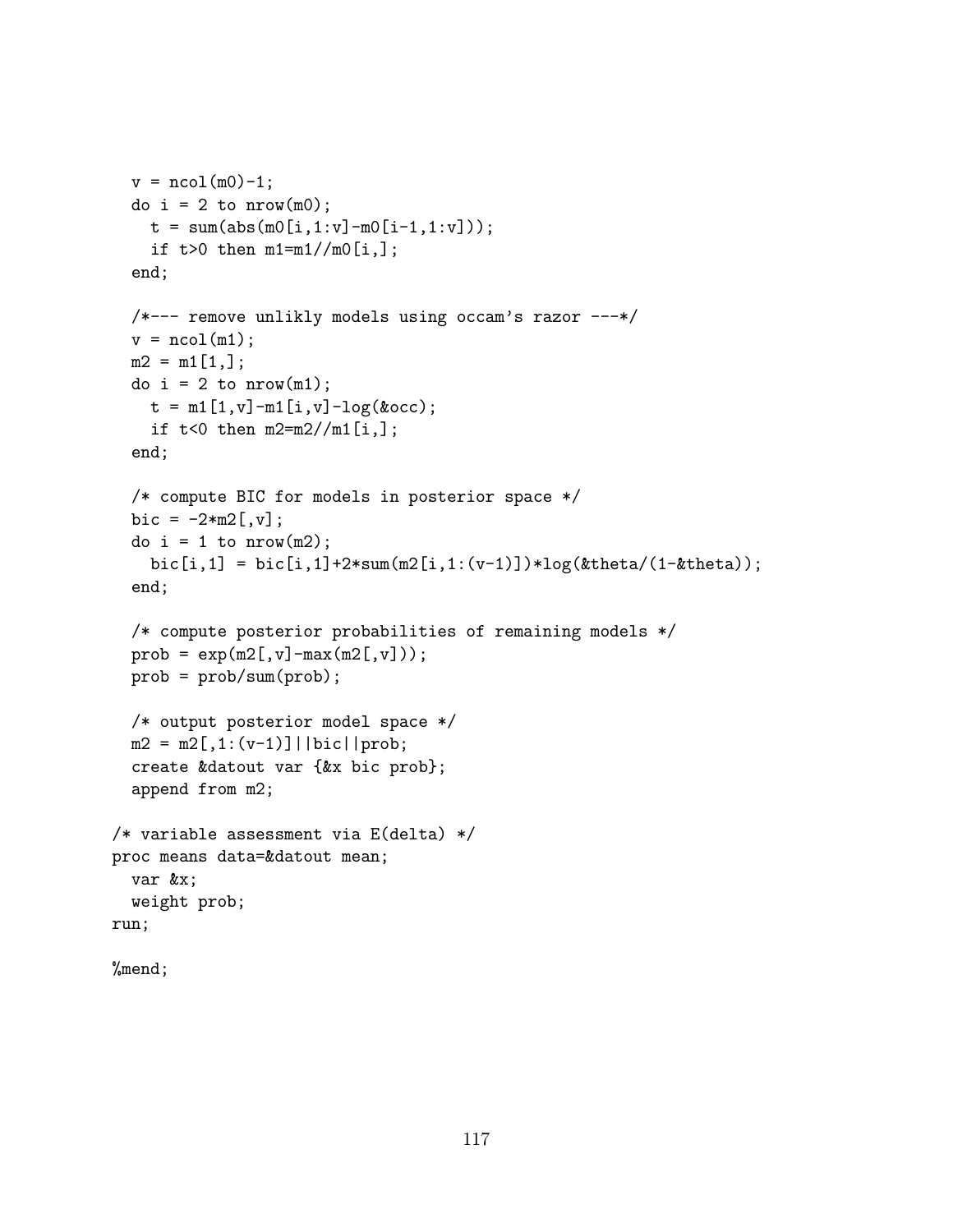```
  v = ncol(m0)-1;
  do i = 2 to nrow(m0);
    t = sum(abs(m0[i,1:v]-m0[i-1,1:v]));
    if t>0 then m1=m1//m0[i,];
  end;

  /*--- remove unlikly models using occam's razor ---*/
  v = ncol(m1);
  m2 = m1[1,];
  do i = 2 to nrow(m1);
    t = m1[1,v]-m1[i,v]-log(&occ);
    if t<0 then m2=m2//m1[i,];
  end;

  /* compute BIC for models in posterior space */
  bic = -2*m2[,v];
  do i = 1 to nrow(m2);
    bic[i,1] = bic[i,1]+2*sum(m2[i,1:(v-1)])*log(&theta/(1-&theta));
  end;

  /* compute posterior probabilities of remaining models */
  prob = exp(m2[,v]-max(m2[,v]));
  prob = prob/sum(prob);

  /* output posterior model space */
  m2 = m2[,1:(v-1)]||bic||prob;
  create &datout var {&x bic prob};
  append from m2;

/* variable assessment via E(delta) */
proc means data=&datout mean;
  var &x;
  weight prob;
run;

%mend;
```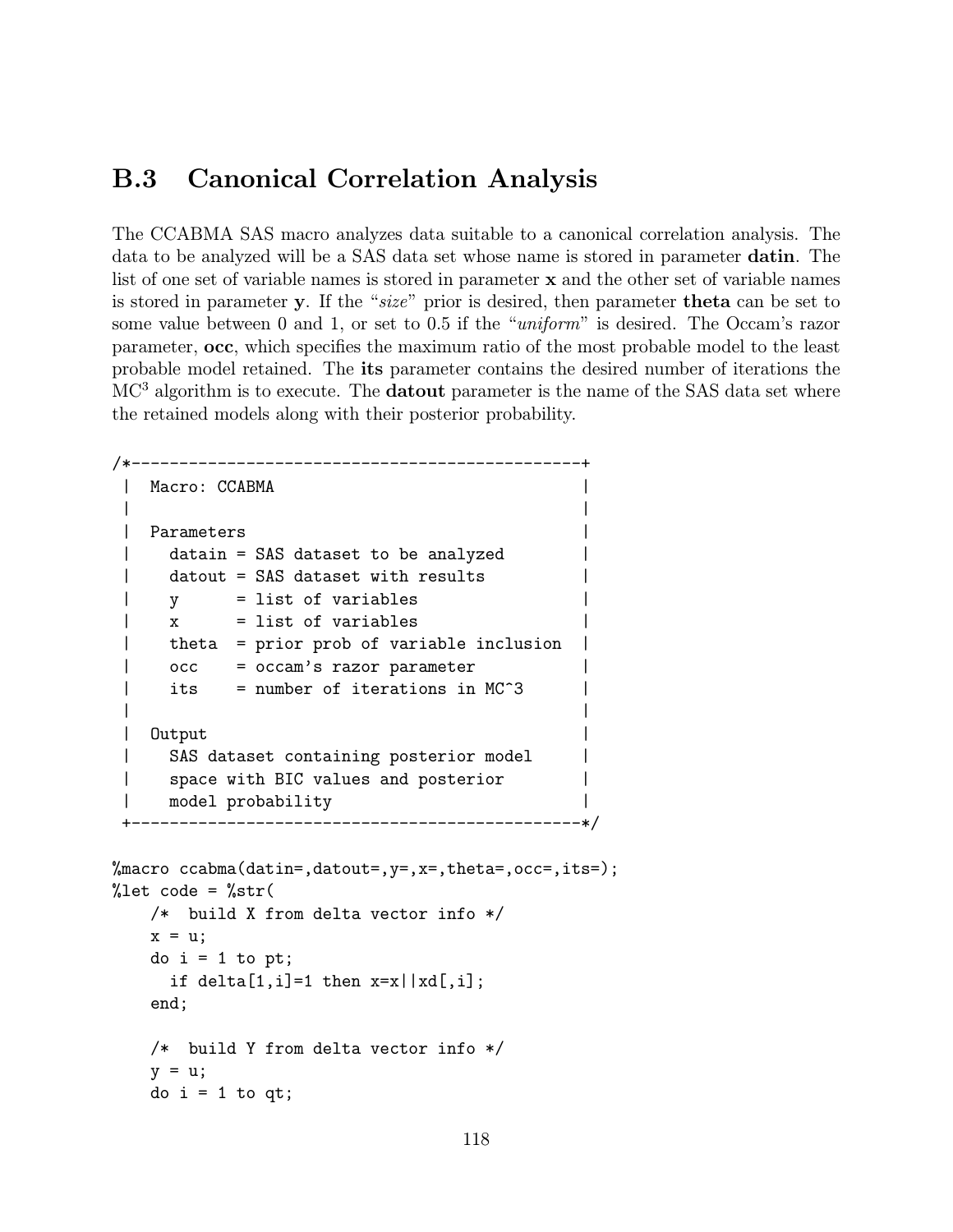## B.3 Canonical Correlation Analysis

The CCABMA SAS macro analyzes data suitable to a canonical correlation analysis. The data to be analyzed will be a SAS data set whose name is stored in parameter **datin**. The list of one set of variable names is stored in parameter **x** and the other set of variable names is stored in parameter **y**. If the "*size*" prior is desired, then parameter **theta** can be set to some value between 0 and 1, or set to 0.5 if the "*uniform*" is desired. The Occam's razor parameter, **occ**, which specifies the maximum ratio of the most probable model to the least probable model retained. The **its** parameter contains the desired number of iterations the MC$^3$ algorithm is to execute. The **datout** parameter is the name of the SAS data set where the retained models along with their posterior probability.

```
/*------------------------------------------------+
 |  Macro: CCABMA                                  |
 |                                                 |
 |  Parameters                                     |
 |    datin = SAS dataset to be analyzed           |
 |    datout = SAS dataset with results            |
 |    y      = list of variables                   |
 |    x      = list of variables                   |
 |    theta  = prior prob of variable inclusion    |
 |    occ    = occam's razor parameter             |
 |    its    = number of iterations in MC^3        |
 |                                                 |
 |  Output                                         |
 |    SAS dataset containing posterior model       |
 |    space with BIC values and posterior          |
 |    model probability                            |
 +------------------------------------------------*/

%macro ccabma(datin=,datout=,y=,x=,theta=,occ=,its=);
%let code = %str(
    /*  build X from delta vector info */
    x = u;
    do i = 1 to pt;
      if delta[1,i]=1 then x=x||xd[,i];
    end;

    /*  build Y from delta vector info */
    y = u;
    do i = 1 to qt;
```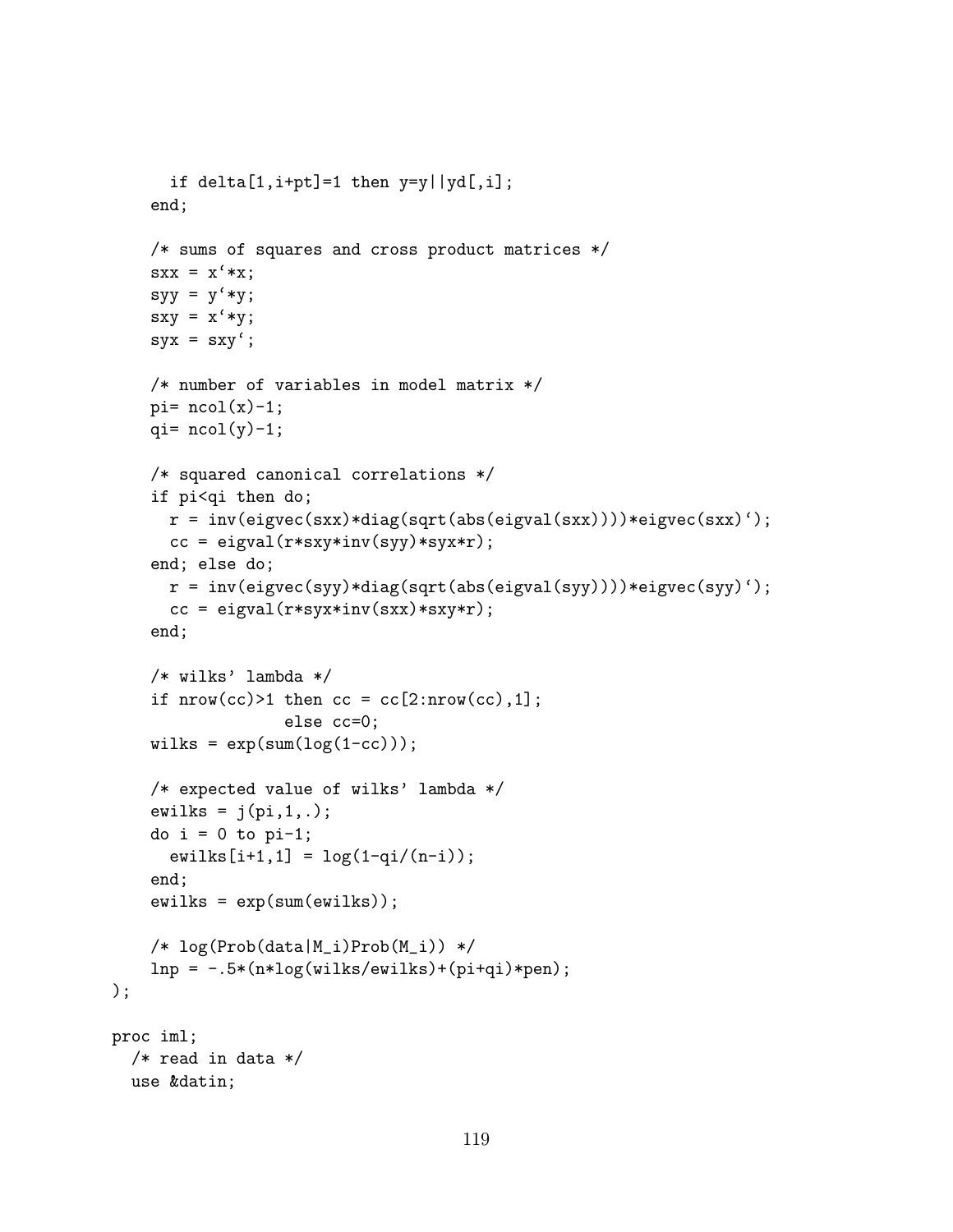```
      if delta[1,i+pt]=1 then y=y||yd[,i];
    end;

    /* sums of squares and cross product matrices */
    sxx = x`*x;
    syy = y`*y;
    sxy = x`*y;
    syx = sxy`;

    /* number of variables in model matrix */
    pi= ncol(x)-1;
    qi= ncol(y)-1;

    /* squared canonical correlations */
    if pi<qi then do;
      r = inv(eigvec(sxx)*diag(sqrt(abs(eigval(sxx))))*eigvec(sxx)`);
      cc = eigval(r*sxy*inv(syy)*syx*r);
    end; else do;
      r = inv(eigvec(syy)*diag(sqrt(abs(eigval(syy))))*eigvec(syy)`);
      cc = eigval(r*syx*inv(sxx)*sxy*r);
    end;

    /* wilks' lambda */
    if nrow(cc)>1 then cc = cc[2:nrow(cc),1];
                  else cc=0;
    wilks = exp(sum(log(1-cc)));

    /* expected value of wilks' lambda */
    ewilks = j(pi,1,.);
    do i = 0 to pi-1;
      ewilks[i+1,1] = log(1-qi/(n-i));
    end;
    ewilks = exp(sum(ewilks));

    /* log(Prob(data|M_i)Prob(M_i)) */
    lnp = -.5*(n*log(wilks/ewilks)+(pi+qi)*pen);
);

proc iml;
  /* read in data */
  use &datin;
```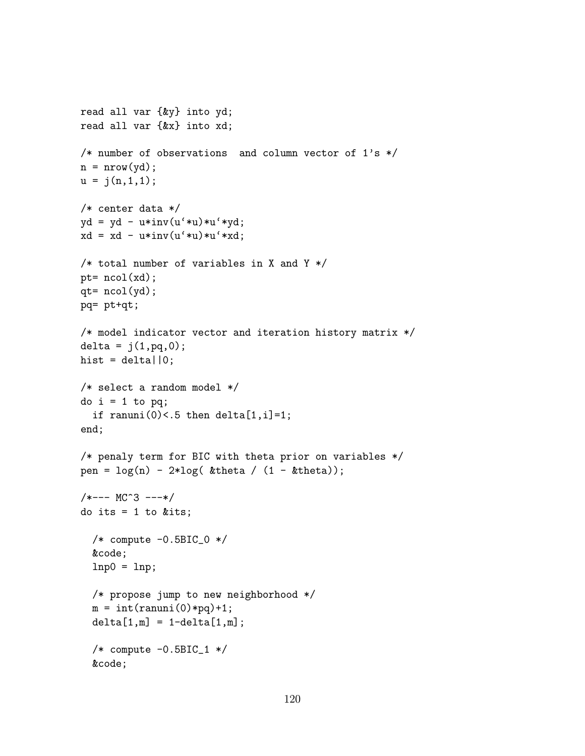```
read all var {&y} into yd;
read all var {&x} into xd;

/* number of observations  and column vector of 1's */
n = nrow(yd);
u = j(n,1,1);

/* center data */
yd = yd - u*inv(u`*u)*u`*yd;
xd = xd - u*inv(u`*u)*u`*xd;

/* total number of variables in X and Y */
pt= ncol(xd);
qt= ncol(yd);
pq= pt+qt;

/* model indicator vector and iteration history matrix */
delta = j(1,pq,0);
hist = delta||0;

/* select a random model */
do i = 1 to pq;
  if ranuni(0)<.5 then delta[1,i]=1;
end;

/* penaly term for BIC with theta prior on variables */
pen = log(n) - 2*log( &theta / (1 - &theta));

/*--- MC^3 ---*/
do its = 1 to &its;

  /* compute -0.5BIC_0 */
  &code;
  lnp0 = lnp;

  /* propose jump to new neighborhood */
  m = int(ranuni(0)*pq)+1;
  delta[1,m] = 1-delta[1,m];

  /* compute -0.5BIC_1 */
  &code;
```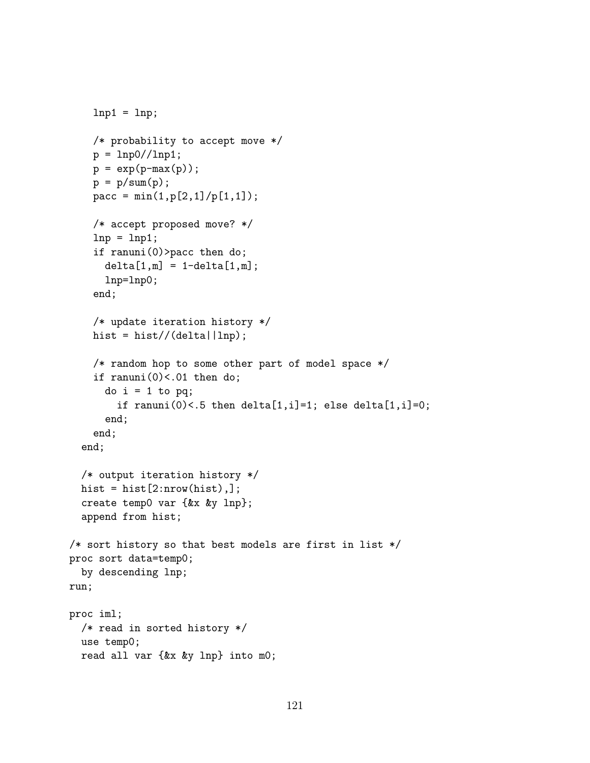```
    lnp1 = lnp;

    /* probability to accept move */
    p = lnp0//lnp1;
    p = exp(p-max(p));
    p = p/sum(p);
    pacc = min(1,p[2,1]/p[1,1]);

    /* accept proposed move? */
    lnp = lnp1;
    if ranuni(0)>pacc then do;
      delta[1,m] = 1-delta[1,m];
      lnp=lnp0;
    end;

    /* update iteration history */
    hist = hist//(delta||lnp);

    /* random hop to some other part of model space */
    if ranuni(0)<.01 then do;
      do i = 1 to pq;
        if ranuni(0)<.5 then delta[1,i]=1; else delta[1,i]=0;
      end;
    end;
  end;

  /* output iteration history */
  hist = hist[2:nrow(hist),];
  create temp0 var {&x &y lnp};
  append from hist;

/* sort history so that best models are first in list */
proc sort data=temp0;
  by descending lnp;
run;

proc iml;
  /* read in sorted history */
  use temp0;
  read all var {&x &y lnp} into m0;
```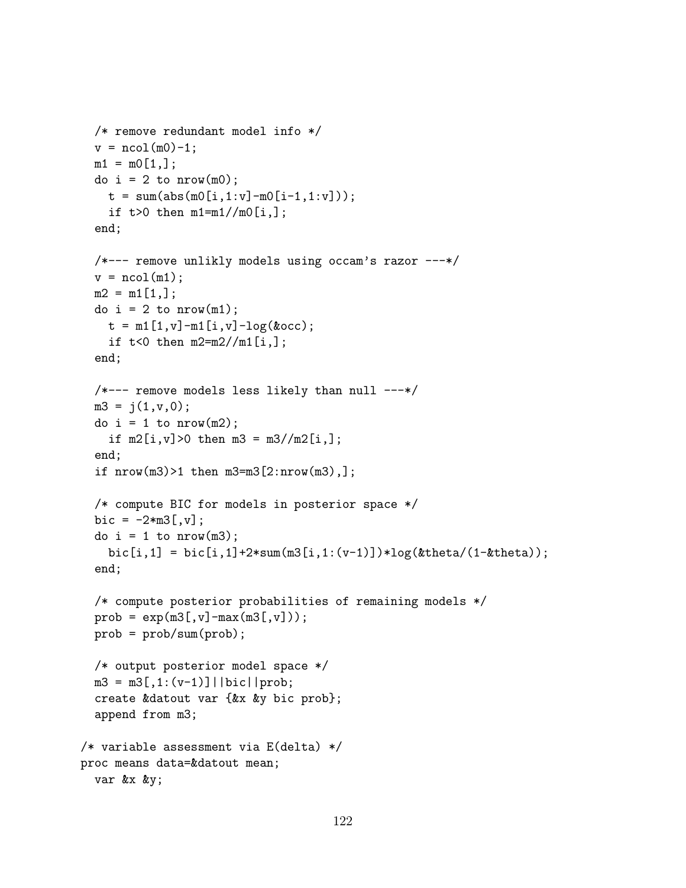```
  /* remove redundant model info */
  v = ncol(m0)-1;
  m1 = m0[1,];
  do i = 2 to nrow(m0);
    t = sum(abs(m0[i,1:v]-m0[i-1,1:v]));
    if t>0 then m1=m1//m0[i,];
  end;

  /*--- remove unlikly models using occam's razor ---*/
  v = ncol(m1);
  m2 = m1[1,];
  do i = 2 to nrow(m1);
    t = m1[1,v]-m1[i,v]-log(&occ);
    if t<0 then m2=m2//m1[i,];
  end;

  /*--- remove models less likely than null ---*/
  m3 = j(1,v,0);
  do i = 1 to nrow(m2);
    if m2[i,v]>0 then m3 = m3//m2[i,];
  end;
  if nrow(m3)>1 then m3=m3[2:nrow(m3),];

  /* compute BIC for models in posterior space */
  bic = -2*m3[,v];
  do i = 1 to nrow(m3);
    bic[i,1] = bic[i,1]+2*sum(m3[i,1:(v-1)])*log(&theta/(1-&theta));
  end;

  /* compute posterior probabilities of remaining models */
  prob = exp(m3[,v]-max(m3[,v]));
  prob = prob/sum(prob);

  /* output posterior model space */
  m3 = m3[,1:(v-1)]||bic||prob;
  create &datout var {&x &y bic prob};
  append from m3;

/* variable assessment via E(delta) */
proc means data=&datout mean;
  var &x &y;
```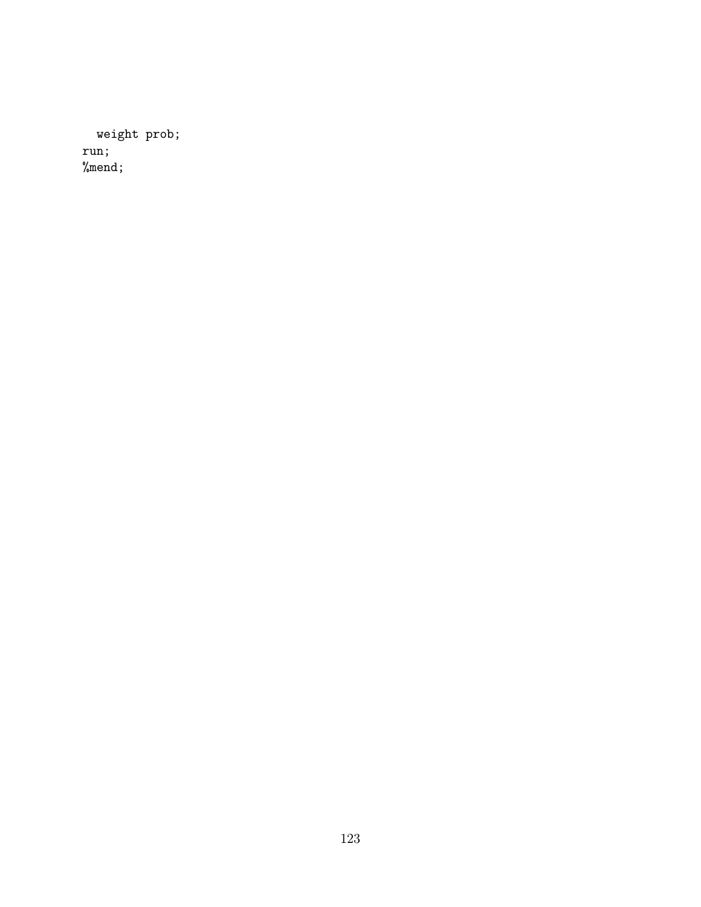```
  weight prob;
run;
%mend;
```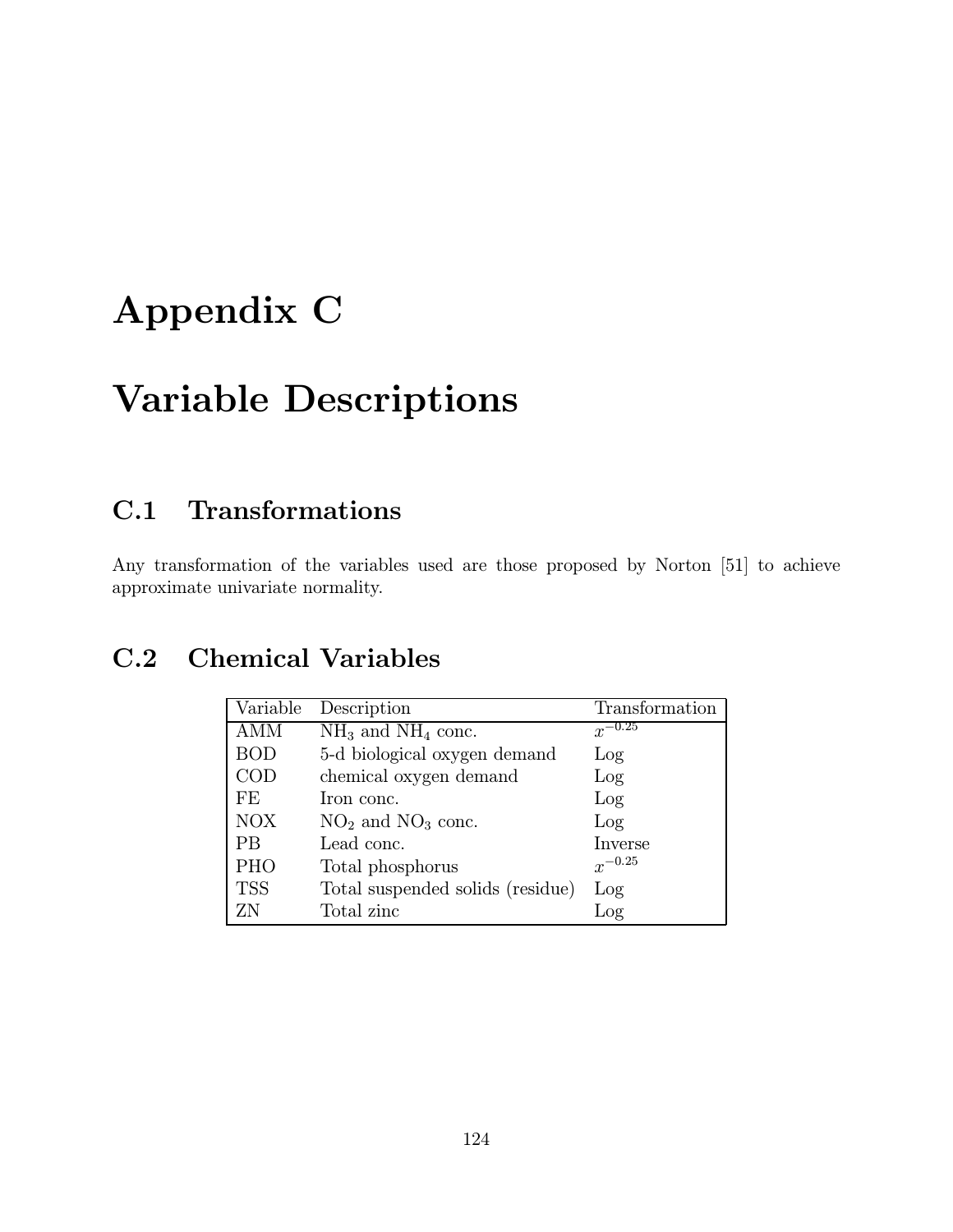# Appendix C

# Variable Descriptions

## C.1 Transformations

Any transformation of the variables used are those proposed by Norton [51] to achieve approximate univariate normality.

## C.2 Chemical Variables

| Variable | Description | Transformation |
|---|---|---|
| AMM | $NH_3$ and $NH_4$ conc. | $x^{-0.25}$ |
| BOD | 5-d biological oxygen demand | Log |
| COD | chemical oxygen demand | Log |
| FE | Iron conc. | Log |
| NOX | $NO_2$ and $NO_3$ conc. | Log |
| PB | Lead conc. | Inverse |
| PHO | Total phosphorus | $x^{-0.25}$ |
| TSS | Total suspended solids (residue) | Log |
| ZN | Total zinc | Log |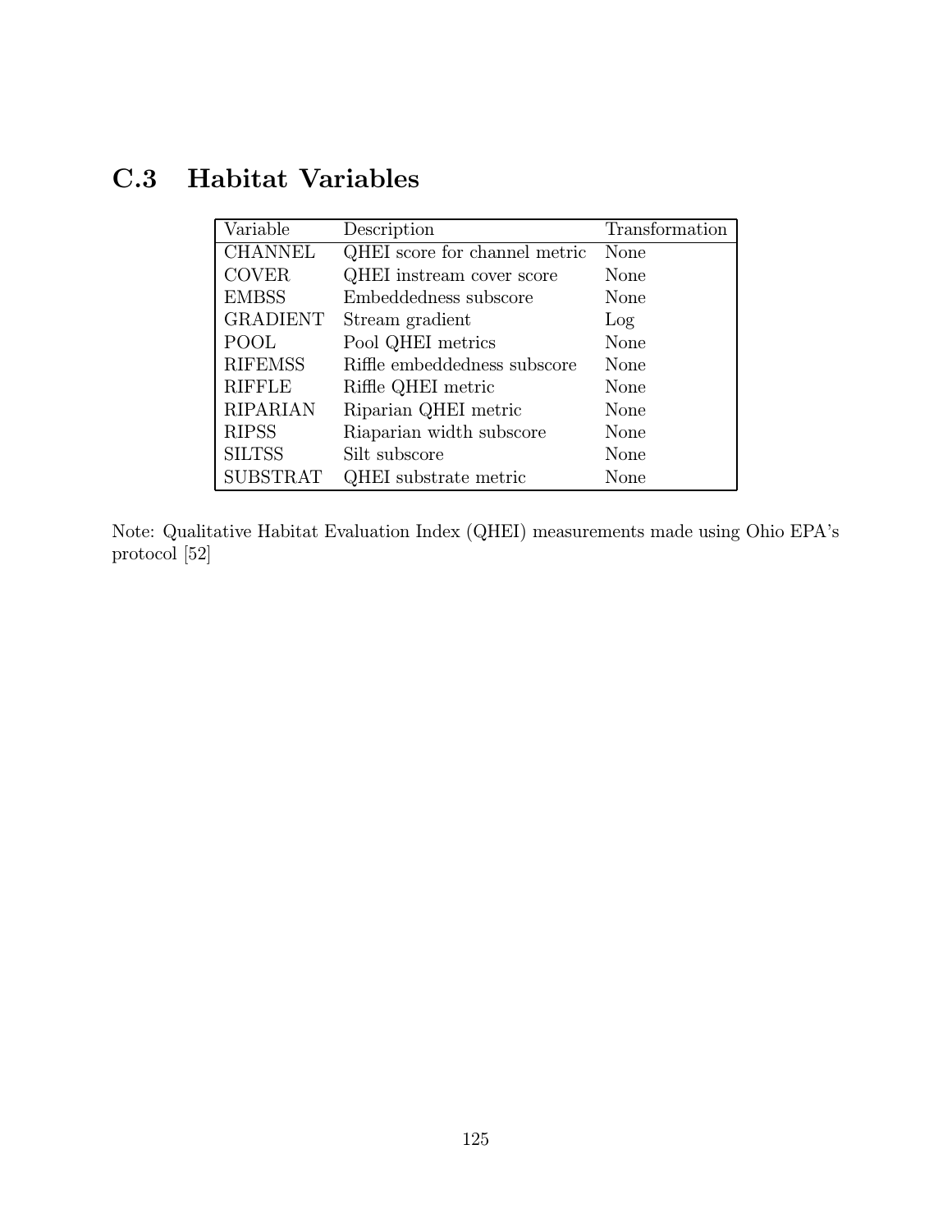## C.3 Habitat Variables

| Variable | Description | Transformation |
|---|---|---|
| CHANNEL | QHEI score for channel metric | None |
| COVER | QHEI instream cover score | None |
| EMBSS | Embeddedness subscore | None |
| GRADIENT | Stream gradient | Log |
| POOL | Pool QHEI metrics | None |
| RIFEMSS | Riffle embeddedness subscore | None |
| RIFFLE | Riffle QHEI metric | None |
| RIPARIAN | Riparian QHEI metric | None |
| RIPSS | Riaparian width subscore | None |
| SILTSS | Silt subscore | None |
| SUBSTRAT | QHEI substrate metric | None |

Note: Qualitative Habitat Evaluation Index (QHEI) measurements made using Ohio EPA's protocol [52]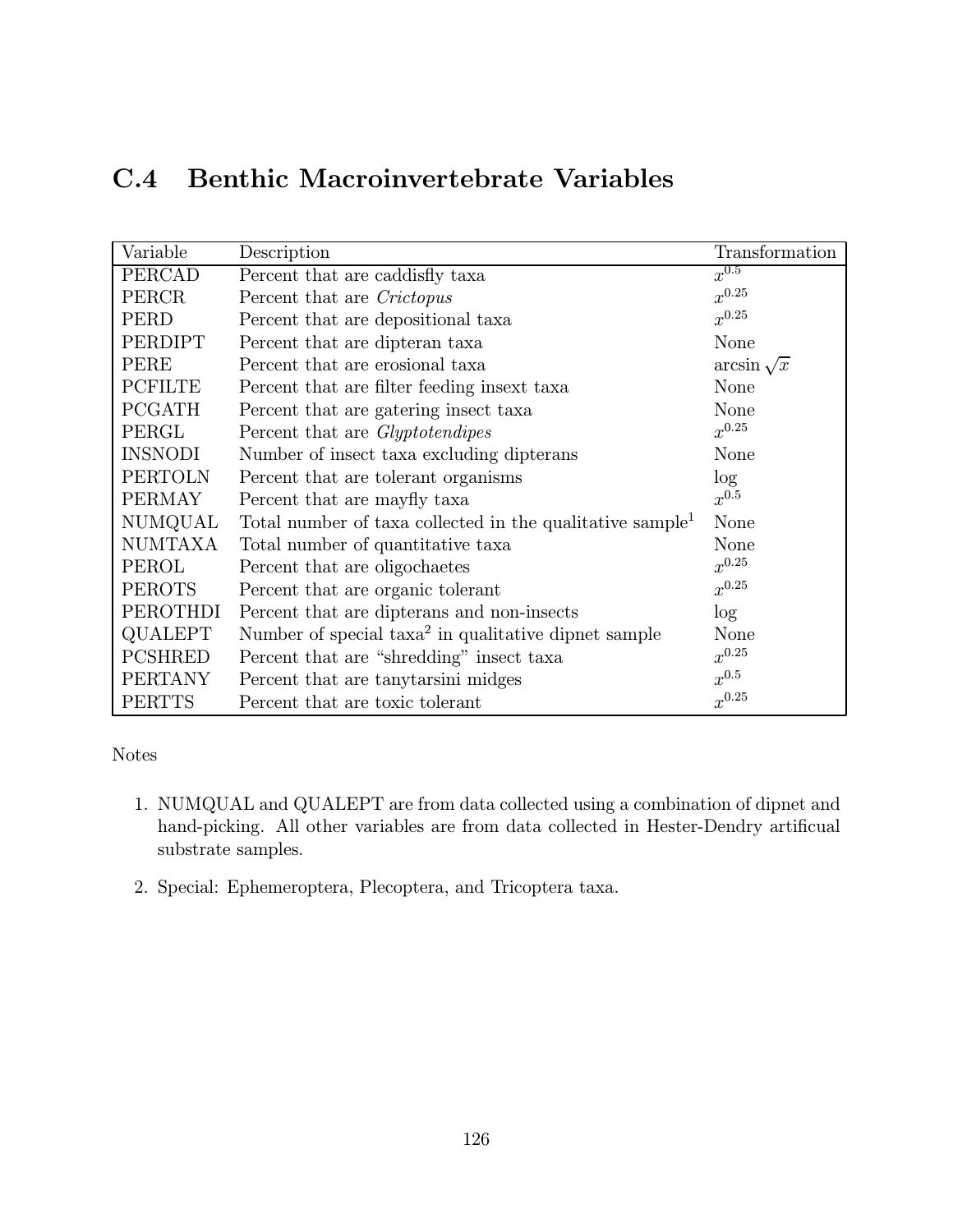## C.4 Benthic Macroinvertebrate Variables

| Variable | Description | Transformation |
|---|---|---|
| PERCAD | Percent that are caddisfly taxa | $x^{0.5}$ |
| PERCR | Percent that are *Crictopus* | $x^{0.25}$ |
| PERD | Percent that are depositional taxa | $x^{0.25}$ |
| PERDIPT | Percent that are dipteran taxa | None |
| PERE | Percent that are erosional taxa | $\arcsin \sqrt{x}$ |
| PCFILTE | Percent that are filter feeding insext taxa | None |
| PCGATH | Percent that are gatering insect taxa | None |
| PERGL | Percent that are *Glyptotendipes* | $x^{0.25}$ |
| INSNODI | Number of insect taxa excluding dipterans | None |
| PERTOLN | Percent that are tolerant organisms | log |
| PERMAY | Percent that are mayfly taxa | $x^{0.5}$ |
| NUMQUAL | Total number of taxa collected in the qualitative sample[1] | None |
| NUMTAXA | Total number of quantitative taxa | None |
| PEROL | Percent that are oligochaetes | $x^{0.25}$ |
| PEROTS | Percent that are organic tolerant | $x^{0.25}$ |
| PEROTHDI | Percent that are dipterans and non-insects | log |
| QUALEPT | Number of special taxa[2] in qualitative dipnet sample | None |
| PCSHRED | Percent that are "shredding" insect taxa | $x^{0.25}$ |
| PERTANY | Percent that are tanytarsini midges | $x^{0.5}$ |
| PERTTS | Percent that are toxic tolerant | $x^{0.25}$ |

Notes

1. NUMQUAL and QUALEPT are from data collected using a combination of dipnet and hand-picking. All other variables are from data collected in Hester-Dendry artificual substrate samples.

2. Special: Ephemeroptera, Plecoptera, and Tricoptera taxa.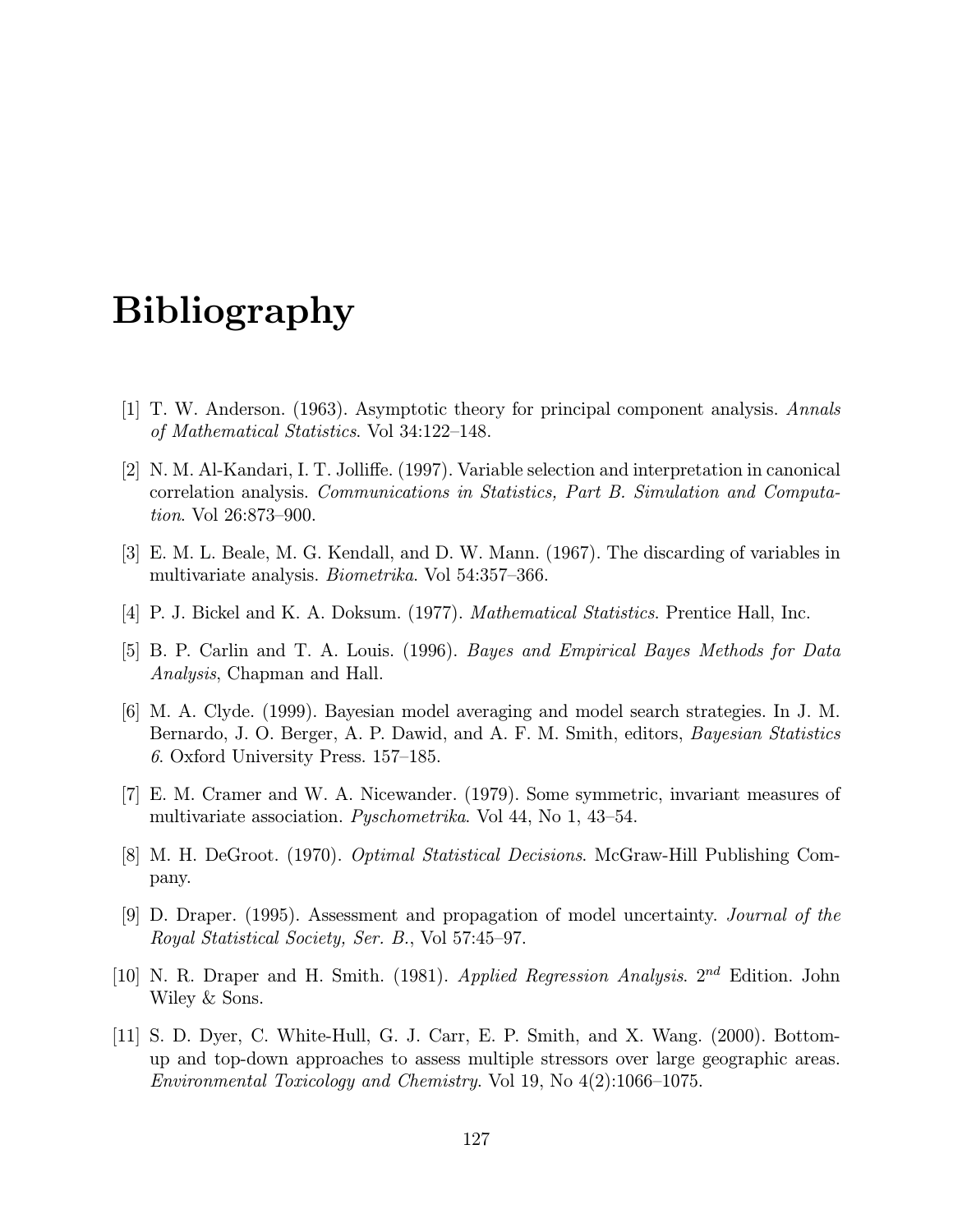# Bibliography

[1] T. W. Anderson. (1963). Asymptotic theory for principal component analysis. *Annals of Mathematical Statistics*. Vol 34:122–148.

[2] N. M. Al-Kandari, I. T. Jolliffe. (1997). Variable selection and interpretation in canonical correlation analysis. *Communications in Statistics, Part B. Simulation and Computation*. Vol 26:873–900.

[3] E. M. L. Beale, M. G. Kendall, and D. W. Mann. (1967). The discarding of variables in multivariate analysis. *Biometrika*. Vol 54:357–366.

[4] P. J. Bickel and K. A. Doksum. (1977). *Mathematical Statistics*. Prentice Hall, Inc.

[5] B. P. Carlin and T. A. Louis. (1996). *Bayes and Empirical Bayes Methods for Data Analysis*, Chapman and Hall.

[6] M. A. Clyde. (1999). Bayesian model averaging and model search strategies. In J. M. Bernardo, J. O. Berger, A. P. Dawid, and A. F. M. Smith, editors, *Bayesian Statistics 6*. Oxford University Press. 157–185.

[7] E. M. Cramer and W. A. Nicewander. (1979). Some symmetric, invariant measures of multivariate association. *Pyschometrika*. Vol 44, No 1, 43–54.

[8] M. H. DeGroot. (1970). *Optimal Statistical Decisions*. McGraw-Hill Publishing Company.

[9] D. Draper. (1995). Assessment and propagation of model uncertainty. *Journal of the Royal Statistical Society, Ser. B.*, Vol 57:45–97.

[10] N. R. Draper and H. Smith. (1981). *Applied Regression Analysis*. $2^{nd}$ Edition. John Wiley & Sons.

[11] S. D. Dyer, C. White-Hull, G. J. Carr, E. P. Smith, and X. Wang. (2000). Bottom-up and top-down approaches to assess multiple stressors over large geographic areas. *Environmental Toxicology and Chemistry*. Vol 19, No 4(2):1066–1075.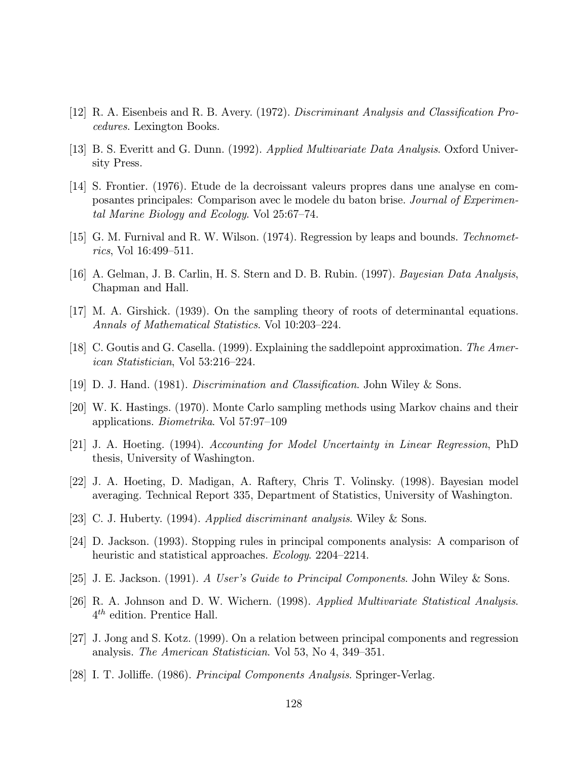[12] R. A. Eisenbeis and R. B. Avery. (1972). *Discriminant Analysis and Classification Procedures*. Lexington Books.

[13] B. S. Everitt and G. Dunn. (1992). *Applied Multivariate Data Analysis*. Oxford University Press.

[14] S. Frontier. (1976). Etude de la decroissant valeurs propres dans une analyse en composantes principales: Comparison avec le modele du baton brise. *Journal of Experimental Marine Biology and Ecology*. Vol 25:67–74.

[15] G. M. Furnival and R. W. Wilson. (1974). Regression by leaps and bounds. *Technometrics*, Vol 16:499–511.

[16] A. Gelman, J. B. Carlin, H. S. Stern and D. B. Rubin. (1997). *Bayesian Data Analysis*, Chapman and Hall.

[17] M. A. Girshick. (1939). On the sampling theory of roots of determinantal equations. *Annals of Mathematical Statistics*. Vol 10:203–224.

[18] C. Goutis and G. Casella. (1999). Explaining the saddlepoint approximation. *The American Statistician*, Vol 53:216–224.

[19] D. J. Hand. (1981). *Discrimination and Classification*. John Wiley & Sons.

[20] W. K. Hastings. (1970). Monte Carlo sampling methods using Markov chains and their applications. *Biometrika*. Vol 57:97–109

[21] J. A. Hoeting. (1994). *Accounting for Model Uncertainty in Linear Regression*, PhD thesis, University of Washington.

[22] J. A. Hoeting, D. Madigan, A. Raftery, Chris T. Volinsky. (1998). Bayesian model averaging. Technical Report 335, Department of Statistics, University of Washington.

[23] C. J. Huberty. (1994). *Applied discriminant analysis*. Wiley & Sons.

[24] D. Jackson. (1993). Stopping rules in principal components analysis: A comparison of heuristic and statistical approaches. *Ecology*. 2204–2214.

[25] J. E. Jackson. (1991). *A User's Guide to Principal Components*. John Wiley & Sons.

[26] R. A. Johnson and D. W. Wichern. (1998). *Applied Multivariate Statistical Analysis*. $4^{th}$ edition. Prentice Hall.

[27] J. Jong and S. Kotz. (1999). On a relation between principal components and regression analysis. *The American Statistician*. Vol 53, No 4, 349–351.

[28] I. T. Jolliffe. (1986). *Principal Components Analysis*. Springer-Verlag.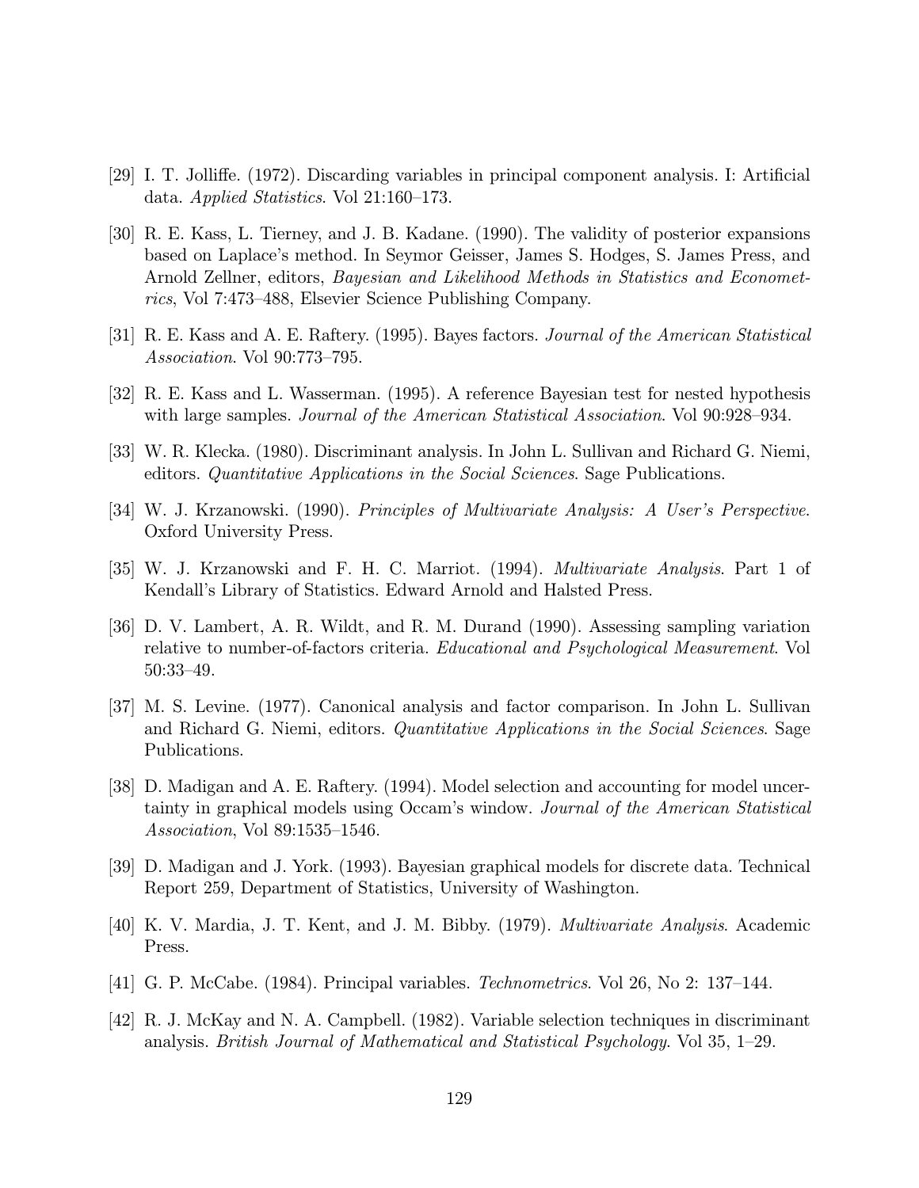[29] I. T. Jolliffe. (1972). Discarding variables in principal component analysis. I: Artificial data. *Applied Statistics*. Vol 21:160–173.

[30] R. E. Kass, L. Tierney, and J. B. Kadane. (1990). The validity of posterior expansions based on Laplace's method. In Seymor Geisser, James S. Hodges, S. James Press, and Arnold Zellner, editors, *Bayesian and Likelihood Methods in Statistics and Econometrics*, Vol 7:473–488, Elsevier Science Publishing Company.

[31] R. E. Kass and A. E. Raftery. (1995). Bayes factors. *Journal of the American Statistical Association*. Vol 90:773–795.

[32] R. E. Kass and L. Wasserman. (1995). A reference Bayesian test for nested hypothesis with large samples. *Journal of the American Statistical Association*. Vol 90:928–934.

[33] W. R. Klecka. (1980). Discriminant analysis. In John L. Sullivan and Richard G. Niemi, editors. *Quantitative Applications in the Social Sciences*. Sage Publications.

[34] W. J. Krzanowski. (1990). *Principles of Multivariate Analysis: A User's Perspective*. Oxford University Press.

[35] W. J. Krzanowski and F. H. C. Marriot. (1994). *Multivariate Analysis*. Part 1 of Kendall's Library of Statistics. Edward Arnold and Halsted Press.

[36] D. V. Lambert, A. R. Wildt, and R. M. Durand (1990). Assessing sampling variation relative to number-of-factors criteria. *Educational and Psychological Measurement*. Vol 50:33–49.

[37] M. S. Levine. (1977). Canonical analysis and factor comparison. In John L. Sullivan and Richard G. Niemi, editors. *Quantitative Applications in the Social Sciences*. Sage Publications.

[38] D. Madigan and A. E. Raftery. (1994). Model selection and accounting for model uncertainty in graphical models using Occam's window. *Journal of the American Statistical Association*, Vol 89:1535–1546.

[39] D. Madigan and J. York. (1993). Bayesian graphical models for discrete data. Technical Report 259, Department of Statistics, University of Washington.

[40] K. V. Mardia, J. T. Kent, and J. M. Bibby. (1979). *Multivariate Analysis*. Academic Press.

[41] G. P. McCabe. (1984). Principal variables. *Technometrics*. Vol 26, No 2: 137–144.

[42] R. J. McKay and N. A. Campbell. (1982). Variable selection techniques in discriminant analysis. *British Journal of Mathematical and Statistical Psychology*. Vol 35, 1–29.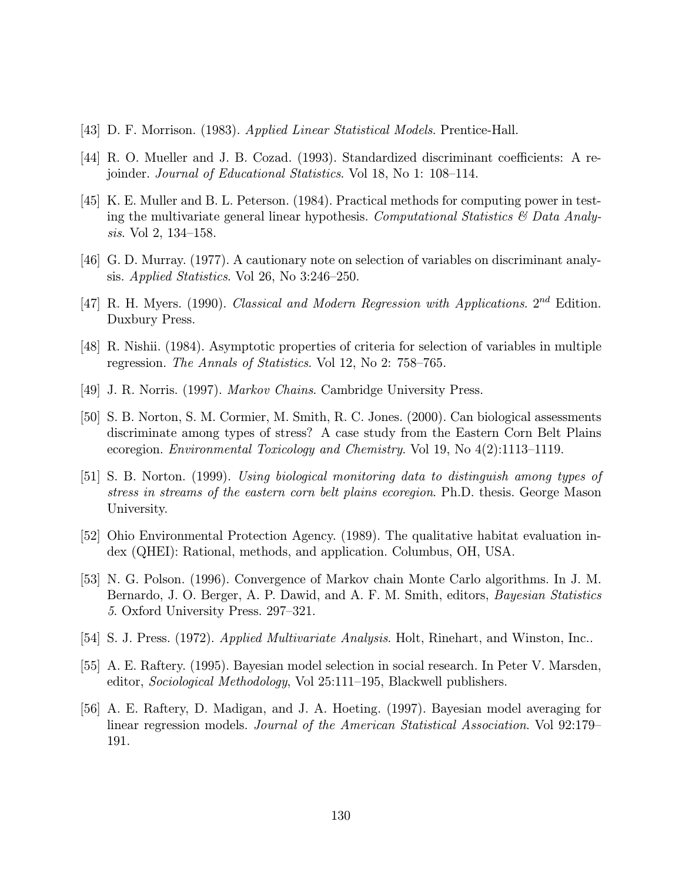[43] D. F. Morrison. (1983). *Applied Linear Statistical Models*. Prentice-Hall.

[44] R. O. Mueller and J. B. Cozad. (1993). Standardized discriminant coefficients: A rejoinder. *Journal of Educational Statistics*. Vol 18, No 1: 108–114.

[45] K. E. Muller and B. L. Peterson. (1984). Practical methods for computing power in testing the multivariate general linear hypothesis. *Computational Statistics & Data Analysis*. Vol 2, 134–158.

[46] G. D. Murray. (1977). A cautionary note on selection of variables on discriminant analysis. *Applied Statistics*. Vol 26, No 3:246–250.

[47] R. H. Myers. (1990). *Classical and Modern Regression with Applications*. $2^{nd}$ Edition. Duxbury Press.

[48] R. Nishii. (1984). Asymptotic properties of criteria for selection of variables in multiple regression. *The Annals of Statistics*. Vol 12, No 2: 758–765.

[49] J. R. Norris. (1997). *Markov Chains*. Cambridge University Press.

[50] S. B. Norton, S. M. Cormier, M. Smith, R. C. Jones. (2000). Can biological assessments discriminate among types of stress? A case study from the Eastern Corn Belt Plains ecoregion. *Environmental Toxicology and Chemistry*. Vol 19, No 4(2):1113–1119.

[51] S. B. Norton. (1999). *Using biological monitoring data to distinguish among types of stress in streams of the eastern corn belt plains ecoregion*. Ph.D. thesis. George Mason University.

[52] Ohio Environmental Protection Agency. (1989). The qualitative habitat evaluation index (QHEI): Rational, methods, and application. Columbus, OH, USA.

[53] N. G. Polson. (1996). Convergence of Markov chain Monte Carlo algorithms. In J. M. Bernardo, J. O. Berger, A. P. Dawid, and A. F. M. Smith, editors, *Bayesian Statistics 5*. Oxford University Press. 297–321.

[54] S. J. Press. (1972). *Applied Multivariate Analysis*. Holt, Rinehart, and Winston, Inc..

[55] A. E. Raftery. (1995). Bayesian model selection in social research. In Peter V. Marsden, editor, *Sociological Methodology*, Vol 25:111–195, Blackwell publishers.

[56] A. E. Raftery, D. Madigan, and J. A. Hoeting. (1997). Bayesian model averaging for linear regression models. *Journal of the American Statistical Association*. Vol 92:179–191.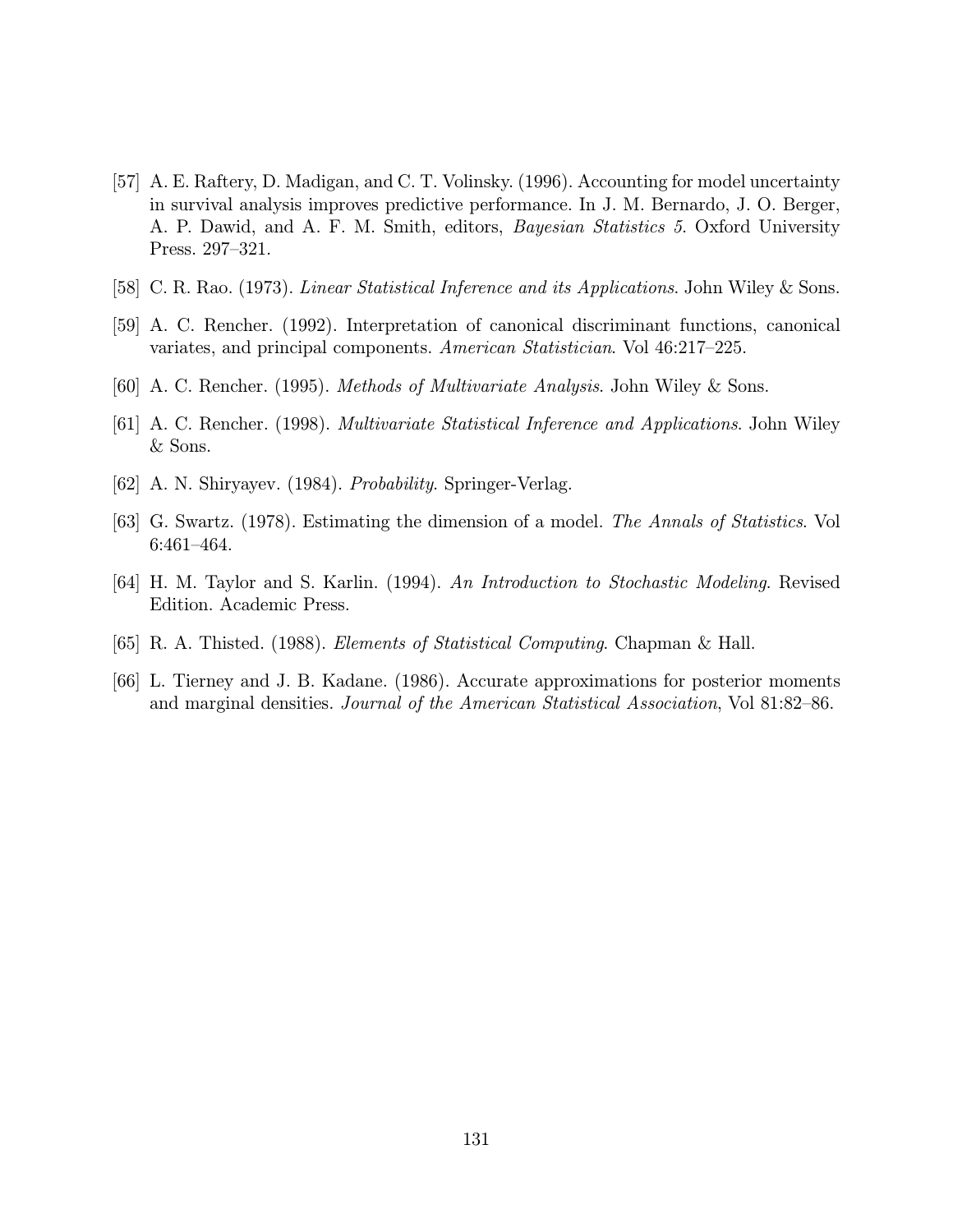[57] A. E. Raftery, D. Madigan, and C. T. Volinsky. (1996). Accounting for model uncertainty in survival analysis improves predictive performance. In J. M. Bernardo, J. O. Berger, A. P. Dawid, and A. F. M. Smith, editors, *Bayesian Statistics 5*. Oxford University Press. 297–321.

[58] C. R. Rao. (1973). *Linear Statistical Inference and its Applications*. John Wiley & Sons.

[59] A. C. Rencher. (1992). Interpretation of canonical discriminant functions, canonical variates, and principal components. *American Statistician*. Vol 46:217–225.

[60] A. C. Rencher. (1995). *Methods of Multivariate Analysis*. John Wiley & Sons.

[61] A. C. Rencher. (1998). *Multivariate Statistical Inference and Applications*. John Wiley & Sons.

[62] A. N. Shiryayev. (1984). *Probability*. Springer-Verlag.

[63] G. Swartz. (1978). Estimating the dimension of a model. *The Annals of Statistics*. Vol 6:461–464.

[64] H. M. Taylor and S. Karlin. (1994). *An Introduction to Stochastic Modeling*. Revised Edition. Academic Press.

[65] R. A. Thisted. (1988). *Elements of Statistical Computing*. Chapman & Hall.

[66] L. Tierney and J. B. Kadane. (1986). Accurate approximations for posterior moments and marginal densities. *Journal of the American Statistical Association*, Vol 81:82–86.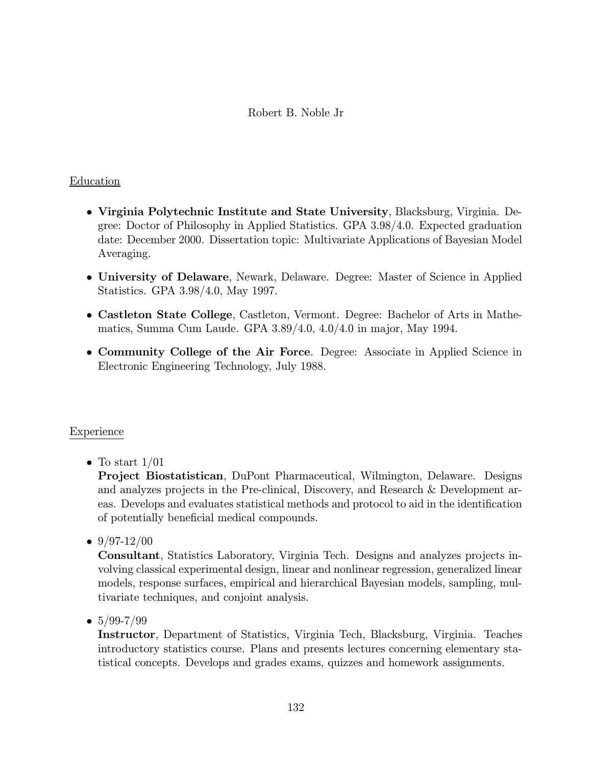# Robert B. Noble Jr

## Education

- **Virginia Polytechnic Institute and State University**, Blacksburg, Virginia. Degree: Doctor of Philosophy in Applied Statistics. GPA 3.98/4.0. Expected graduation date: December 2000. Dissertation topic: Multivariate Applications of Bayesian Model Averaging.
- **University of Delaware**, Newark, Delaware. Degree: Master of Science in Applied Statistics. GPA 3.98/4.0, May 1997.
- **Castleton State College**, Castleton, Vermont. Degree: Bachelor of Arts in Mathematics, Summa Cum Laude. GPA 3.89/4.0, 4.0/4.0 in major, May 1994.
- **Community College of the Air Force**. Degree: Associate in Applied Science in Electronic Engineering Technology, July 1988.

## Experience

- To start 1/01
  **Project Biostatistican**, DuPont Pharmaceutical, Wilmington, Delaware. Designs and analyzes projects in the Pre-clinical, Discovery, and Research & Development areas. Develops and evaluates statistical methods and protocol to aid in the identification of potentially beneficial medical compounds.
- 9/97-12/00
  **Consultant**, Statistics Laboratory, Virginia Tech. Designs and analyzes projects involving classical experimental design, linear and nonlinear regression, generalized linear models, response surfaces, empirical and hierarchical Bayesian models, sampling, multivariate techniques, and conjoint analysis.
- 5/99-7/99
  **Instructor**, Department of Statistics, Virginia Tech, Blacksburg, Virginia. Teaches introductory statistics course. Plans and presents lectures concerning elementary statistical concepts. Develops and grades exams, quizzes and homework assignments.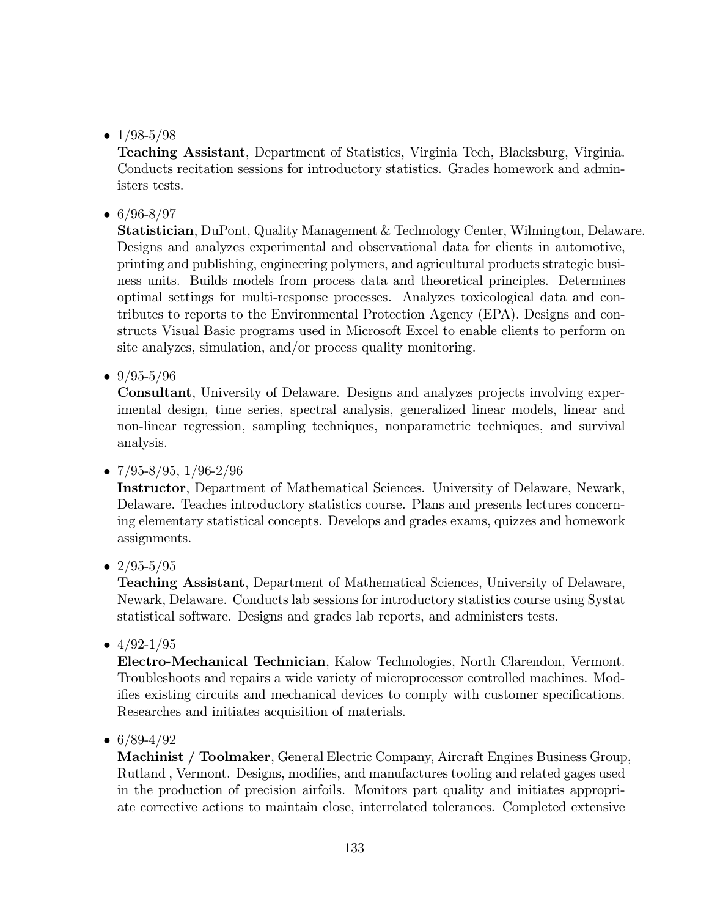- 1/98-5/98
  **Teaching Assistant**, Department of Statistics, Virginia Tech, Blacksburg, Virginia. Conducts recitation sessions for introductory statistics. Grades homework and administers tests.

- 6/96-8/97
  **Statistician**, DuPont, Quality Management & Technology Center, Wilmington, Delaware. Designs and analyzes experimental and observational data for clients in automotive, printing and publishing, engineering polymers, and agricultural products strategic business units. Builds models from process data and theoretical principles. Determines optimal settings for multi-response processes. Analyzes toxicological data and contributes to reports to the Environmental Protection Agency (EPA). Designs and constructs Visual Basic programs used in Microsoft Excel to enable clients to perform on site analyzes, simulation, and/or process quality monitoring.

- 9/95-5/96
  **Consultant**, University of Delaware. Designs and analyzes projects involving experimental design, time series, spectral analysis, generalized linear models, linear and non-linear regression, sampling techniques, nonparametric techniques, and survival analysis.

- 7/95-8/95, 1/96-2/96
  **Instructor**, Department of Mathematical Sciences. University of Delaware, Newark, Delaware. Teaches introductory statistics course. Plans and presents lectures concerning elementary statistical concepts. Develops and grades exams, quizzes and homework assignments.

- 2/95-5/95
  **Teaching Assistant**, Department of Mathematical Sciences, University of Delaware, Newark, Delaware. Conducts lab sessions for introductory statistics course using Systat statistical software. Designs and grades lab reports, and administers tests.

- 4/92-1/95
  **Electro-Mechanical Technician**, Kalow Technologies, North Clarendon, Vermont. Troubleshoots and repairs a wide variety of microprocessor controlled machines. Modifies existing circuits and mechanical devices to comply with customer specifications. Researches and initiates acquisition of materials.

- 6/89-4/92
  **Machinist / Toolmaker**, General Electric Company, Aircraft Engines Business Group, Rutland , Vermont. Designs, modifies, and manufactures tooling and related gages used in the production of precision airfoils. Monitors part quality and initiates appropriate corrective actions to maintain close, interrelated tolerances. Completed extensive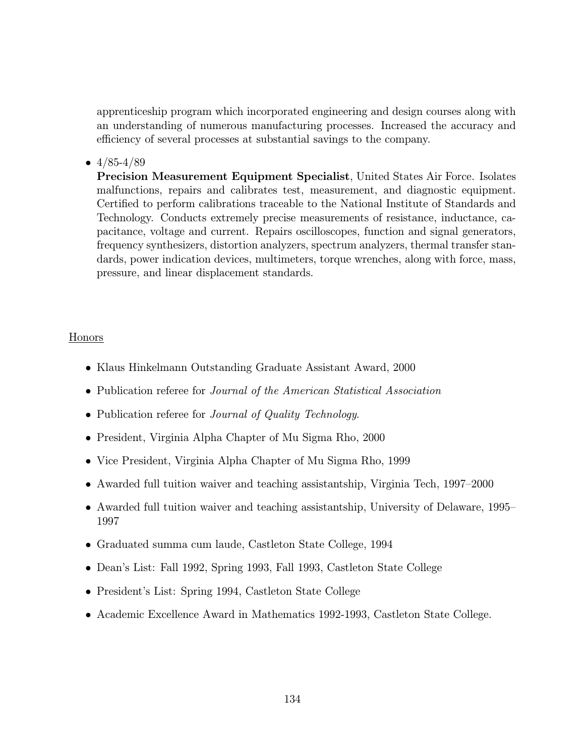apprenticeship program which incorporated engineering and design courses along with an understanding of numerous manufacturing processes. Increased the accuracy and efficiency of several processes at substantial savings to the company.

- 4/85-4/89
  **Precision Measurement Equipment Specialist**, United States Air Force. Isolates malfunctions, repairs and calibrates test, measurement, and diagnostic equipment. Certified to perform calibrations traceable to the National Institute of Standards and Technology. Conducts extremely precise measurements of resistance, inductance, capacitance, voltage and current. Repairs oscilloscopes, function and signal generators, frequency synthesizers, distortion analyzers, spectrum analyzers, thermal transfer standards, power indication devices, multimeters, torque wrenches, along with force, mass, pressure, and linear displacement standards.

<u>Honors</u>

- Klaus Hinkelmann Outstanding Graduate Assistant Award, 2000
- Publication referee for *Journal of the American Statistical Association*
- Publication referee for *Journal of Quality Technology*.
- President, Virginia Alpha Chapter of Mu Sigma Rho, 2000
- Vice President, Virginia Alpha Chapter of Mu Sigma Rho, 1999
- Awarded full tuition waiver and teaching assistantship, Virginia Tech, 1997–2000
- Awarded full tuition waiver and teaching assistantship, University of Delaware, 1995–1997
- Graduated summa cum laude, Castleton State College, 1994
- Dean's List: Fall 1992, Spring 1993, Fall 1993, Castleton State College
- President's List: Spring 1994, Castleton State College
- Academic Excellence Award in Mathematics 1992-1993, Castleton State College.